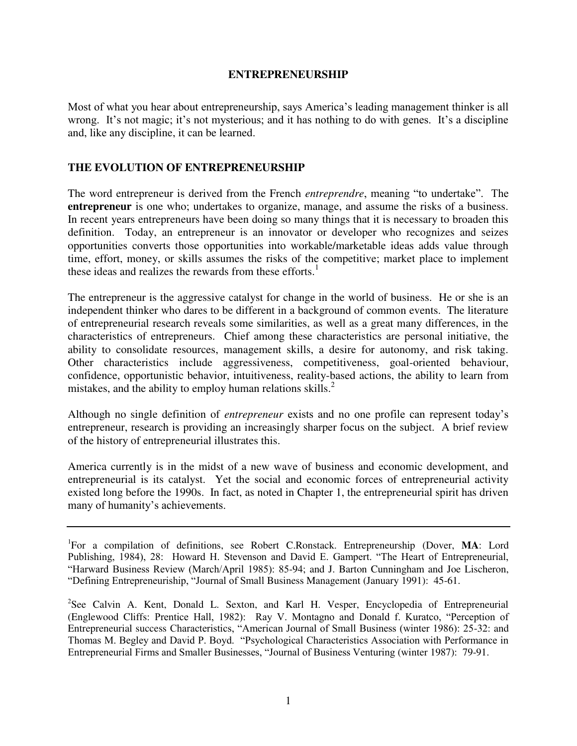# ENTREPRENEURSHIP

Most of what you hear about entrepreneurship, says America's leading management thinker is all wrong. It's not magic; it's not mysterious; and it has nothing to do with genes. It's a discipline and, like any discipline, it can be learned.

## THE EVOLUTION OF ENTREPRENEURSHIP

The word entrepreneur is derived from the French *entreprendre*, meaning "to undertake". The **entrepreneur** is one who; undertakes to organize, manage, and assume the risks of a business. In recent years entrepreneurs have been doing so many things that it is necessary to broaden this definition. Today, an entrepreneur is an innovator or developer who recognizes and seizes opportunities converts those opportunities into workable/marketable ideas adds value through time, effort, money, or skills assumes the risks of the competitive; market place to implement these ideas and realizes the rewards from these efforts.[1]

The entrepreneur is the aggressive catalyst for change in the world of business. He or she is an independent thinker who dares to be different in a background of common events. The literature of entrepreneurial research reveals some similarities, as well as a great many differences, in the characteristics of entrepreneurs. Chief among these characteristics are personal initiative, the ability to consolidate resources, management skills, a desire for autonomy, and risk taking. Other characteristics include aggressiveness, competitiveness, goal-oriented behaviour, confidence, opportunistic behavior, intuitiveness, reality-based actions, the ability to learn from mistakes, and the ability to employ human relations skills.[2]

Although no single definition of *entrepreneur* exists and no one profile can represent today's entrepreneur, research is providing an increasingly sharper focus on the subject. A brief review of the history of entrepreneurial illustrates this.

America currently is in the midst of a new wave of business and economic development, and entrepreneurial is its catalyst. Yet the social and economic forces of entrepreneurial activity existed long before the 1990s. In fact, as noted in Chapter 1, the entrepreneurial spirit has driven many of humanity's achievements.

---

[1]For a compilation of definitions, see Robert C.Ronstack. Entrepreneurship (Dover, **MA**: Lord Publishing, 1984), 28: Howard H. Stevenson and David E. Gampert. "The Heart of Entrepreneurial, "Harward Business Review (March/April 1985): 85-94; and J. Barton Cunningham and Joe Lischeron, "Defining Entrepreneuriship, "Journal of Small Business Management (January 1991): 45-61.

[2]See Calvin A. Kent, Donald L. Sexton, and Karl H. Vesper, Encyclopedia of Entrepreneurial (Englewood Cliffs: Prentice Hall, 1982): Ray V. Montagno and Donald f. Kuratco, "Perception of Entrepreneurial success Characteristics, "American Journal of Small Business (winter 1986): 25-32: and Thomas M. Begley and David P. Boyd. "Psychological Characteristics Association with Performance in Entrepreneurial Firms and Smaller Businesses, "Journal of Business Venturing (winter 1987): 79-91.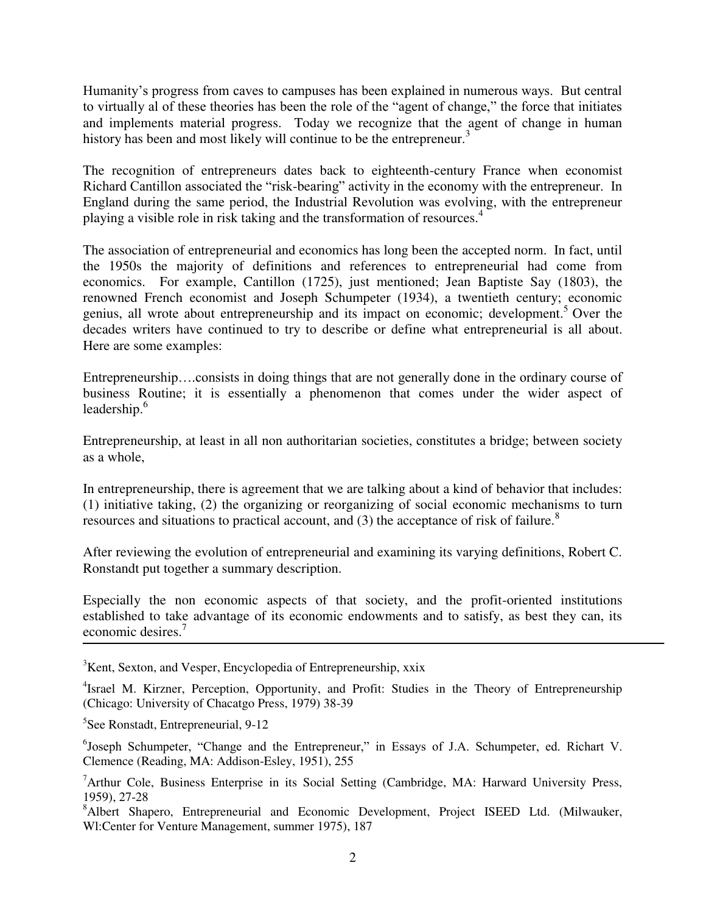Humanity's progress from caves to campuses has been explained in numerous ways. But central to virtually al of these theories has been the role of the "agent of change," the force that initiates and implements material progress. Today we recognize that the agent of change in human history has been and most likely will continue to be the entrepreneur.[3]

The recognition of entrepreneurs dates back to eighteenth-century France when economist Richard Cantillon associated the "risk-bearing" activity in the economy with the entrepreneur. In England during the same period, the Industrial Revolution was evolving, with the entrepreneur playing a visible role in risk taking and the transformation of resources.[4]

The association of entrepreneurial and economics has long been the accepted norm. In fact, until the 1950s the majority of definitions and references to entrepreneurial had come from economics. For example, Cantillon (1725), just mentioned; Jean Baptiste Say (1803), the renowned French economist and Joseph Schumpeter (1934), a twentieth century; economic genius, all wrote about entrepreneurship and its impact on economic; development.[5] Over the decades writers have continued to try to describe or define what entrepreneurial is all about. Here are some examples:

Entrepreneurship….consists in doing things that are not generally done in the ordinary course of business Routine; it is essentially a phenomenon that comes under the wider aspect of leadership.[6]

Entrepreneurship, at least in all non authoritarian societies, constitutes a bridge; between society as a whole,

In entrepreneurship, there is agreement that we are talking about a kind of behavior that includes: (1) initiative taking, (2) the organizing or reorganizing of social economic mechanisms to turn resources and situations to practical account, and (3) the acceptance of risk of failure.[8]

After reviewing the evolution of entrepreneurial and examining its varying definitions, Robert C. Ronstandt put together a summary description.

Especially the non economic aspects of that society, and the profit-oriented institutions established to take advantage of its economic endowments and to satisfy, as best they can, its economic desires.[7]

---

[3]Kent, Sexton, and Vesper, Encyclopedia of Entrepreneurship, xxix

[4]Israel M. Kirzner, Perception, Opportunity, and Profit: Studies in the Theory of Entrepreneurship (Chicago: University of Chacatgo Press, 1979) 38-39

[5]See Ronstadt, Entrepreneurial, 9-12

[6]Joseph Schumpeter, "Change and the Entrepreneur," in Essays of J.A. Schumpeter, ed. Richart V. Clemence (Reading, MA: Addison-Esley, 1951), 255

[7]Arthur Cole, Business Enterprise in its Social Setting (Cambridge, MA: Harward University Press, 1959), 27-28

[8]Albert Shapero, Entrepreneurial and Economic Development, Project ISEED Ltd. (Milwauker, Wl:Center for Venture Management, summer 1975), 187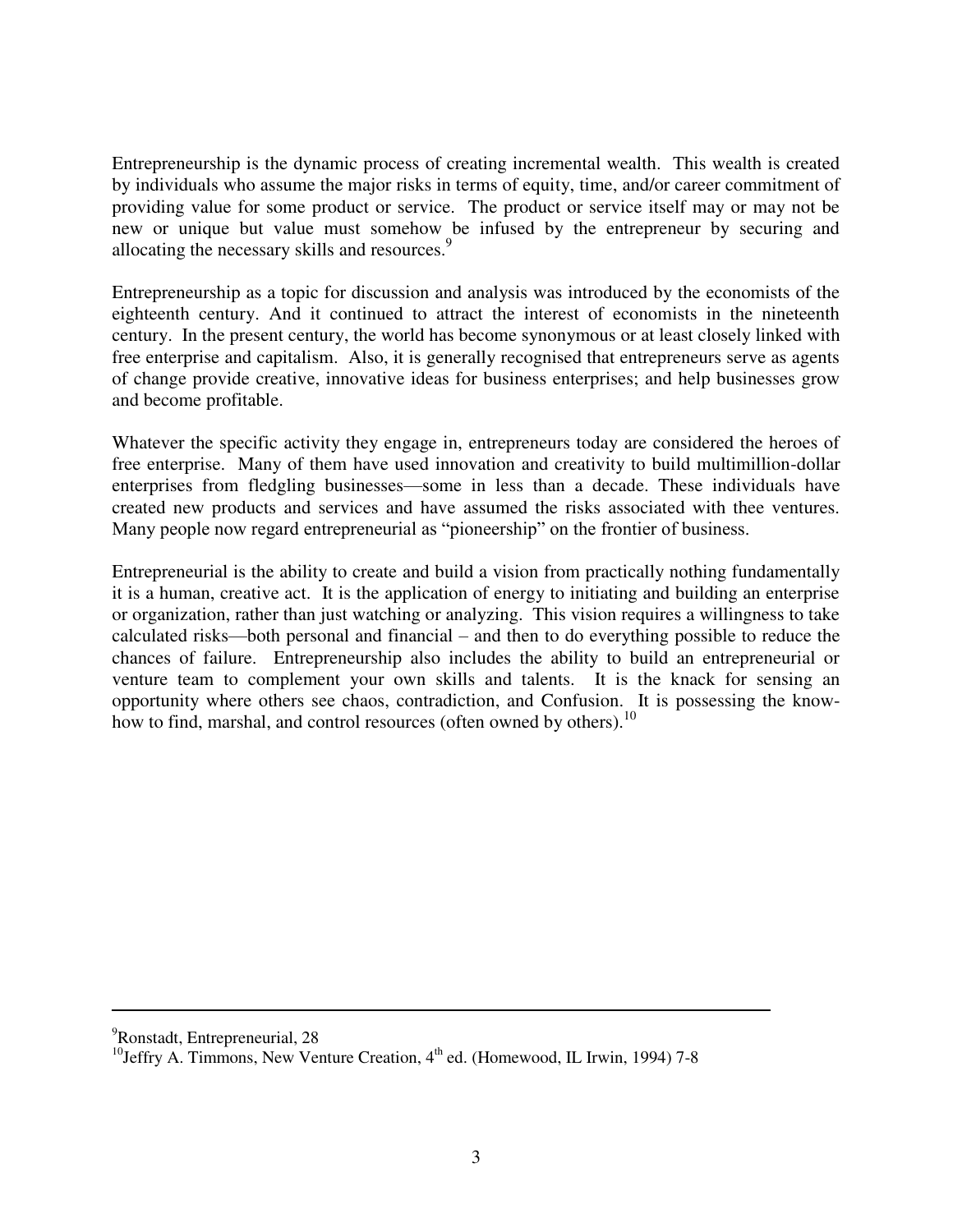Entrepreneurship is the dynamic process of creating incremental wealth. This wealth is created by individuals who assume the major risks in terms of equity, time, and/or career commitment of providing value for some product or service. The product or service itself may or may not be new or unique but value must somehow be infused by the entrepreneur by securing and allocating the necessary skills and resources.[9]

Entrepreneurship as a topic for discussion and analysis was introduced by the economists of the eighteenth century. And it continued to attract the interest of economists in the nineteenth century. In the present century, the world has become synonymous or at least closely linked with free enterprise and capitalism. Also, it is generally recognised that entrepreneurs serve as agents of change provide creative, innovative ideas for business enterprises; and help businesses grow and become profitable.

Whatever the specific activity they engage in, entrepreneurs today are considered the heroes of free enterprise. Many of them have used innovation and creativity to build multimillion-dollar enterprises from fledgling businesses—some in less than a decade. These individuals have created new products and services and have assumed the risks associated with thee ventures. Many people now regard entrepreneurial as "pioneership" on the frontier of business.

Entrepreneurial is the ability to create and build a vision from practically nothing fundamentally it is a human, creative act. It is the application of energy to initiating and building an enterprise or organization, rather than just watching or analyzing. This vision requires a willingness to take calculated risks—both personal and financial – and then to do everything possible to reduce the chances of failure. Entrepreneurship also includes the ability to build an entrepreneurial or venture team to complement your own skills and talents. It is the knack for sensing an opportunity where others see chaos, contradiction, and Confusion. It is possessing the know-how to find, marshal, and control resources (often owned by others).[10]

---

[9]Ronstadt, Entrepreneurial, 28

[10]Jeffry A. Timmons, New Venture Creation, 4th ed. (Homewood, IL Irwin, 1994) 7-8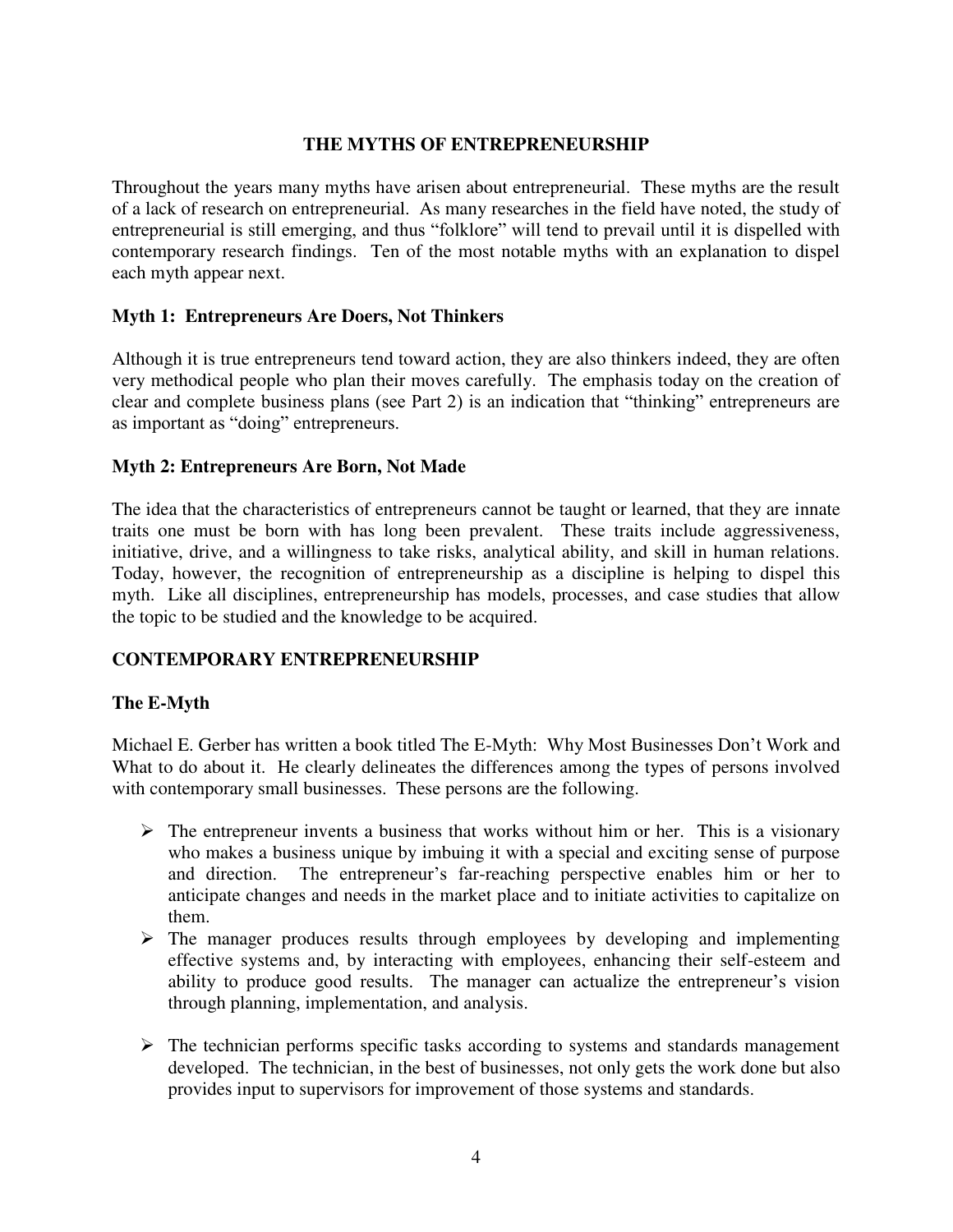## THE MYTHS OF ENTREPRENEURSHIP

Throughout the years many myths have arisen about entrepreneurial. These myths are the result of a lack of research on entrepreneurial. As many researches in the field have noted, the study of entrepreneurial is still emerging, and thus "folklore" will tend to prevail until it is dispelled with contemporary research findings. Ten of the most notable myths with an explanation to dispel each myth appear next.

### Myth 1: Entrepreneurs Are Doers, Not Thinkers

Although it is true entrepreneurs tend toward action, they are also thinkers indeed, they are often very methodical people who plan their moves carefully. The emphasis today on the creation of clear and complete business plans (see Part 2) is an indication that "thinking" entrepreneurs are as important as "doing" entrepreneurs.

### Myth 2: Entrepreneurs Are Born, Not Made

The idea that the characteristics of entrepreneurs cannot be taught or learned, that they are innate traits one must be born with has long been prevalent. These traits include aggressiveness, initiative, drive, and a willingness to take risks, analytical ability, and skill in human relations. Today, however, the recognition of entrepreneurship as a discipline is helping to dispel this myth. Like all disciplines, entrepreneurship has models, processes, and case studies that allow the topic to be studied and the knowledge to be acquired.

## CONTEMPORARY ENTREPRENEURSHIP

### The E-Myth

Michael E. Gerber has written a book titled The E-Myth: Why Most Businesses Don't Work and What to do about it. He clearly delineates the differences among the types of persons involved with contemporary small businesses. These persons are the following.

- The entrepreneur invents a business that works without him or her. This is a visionary who makes a business unique by imbuing it with a special and exciting sense of purpose and direction. The entrepreneur's far-reaching perspective enables him or her to anticipate changes and needs in the market place and to initiate activities to capitalize on them.
- The manager produces results through employees by developing and implementing effective systems and, by interacting with employees, enhancing their self-esteem and ability to produce good results. The manager can actualize the entrepreneur's vision through planning, implementation, and analysis.
- The technician performs specific tasks according to systems and standards management developed. The technician, in the best of businesses, not only gets the work done but also provides input to supervisors for improvement of those systems and standards.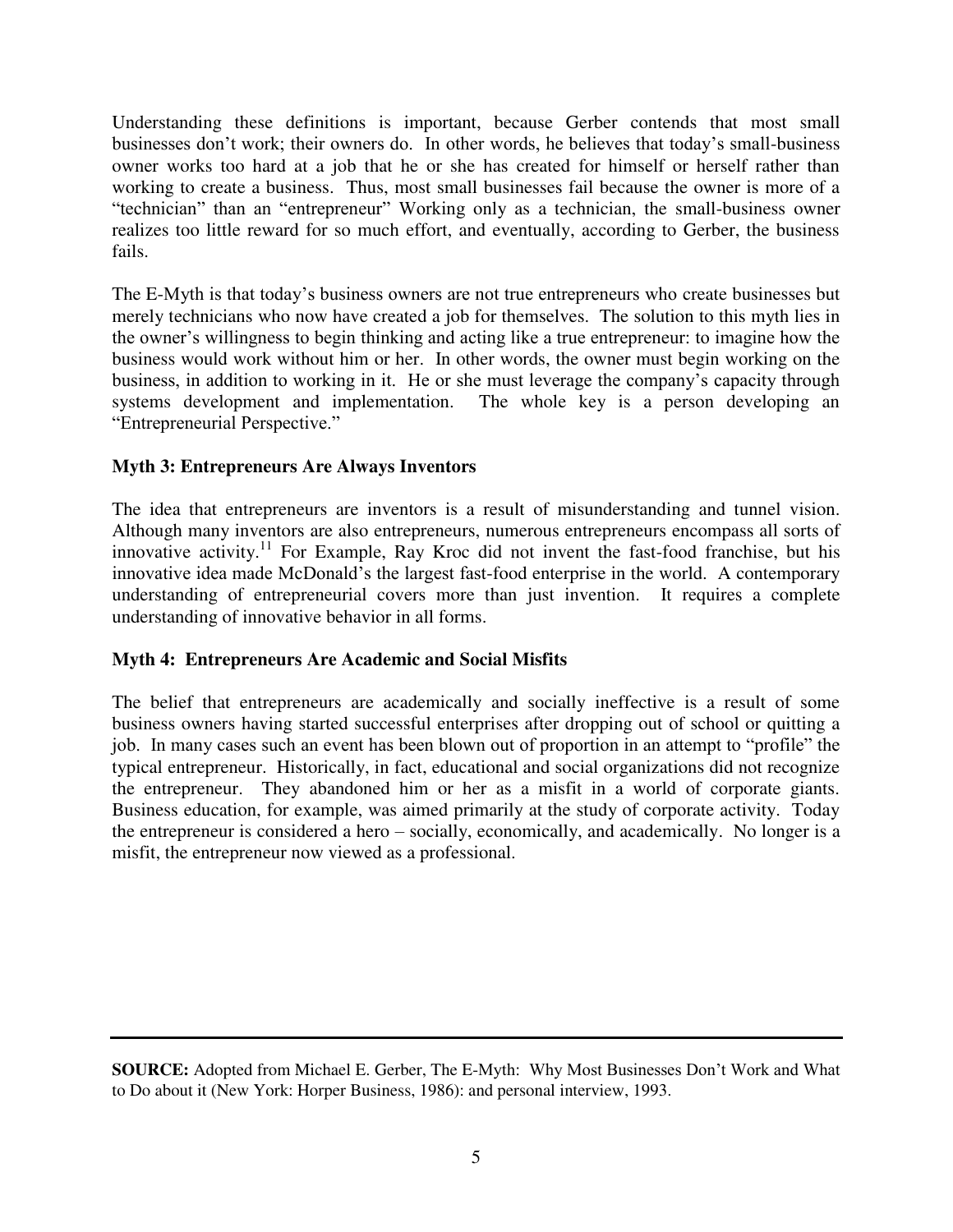Understanding these definitions is important, because Gerber contends that most small businesses don't work; their owners do. In other words, he believes that today's small-business owner works too hard at a job that he or she has created for himself or herself rather than working to create a business. Thus, most small businesses fail because the owner is more of a "technician" than an "entrepreneur" Working only as a technician, the small-business owner realizes too little reward for so much effort, and eventually, according to Gerber, the business fails.

The E-Myth is that today's business owners are not true entrepreneurs who create businesses but merely technicians who now have created a job for themselves. The solution to this myth lies in the owner's willingness to begin thinking and acting like a true entrepreneur: to imagine how the business would work without him or her. In other words, the owner must begin working on the business, in addition to working in it. He or she must leverage the company's capacity through systems development and implementation. The whole key is a person developing an "Entrepreneurial Perspective."

### Myth 3: Entrepreneurs Are Always Inventors

The idea that entrepreneurs are inventors is a result of misunderstanding and tunnel vision. Although many inventors are also entrepreneurs, numerous entrepreneurs encompass all sorts of innovative activity.[11] For Example, Ray Kroc did not invent the fast-food franchise, but his innovative idea made McDonald's the largest fast-food enterprise in the world. A contemporary understanding of entrepreneurial covers more than just invention. It requires a complete understanding of innovative behavior in all forms.

### Myth 4: Entrepreneurs Are Academic and Social Misfits

The belief that entrepreneurs are academically and socially ineffective is a result of some business owners having started successful enterprises after dropping out of school or quitting a job. In many cases such an event has been blown out of proportion in an attempt to "profile" the typical entrepreneur. Historically, in fact, educational and social organizations did not recognize the entrepreneur. They abandoned him or her as a misfit in a world of corporate giants. Business education, for example, was aimed primarily at the study of corporate activity. Today the entrepreneur is considered a hero – socially, economically, and academically. No longer is a misfit, the entrepreneur now viewed as a professional.

---

**SOURCE:** Adopted from Michael E. Gerber, The E-Myth: Why Most Businesses Don't Work and What to Do about it (New York: Horper Business, 1986): and personal interview, 1993.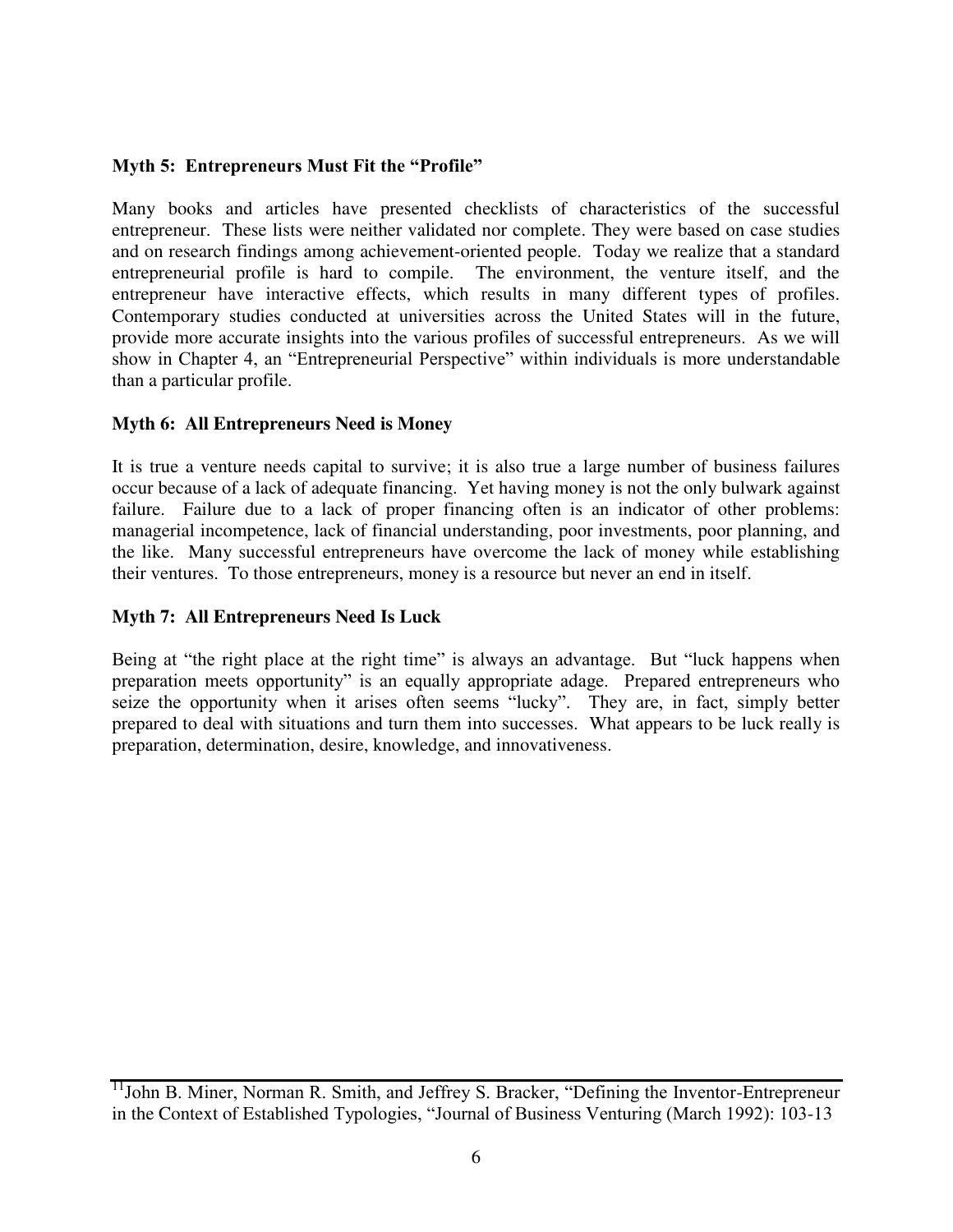**Myth 5: Entrepreneurs Must Fit the "Profile"**

Many books and articles have presented checklists of characteristics of the successful entrepreneur. These lists were neither validated nor complete. They were based on case studies and on research findings among achievement-oriented people. Today we realize that a standard entrepreneurial profile is hard to compile. The environment, the venture itself, and the entrepreneur have interactive effects, which results in many different types of profiles. Contemporary studies conducted at universities across the United States will in the future, provide more accurate insights into the various profiles of successful entrepreneurs. As we will show in Chapter 4, an "Entrepreneurial Perspective" within individuals is more understandable than a particular profile.

**Myth 6: All Entrepreneurs Need is Money**

It is true a venture needs capital to survive; it is also true a large number of business failures occur because of a lack of adequate financing. Yet having money is not the only bulwark against failure. Failure due to a lack of proper financing often is an indicator of other problems: managerial incompetence, lack of financial understanding, poor investments, poor planning, and the like. Many successful entrepreneurs have overcome the lack of money while establishing their ventures. To those entrepreneurs, money is a resource but never an end in itself.

**Myth 7: All Entrepreneurs Need Is Luck**

Being at "the right place at the right time" is always an advantage. But "luck happens when preparation meets opportunity" is an equally appropriate adage. Prepared entrepreneurs who seize the opportunity when it arises often seems "lucky". They are, in fact, simply better prepared to deal with situations and turn them into successes. What appears to be luck really is preparation, determination, desire, knowledge, and innovativeness.

---

[11] John B. Miner, Norman R. Smith, and Jeffrey S. Bracker, "Defining the Inventor-Entrepreneur in the Context of Established Typologies, "Journal of Business Venturing (March 1992): 103-13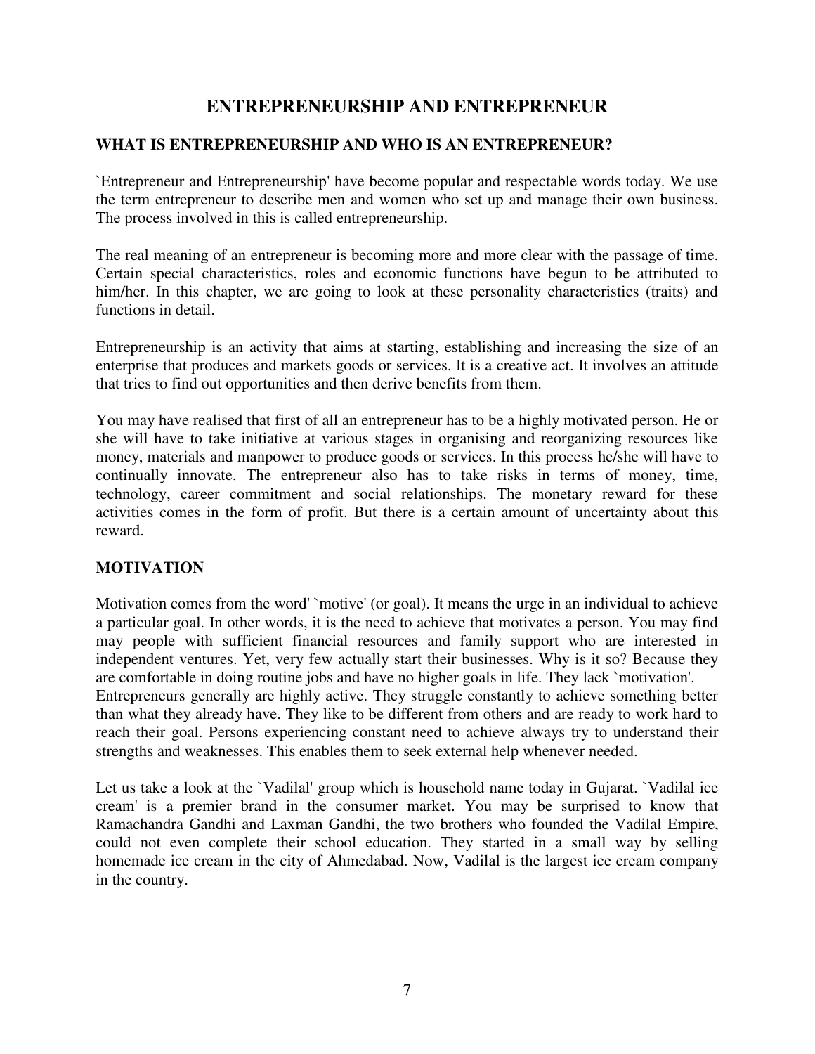# ENTREPRENEURSHIP AND ENTREPRENEUR

## WHAT IS ENTREPRENEURSHIP AND WHO IS AN ENTREPRENEUR?

`Entrepreneur and Entrepreneurship' have become popular and respectable words today. We use the term entrepreneur to describe men and women who set up and manage their own business. The process involved in this is called entrepreneurship.

The real meaning of an entrepreneur is becoming more and more clear with the passage of time. Certain special characteristics, roles and economic functions have begun to be attributed to him/her. In this chapter, we are going to look at these personality characteristics (traits) and functions in detail.

Entrepreneurship is an activity that aims at starting, establishing and increasing the size of an enterprise that produces and markets goods or services. It is a creative act. It involves an attitude that tries to find out opportunities and then derive benefits from them.

You may have realised that first of all an entrepreneur has to be a highly motivated person. He or she will have to take initiative at various stages in organising and reorganizing resources like money, materials and manpower to produce goods or services. In this process he/she will have to continually innovate. The entrepreneur also has to take risks in terms of money, time, technology, career commitment and social relationships. The monetary reward for these activities comes in the form of profit. But there is a certain amount of uncertainty about this reward.

## MOTIVATION

Motivation comes from the word' `motive' (or goal). It means the urge in an individual to achieve a particular goal. In other words, it is the need to achieve that motivates a person. You may find may people with sufficient financial resources and family support who are interested in independent ventures. Yet, very few actually start their businesses. Why is it so? Because they are comfortable in doing routine jobs and have no higher goals in life. They lack `motivation'.
Entrepreneurs generally are highly active. They struggle constantly to achieve something better than what they already have. They like to be different from others and are ready to work hard to reach their goal. Persons experiencing constant need to achieve always try to understand their strengths and weaknesses. This enables them to seek external help whenever needed.

Let us take a look at the `Vadilal' group which is household name today in Gujarat. `Vadilal ice cream' is a premier brand in the consumer market. You may be surprised to know that Ramachandra Gandhi and Laxman Gandhi, the two brothers who founded the Vadilal Empire, could not even complete their school education. They started in a small way by selling homemade ice cream in the city of Ahmedabad. Now, Vadilal is the largest ice cream company in the country.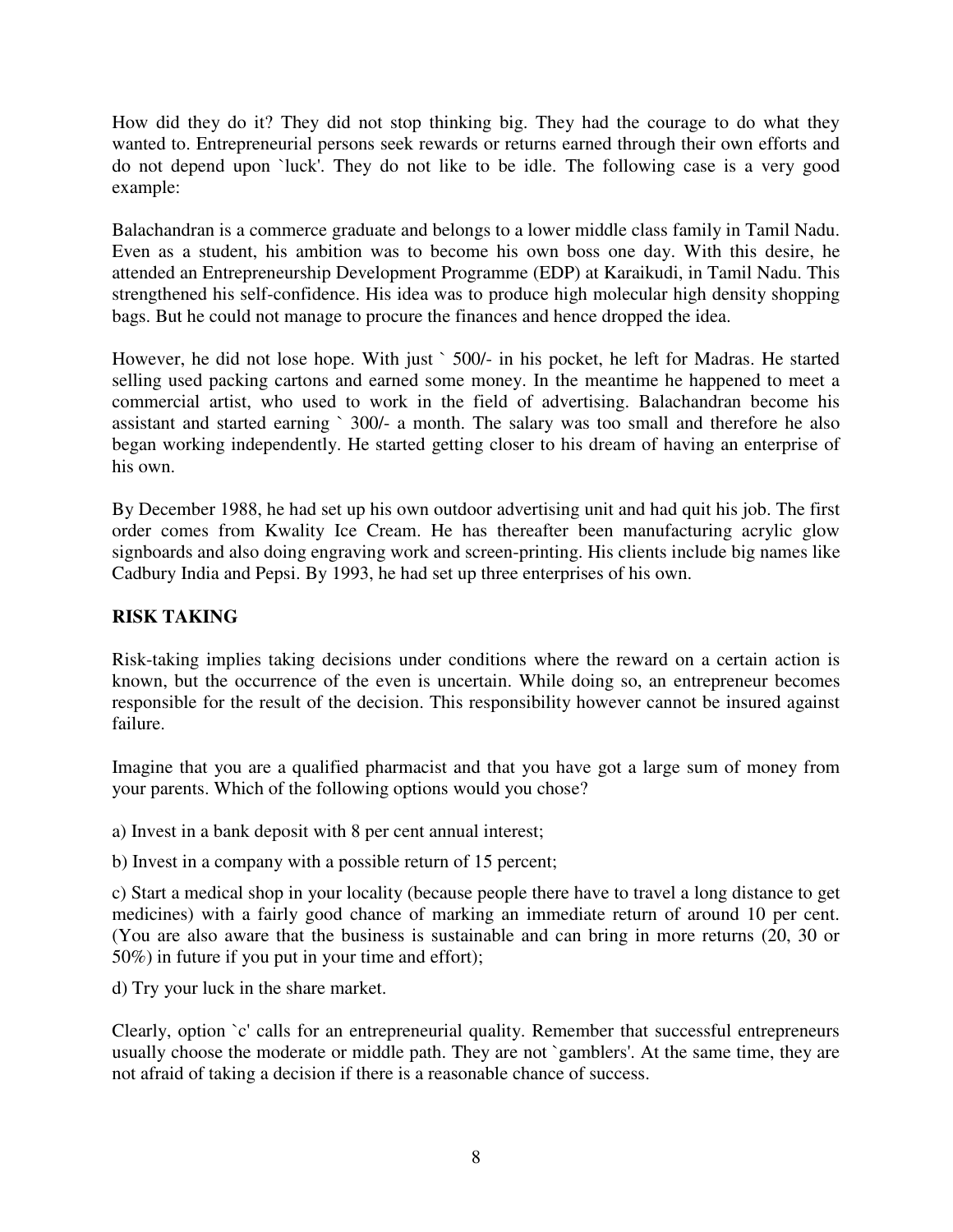How did they do it? They did not stop thinking big. They had the courage to do what they wanted to. Entrepreneurial persons seek rewards or returns earned through their own efforts and do not depend upon `luck'. They do not like to be idle. The following case is a very good example:

Balachandran is a commerce graduate and belongs to a lower middle class family in Tamil Nadu. Even as a student, his ambition was to become his own boss one day. With this desire, he attended an Entrepreneurship Development Programme (EDP) at Karaikudi, in Tamil Nadu. This strengthened his self-confidence. His idea was to produce high molecular high density shopping bags. But he could not manage to procure the finances and hence dropped the idea.

However, he did not lose hope. With just ` 500/- in his pocket, he left for Madras. He started selling used packing cartons and earned some money. In the meantime he happened to meet a commercial artist, who used to work in the field of advertising. Balachandran become his assistant and started earning ` 300/- a month. The salary was too small and therefore he also began working independently. He started getting closer to his dream of having an enterprise of his own.

By December 1988, he had set up his own outdoor advertising unit and had quit his job. The first order comes from Kwality Ice Cream. He has thereafter been manufacturing acrylic glow signboards and also doing engraving work and screen-printing. His clients include big names like Cadbury India and Pepsi. By 1993, he had set up three enterprises of his own.

## RISK TAKING

Risk-taking implies taking decisions under conditions where the reward on a certain action is known, but the occurrence of the even is uncertain. While doing so, an entrepreneur becomes responsible for the result of the decision. This responsibility however cannot be insured against failure.

Imagine that you are a qualified pharmacist and that you have got a large sum of money from your parents. Which of the following options would you chose?

a) Invest in a bank deposit with 8 per cent annual interest;

b) Invest in a company with a possible return of 15 percent;

c) Start a medical shop in your locality (because people there have to travel a long distance to get medicines) with a fairly good chance of marking an immediate return of around 10 per cent. (You are also aware that the business is sustainable and can bring in more returns (20, 30 or 50%) in future if you put in your time and effort);

d) Try your luck in the share market.

Clearly, option `c' calls for an entrepreneurial quality. Remember that successful entrepreneurs usually choose the moderate or middle path. They are not `gamblers'. At the same time, they are not afraid of taking a decision if there is a reasonable chance of success.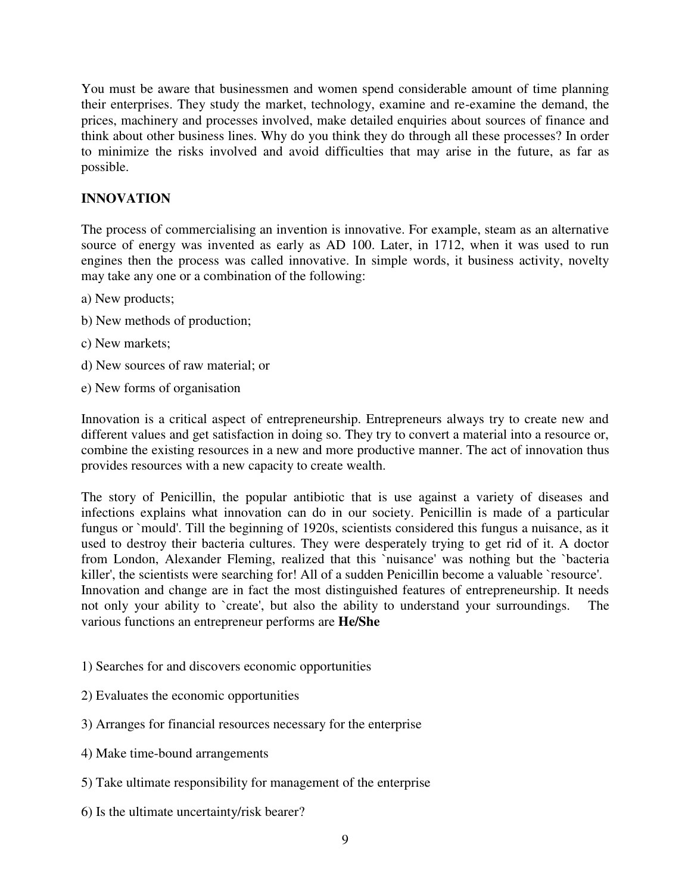You must be aware that businessmen and women spend considerable amount of time planning their enterprises. They study the market, technology, examine and re-examine the demand, the prices, machinery and processes involved, make detailed enquiries about sources of finance and think about other business lines. Why do you think they do through all these processes? In order to minimize the risks involved and avoid difficulties that may arise in the future, as far as possible.

## INNOVATION

The process of commercialising an invention is innovative. For example, steam as an alternative source of energy was invented as early as AD 100. Later, in 1712, when it was used to run engines then the process was called innovative. In simple words, it business activity, novelty may take any one or a combination of the following:

a) New products;

b) New methods of production;

c) New markets;

d) New sources of raw material; or

e) New forms of organisation

Innovation is a critical aspect of entrepreneurship. Entrepreneurs always try to create new and different values and get satisfaction in doing so. They try to convert a material into a resource or, combine the existing resources in a new and more productive manner. The act of innovation thus provides resources with a new capacity to create wealth.

The story of Penicillin, the popular antibiotic that is use against a variety of diseases and infections explains what innovation can do in our society. Penicillin is made of a particular fungus or `mould'. Till the beginning of 1920s, scientists considered this fungus a nuisance, as it used to destroy their bacteria cultures. They were desperately trying to get rid of it. A doctor from London, Alexander Fleming, realized that this `nuisance' was nothing but the `bacteria killer', the scientists were searching for! All of a sudden Penicillin become a valuable `resource'. Innovation and change are in fact the most distinguished features of entrepreneurship. It needs not only your ability to `create', but also the ability to understand your surroundings. The various functions an entrepreneur performs are **He/She**

1) Searches for and discovers economic opportunities

2) Evaluates the economic opportunities

3) Arranges for financial resources necessary for the enterprise

4) Make time-bound arrangements

5) Take ultimate responsibility for management of the enterprise

6) Is the ultimate uncertainty/risk bearer?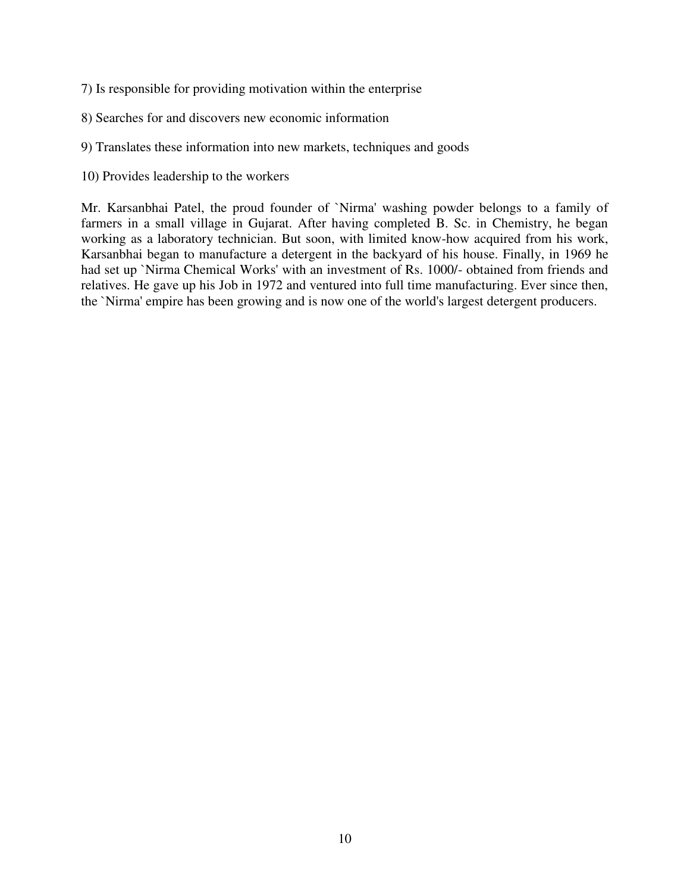7) Is responsible for providing motivation within the enterprise

8) Searches for and discovers new economic information

9) Translates these information into new markets, techniques and goods

10) Provides leadership to the workers

Mr. Karsanbhai Patel, the proud founder of `Nirma' washing powder belongs to a family of farmers in a small village in Gujarat. After having completed B. Sc. in Chemistry, he began working as a laboratory technician. But soon, with limited know-how acquired from his work, Karsanbhai began to manufacture a detergent in the backyard of his house. Finally, in 1969 he had set up `Nirma Chemical Works' with an investment of Rs. 1000/- obtained from friends and relatives. He gave up his Job in 1972 and ventured into full time manufacturing. Ever since then, the `Nirma' empire has been growing and is now one of the world's largest detergent producers.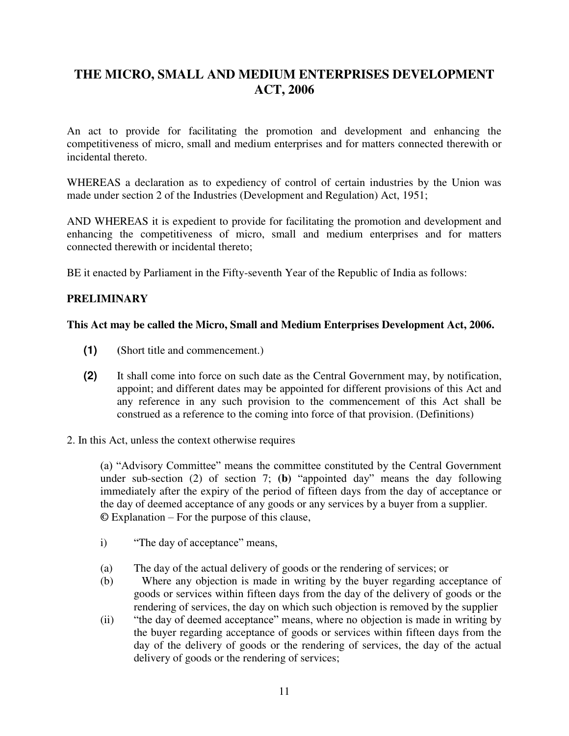# THE MICRO, SMALL AND MEDIUM ENTERPRISES DEVELOPMENT ACT, 2006

An act to provide for facilitating the promotion and development and enhancing the competitiveness of micro, small and medium enterprises and for matters connected therewith or incidental thereto.

WHEREAS a declaration as to expediency of control of certain industries by the Union was made under section 2 of the Industries (Development and Regulation) Act, 1951;

AND WHEREAS it is expedient to provide for facilitating the promotion and development and enhancing the competitiveness of micro, small and medium enterprises and for matters connected therewith or incidental thereto;

BE it enacted by Parliament in the Fifty-seventh Year of the Republic of India as follows:

**PRELIMINARY**

**This Act may be called the Micro, Small and Medium Enterprises Development Act, 2006.**

**(1)** (Short title and commencement.)

**(2)** It shall come into force on such date as the Central Government may, by notification, appoint; and different dates may be appointed for different provisions of this Act and any reference in any such provision to the commencement of this Act shall be construed as a reference to the coming into force of that provision. (Definitions)

2. In this Act, unless the context otherwise requires

(a) "Advisory Committee" means the committee constituted by the Central Government under sub-section (2) of section 7; **(b)** "appointed day" means the day following immediately after the expiry of the period of fifteen days from the day of acceptance or the day of deemed acceptance of any goods or any services by a buyer from a supplier. © Explanation – For the purpose of this clause,

i) "The day of acceptance" means,

(a) The day of the actual delivery of goods or the rendering of services; or

(b) Where any objection is made in writing by the buyer regarding acceptance of goods or services within fifteen days from the day of the delivery of goods or the rendering of services, the day on which such objection is removed by the supplier

(ii) "the day of deemed acceptance" means, where no objection is made in writing by the buyer regarding acceptance of goods or services within fifteen days from the day of the delivery of goods or the rendering of services, the day of the actual delivery of goods or the rendering of services;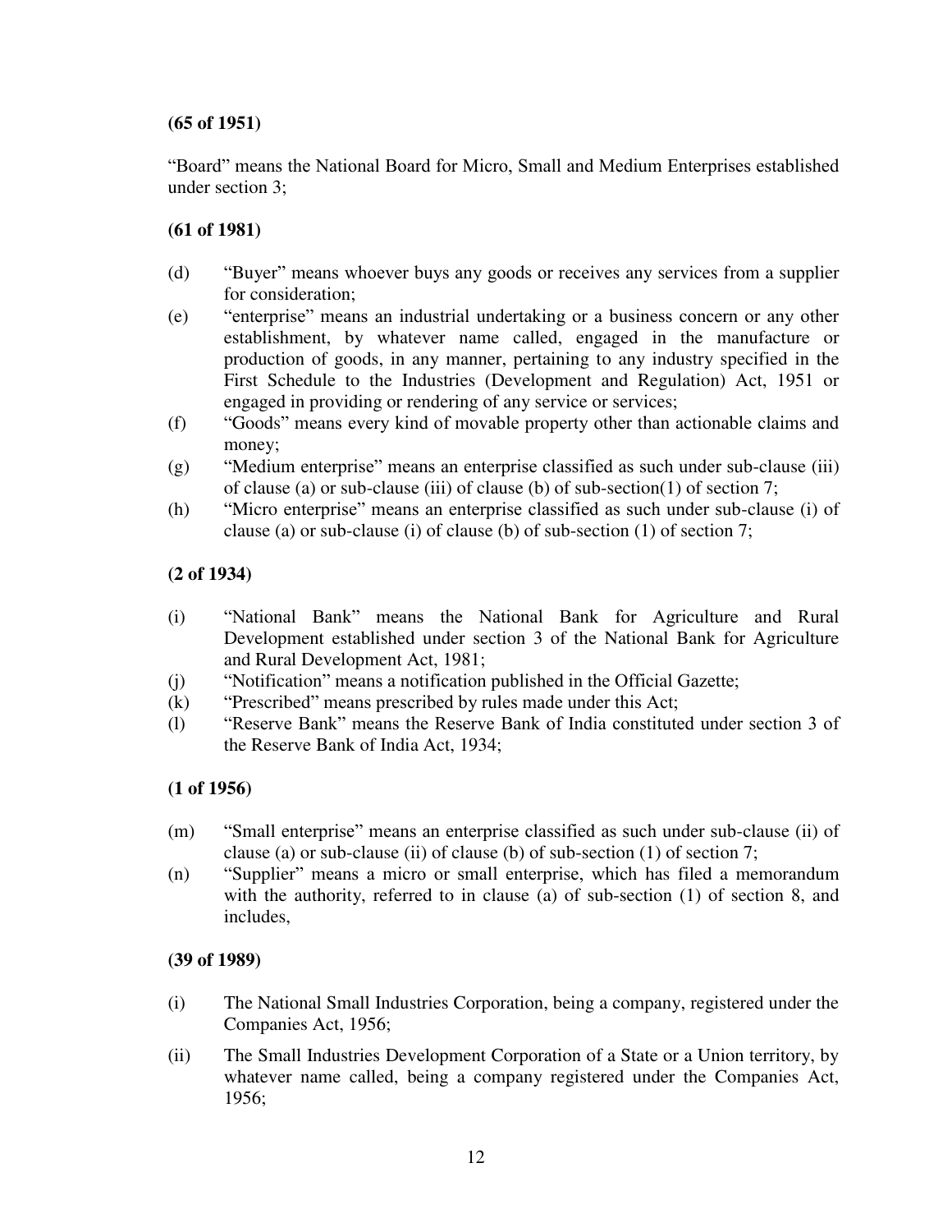**(65 of 1951)**

"Board" means the National Board for Micro, Small and Medium Enterprises established under section 3;

**(61 of 1981)**

(d) "Buyer" means whoever buys any goods or receives any services from a supplier for consideration;

(e) "enterprise" means an industrial undertaking or a business concern or any other establishment, by whatever name called, engaged in the manufacture or production of goods, in any manner, pertaining to any industry specified in the First Schedule to the Industries (Development and Regulation) Act, 1951 or engaged in providing or rendering of any service or services;

(f) "Goods" means every kind of movable property other than actionable claims and money;

(g) "Medium enterprise" means an enterprise classified as such under sub-clause (iii) of clause (a) or sub-clause (iii) of clause (b) of sub-section(1) of section 7;

(h) "Micro enterprise" means an enterprise classified as such under sub-clause (i) of clause (a) or sub-clause (i) of clause (b) of sub-section (1) of section 7;

**(2 of 1934)**

(i) "National Bank" means the National Bank for Agriculture and Rural Development established under section 3 of the National Bank for Agriculture and Rural Development Act, 1981;

(j) "Notification" means a notification published in the Official Gazette;

(k) "Prescribed" means prescribed by rules made under this Act;

(l) "Reserve Bank" means the Reserve Bank of India constituted under section 3 of the Reserve Bank of India Act, 1934;

**(1 of 1956)**

(m) "Small enterprise" means an enterprise classified as such under sub-clause (ii) of clause (a) or sub-clause (ii) of clause (b) of sub-section (1) of section 7;

(n) "Supplier" means a micro or small enterprise, which has filed a memorandum with the authority, referred to in clause (a) of sub-section (1) of section 8, and includes,

**(39 of 1989)**

(i) The National Small Industries Corporation, being a company, registered under the Companies Act, 1956;

(ii) The Small Industries Development Corporation of a State or a Union territory, by whatever name called, being a company registered under the Companies Act, 1956;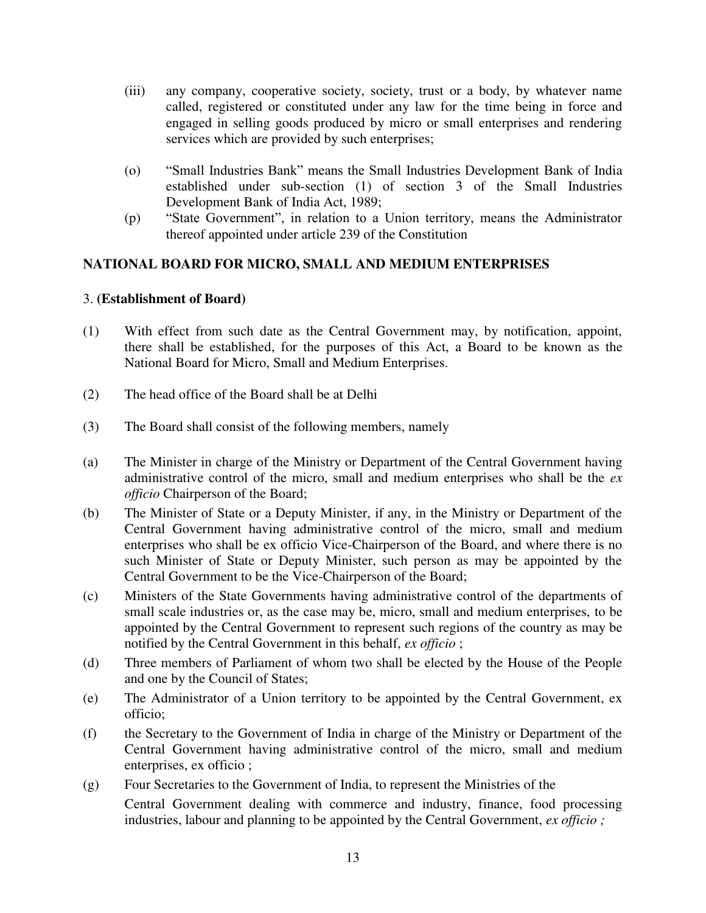(iii) any company, cooperative society, society, trust or a body, by whatever name called, registered or constituted under any law for the time being in force and engaged in selling goods produced by micro or small enterprises and rendering services which are provided by such enterprises;

(o) "Small Industries Bank" means the Small Industries Development Bank of India established under sub-section (1) of section 3 of the Small Industries Development Bank of India Act, 1989;

(p) "State Government", in relation to a Union territory, means the Administrator thereof appointed under article 239 of the Constitution

## NATIONAL BOARD FOR MICRO, SMALL AND MEDIUM ENTERPRISES

3. **(Establishment of Board)**

(1) With effect from such date as the Central Government may, by notification, appoint, there shall be established, for the purposes of this Act, a Board to be known as the National Board for Micro, Small and Medium Enterprises.

(2) The head office of the Board shall be at Delhi

(3) The Board shall consist of the following members, namely

(a) The Minister in charge of the Ministry or Department of the Central Government having administrative control of the micro, small and medium enterprises who shall be the *ex officio* Chairperson of the Board;

(b) The Minister of State or a Deputy Minister, if any, in the Ministry or Department of the Central Government having administrative control of the micro, small and medium enterprises who shall be ex officio Vice-Chairperson of the Board, and where there is no such Minister of State or Deputy Minister, such person as may be appointed by the Central Government to be the Vice-Chairperson of the Board;

(c) Ministers of the State Governments having administrative control of the departments of small scale industries or, as the case may be, micro, small and medium enterprises, to be appointed by the Central Government to represent such regions of the country as may be notified by the Central Government in this behalf, *ex officio* ;

(d) Three members of Parliament of whom two shall be elected by the House of the People and one by the Council of States;

(e) The Administrator of a Union territory to be appointed by the Central Government, ex officio;

(f) the Secretary to the Government of India in charge of the Ministry or Department of the Central Government having administrative control of the micro, small and medium enterprises, ex officio ;

(g) Four Secretaries to the Government of India, to represent the Ministries of the Central Government dealing with commerce and industry, finance, food processing industries, labour and planning to be appointed by the Central Government, *ex officio ;*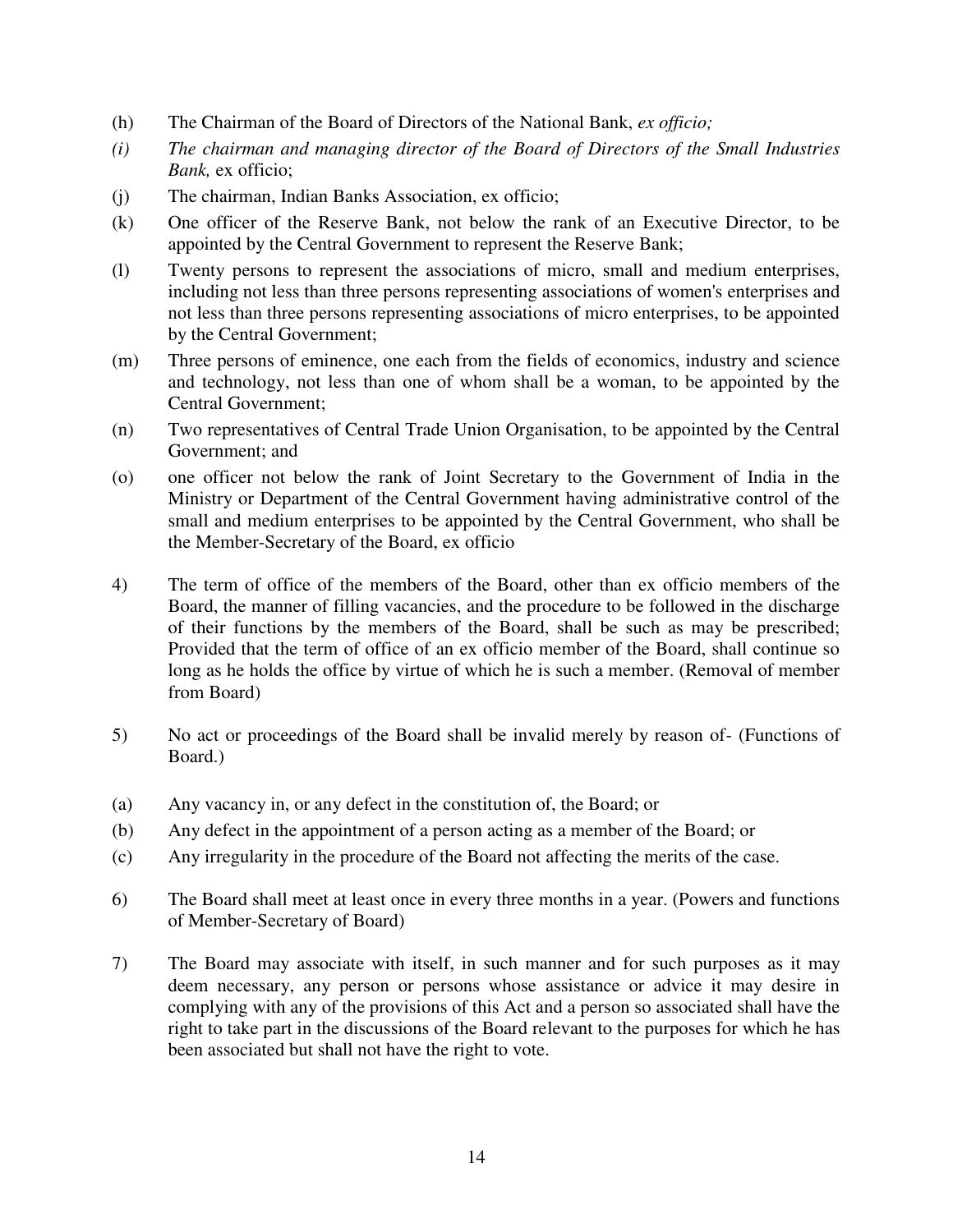(h) The Chairman of the Board of Directors of the National Bank, *ex officio;*

*(i) The chairman and managing director of the Board of Directors of the Small Industries Bank,* ex officio;

(j) The chairman, Indian Banks Association, ex officio;

(k) One officer of the Reserve Bank, not below the rank of an Executive Director, to be appointed by the Central Government to represent the Reserve Bank;

(l) Twenty persons to represent the associations of micro, small and medium enterprises, including not less than three persons representing associations of women's enterprises and not less than three persons representing associations of micro enterprises, to be appointed by the Central Government;

(m) Three persons of eminence, one each from the fields of economics, industry and science and technology, not less than one of whom shall be a woman, to be appointed by the Central Government;

(n) Two representatives of Central Trade Union Organisation, to be appointed by the Central Government; and

(o) one officer not below the rank of Joint Secretary to the Government of India in the Ministry or Department of the Central Government having administrative control of the small and medium enterprises to be appointed by the Central Government, who shall be the Member-Secretary of the Board, ex officio

4) The term of office of the members of the Board, other than ex officio members of the Board, the manner of filling vacancies, and the procedure to be followed in the discharge of their functions by the members of the Board, shall be such as may be prescribed; Provided that the term of office of an ex officio member of the Board, shall continue so long as he holds the office by virtue of which he is such a member. (Removal of member from Board)

5) No act or proceedings of the Board shall be invalid merely by reason of- (Functions of Board.)

(a) Any vacancy in, or any defect in the constitution of, the Board; or

(b) Any defect in the appointment of a person acting as a member of the Board; or

(c) Any irregularity in the procedure of the Board not affecting the merits of the case.

6) The Board shall meet at least once in every three months in a year. (Powers and functions of Member-Secretary of Board)

7) The Board may associate with itself, in such manner and for such purposes as it may deem necessary, any person or persons whose assistance or advice it may desire in complying with any of the provisions of this Act and a person so associated shall have the right to take part in the discussions of the Board relevant to the purposes for which he has been associated but shall not have the right to vote.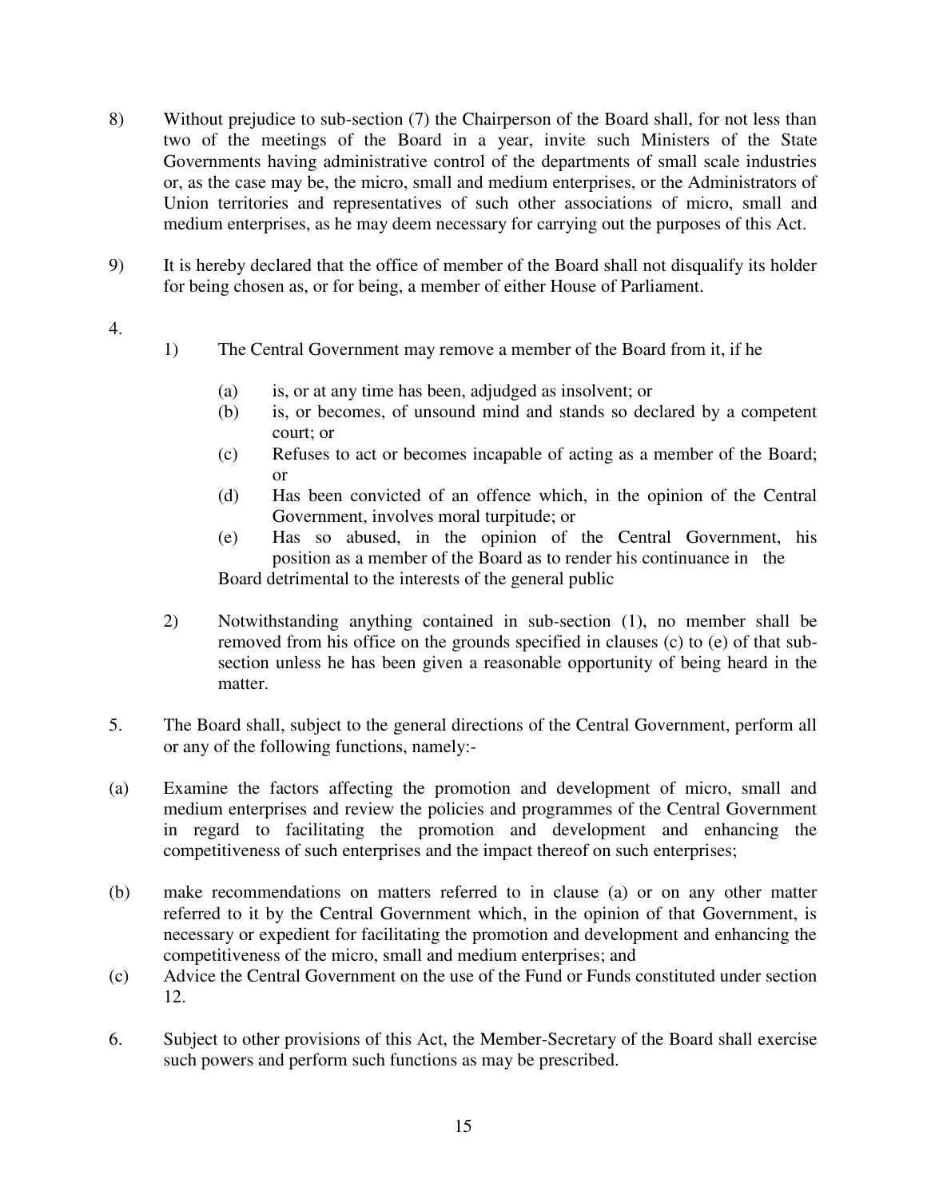8) Without prejudice to sub-section (7) the Chairperson of the Board shall, for not less than two of the meetings of the Board in a year, invite such Ministers of the State Governments having administrative control of the departments of small scale industries or, as the case may be, the micro, small and medium enterprises, or the Administrators of Union territories and representatives of such other associations of micro, small and medium enterprises, as he may deem necessary for carrying out the purposes of this Act.

9) It is hereby declared that the office of member of the Board shall not disqualify its holder for being chosen as, or for being, a member of either House of Parliament.

4.

1) The Central Government may remove a member of the Board from it, if he

   (a) is, or at any time has been, adjudged as insolvent; or
   (b) is, or becomes, of unsound mind and stands so declared by a competent court; or
   (c) Refuses to act or becomes incapable of acting as a member of the Board; or
   (d) Has been convicted of an offence which, in the opinion of the Central Government, involves moral turpitude; or
   (e) Has so abused, in the opinion of the Central Government, his position as a member of the Board as to render his continuance in the Board detrimental to the interests of the general public

2) Notwithstanding anything contained in sub-section (1), no member shall be removed from his office on the grounds specified in clauses (c) to (e) of that sub-section unless he has been given a reasonable opportunity of being heard in the matter.

5. The Board shall, subject to the general directions of the Central Government, perform all or any of the following functions, namely:-

(a) Examine the factors affecting the promotion and development of micro, small and medium enterprises and review the policies and programmes of the Central Government in regard to facilitating the promotion and development and enhancing the competitiveness of such enterprises and the impact thereof on such enterprises;

(b) make recommendations on matters referred to in clause (a) or on any other matter referred to it by the Central Government which, in the opinion of that Government, is necessary or expedient for facilitating the promotion and development and enhancing the competitiveness of the micro, small and medium enterprises; and

(c) Advice the Central Government on the use of the Fund or Funds constituted under section 12.

6. Subject to other provisions of this Act, the Member-Secretary of the Board shall exercise such powers and perform such functions as may be prescribed.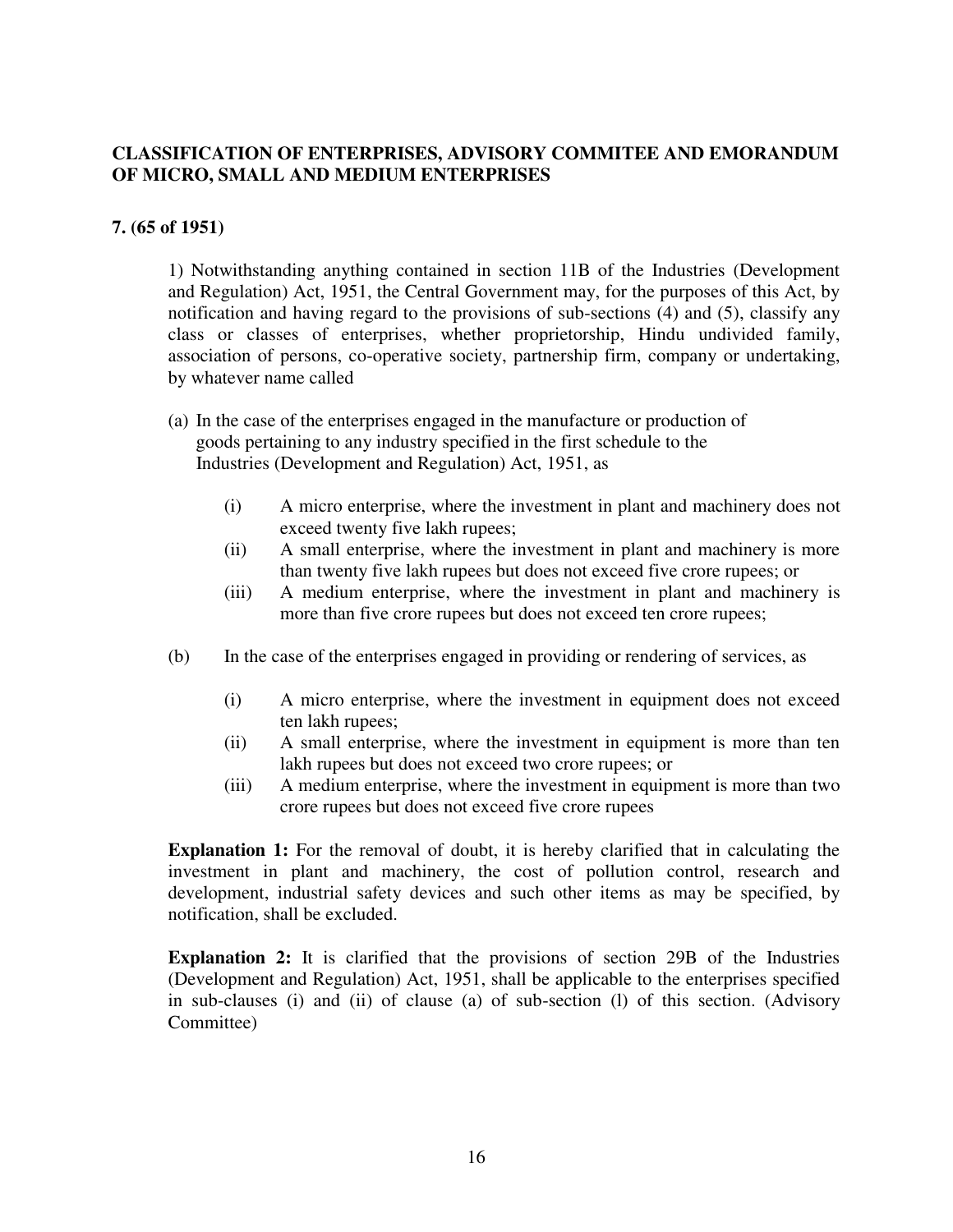## CLASSIFICATION OF ENTERPRISES, ADVISORY COMMITEE AND EMORANDUM OF MICRO, SMALL AND MEDIUM ENTERPRISES

**7. (65 of 1951)**

1) Notwithstanding anything contained in section 11B of the Industries (Development and Regulation) Act, 1951, the Central Government may, for the purposes of this Act, by notification and having regard to the provisions of sub-sections (4) and (5), classify any class or classes of enterprises, whether proprietorship, Hindu undivided family, association of persons, co-operative society, partnership firm, company or undertaking, by whatever name called

(a) In the case of the enterprises engaged in the manufacture or production of goods pertaining to any industry specified in the first schedule to the Industries (Development and Regulation) Act, 1951, as

- (i) A micro enterprise, where the investment in plant and machinery does not exceed twenty five lakh rupees;
- (ii) A small enterprise, where the investment in plant and machinery is more than twenty five lakh rupees but does not exceed five crore rupees; or
- (iii) A medium enterprise, where the investment in plant and machinery is more than five crore rupees but does not exceed ten crore rupees;

(b) In the case of the enterprises engaged in providing or rendering of services, as

- (i) A micro enterprise, where the investment in equipment does not exceed ten lakh rupees;
- (ii) A small enterprise, where the investment in equipment is more than ten lakh rupees but does not exceed two crore rupees; or
- (iii) A medium enterprise, where the investment in equipment is more than two crore rupees but does not exceed five crore rupees

**Explanation 1:** For the removal of doubt, it is hereby clarified that in calculating the investment in plant and machinery, the cost of pollution control, research and development, industrial safety devices and such other items as may be specified, by notification, shall be excluded.

**Explanation 2:** It is clarified that the provisions of section 29B of the Industries (Development and Regulation) Act, 1951, shall be applicable to the enterprises specified in sub-clauses (i) and (ii) of clause (a) of sub-section (l) of this section. (Advisory Committee)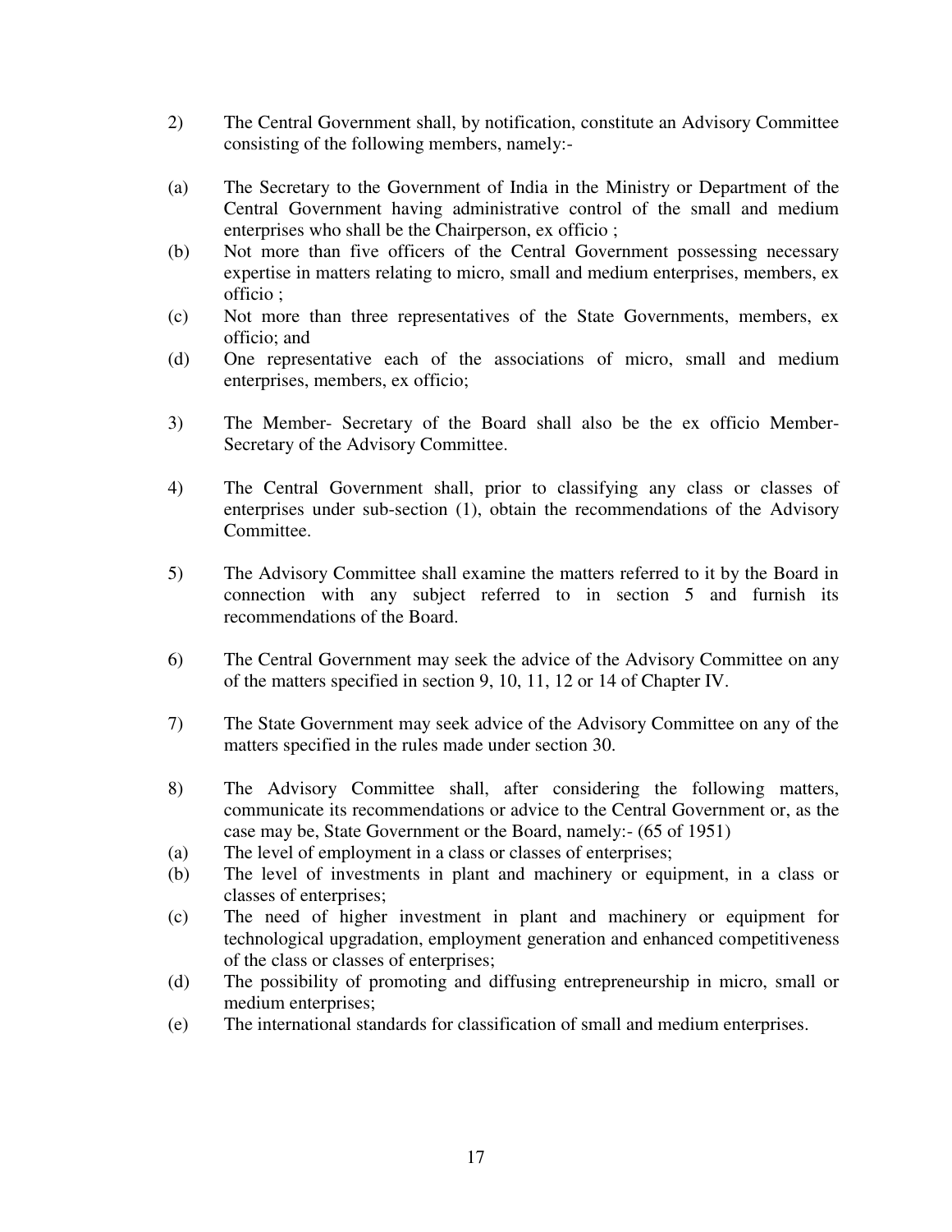2) The Central Government shall, by notification, constitute an Advisory Committee consisting of the following members, namely:-

(a) The Secretary to the Government of India in the Ministry or Department of the Central Government having administrative control of the small and medium enterprises who shall be the Chairperson, ex officio ;

(b) Not more than five officers of the Central Government possessing necessary expertise in matters relating to micro, small and medium enterprises, members, ex officio ;

(c) Not more than three representatives of the State Governments, members, ex officio; and

(d) One representative each of the associations of micro, small and medium enterprises, members, ex officio;

3) The Member- Secretary of the Board shall also be the ex officio Member-Secretary of the Advisory Committee.

4) The Central Government shall, prior to classifying any class or classes of enterprises under sub-section (1), obtain the recommendations of the Advisory Committee.

5) The Advisory Committee shall examine the matters referred to it by the Board in connection with any subject referred to in section 5 and furnish its recommendations of the Board.

6) The Central Government may seek the advice of the Advisory Committee on any of the matters specified in section 9, 10, 11, 12 or 14 of Chapter IV.

7) The State Government may seek advice of the Advisory Committee on any of the matters specified in the rules made under section 30.

8) The Advisory Committee shall, after considering the following matters, communicate its recommendations or advice to the Central Government or, as the case may be, State Government or the Board, namely:- (65 of 1951)

(a) The level of employment in a class or classes of enterprises;

(b) The level of investments in plant and machinery or equipment, in a class or classes of enterprises;

(c) The need of higher investment in plant and machinery or equipment for technological upgradation, employment generation and enhanced competitiveness of the class or classes of enterprises;

(d) The possibility of promoting and diffusing entrepreneurship in micro, small or medium enterprises;

(e) The international standards for classification of small and medium enterprises.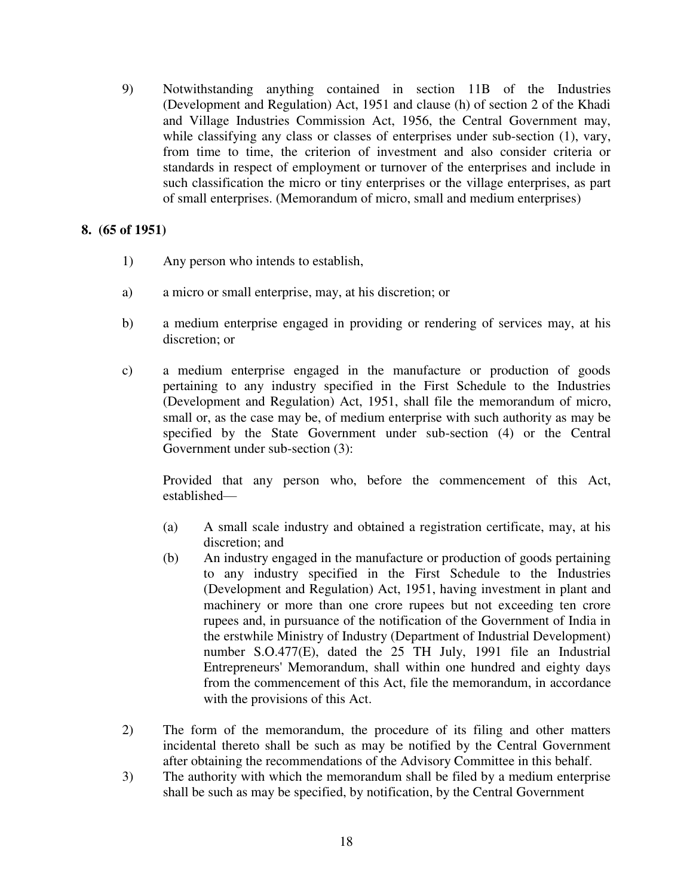9) Notwithstanding anything contained in section 11B of the Industries (Development and Regulation) Act, 1951 and clause (h) of section 2 of the Khadi and Village Industries Commission Act, 1956, the Central Government may, while classifying any class or classes of enterprises under sub-section (1), vary, from time to time, the criterion of investment and also consider criteria or standards in respect of employment or turnover of the enterprises and include in such classification the micro or tiny enterprises or the village enterprises, as part of small enterprises. (Memorandum of micro, small and medium enterprises)

**8. (65 of 1951)**

1) Any person who intends to establish,

a) a micro or small enterprise, may, at his discretion; or

b) a medium enterprise engaged in providing or rendering of services may, at his discretion; or

c) a medium enterprise engaged in the manufacture or production of goods pertaining to any industry specified in the First Schedule to the Industries (Development and Regulation) Act, 1951, shall file the memorandum of micro, small or, as the case may be, of medium enterprise with such authority as may be specified by the State Government under sub-section (4) or the Central Government under sub-section (3):

Provided that any person who, before the commencement of this Act, established—

(a) A small scale industry and obtained a registration certificate, may, at his discretion; and

(b) An industry engaged in the manufacture or production of goods pertaining to any industry specified in the First Schedule to the Industries (Development and Regulation) Act, 1951, having investment in plant and machinery or more than one crore rupees but not exceeding ten crore rupees and, in pursuance of the notification of the Government of India in the erstwhile Ministry of Industry (Department of Industrial Development) number S.O.477(E), dated the 25 TH July, 1991 file an Industrial Entrepreneurs' Memorandum, shall within one hundred and eighty days from the commencement of this Act, file the memorandum, in accordance with the provisions of this Act.

2) The form of the memorandum, the procedure of its filing and other matters incidental thereto shall be such as may be notified by the Central Government after obtaining the recommendations of the Advisory Committee in this behalf.

3) The authority with which the memorandum shall be filed by a medium enterprise shall be such as may be specified, by notification, by the Central Government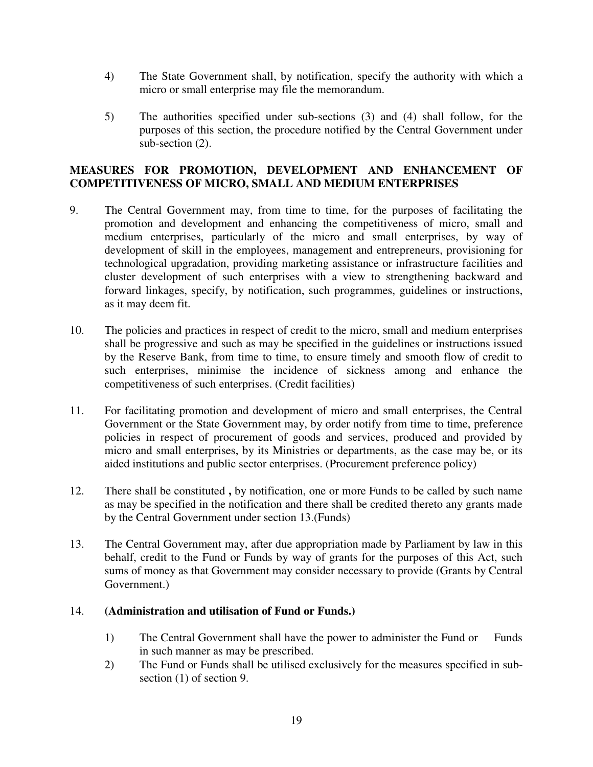4) The State Government shall, by notification, specify the authority with which a micro or small enterprise may file the memorandum.

5) The authorities specified under sub-sections (3) and (4) shall follow, for the purposes of this section, the procedure notified by the Central Government under sub-section (2).

## MEASURES FOR PROMOTION, DEVELOPMENT AND ENHANCEMENT OF COMPETITIVENESS OF MICRO, SMALL AND MEDIUM ENTERPRISES

9. The Central Government may, from time to time, for the purposes of facilitating the promotion and development and enhancing the competitiveness of micro, small and medium enterprises, particularly of the micro and small enterprises, by way of development of skill in the employees, management and entrepreneurs, provisioning for technological upgradation, providing marketing assistance or infrastructure facilities and cluster development of such enterprises with a view to strengthening backward and forward linkages, specify, by notification, such programmes, guidelines or instructions, as it may deem fit.

10. The policies and practices in respect of credit to the micro, small and medium enterprises shall be progressive and such as may be specified in the guidelines or instructions issued by the Reserve Bank, from time to time, to ensure timely and smooth flow of credit to such enterprises, minimise the incidence of sickness among and enhance the competitiveness of such enterprises. (Credit facilities)

11. For facilitating promotion and development of micro and small enterprises, the Central Government or the State Government may, by order notify from time to time, preference policies in respect of procurement of goods and services, produced and provided by micro and small enterprises, by its Ministries or departments, as the case may be, or its aided institutions and public sector enterprises. (Procurement preference policy)

12. There shall be constituted **,** by notification, one or more Funds to be called by such name as may be specified in the notification and there shall be credited thereto any grants made by the Central Government under section 13.(Funds)

13. The Central Government may, after due appropriation made by Parliament by law in this behalf, credit to the Fund or Funds by way of grants for the purposes of this Act, such sums of money as that Government may consider necessary to provide (Grants by Central Government.)

14. **(Administration and utilisation of Fund or Funds.)**

 1) The Central Government shall have the power to administer the Fund or Funds in such manner as may be prescribed.
 2) The Fund or Funds shall be utilised exclusively for the measures specified in sub-section (1) of section 9.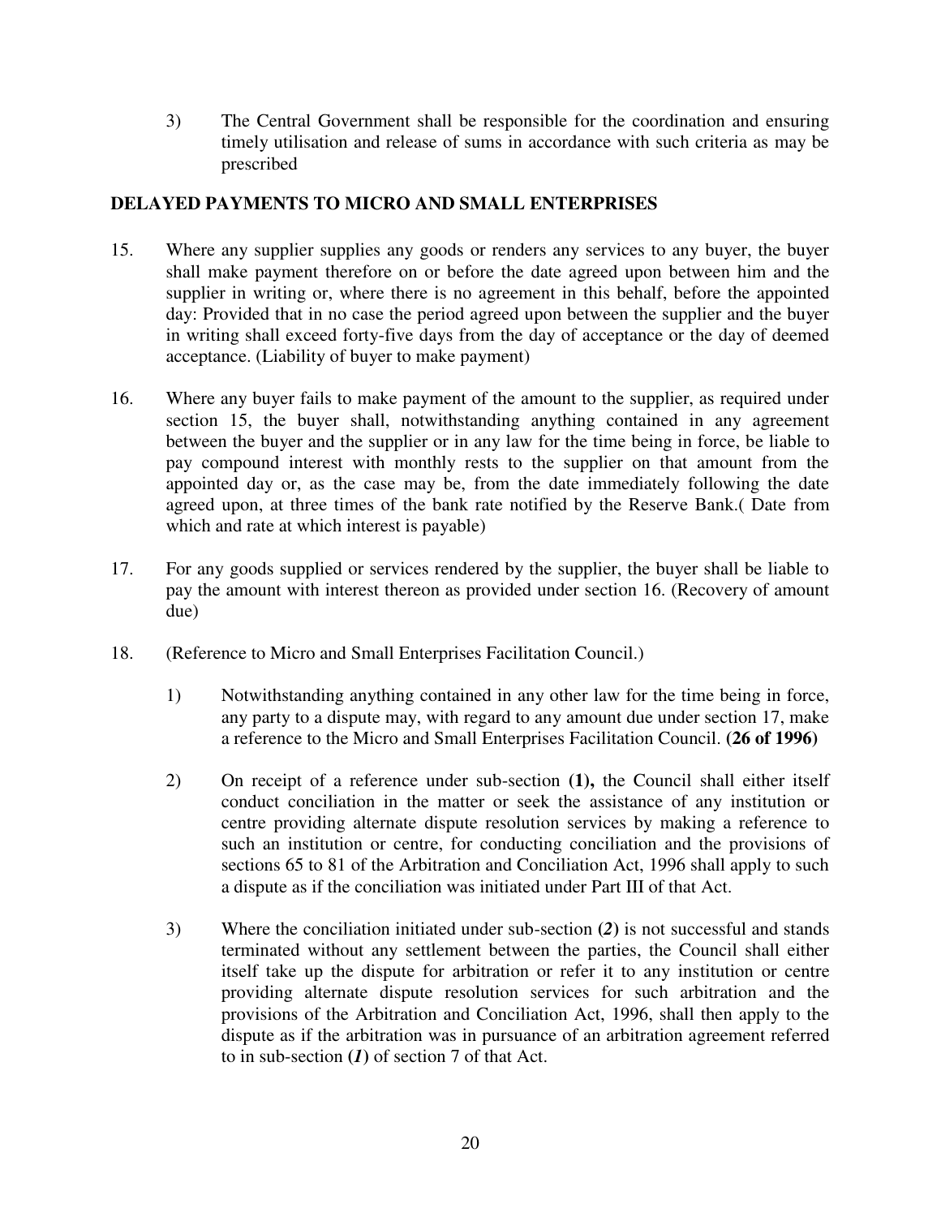3) The Central Government shall be responsible for the coordination and ensuring timely utilisation and release of sums in accordance with such criteria as may be prescribed

## DELAYED PAYMENTS TO MICRO AND SMALL ENTERPRISES

15. Where any supplier supplies any goods or renders any services to any buyer, the buyer shall make payment therefore on or before the date agreed upon between him and the supplier in writing or, where there is no agreement in this behalf, before the appointed day: Provided that in no case the period agreed upon between the supplier and the buyer in writing shall exceed forty-five days from the day of acceptance or the day of deemed acceptance. (Liability of buyer to make payment)

16. Where any buyer fails to make payment of the amount to the supplier, as required under section 15, the buyer shall, notwithstanding anything contained in any agreement between the buyer and the supplier or in any law for the time being in force, be liable to pay compound interest with monthly rests to the supplier on that amount from the appointed day or, as the case may be, from the date immediately following the date agreed upon, at three times of the bank rate notified by the Reserve Bank.( Date from which and rate at which interest is payable)

17. For any goods supplied or services rendered by the supplier, the buyer shall be liable to pay the amount with interest thereon as provided under section 16. (Recovery of amount due)

18. (Reference to Micro and Small Enterprises Facilitation Council.)

    1) Notwithstanding anything contained in any other law for the time being in force, any party to a dispute may, with regard to any amount due under section 17, make a reference to the Micro and Small Enterprises Facilitation Council. **(26 of 1996)**

    2) On receipt of a reference under sub-section **(1),** the Council shall either itself conduct conciliation in the matter or seek the assistance of any institution or centre providing alternate dispute resolution services by making a reference to such an institution or centre, for conducting conciliation and the provisions of sections 65 to 81 of the Arbitration and Conciliation Act, 1996 shall apply to such a dispute as if the conciliation was initiated under Part III of that Act.

    3) Where the conciliation initiated under sub-section ***(2)*** is not successful and stands terminated without any settlement between the parties, the Council shall either itself take up the dispute for arbitration or refer it to any institution or centre providing alternate dispute resolution services for such arbitration and the provisions of the Arbitration and Conciliation Act, 1996, shall then apply to the dispute as if the arbitration was in pursuance of an arbitration agreement referred to in sub-section ***(1)*** of section 7 of that Act.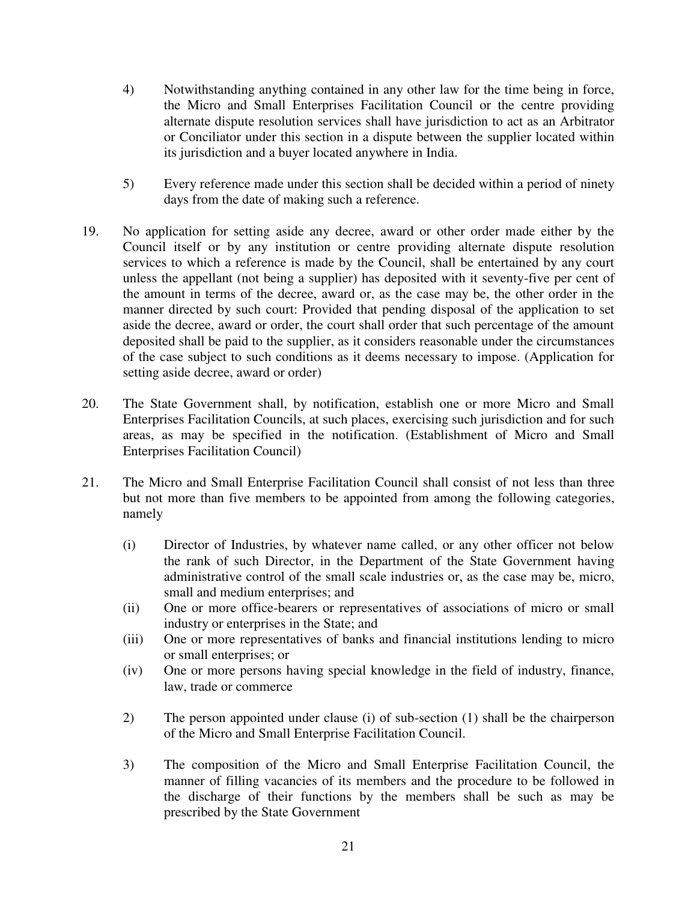4) Notwithstanding anything contained in any other law for the time being in force, the Micro and Small Enterprises Facilitation Council or the centre providing alternate dispute resolution services shall have jurisdiction to act as an Arbitrator or Conciliator under this section in a dispute between the supplier located within its jurisdiction and a buyer located anywhere in India.

5) Every reference made under this section shall be decided within a period of ninety days from the date of making such a reference.

19. No application for setting aside any decree, award or other order made either by the Council itself or by any institution or centre providing alternate dispute resolution services to which a reference is made by the Council, shall be entertained by any court unless the appellant (not being a supplier) has deposited with it seventy-five per cent of the amount in terms of the decree, award or, as the case may be, the other order in the manner directed by such court: Provided that pending disposal of the application to set aside the decree, award or order, the court shall order that such percentage of the amount deposited shall be paid to the supplier, as it considers reasonable under the circumstances of the case subject to such conditions as it deems necessary to impose. (Application for setting aside decree, award or order)

20. The State Government shall, by notification, establish one or more Micro and Small Enterprises Facilitation Councils, at such places, exercising such jurisdiction and for such areas, as may be specified in the notification. (Establishment of Micro and Small Enterprises Facilitation Council)

21. The Micro and Small Enterprise Facilitation Council shall consist of not less than three but not more than five members to be appointed from among the following categories, namely

(i) Director of Industries, by whatever name called, or any other officer not below the rank of such Director, in the Department of the State Government having administrative control of the small scale industries or, as the case may be, micro, small and medium enterprises; and

(ii) One or more office-bearers or representatives of associations of micro or small industry or enterprises in the State; and

(iii) One or more representatives of banks and financial institutions lending to micro or small enterprises; or

(iv) One or more persons having special knowledge in the field of industry, finance, law, trade or commerce

2) The person appointed under clause (i) of sub-section (1) shall be the chairperson of the Micro and Small Enterprise Facilitation Council.

3) The composition of the Micro and Small Enterprise Facilitation Council, the manner of filling vacancies of its members and the procedure to be followed in the discharge of their functions by the members shall be such as may be prescribed by the State Government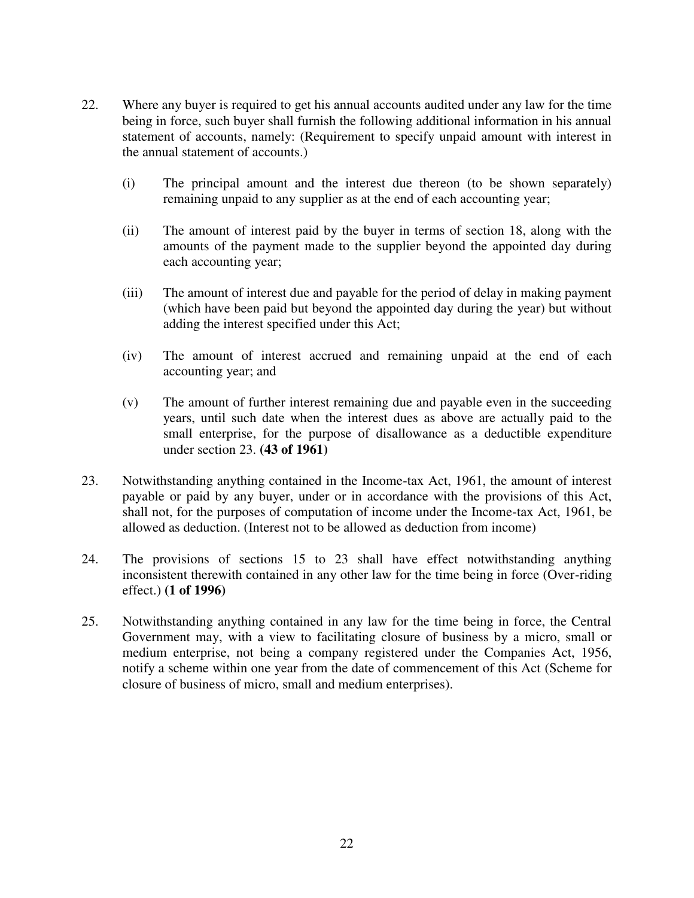22. Where any buyer is required to get his annual accounts audited under any law for the time being in force, such buyer shall furnish the following additional information in his annual statement of accounts, namely: (Requirement to specify unpaid amount with interest in the annual statement of accounts.)

    (i) The principal amount and the interest due thereon (to be shown separately) remaining unpaid to any supplier as at the end of each accounting year;

    (ii) The amount of interest paid by the buyer in terms of section 18, along with the amounts of the payment made to the supplier beyond the appointed day during each accounting year;

    (iii) The amount of interest due and payable for the period of delay in making payment (which have been paid but beyond the appointed day during the year) but without adding the interest specified under this Act;

    (iv) The amount of interest accrued and remaining unpaid at the end of each accounting year; and

    (v) The amount of further interest remaining due and payable even in the succeeding years, until such date when the interest dues as above are actually paid to the small enterprise, for the purpose of disallowance as a deductible expenditure under section 23. **(43 of 1961)**

23. Notwithstanding anything contained in the Income-tax Act, 1961, the amount of interest payable or paid by any buyer, under or in accordance with the provisions of this Act, shall not, for the purposes of computation of income under the Income-tax Act, 1961, be allowed as deduction. (Interest not to be allowed as deduction from income)

24. The provisions of sections 15 to 23 shall have effect notwithstanding anything inconsistent therewith contained in any other law for the time being in force (Over-riding effect.) **(1 of 1996)**

25. Notwithstanding anything contained in any law for the time being in force, the Central Government may, with a view to facilitating closure of business by a micro, small or medium enterprise, not being a company registered under the Companies Act, 1956, notify a scheme within one year from the date of commencement of this Act (Scheme for closure of business of micro, small and medium enterprises).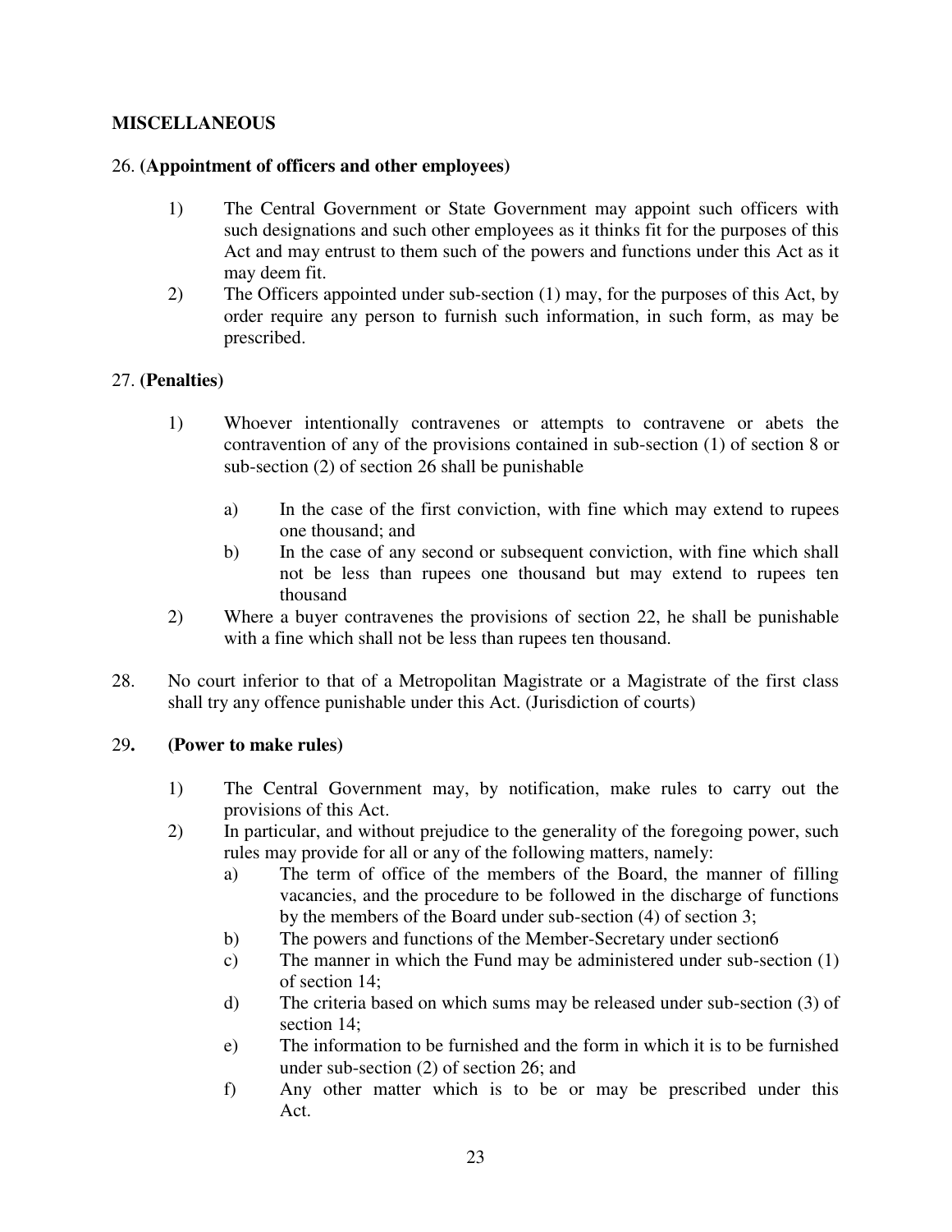**MISCELLANEOUS**

26. **(Appointment of officers and other employees)**

1) The Central Government or State Government may appoint such officers with such designations and such other employees as it thinks fit for the purposes of this Act and may entrust to them such of the powers and functions under this Act as it may deem fit.
2) The Officers appointed under sub-section (1) may, for the purposes of this Act, by order require any person to furnish such information, in such form, as may be prescribed.

27. **(Penalties)**

1) Whoever intentionally contravenes or attempts to contravene or abets the contravention of any of the provisions contained in sub-section (1) of section 8 or sub-section (2) of section 26 shall be punishable
   a) In the case of the first conviction, with fine which may extend to rupees one thousand; and
   b) In the case of any second or subsequent conviction, with fine which shall not be less than rupees one thousand but may extend to rupees ten thousand
2) Where a buyer contravenes the provisions of section 22, he shall be punishable with a fine which shall not be less than rupees ten thousand.

28. No court inferior to that of a Metropolitan Magistrate or a Magistrate of the first class shall try any offence punishable under this Act. (Jurisdiction of courts)

29**. (Power to make rules)**

1) The Central Government may, by notification, make rules to carry out the provisions of this Act.
2) In particular, and without prejudice to the generality of the foregoing power, such rules may provide for all or any of the following matters, namely:
   a) The term of office of the members of the Board, the manner of filling vacancies, and the procedure to be followed in the discharge of functions by the members of the Board under sub-section (4) of section 3;
   b) The powers and functions of the Member-Secretary under section6
   c) The manner in which the Fund may be administered under sub-section (1) of section 14;
   d) The criteria based on which sums may be released under sub-section (3) of section 14;
   e) The information to be furnished and the form in which it is to be furnished under sub-section (2) of section 26; and
   f) Any other matter which is to be or may be prescribed under this Act.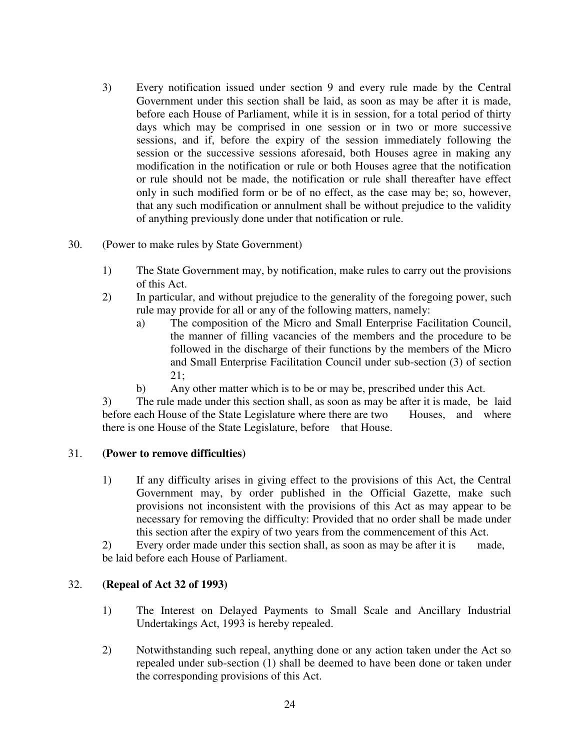3) Every notification issued under section 9 and every rule made by the Central Government under this section shall be laid, as soon as may be after it is made, before each House of Parliament, while it is in session, for a total period of thirty days which may be comprised in one session or in two or more successive sessions, and if, before the expiry of the session immediately following the session or the successive sessions aforesaid, both Houses agree in making any modification in the notification or rule or both Houses agree that the notification or rule should not be made, the notification or rule shall thereafter have effect only in such modified form or be of no effect, as the case may be; so, however, that any such modification or annulment shall be without prejudice to the validity of anything previously done under that notification or rule.

30. (Power to make rules by State Government)

1) The State Government may, by notification, make rules to carry out the provisions of this Act.
2) In particular, and without prejudice to the generality of the foregoing power, such rule may provide for all or any of the following matters, namely:
   a) The composition of the Micro and Small Enterprise Facilitation Council, the manner of filling vacancies of the members and the procedure to be followed in the discharge of their functions by the members of the Micro and Small Enterprise Facilitation Council under sub-section (3) of section 21;
   b) Any other matter which is to be or may be, prescribed under this Act.

3) The rule made under this section shall, as soon as may be after it is made, be laid before each House of the State Legislature where there are two Houses, and where there is one House of the State Legislature, before that House.

31. **(Power to remove difficulties)**

1) If any difficulty arises in giving effect to the provisions of this Act, the Central Government may, by order published in the Official Gazette, make such provisions not inconsistent with the provisions of this Act as may appear to be necessary for removing the difficulty: Provided that no order shall be made under this section after the expiry of two years from the commencement of this Act.

2) Every order made under this section shall, as soon as may be after it is made, be laid before each House of Parliament.

32. **(Repeal of Act 32 of 1993)**

1) The Interest on Delayed Payments to Small Scale and Ancillary Industrial Undertakings Act, 1993 is hereby repealed.

2) Notwithstanding such repeal, anything done or any action taken under the Act so repealed under sub-section (1) shall be deemed to have been done or taken under the corresponding provisions of this Act.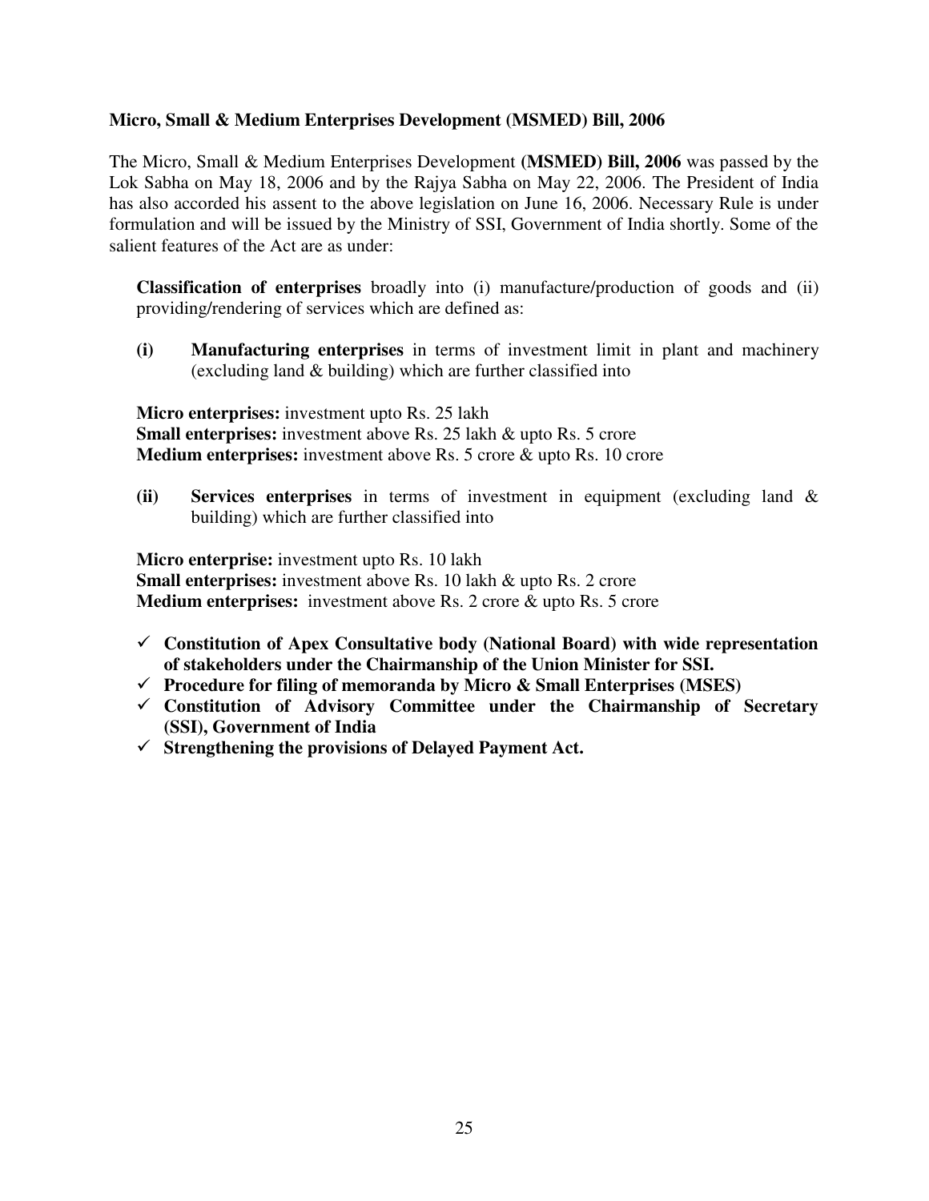## Micro, Small & Medium Enterprises Development (MSMED) Bill, 2006

The Micro, Small & Medium Enterprises Development **(MSMED) Bill, 2006** was passed by the Lok Sabha on May 18, 2006 and by the Rajya Sabha on May 22, 2006. The President of India has also accorded his assent to the above legislation on June 16, 2006. Necessary Rule is under formulation and will be issued by the Ministry of SSI, Government of India shortly. Some of the salient features of the Act are as under:

**Classification of enterprises** broadly into (i) manufacture/production of goods and (ii) providing/rendering of services which are defined as:

**(i)** **Manufacturing enterprises** in terms of investment limit in plant and machinery (excluding land & building) which are further classified into

**Micro enterprises:** investment upto Rs. 25 lakh
**Small enterprises:** investment above Rs. 25 lakh & upto Rs. 5 crore
**Medium enterprises:** investment above Rs. 5 crore & upto Rs. 10 crore

**(ii)** **Services enterprises** in terms of investment in equipment (excluding land & building) which are further classified into

**Micro enterprise:** investment upto Rs. 10 lakh
**Small enterprises:** investment above Rs. 10 lakh & upto Rs. 2 crore
**Medium enterprises:** investment above Rs. 2 crore & upto Rs. 5 crore

- ✓ **Constitution of Apex Consultative body (National Board) with wide representation of stakeholders under the Chairmanship of the Union Minister for SSI.**
- ✓ **Procedure for filing of memoranda by Micro & Small Enterprises (MSES)**
- ✓ **Constitution of Advisory Committee under the Chairmanship of Secretary (SSI), Government of India**
- ✓ **Strengthening the provisions of Delayed Payment Act.**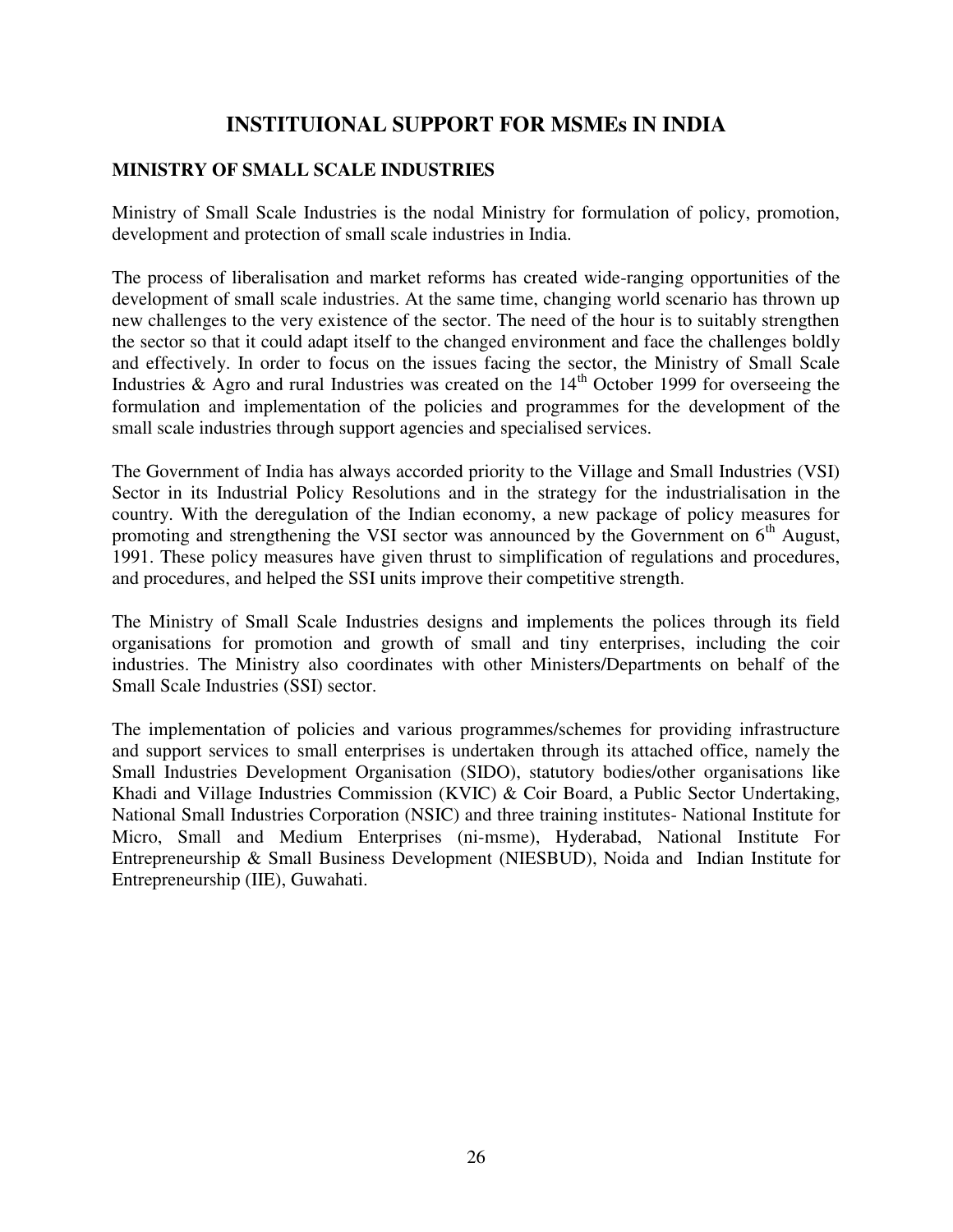# INSTITUIONAL SUPPORT FOR MSMEs IN INDIA

## MINISTRY OF SMALL SCALE INDUSTRIES

Ministry of Small Scale Industries is the nodal Ministry for formulation of policy, promotion, development and protection of small scale industries in India.

The process of liberalisation and market reforms has created wide-ranging opportunities of the development of small scale industries. At the same time, changing world scenario has thrown up new challenges to the very existence of the sector. The need of the hour is to suitably strengthen the sector so that it could adapt itself to the changed environment and face the challenges boldly and effectively. In order to focus on the issues facing the sector, the Ministry of Small Scale Industries & Agro and rural Industries was created on the 14th October 1999 for overseeing the formulation and implementation of the policies and programmes for the development of the small scale industries through support agencies and specialised services.

The Government of India has always accorded priority to the Village and Small Industries (VSI) Sector in its Industrial Policy Resolutions and in the strategy for the industrialisation in the country. With the deregulation of the Indian economy, a new package of policy measures for promoting and strengthening the VSI sector was announced by the Government on 6th August, 1991. These policy measures have given thrust to simplification of regulations and procedures, and procedures, and helped the SSI units improve their competitive strength.

The Ministry of Small Scale Industries designs and implements the polices through its field organisations for promotion and growth of small and tiny enterprises, including the coir industries. The Ministry also coordinates with other Ministers/Departments on behalf of the Small Scale Industries (SSI) sector.

The implementation of policies and various programmes/schemes for providing infrastructure and support services to small enterprises is undertaken through its attached office, namely the Small Industries Development Organisation (SIDO), statutory bodies/other organisations like Khadi and Village Industries Commission (KVIC) & Coir Board, a Public Sector Undertaking, National Small Industries Corporation (NSIC) and three training institutes- National Institute for Micro, Small and Medium Enterprises (ni-msme), Hyderabad, National Institute For Entrepreneurship & Small Business Development (NIESBUD), Noida and Indian Institute for Entrepreneurship (IIE), Guwahati.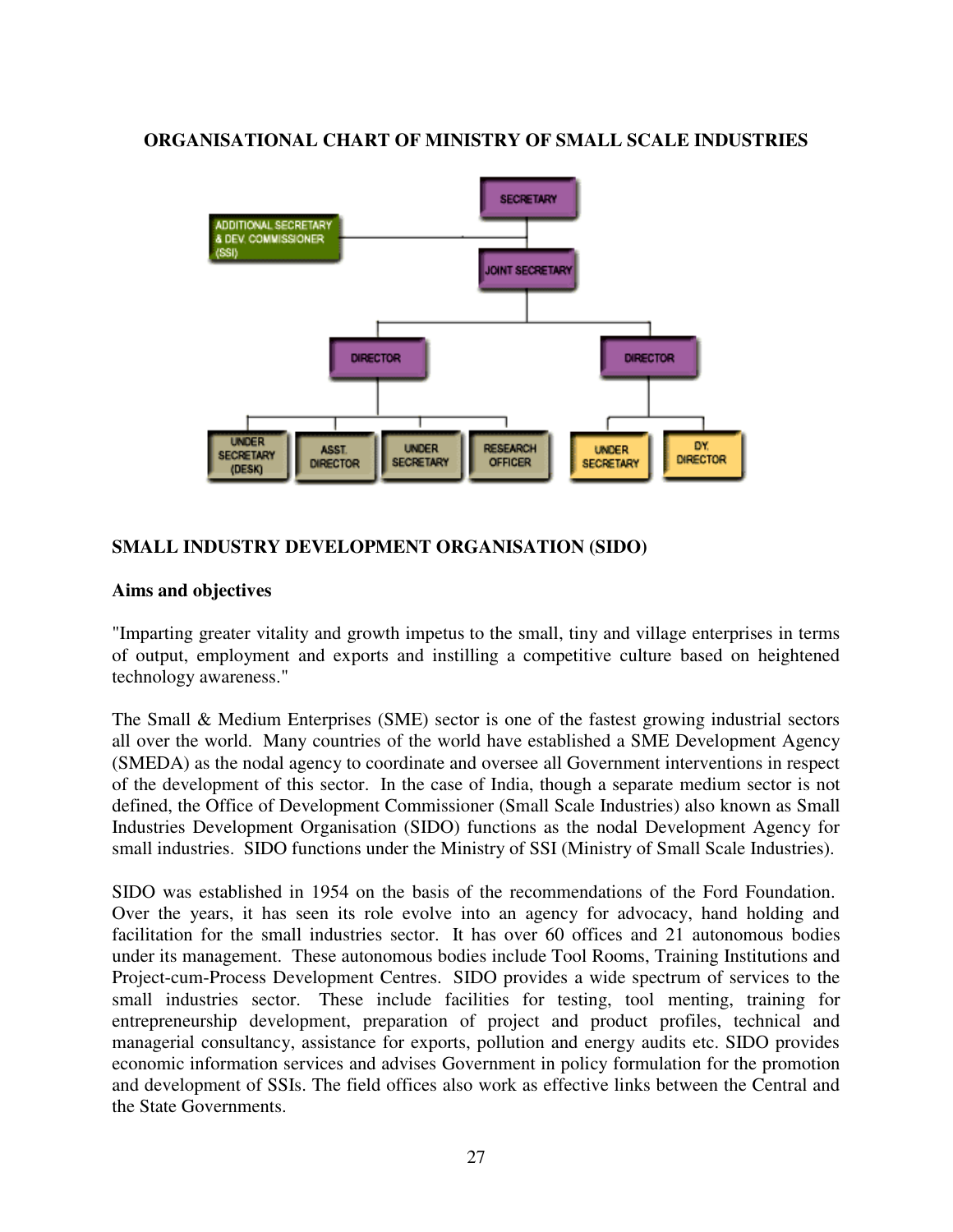**ORGANISATIONAL CHART OF MINISTRY OF SMALL SCALE INDUSTRIES**

- SECRETARY
  - ADDITIONAL SECRETARY & DEV. COMMISSIONER (SSI)
  - JOINT SECRETARY
    - DIRECTOR
      - UNDER SECRETARY (DESK)
      - ASST. DIRECTOR
      - UNDER SECRETARY
      - RESEARCH OFFICER
    - DIRECTOR
      - UNDER SECRETARY
      - DY. DIRECTOR

**SMALL INDUSTRY DEVELOPMENT ORGANISATION (SIDO)**

**Aims and objectives**

"Imparting greater vitality and growth impetus to the small, tiny and village enterprises in terms of output, employment and exports and instilling a competitive culture based on heightened technology awareness."

The Small & Medium Enterprises (SME) sector is one of the fastest growing industrial sectors all over the world. Many countries of the world have established a SME Development Agency (SMEDA) as the nodal agency to coordinate and oversee all Government interventions in respect of the development of this sector. In the case of India, though a separate medium sector is not defined, the Office of Development Commissioner (Small Scale Industries) also known as Small Industries Development Organisation (SIDO) functions as the nodal Development Agency for small industries. SIDO functions under the Ministry of SSI (Ministry of Small Scale Industries).

SIDO was established in 1954 on the basis of the recommendations of the Ford Foundation. Over the years, it has seen its role evolve into an agency for advocacy, hand holding and facilitation for the small industries sector. It has over 60 offices and 21 autonomous bodies under its management. These autonomous bodies include Tool Rooms, Training Institutions and Project-cum-Process Development Centres. SIDO provides a wide spectrum of services to the small industries sector. These include facilities for testing, tool menting, training for entrepreneurship development, preparation of project and product profiles, technical and managerial consultancy, assistance for exports, pollution and energy audits etc. SIDO provides economic information services and advises Government in policy formulation for the promotion and development of SSIs. The field offices also work as effective links between the Central and the State Governments.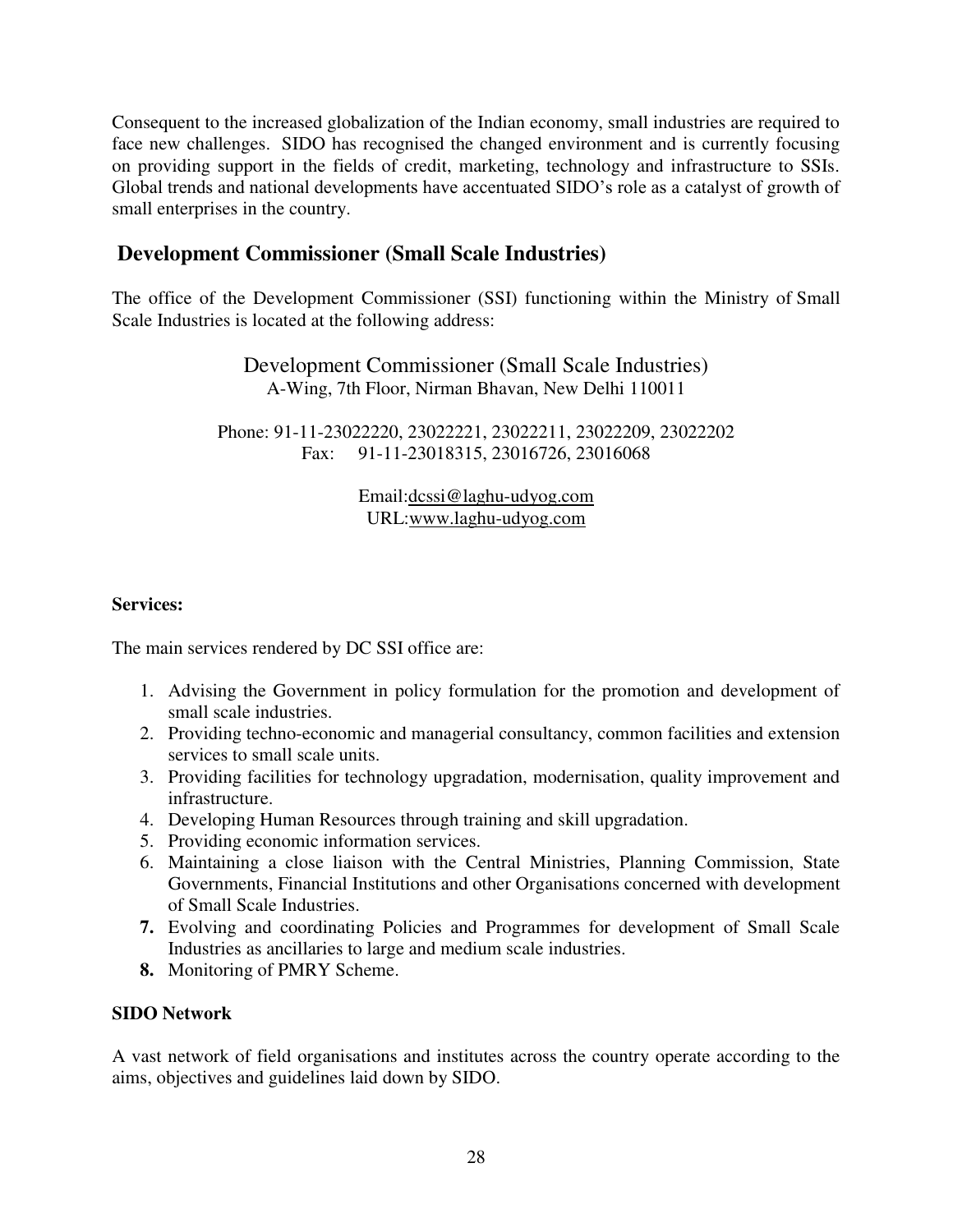Consequent to the increased globalization of the Indian economy, small industries are required to face new challenges. SIDO has recognised the changed environment and is currently focusing on providing support in the fields of credit, marketing, technology and infrastructure to SSIs. Global trends and national developments have accentuated SIDO's role as a catalyst of growth of small enterprises in the country.

## Development Commissioner (Small Scale Industries)

The office of the Development Commissioner (SSI) functioning within the Ministry of Small Scale Industries is located at the following address:

Development Commissioner (Small Scale Industries)
A-Wing, 7th Floor, Nirman Bhavan, New Delhi 110011

Phone: 91-11-23022220, 23022221, 23022211, 23022209, 23022202
Fax: 91-11-23018315, 23016726, 23016068

Email:dcssi@laghu-udyog.com
URL:www.laghu-udyog.com

**Services:**

The main services rendered by DC SSI office are:

1. Advising the Government in policy formulation for the promotion and development of small scale industries.
2. Providing techno-economic and managerial consultancy, common facilities and extension services to small scale units.
3. Providing facilities for technology upgradation, modernisation, quality improvement and infrastructure.
4. Developing Human Resources through training and skill upgradation.
5. Providing economic information services.
6. Maintaining a close liaison with the Central Ministries, Planning Commission, State Governments, Financial Institutions and other Organisations concerned with development of Small Scale Industries.
7. Evolving and coordinating Policies and Programmes for development of Small Scale Industries as ancillaries to large and medium scale industries.
8. Monitoring of PMRY Scheme.

**SIDO Network**

A vast network of field organisations and institutes across the country operate according to the aims, objectives and guidelines laid down by SIDO.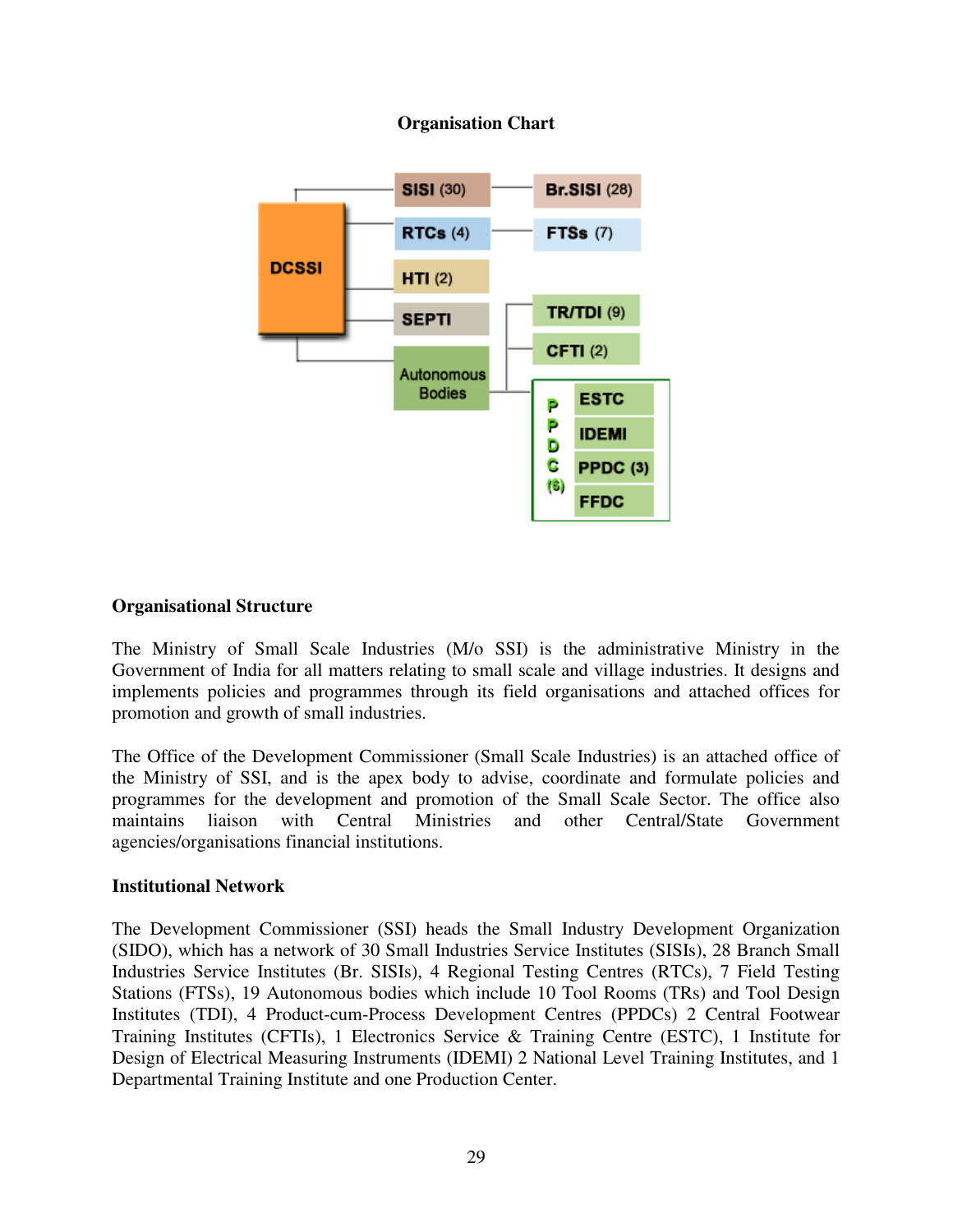## Organisation Chart

- DCSSI
  - SISI (30) — Br.SISI (28)
  - RTCs (4) — FTSs (7)
  - HTI (2)
  - SEPTI
  - Autonomous Bodies
    - TR/TDI (9)
    - CFTI (2)
    - PPDC (6)
      - ESTC
      - IDEMI
      - PPDC (3)
      - FFDC

## Organisational Structure

The Ministry of Small Scale Industries (M/o SSI) is the administrative Ministry in the Government of India for all matters relating to small scale and village industries. It designs and implements policies and programmes through its field organisations and attached offices for promotion and growth of small industries.

The Office of the Development Commissioner (Small Scale Industries) is an attached office of the Ministry of SSI, and is the apex body to advise, coordinate and formulate policies and programmes for the development and promotion of the Small Scale Sector. The office also maintains liaison with Central Ministries and other Central/State Government agencies/organisations financial institutions.

## Institutional Network

The Development Commissioner (SSI) heads the Small Industry Development Organization (SIDO), which has a network of 30 Small Industries Service Institutes (SISIs), 28 Branch Small Industries Service Institutes (Br. SISIs), 4 Regional Testing Centres (RTCs), 7 Field Testing Stations (FTSs), 19 Autonomous bodies which include 10 Tool Rooms (TRs) and Tool Design Institutes (TDI), 4 Product-cum-Process Development Centres (PPDCs) 2 Central Footwear Training Institutes (CFTIs), 1 Electronics Service & Training Centre (ESTC), 1 Institute for Design of Electrical Measuring Instruments (IDEMI) 2 National Level Training Institutes, and 1 Departmental Training Institute and one Production Center.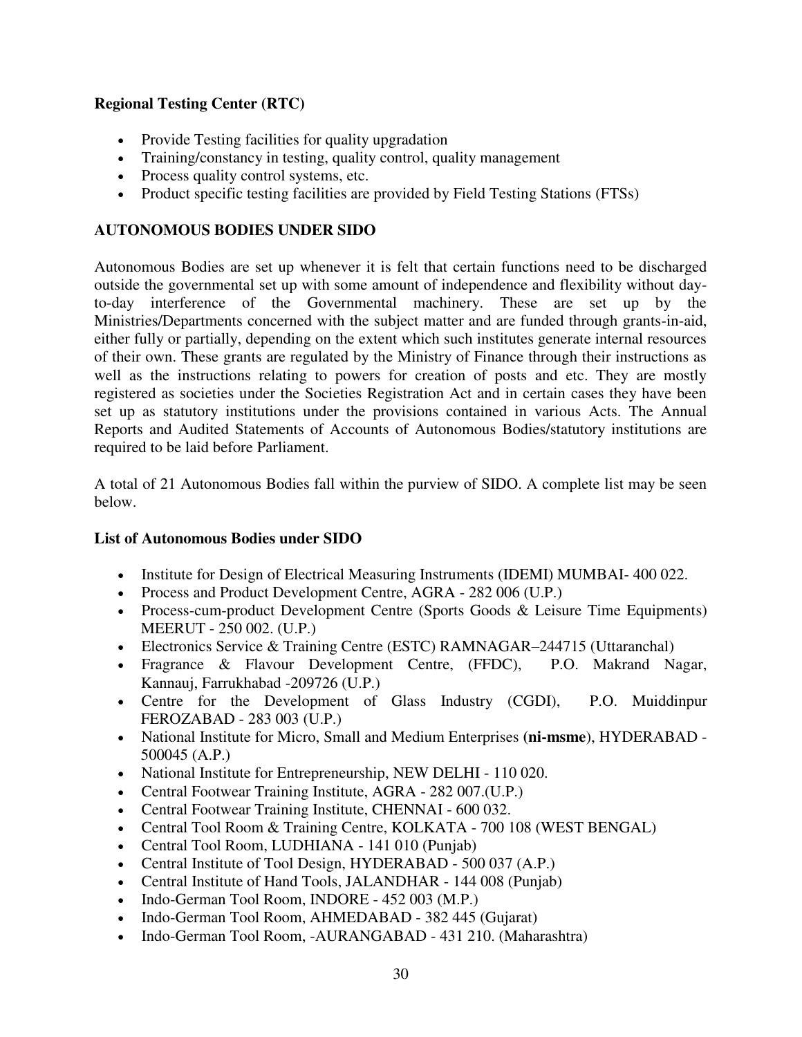**Regional Testing Center (RTC)**

- Provide Testing facilities for quality upgradation
- Training/constancy in testing, quality control, quality management
- Process quality control systems, etc.
- Product specific testing facilities are provided by Field Testing Stations (FTSs)

**AUTONOMOUS BODIES UNDER SIDO**

Autonomous Bodies are set up whenever it is felt that certain functions need to be discharged outside the governmental set up with some amount of independence and flexibility without day-to-day interference of the Governmental machinery. These are set up by the Ministries/Departments concerned with the subject matter and are funded through grants-in-aid, either fully or partially, depending on the extent which such institutes generate internal resources of their own. These grants are regulated by the Ministry of Finance through their instructions as well as the instructions relating to powers for creation of posts and etc. They are mostly registered as societies under the Societies Registration Act and in certain cases they have been set up as statutory institutions under the provisions contained in various Acts. The Annual Reports and Audited Statements of Accounts of Autonomous Bodies/statutory institutions are required to be laid before Parliament.

A total of 21 Autonomous Bodies fall within the purview of SIDO. A complete list may be seen below.

**List of Autonomous Bodies under SIDO**

- Institute for Design of Electrical Measuring Instruments (IDEMI) MUMBAI- 400 022.
- Process and Product Development Centre, AGRA - 282 006 (U.P.)
- Process-cum-product Development Centre (Sports Goods & Leisure Time Equipments) MEERUT - 250 002. (U.P.)
- Electronics Service & Training Centre (ESTC) RAMNAGAR–244715 (Uttaranchal)
- Fragrance & Flavour Development Centre, (FFDC), P.O. Makrand Nagar, Kannauj, Farrukhabad -209726 (U.P.)
- Centre for the Development of Glass Industry (CGDI), P.O. Muiddinpur FEROZABAD - 283 003 (U.P.)
- National Institute for Micro, Small and Medium Enterprises **(ni-msme)**, HYDERABAD - 500045 (A.P.)
- National Institute for Entrepreneurship, NEW DELHI - 110 020.
- Central Footwear Training Institute, AGRA - 282 007.(U.P.)
- Central Footwear Training Institute, CHENNAI - 600 032.
- Central Tool Room & Training Centre, KOLKATA - 700 108 (WEST BENGAL)
- Central Tool Room, LUDHIANA - 141 010 (Punjab)
- Central Institute of Tool Design, HYDERABAD - 500 037 (A.P.)
- Central Institute of Hand Tools, JALANDHAR - 144 008 (Punjab)
- Indo-German Tool Room, INDORE - 452 003 (M.P.)
- Indo-German Tool Room, AHMEDABAD - 382 445 (Gujarat)
- Indo-German Tool Room, -AURANGABAD - 431 210. (Maharashtra)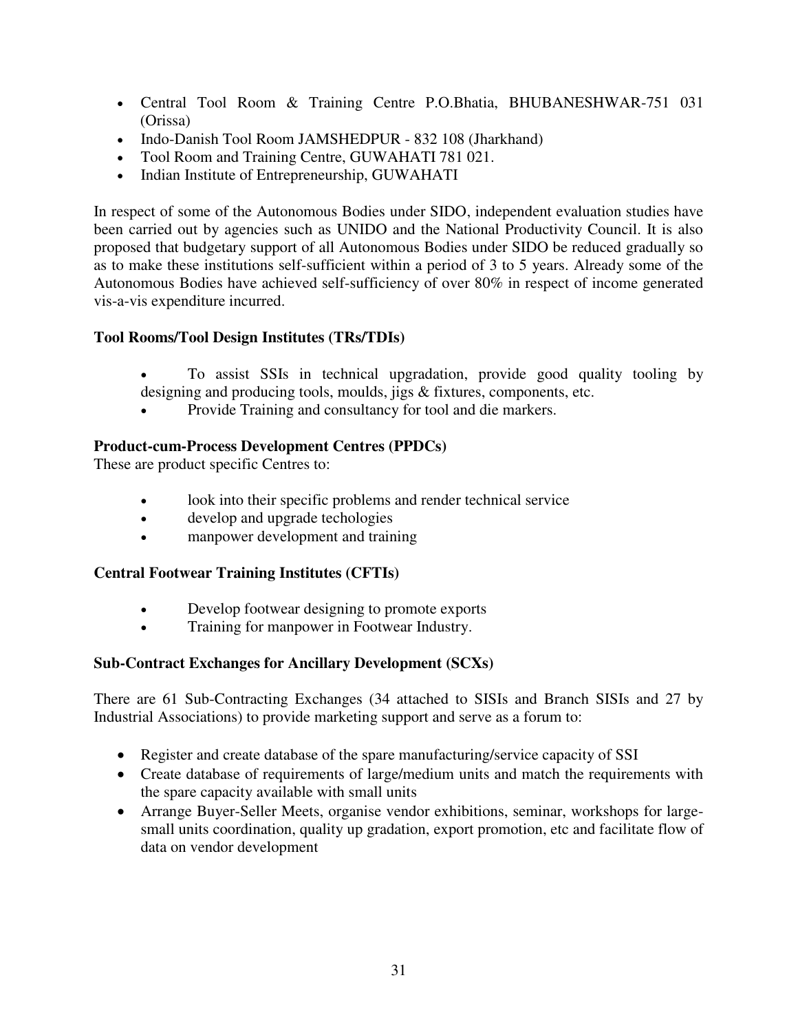- Central Tool Room & Training Centre P.O.Bhatia, BHUBANESHWAR-751 031 (Orissa)
- Indo-Danish Tool Room JAMSHEDPUR - 832 108 (Jharkhand)
- Tool Room and Training Centre, GUWAHATI 781 021.
- Indian Institute of Entrepreneurship, GUWAHATI

In respect of some of the Autonomous Bodies under SIDO, independent evaluation studies have been carried out by agencies such as UNIDO and the National Productivity Council. It is also proposed that budgetary support of all Autonomous Bodies under SIDO be reduced gradually so as to make these institutions self-sufficient within a period of 3 to 5 years. Already some of the Autonomous Bodies have achieved self-sufficiency of over 80% in respect of income generated vis-a-vis expenditure incurred.

**Tool Rooms/Tool Design Institutes (TRs/TDIs)**

- To assist SSIs in technical upgradation, provide good quality tooling by designing and producing tools, moulds, jigs & fixtures, components, etc.
- Provide Training and consultancy for tool and die markers.

**Product-cum-Process Development Centres (PPDCs)**

These are product specific Centres to:

- look into their specific problems and render technical service
- develop and upgrade techologies
- manpower development and training

**Central Footwear Training Institutes (CFTIs)**

- Develop footwear designing to promote exports
- Training for manpower in Footwear Industry.

**Sub-Contract Exchanges for Ancillary Development (SCXs)**

There are 61 Sub-Contracting Exchanges (34 attached to SISIs and Branch SISIs and 27 by Industrial Associations) to provide marketing support and serve as a forum to:

- Register and create database of the spare manufacturing/service capacity of SSI
- Create database of requirements of large/medium units and match the requirements with the spare capacity available with small units
- Arrange Buyer-Seller Meets, organise vendor exhibitions, seminar, workshops for large-small units coordination, quality up gradation, export promotion, etc and facilitate flow of data on vendor development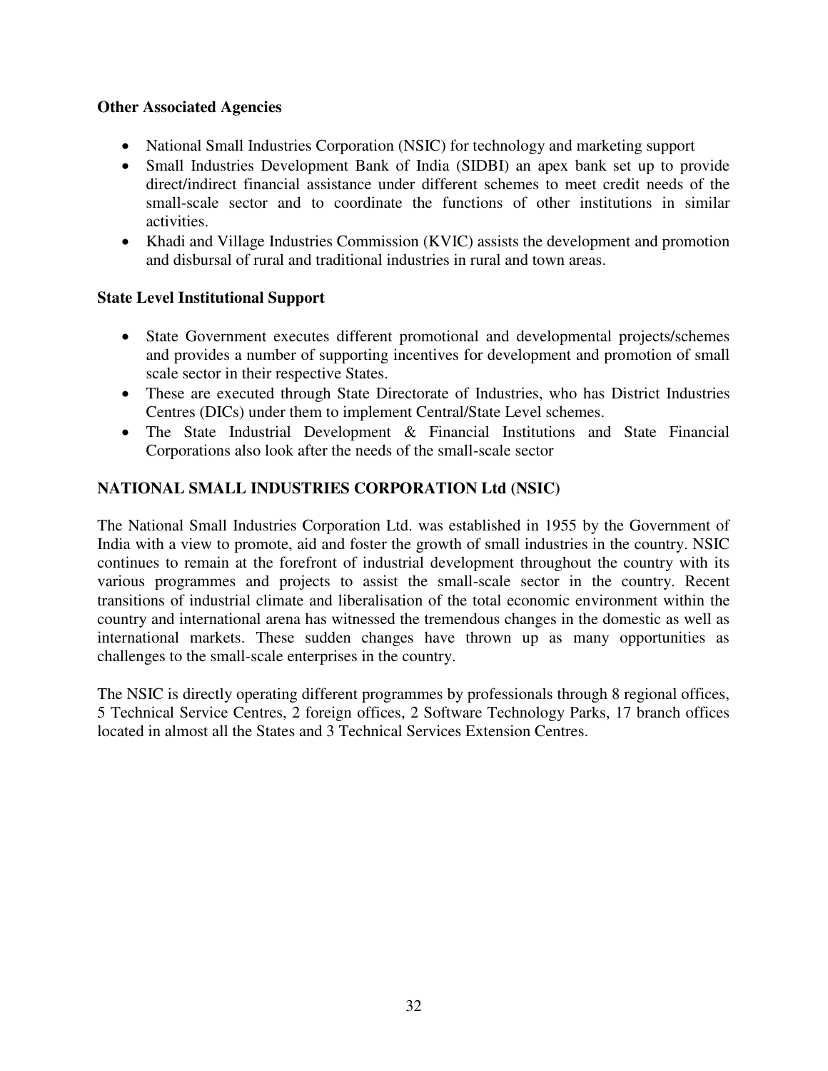**Other Associated Agencies**

- National Small Industries Corporation (NSIC) for technology and marketing support
- Small Industries Development Bank of India (SIDBI) an apex bank set up to provide direct/indirect financial assistance under different schemes to meet credit needs of the small-scale sector and to coordinate the functions of other institutions in similar activities.
- Khadi and Village Industries Commission (KVIC) assists the development and promotion and disbursal of rural and traditional industries in rural and town areas.

**State Level Institutional Support**

- State Government executes different promotional and developmental projects/schemes and provides a number of supporting incentives for development and promotion of small scale sector in their respective States.
- These are executed through State Directorate of Industries, who has District Industries Centres (DICs) under them to implement Central/State Level schemes.
- The State Industrial Development & Financial Institutions and State Financial Corporations also look after the needs of the small-scale sector

## NATIONAL SMALL INDUSTRIES CORPORATION Ltd (NSIC)

The National Small Industries Corporation Ltd. was established in 1955 by the Government of India with a view to promote, aid and foster the growth of small industries in the country. NSIC continues to remain at the forefront of industrial development throughout the country with its various programmes and projects to assist the small-scale sector in the country. Recent transitions of industrial climate and liberalisation of the total economic environment within the country and international arena has witnessed the tremendous changes in the domestic as well as international markets. These sudden changes have thrown up as many opportunities as challenges to the small-scale enterprises in the country.

The NSIC is directly operating different programmes by professionals through 8 regional offices, 5 Technical Service Centres, 2 foreign offices, 2 Software Technology Parks, 17 branch offices located in almost all the States and 3 Technical Services Extension Centres.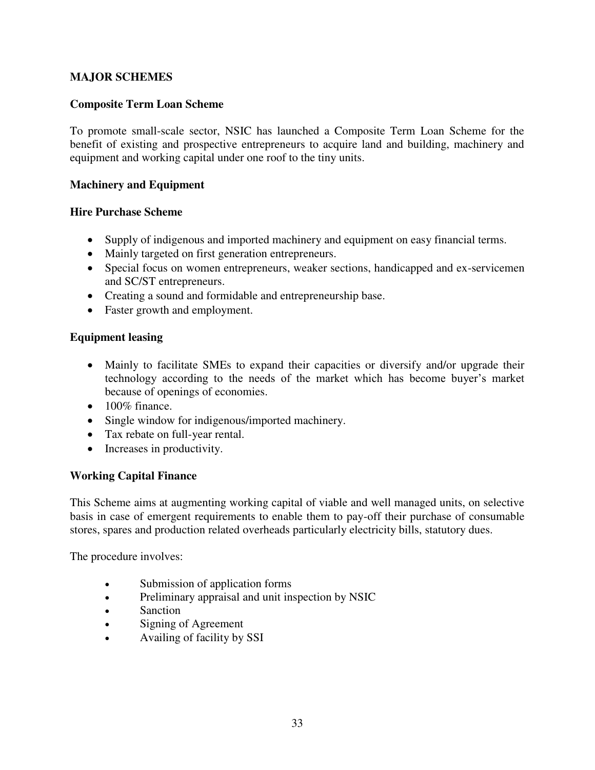## MAJOR SCHEMES

### Composite Term Loan Scheme

To promote small-scale sector, NSIC has launched a Composite Term Loan Scheme for the benefit of existing and prospective entrepreneurs to acquire land and building, machinery and equipment and working capital under one roof to the tiny units.

### Machinery and Equipment

### Hire Purchase Scheme

- Supply of indigenous and imported machinery and equipment on easy financial terms.
- Mainly targeted on first generation entrepreneurs.
- Special focus on women entrepreneurs, weaker sections, handicapped and ex-servicemen and SC/ST entrepreneurs.
- Creating a sound and formidable and entrepreneurship base.
- Faster growth and employment.

### Equipment leasing

- Mainly to facilitate SMEs to expand their capacities or diversify and/or upgrade their technology according to the needs of the market which has become buyer's market because of openings of economies.
- 100% finance.
- Single window for indigenous/imported machinery.
- Tax rebate on full-year rental.
- Increases in productivity.

### Working Capital Finance

This Scheme aims at augmenting working capital of viable and well managed units, on selective basis in case of emergent requirements to enable them to pay-off their purchase of consumable stores, spares and production related overheads particularly electricity bills, statutory dues.

The procedure involves:

- Submission of application forms
- Preliminary appraisal and unit inspection by NSIC
- Sanction
- Signing of Agreement
- Availing of facility by SSI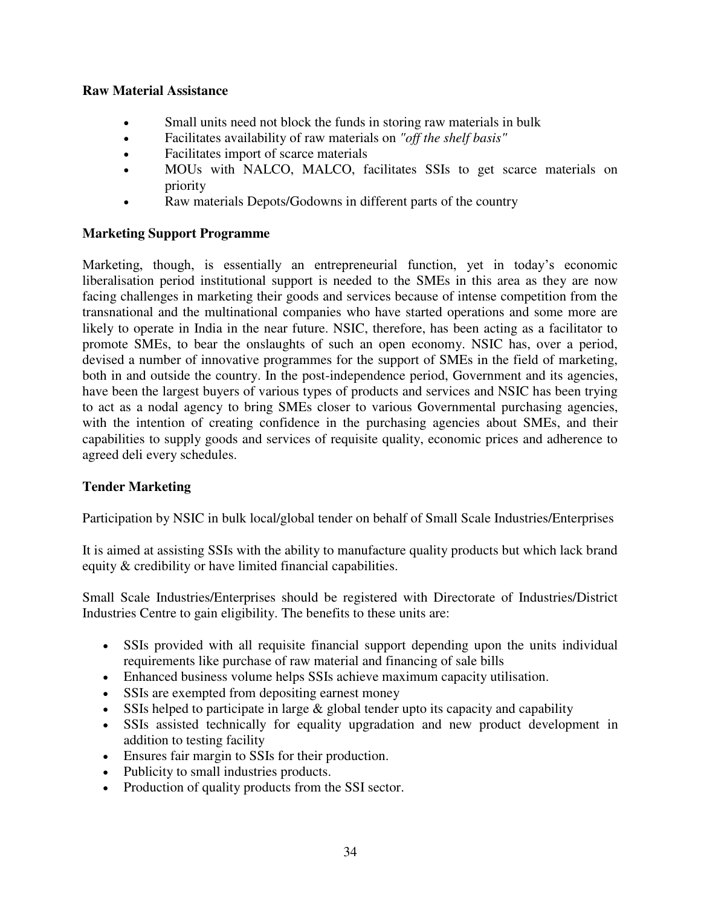**Raw Material Assistance**

- Small units need not block the funds in storing raw materials in bulk
- Facilitates availability of raw materials on *"off the shelf basis"*
- Facilitates import of scarce materials
- MOUs with NALCO, MALCO, facilitates SSIs to get scarce materials on priority
- Raw materials Depots/Godowns in different parts of the country

**Marketing Support Programme**

Marketing, though, is essentially an entrepreneurial function, yet in today's economic liberalisation period institutional support is needed to the SMEs in this area as they are now facing challenges in marketing their goods and services because of intense competition from the transnational and the multinational companies who have started operations and some more are likely to operate in India in the near future. NSIC, therefore, has been acting as a facilitator to promote SMEs, to bear the onslaughts of such an open economy. NSIC has, over a period, devised a number of innovative programmes for the support of SMEs in the field of marketing, both in and outside the country. In the post-independence period, Government and its agencies, have been the largest buyers of various types of products and services and NSIC has been trying to act as a nodal agency to bring SMEs closer to various Governmental purchasing agencies, with the intention of creating confidence in the purchasing agencies about SMEs, and their capabilities to supply goods and services of requisite quality, economic prices and adherence to agreed deli every schedules.

**Tender Marketing**

Participation by NSIC in bulk local/global tender on behalf of Small Scale Industries/Enterprises

It is aimed at assisting SSIs with the ability to manufacture quality products but which lack brand equity & credibility or have limited financial capabilities.

Small Scale Industries/Enterprises should be registered with Directorate of Industries/District Industries Centre to gain eligibility. The benefits to these units are:

- SSIs provided with all requisite financial support depending upon the units individual requirements like purchase of raw material and financing of sale bills
- Enhanced business volume helps SSIs achieve maximum capacity utilisation.
- SSIs are exempted from depositing earnest money
- SSIs helped to participate in large & global tender upto its capacity and capability
- SSIs assisted technically for equality upgradation and new product development in addition to testing facility
- Ensures fair margin to SSIs for their production.
- Publicity to small industries products.
- Production of quality products from the SSI sector.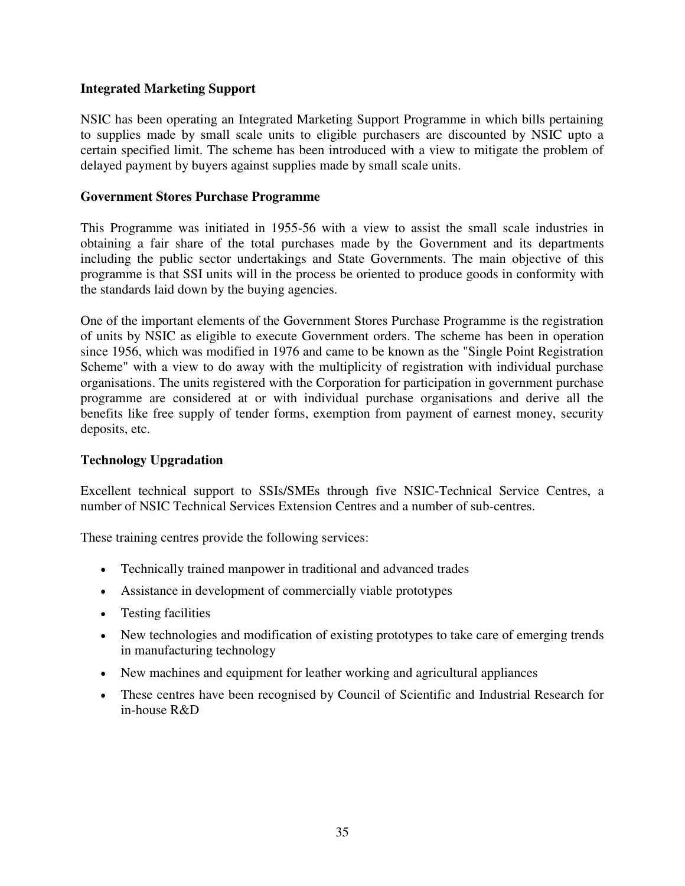### Integrated Marketing Support

NSIC has been operating an Integrated Marketing Support Programme in which bills pertaining to supplies made by small scale units to eligible purchasers are discounted by NSIC upto a certain specified limit. The scheme has been introduced with a view to mitigate the problem of delayed payment by buyers against supplies made by small scale units.

### Government Stores Purchase Programme

This Programme was initiated in 1955-56 with a view to assist the small scale industries in obtaining a fair share of the total purchases made by the Government and its departments including the public sector undertakings and State Governments. The main objective of this programme is that SSI units will in the process be oriented to produce goods in conformity with the standards laid down by the buying agencies.

One of the important elements of the Government Stores Purchase Programme is the registration of units by NSIC as eligible to execute Government orders. The scheme has been in operation since 1956, which was modified in 1976 and came to be known as the "Single Point Registration Scheme" with a view to do away with the multiplicity of registration with individual purchase organisations. The units registered with the Corporation for participation in government purchase programme are considered at or with individual purchase organisations and derive all the benefits like free supply of tender forms, exemption from payment of earnest money, security deposits, etc.

### Technology Upgradation

Excellent technical support to SSIs/SMEs through five NSIC-Technical Service Centres, a number of NSIC Technical Services Extension Centres and a number of sub-centres.

These training centres provide the following services:

- Technically trained manpower in traditional and advanced trades
- Assistance in development of commercially viable prototypes
- Testing facilities
- New technologies and modification of existing prototypes to take care of emerging trends in manufacturing technology
- New machines and equipment for leather working and agricultural appliances
- These centres have been recognised by Council of Scientific and Industrial Research for in-house R&D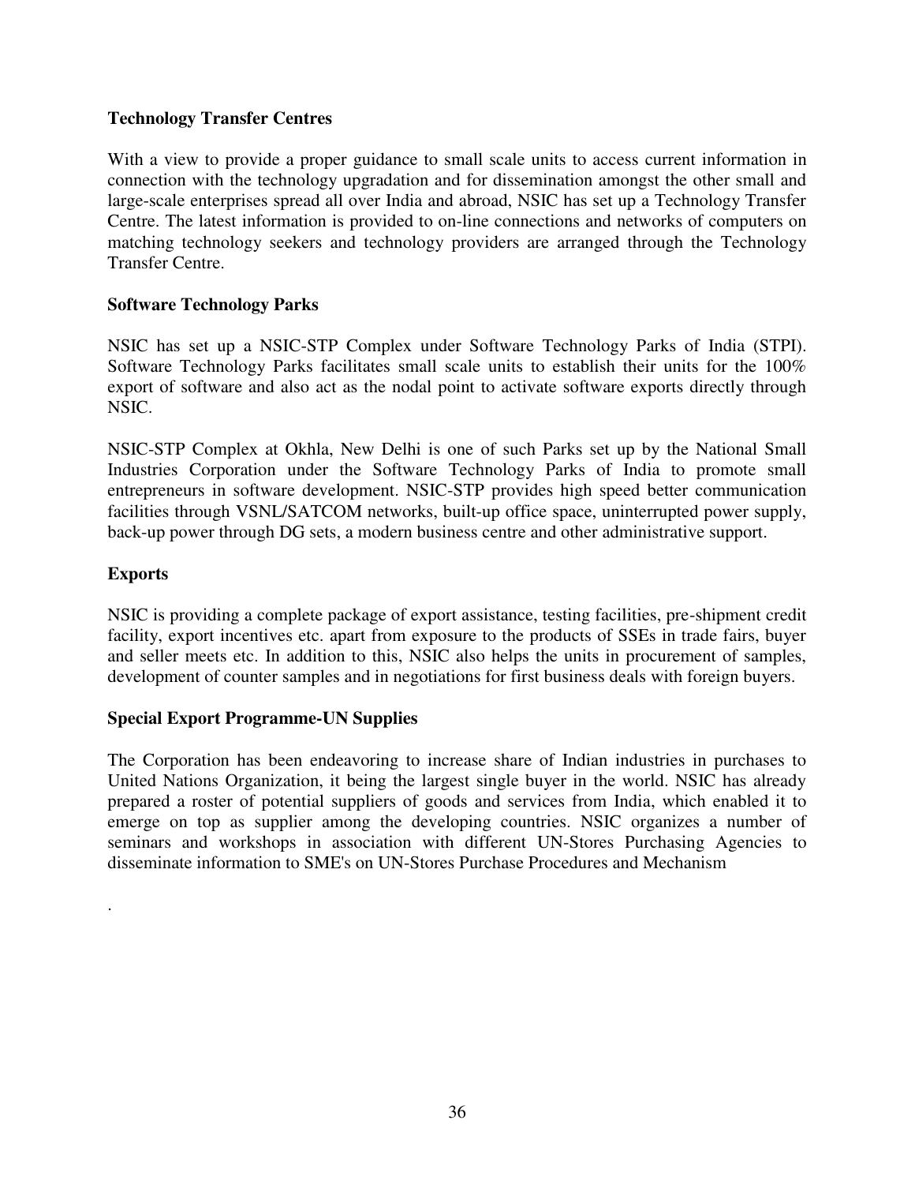### Technology Transfer Centres

With a view to provide a proper guidance to small scale units to access current information in connection with the technology upgradation and for dissemination amongst the other small and large-scale enterprises spread all over India and abroad, NSIC has set up a Technology Transfer Centre. The latest information is provided to on-line connections and networks of computers on matching technology seekers and technology providers are arranged through the Technology Transfer Centre.

### Software Technology Parks

NSIC has set up a NSIC-STP Complex under Software Technology Parks of India (STPI). Software Technology Parks facilitates small scale units to establish their units for the 100% export of software and also act as the nodal point to activate software exports directly through NSIC.

NSIC-STP Complex at Okhla, New Delhi is one of such Parks set up by the National Small Industries Corporation under the Software Technology Parks of India to promote small entrepreneurs in software development. NSIC-STP provides high speed better communication facilities through VSNL/SATCOM networks, built-up office space, uninterrupted power supply, back-up power through DG sets, a modern business centre and other administrative support.

### Exports

NSIC is providing a complete package of export assistance, testing facilities, pre-shipment credit facility, export incentives etc. apart from exposure to the products of SSEs in trade fairs, buyer and seller meets etc. In addition to this, NSIC also helps the units in procurement of samples, development of counter samples and in negotiations for first business deals with foreign buyers.

### Special Export Programme-UN Supplies

The Corporation has been endeavoring to increase share of Indian industries in purchases to United Nations Organization, it being the largest single buyer in the world. NSIC has already prepared a roster of potential suppliers of goods and services from India, which enabled it to emerge on top as supplier among the developing countries. NSIC organizes a number of seminars and workshops in association with different UN-Stores Purchasing Agencies to disseminate information to SME's on UN-Stores Purchase Procedures and Mechanism

.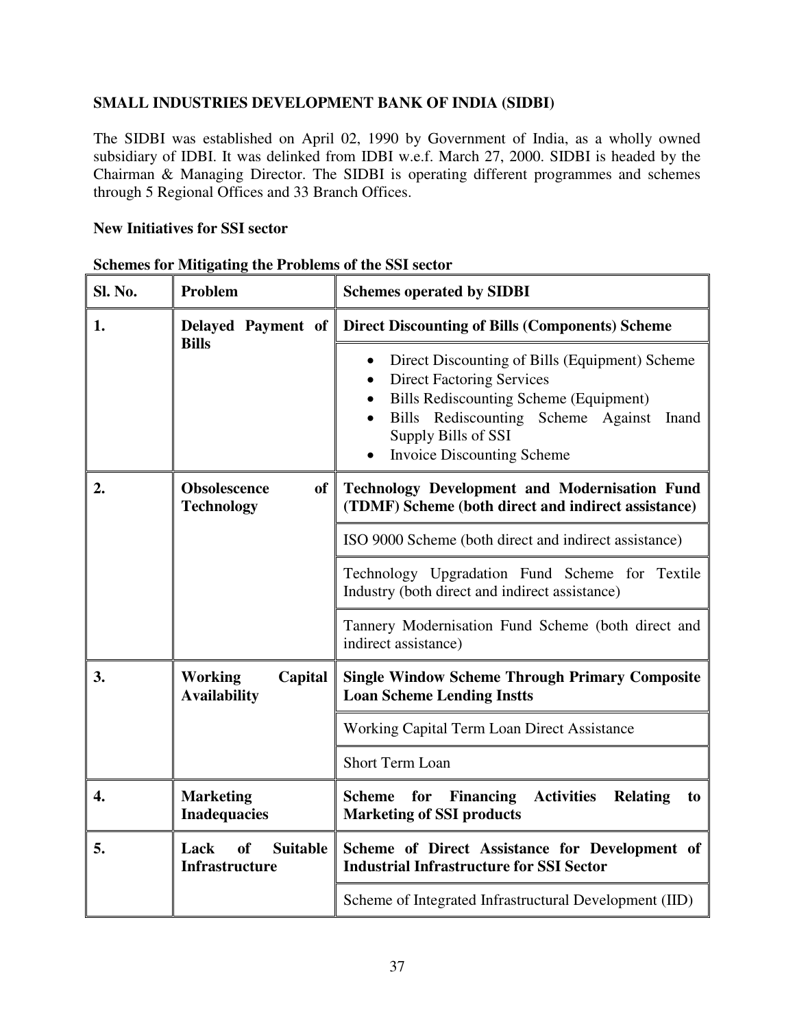## SMALL INDUSTRIES DEVELOPMENT BANK OF INDIA (SIDBI)

The SIDBI was established on April 02, 1990 by Government of India, as a wholly owned subsidiary of IDBI. It was delinked from IDBI w.e.f. March 27, 2000. SIDBI is headed by the Chairman & Managing Director. The SIDBI is operating different programmes and schemes through 5 Regional Offices and 33 Branch Offices.

**New Initiatives for SSI sector**

**Schemes for Mitigating the Problems of the SSI sector**

| Sl. No. | Problem | Schemes operated by SIDBI |
|---|---|---|
| **1.** | **Delayed Payment of Bills** | **Direct Discounting of Bills (Components) Scheme** |
| | | • Direct Discounting of Bills (Equipment) Scheme<br>• Direct Factoring Services<br>• Bills Rediscounting Scheme (Equipment)<br>• Bills Rediscounting Scheme Against Inand Supply Bills of SSI<br>• Invoice Discounting Scheme |
| **2.** | **Obsolescence of Technology** | **Technology Development and Modernisation Fund (TDMF) Scheme (both direct and indirect assistance)** |
| | | ISO 9000 Scheme (both direct and indirect assistance) |
| | | Technology Upgradation Fund Scheme for Textile Industry (both direct and indirect assistance) |
| | | Tannery Modernisation Fund Scheme (both direct and indirect assistance) |
| **3.** | **Working Capital Availability** | **Single Window Scheme Through Primary Composite Loan Scheme Lending Instts** |
| | | Working Capital Term Loan Direct Assistance |
| | | Short Term Loan |
| **4.** | **Marketing Inadequacies** | **Scheme for Financing Activities Relating to Marketing of SSI products** |
| **5.** | **Lack of Suitable Infrastructure** | **Scheme of Direct Assistance for Development of Industrial Infrastructure for SSI Sector** |
| | | Scheme of Integrated Infrastructural Development (IID) |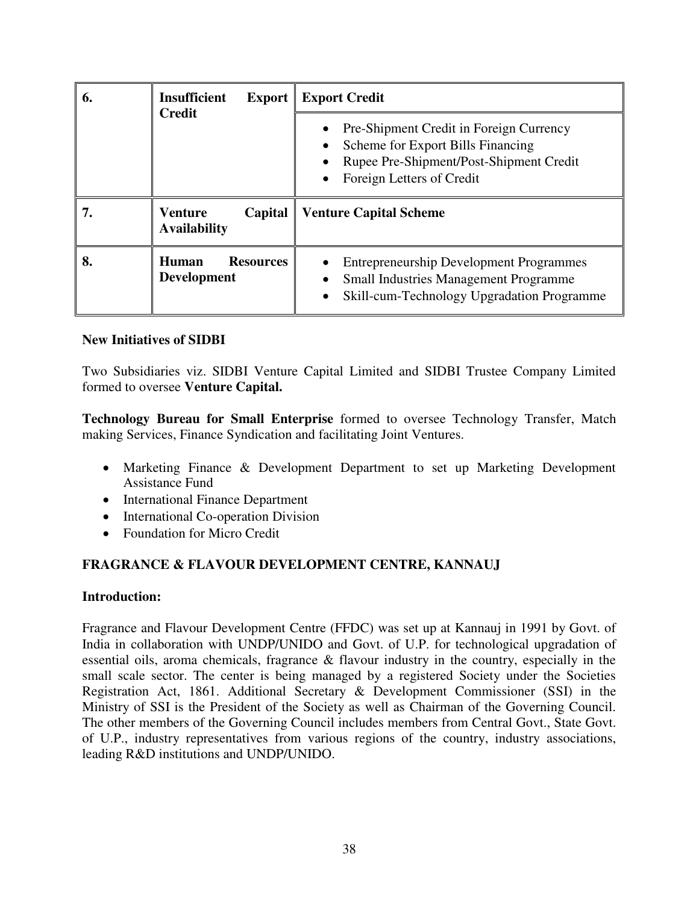| 6. | **Insufficient Export Credit** | **Export Credit**<br>• Pre-Shipment Credit in Foreign Currency<br>• Scheme for Export Bills Financing<br>• Rupee Pre-Shipment/Post-Shipment Credit<br>• Foreign Letters of Credit |
|---|---|---|
| 7. | **Venture Capital Availability** | **Venture Capital Scheme** |
| 8. | **Human Resources Development** | • Entrepreneurship Development Programmes<br>• Small Industries Management Programme<br>• Skill-cum-Technology Upgradation Programme |

**New Initiatives of SIDBI**

Two Subsidiaries viz. SIDBI Venture Capital Limited and SIDBI Trustee Company Limited formed to oversee **Venture Capital.**

**Technology Bureau for Small Enterprise** formed to oversee Technology Transfer, Match making Services, Finance Syndication and facilitating Joint Ventures.

- Marketing Finance & Development Department to set up Marketing Development Assistance Fund
- International Finance Department
- International Co-operation Division
- Foundation for Micro Credit

## FRAGRANCE & FLAVOUR DEVELOPMENT CENTRE, KANNAUJ

**Introduction:**

Fragrance and Flavour Development Centre (FFDC) was set up at Kannauj in 1991 by Govt. of India in collaboration with UNDP/UNIDO and Govt. of U.P. for technological upgradation of essential oils, aroma chemicals, fragrance & flavour industry in the country, especially in the small scale sector. The center is being managed by a registered Society under the Societies Registration Act, 1861. Additional Secretary & Development Commissioner (SSI) in the Ministry of SSI is the President of the Society as well as Chairman of the Governing Council. The other members of the Governing Council includes members from Central Govt., State Govt. of U.P., industry representatives from various regions of the country, industry associations, leading R&D institutions and UNDP/UNIDO.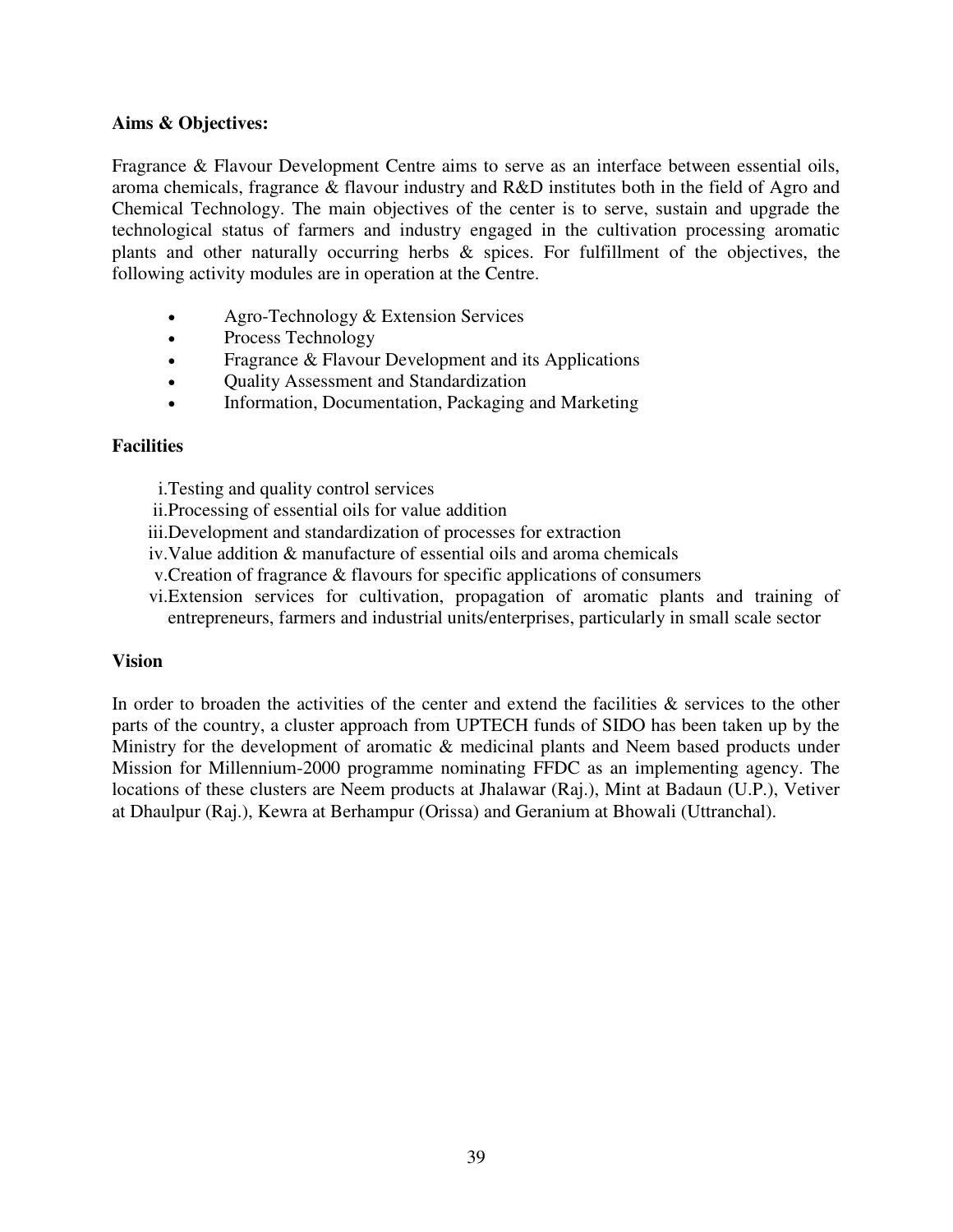**Aims & Objectives:**

Fragrance & Flavour Development Centre aims to serve as an interface between essential oils, aroma chemicals, fragrance & flavour industry and R&D institutes both in the field of Agro and Chemical Technology. The main objectives of the center is to serve, sustain and upgrade the technological status of farmers and industry engaged in the cultivation processing aromatic plants and other naturally occurring herbs & spices. For fulfillment of the objectives, the following activity modules are in operation at the Centre.

- Agro-Technology & Extension Services
- Process Technology
- Fragrance & Flavour Development and its Applications
- Quality Assessment and Standardization
- Information, Documentation, Packaging and Marketing

**Facilities**

i. Testing and quality control services
ii. Processing of essential oils for value addition
iii. Development and standardization of processes for extraction
iv. Value addition & manufacture of essential oils and aroma chemicals
v. Creation of fragrance & flavours for specific applications of consumers
vi. Extension services for cultivation, propagation of aromatic plants and training of entrepreneurs, farmers and industrial units/enterprises, particularly in small scale sector

**Vision**

In order to broaden the activities of the center and extend the facilities & services to the other parts of the country, a cluster approach from UPTECH funds of SIDO has been taken up by the Ministry for the development of aromatic & medicinal plants and Neem based products under Mission for Millennium-2000 programme nominating FFDC as an implementing agency. The locations of these clusters are Neem products at Jhalawar (Raj.), Mint at Badaun (U.P.), Vetiver at Dhaulpur (Raj.), Kewra at Berhampur (Orissa) and Geranium at Bhowali (Uttranchal).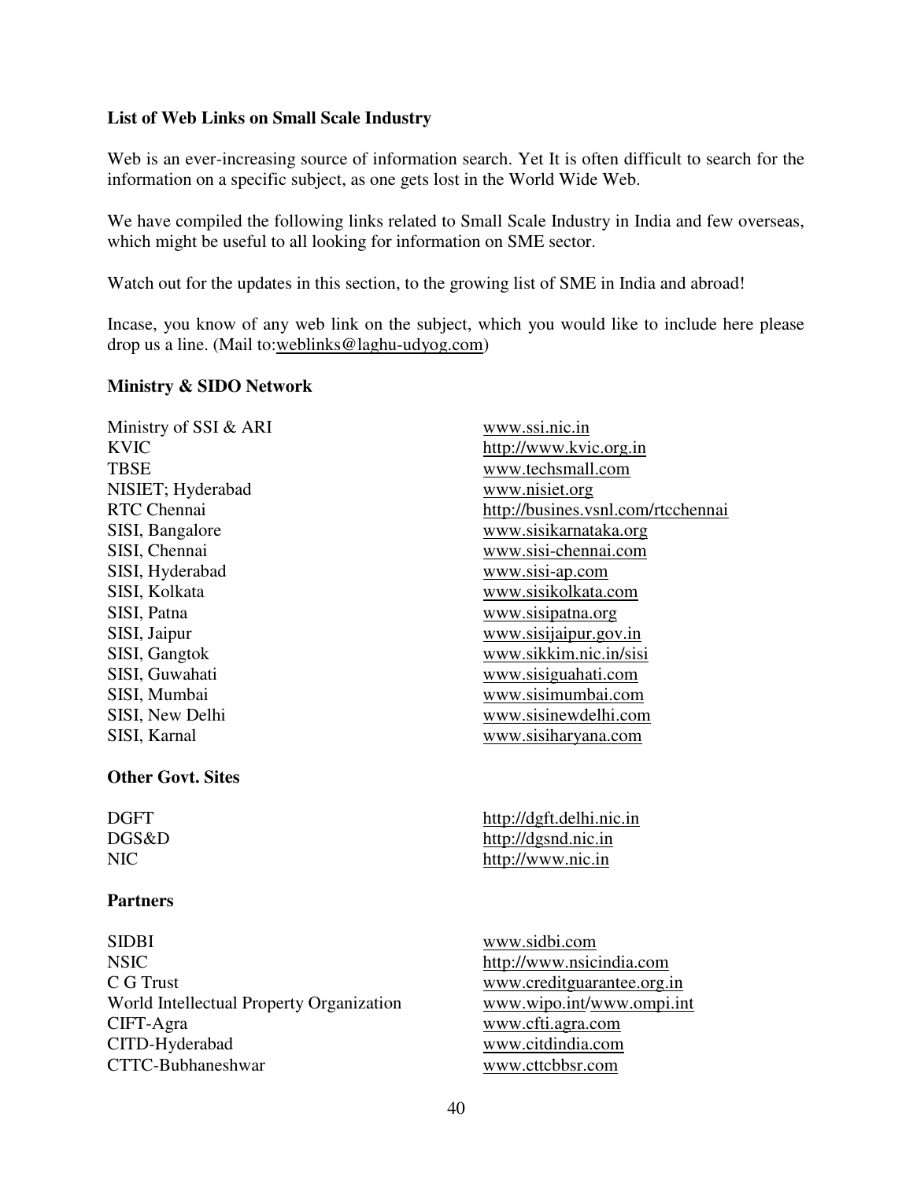## List of Web Links on Small Scale Industry

Web is an ever-increasing source of information search. Yet It is often difficult to search for the information on a specific subject, as one gets lost in the World Wide Web.

We have compiled the following links related to Small Scale Industry in India and few overseas, which might be useful to all looking for information on SME sector.

Watch out for the updates in this section, to the growing list of SME in India and abroad!

Incase, you know of any web link on the subject, which you would like to include here please drop us a line. (Mail to:weblinks@laghu-udyog.com)

### Ministry & SIDO Network

| | |
|---|---|
| Ministry of SSI & ARI | www.ssi.nic.in |
| KVIC | http://www.kvic.org.in |
| TBSE | www.techsmall.com |
| NISIET; Hyderabad | www.nisiet.org |
| RTC Chennai | http://busines.vsnl.com/rtcchennai |
| SISI, Bangalore | www.sisikarnataka.org |
| SISI, Chennai | www.sisi-chennai.com |
| SISI, Hyderabad | www.sisi-ap.com |
| SISI, Kolkata | www.sisikolkata.com |
| SISI, Patna | www.sisipatna.org |
| SISI, Jaipur | www.sisijaipur.gov.in |
| SISI, Gangtok | www.sikkim.nic.in/sisi |
| SISI, Guwahati | www.sisiguahati.com |
| SISI, Mumbai | www.sisimumbai.com |
| SISI, New Delhi | www.sisinewdelhi.com |
| SISI, Karnal | www.sisiharyana.com |

### Other Govt. Sites

| | |
|---|---|
| DGFT | http://dgft.delhi.nic.in |
| DGS&D | http://dgsnd.nic.in |
| NIC | http://www.nic.in |

### Partners

| | |
|---|---|
| SIDBI | www.sidbi.com |
| NSIC | http://www.nsicindia.com |
| C G Trust | www.creditguarantee.org.in |
| World Intellectual Property Organization | www.wipo.int/www.ompi.int |
| CIFT-Agra | www.cfti.agra.com |
| CITD-Hyderabad | www.citdindia.com |
| CTTC-Bubhaneshwar | www.cttcbbsr.com |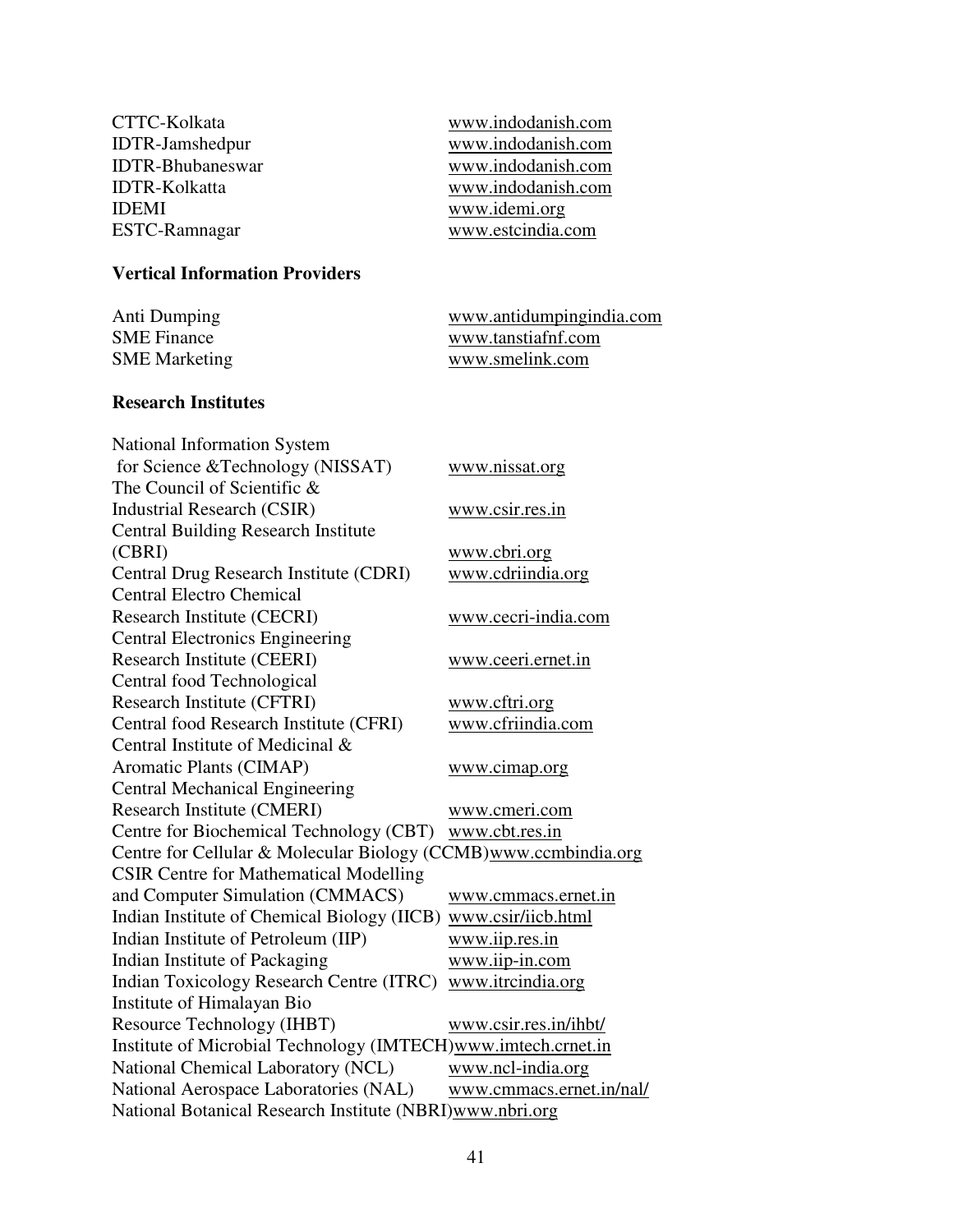| | |
|---|---|
| CTTC-Kolkata | www.indodanish.com |
| IDTR-Jamshedpur | www.indodanish.com |
| IDTR-Bhubaneswar | www.indodanish.com |
| IDTR-Kolkatta | www.indodanish.com |
| IDEMI | www.idemi.org |
| ESTC-Ramnagar | www.estcindia.com |

**Vertical Information Providers**

| | |
|---|---|
| Anti Dumping | www.antidumpingindia.com |
| SME Finance | www.tanstiafnf.com |
| SME Marketing | www.smelink.com |

**Research Institutes**

| | |
|---|---|
| National Information System for Science &Technology (NISSAT) | www.nissat.org |
| The Council of Scientific & Industrial Research (CSIR) | www.csir.res.in |
| Central Building Research Institute (CBRI) | www.cbri.org |
| Central Drug Research Institute (CDRI) | www.cdriindia.org |
| Central Electro Chemical Research Institute (CECRI) | www.cecri-india.com |
| Central Electronics Engineering Research Institute (CEERI) | www.ceeri.ernet.in |
| Central food Technological Research Institute (CFTRI) | www.cftri.org |
| Central food Research Institute (CFRI) | www.cfriindia.com |
| Central Institute of Medicinal & Aromatic Plants (CIMAP) | www.cimap.org |
| Central Mechanical Engineering Research Institute (CMERI) | www.cmeri.com |
| Centre for Biochemical Technology (CBT) | www.cbt.res.in |
| Centre for Cellular & Molecular Biology (CCMB) | www.ccmbindia.org |
| CSIR Centre for Mathematical Modelling and Computer Simulation (CMMACS) | www.cmmacs.ernet.in |
| Indian Institute of Chemical Biology (IICB) | www.csir/iicb.html |
| Indian Institute of Petroleum (IIP) | www.iip.res.in |
| Indian Institute of Packaging | www.iip-in.com |
| Indian Toxicology Research Centre (ITRC) | www.itrcindia.org |
| Institute of Himalayan Bio Resource Technology (IHBT) | www.csir.res.in/ihbt/ |
| Institute of Microbial Technology (IMTECH) | www.imtech.crnet.in |
| National Chemical Laboratory (NCL) | www.ncl-india.org |
| National Aerospace Laboratories (NAL) | www.cmmacs.ernet.in/nal/ |
| National Botanical Research Institute (NBRI) | www.nbri.org |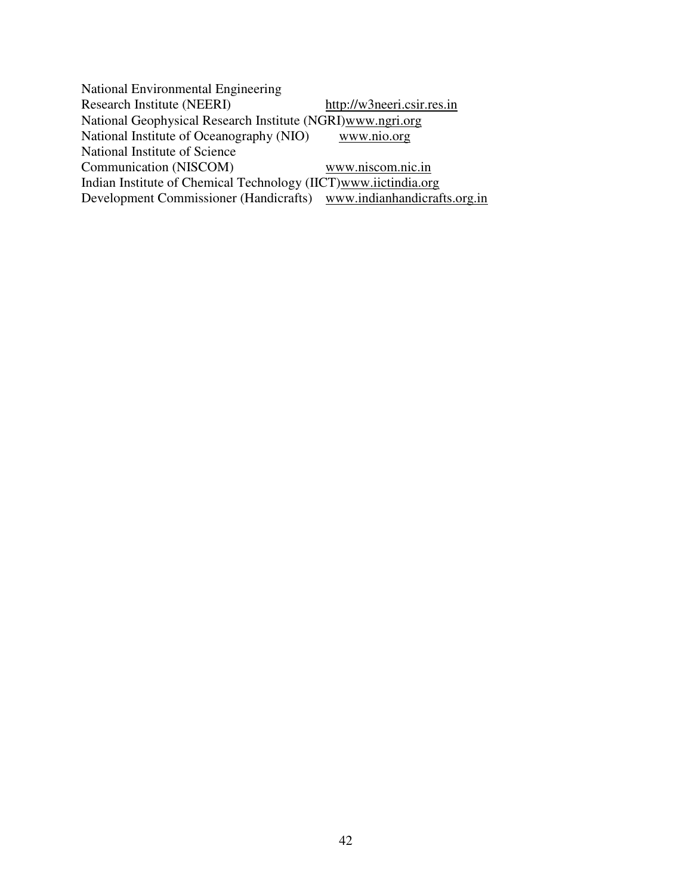| | |
|---|---|
| National Environmental Engineering Research Institute (NEERI) | http://w3neeri.csir.res.in |
| National Geophysical Research Institute (NGRI) | www.ngri.org |
| National Institute of Oceanography (NIO) | www.nio.org |
| National Institute of Science Communication (NISCOM) | www.niscom.nic.in |
| Indian Institute of Chemical Technology (IICT) | www.iictindia.org |
| Development Commissioner (Handicrafts) | www.indianhandicrafts.org.in |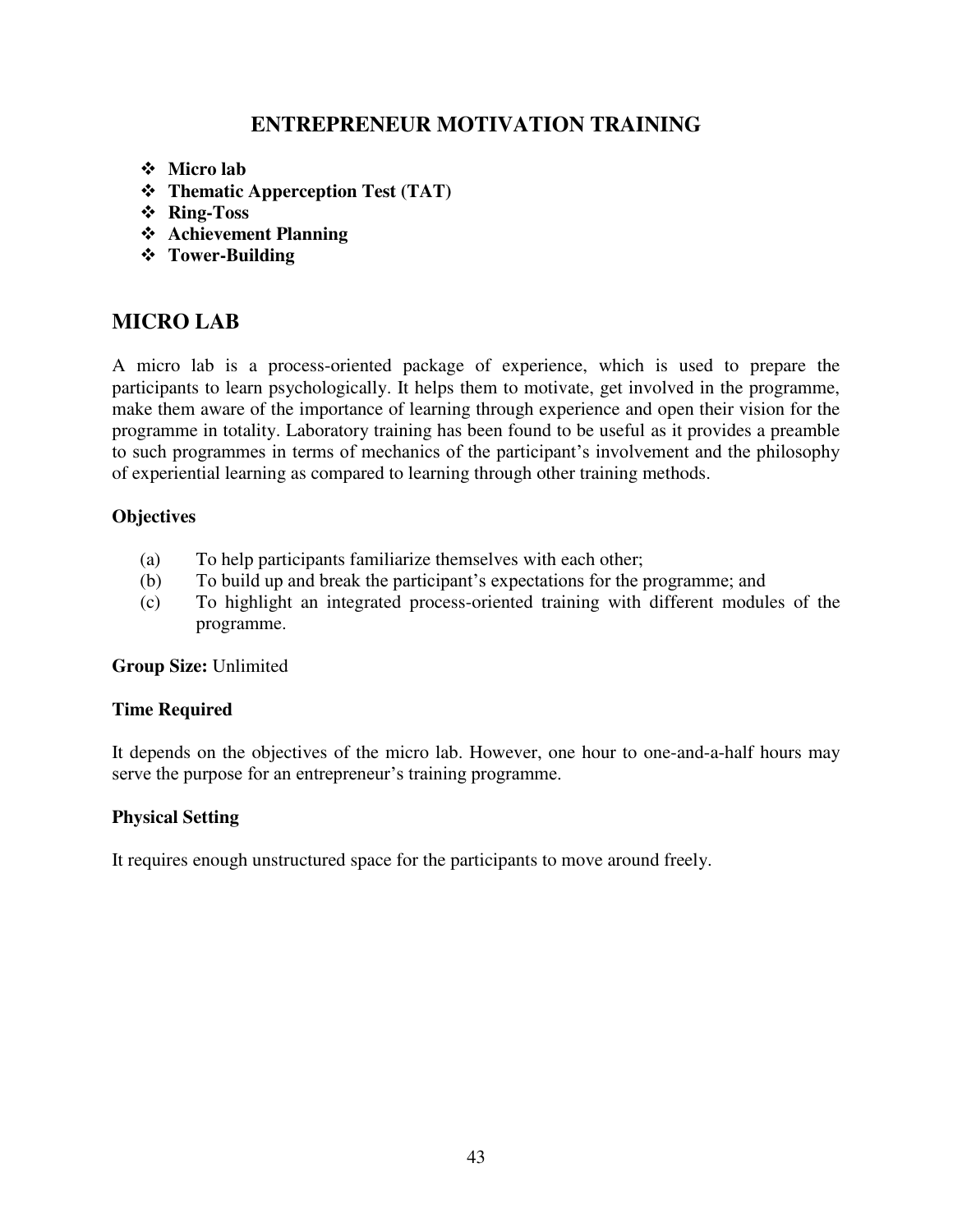# ENTREPRENEUR MOTIVATION TRAINING

- **Micro lab**
- **Thematic Apperception Test (TAT)**
- **Ring-Toss**
- **Achievement Planning**
- **Tower-Building**

## MICRO LAB

A micro lab is a process-oriented package of experience, which is used to prepare the participants to learn psychologically. It helps them to motivate, get involved in the programme, make them aware of the importance of learning through experience and open their vision for the programme in totality. Laboratory training has been found to be useful as it provides a preamble to such programmes in terms of mechanics of the participant's involvement and the philosophy of experiential learning as compared to learning through other training methods.

### Objectives

(a) To help participants familiarize themselves with each other;

(b) To build up and break the participant's expectations for the programme; and

(c) To highlight an integrated process-oriented training with different modules of the programme.

**Group Size:** Unlimited

### Time Required

It depends on the objectives of the micro lab. However, one hour to one-and-a-half hours may serve the purpose for an entrepreneur's training programme.

### Physical Setting

It requires enough unstructured space for the participants to move around freely.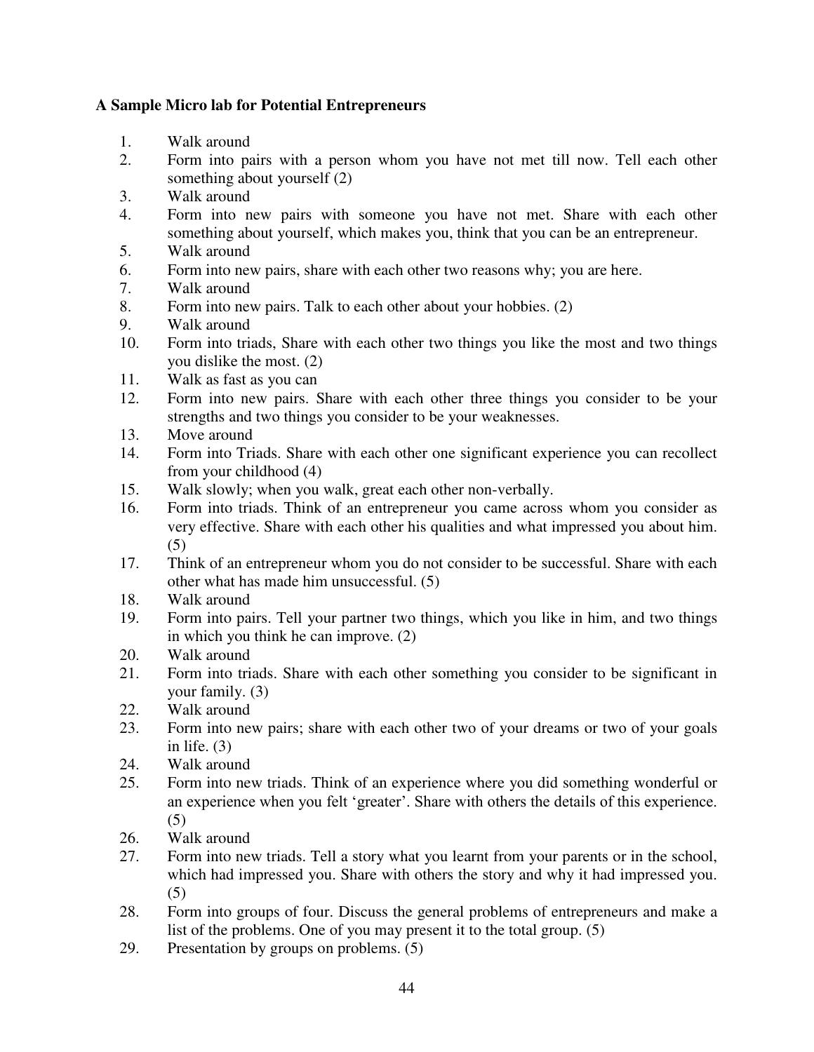**A Sample Micro lab for Potential Entrepreneurs**

1. Walk around
2. Form into pairs with a person whom you have not met till now. Tell each other something about yourself (2)
3. Walk around
4. Form into new pairs with someone you have not met. Share with each other something about yourself, which makes you, think that you can be an entrepreneur.
5. Walk around
6. Form into new pairs, share with each other two reasons why; you are here.
7. Walk around
8. Form into new pairs. Talk to each other about your hobbies. (2)
9. Walk around
10. Form into triads, Share with each other two things you like the most and two things you dislike the most. (2)
11. Walk as fast as you can
12. Form into new pairs. Share with each other three things you consider to be your strengths and two things you consider to be your weaknesses.
13. Move around
14. Form into Triads. Share with each other one significant experience you can recollect from your childhood (4)
15. Walk slowly; when you walk, great each other non-verbally.
16. Form into triads. Think of an entrepreneur you came across whom you consider as very effective. Share with each other his qualities and what impressed you about him. (5)
17. Think of an entrepreneur whom you do not consider to be successful. Share with each other what has made him unsuccessful. (5)
18. Walk around
19. Form into pairs. Tell your partner two things, which you like in him, and two things in which you think he can improve. (2)
20. Walk around
21. Form into triads. Share with each other something you consider to be significant in your family. (3)
22. Walk around
23. Form into new pairs; share with each other two of your dreams or two of your goals in life. (3)
24. Walk around
25. Form into new triads. Think of an experience where you did something wonderful or an experience when you felt 'greater'. Share with others the details of this experience. (5)
26. Walk around
27. Form into new triads. Tell a story what you learnt from your parents or in the school, which had impressed you. Share with others the story and why it had impressed you. (5)
28. Form into groups of four. Discuss the general problems of entrepreneurs and make a list of the problems. One of you may present it to the total group. (5)
29. Presentation by groups on problems. (5)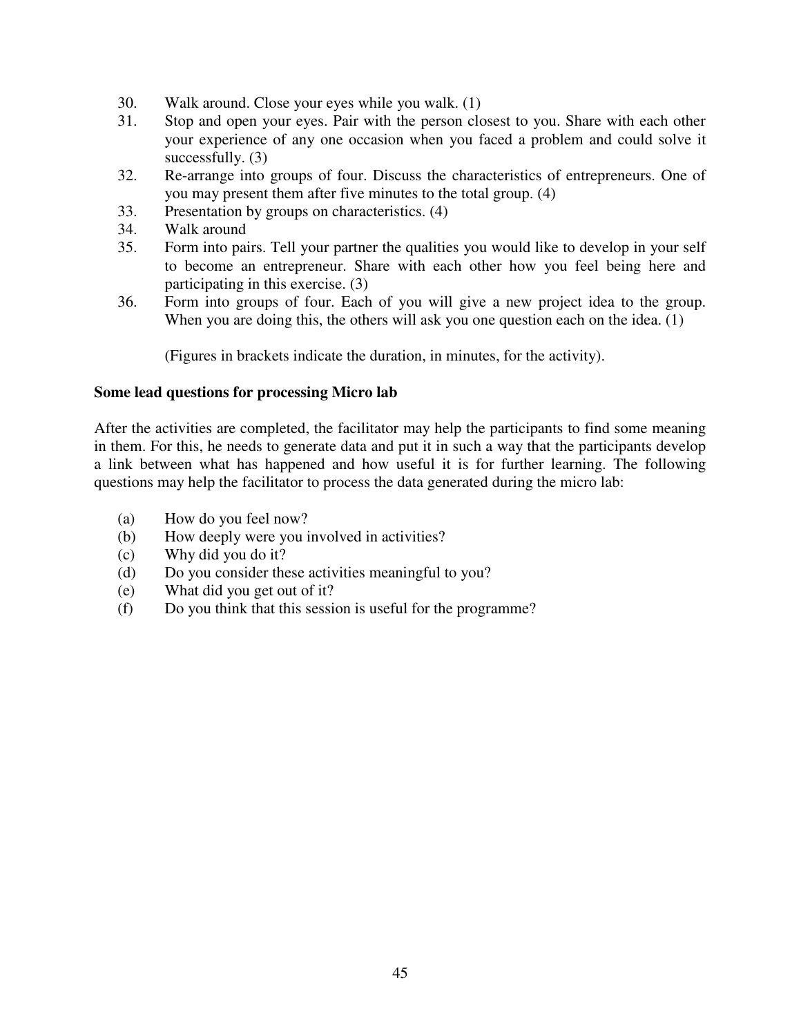30. Walk around. Close your eyes while you walk. (1)
31. Stop and open your eyes. Pair with the person closest to you. Share with each other your experience of any one occasion when you faced a problem and could solve it successfully. (3)
32. Re-arrange into groups of four. Discuss the characteristics of entrepreneurs. One of you may present them after five minutes to the total group. (4)
33. Presentation by groups on characteristics. (4)
34. Walk around
35. Form into pairs. Tell your partner the qualities you would like to develop in your self to become an entrepreneur. Share with each other how you feel being here and participating in this exercise. (3)
36. Form into groups of four. Each of you will give a new project idea to the group. When you are doing this, the others will ask you one question each on the idea. (1)

(Figures in brackets indicate the duration, in minutes, for the activity).

**Some lead questions for processing Micro lab**

After the activities are completed, the facilitator may help the participants to find some meaning in them. For this, he needs to generate data and put it in such a way that the participants develop a link between what has happened and how useful it is for further learning. The following questions may help the facilitator to process the data generated during the micro lab:

(a) How do you feel now?
(b) How deeply were you involved in activities?
(c) Why did you do it?
(d) Do you consider these activities meaningful to you?
(e) What did you get out of it?
(f) Do you think that this session is useful for the programme?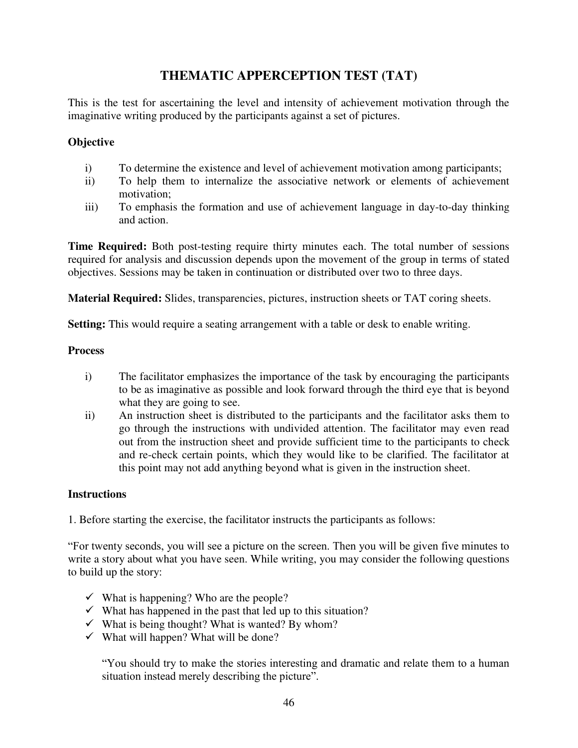# THEMATIC APPERCEPTION TEST (TAT)

This is the test for ascertaining the level and intensity of achievement motivation through the imaginative writing produced by the participants against a set of pictures.

**Objective**

i) To determine the existence and level of achievement motivation among participants;
ii) To help them to internalize the associative network or elements of achievement motivation;
iii) To emphasis the formation and use of achievement language in day-to-day thinking and action.

**Time Required:** Both post-testing require thirty minutes each. The total number of sessions required for analysis and discussion depends upon the movement of the group in terms of stated objectives. Sessions may be taken in continuation or distributed over two to three days.

**Material Required:** Slides, transparencies, pictures, instruction sheets or TAT coring sheets.

**Setting:** This would require a seating arrangement with a table or desk to enable writing.

**Process**

i) The facilitator emphasizes the importance of the task by encouraging the participants to be as imaginative as possible and look forward through the third eye that is beyond what they are going to see.
ii) An instruction sheet is distributed to the participants and the facilitator asks them to go through the instructions with undivided attention. The facilitator may even read out from the instruction sheet and provide sufficient time to the participants to check and re-check certain points, which they would like to be clarified. The facilitator at this point may not add anything beyond what is given in the instruction sheet.

**Instructions**

1. Before starting the exercise, the facilitator instructs the participants as follows:

"For twenty seconds, you will see a picture on the screen. Then you will be given five minutes to write a story about what you have seen. While writing, you may consider the following questions to build up the story:

- ✓ What is happening? Who are the people?
- ✓ What has happened in the past that led up to this situation?
- ✓ What is being thought? What is wanted? By whom?
- ✓ What will happen? What will be done?

"You should try to make the stories interesting and dramatic and relate them to a human situation instead merely describing the picture".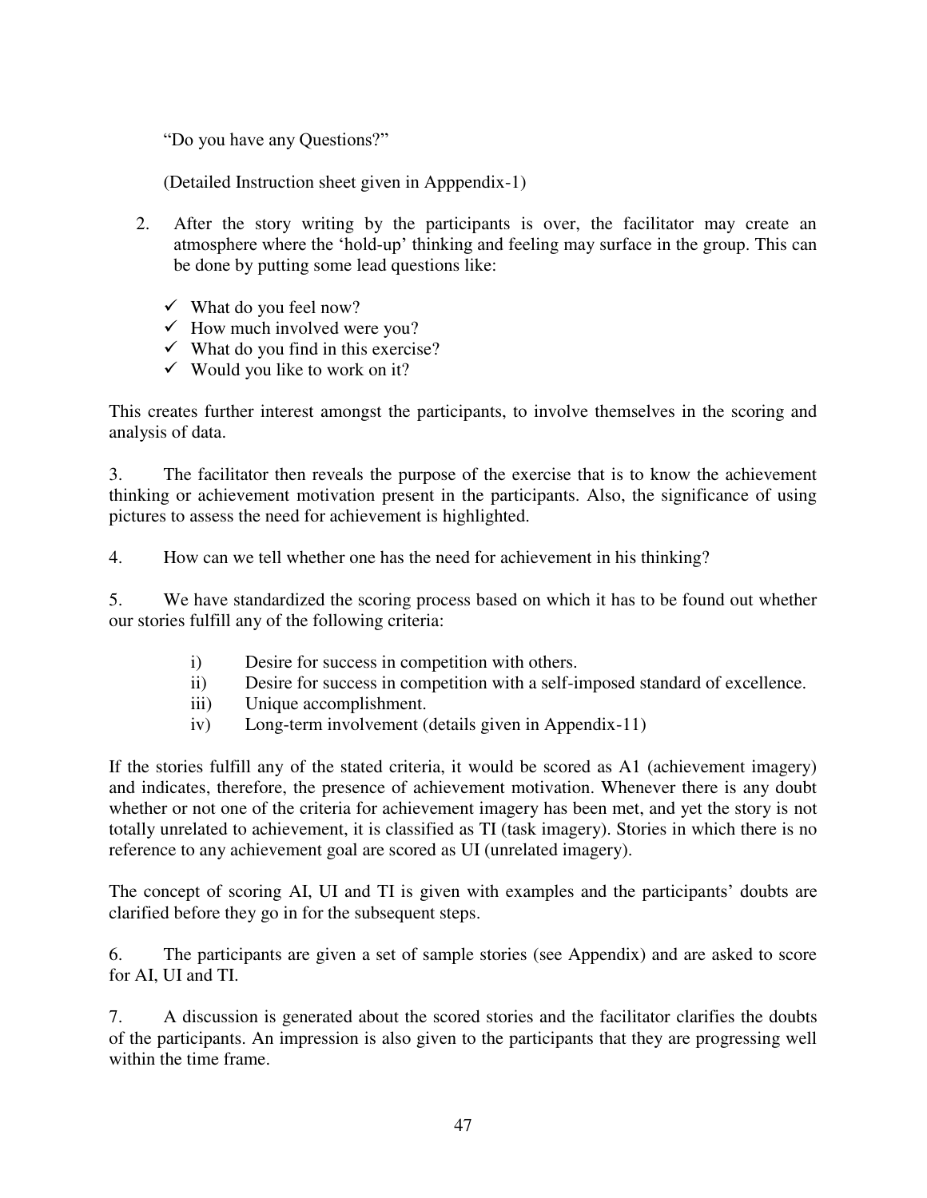"Do you have any Questions?"

(Detailed Instruction sheet given in Apppendix-1)

2. After the story writing by the participants is over, the facilitator may create an atmosphere where the 'hold-up' thinking and feeling may surface in the group. This can be done by putting some lead questions like:

   - ✓ What do you feel now?
   - ✓ How much involved were you?
   - ✓ What do you find in this exercise?
   - ✓ Would you like to work on it?

This creates further interest amongst the participants, to involve themselves in the scoring and analysis of data.

3. The facilitator then reveals the purpose of the exercise that is to know the achievement thinking or achievement motivation present in the participants. Also, the significance of using pictures to assess the need for achievement is highlighted.

4. How can we tell whether one has the need for achievement in his thinking?

5. We have standardized the scoring process based on which it has to be found out whether our stories fulfill any of the following criteria:

   i) Desire for success in competition with others.
   ii) Desire for success in competition with a self-imposed standard of excellence.
   iii) Unique accomplishment.
   iv) Long-term involvement (details given in Appendix-11)

If the stories fulfill any of the stated criteria, it would be scored as A1 (achievement imagery) and indicates, therefore, the presence of achievement motivation. Whenever there is any doubt whether or not one of the criteria for achievement imagery has been met, and yet the story is not totally unrelated to achievement, it is classified as TI (task imagery). Stories in which there is no reference to any achievement goal are scored as UI (unrelated imagery).

The concept of scoring AI, UI and TI is given with examples and the participants' doubts are clarified before they go in for the subsequent steps.

6. The participants are given a set of sample stories (see Appendix) and are asked to score for AI, UI and TI.

7. A discussion is generated about the scored stories and the facilitator clarifies the doubts of the participants. An impression is also given to the participants that they are progressing well within the time frame.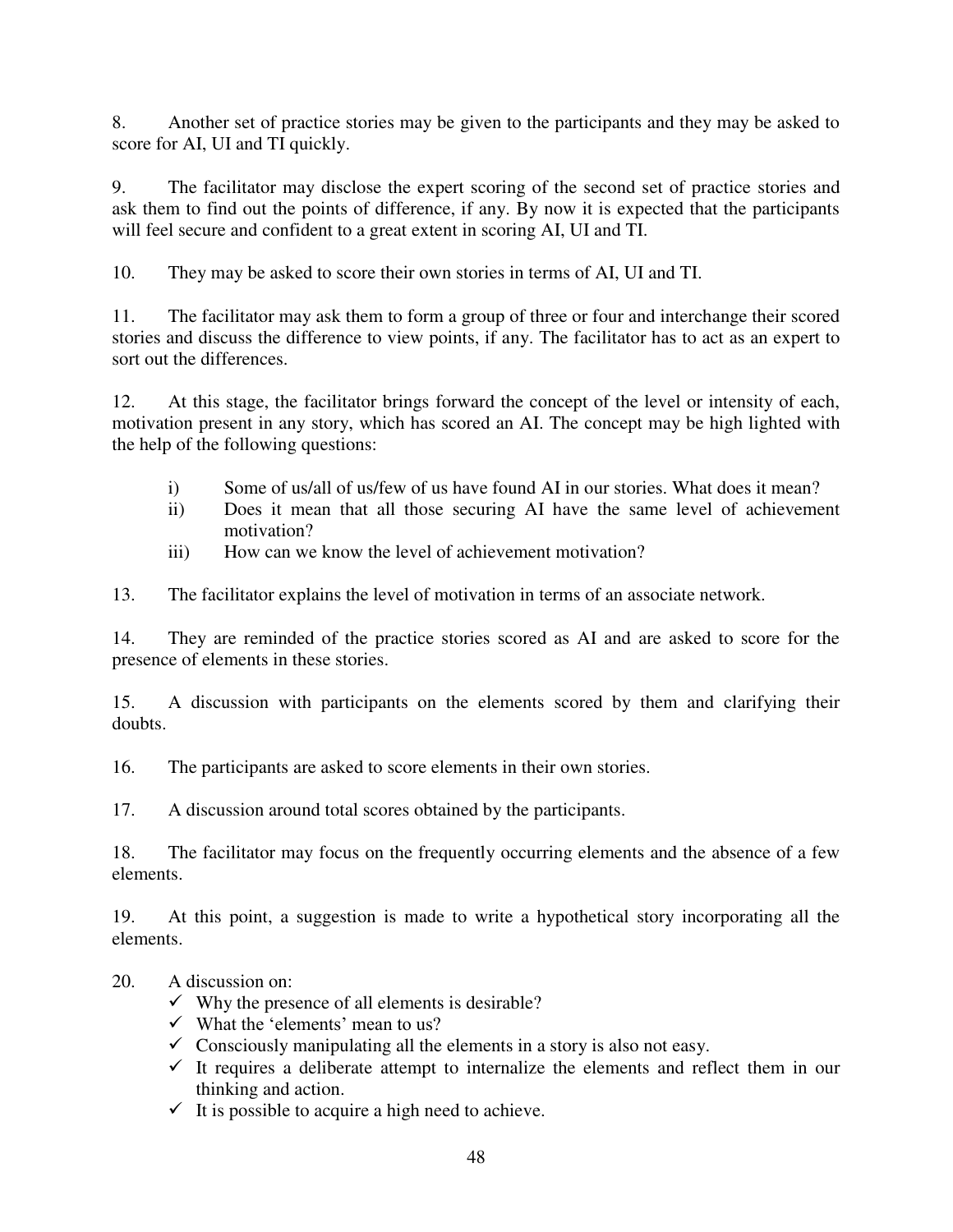8. Another set of practice stories may be given to the participants and they may be asked to score for AI, UI and TI quickly.

9. The facilitator may disclose the expert scoring of the second set of practice stories and ask them to find out the points of difference, if any. By now it is expected that the participants will feel secure and confident to a great extent in scoring AI, UI and TI.

10. They may be asked to score their own stories in terms of AI, UI and TI.

11. The facilitator may ask them to form a group of three or four and interchange their scored stories and discuss the difference to view points, if any. The facilitator has to act as an expert to sort out the differences.

12. At this stage, the facilitator brings forward the concept of the level or intensity of each, motivation present in any story, which has scored an AI. The concept may be high lighted with the help of the following questions:

   i) Some of us/all of us/few of us have found AI in our stories. What does it mean?
   ii) Does it mean that all those securing AI have the same level of achievement motivation?
   iii) How can we know the level of achievement motivation?

13. The facilitator explains the level of motivation in terms of an associate network.

14. They are reminded of the practice stories scored as AI and are asked to score for the presence of elements in these stories.

15. A discussion with participants on the elements scored by them and clarifying their doubts.

16. The participants are asked to score elements in their own stories.

17. A discussion around total scores obtained by the participants.

18. The facilitator may focus on the frequently occurring elements and the absence of a few elements.

19. At this point, a suggestion is made to write a hypothetical story incorporating all the elements.

20. A discussion on:
   - ✓ Why the presence of all elements is desirable?
   - ✓ What the 'elements' mean to us?
   - ✓ Consciously manipulating all the elements in a story is also not easy.
   - ✓ It requires a deliberate attempt to internalize the elements and reflect them in our thinking and action.
   - ✓ It is possible to acquire a high need to achieve.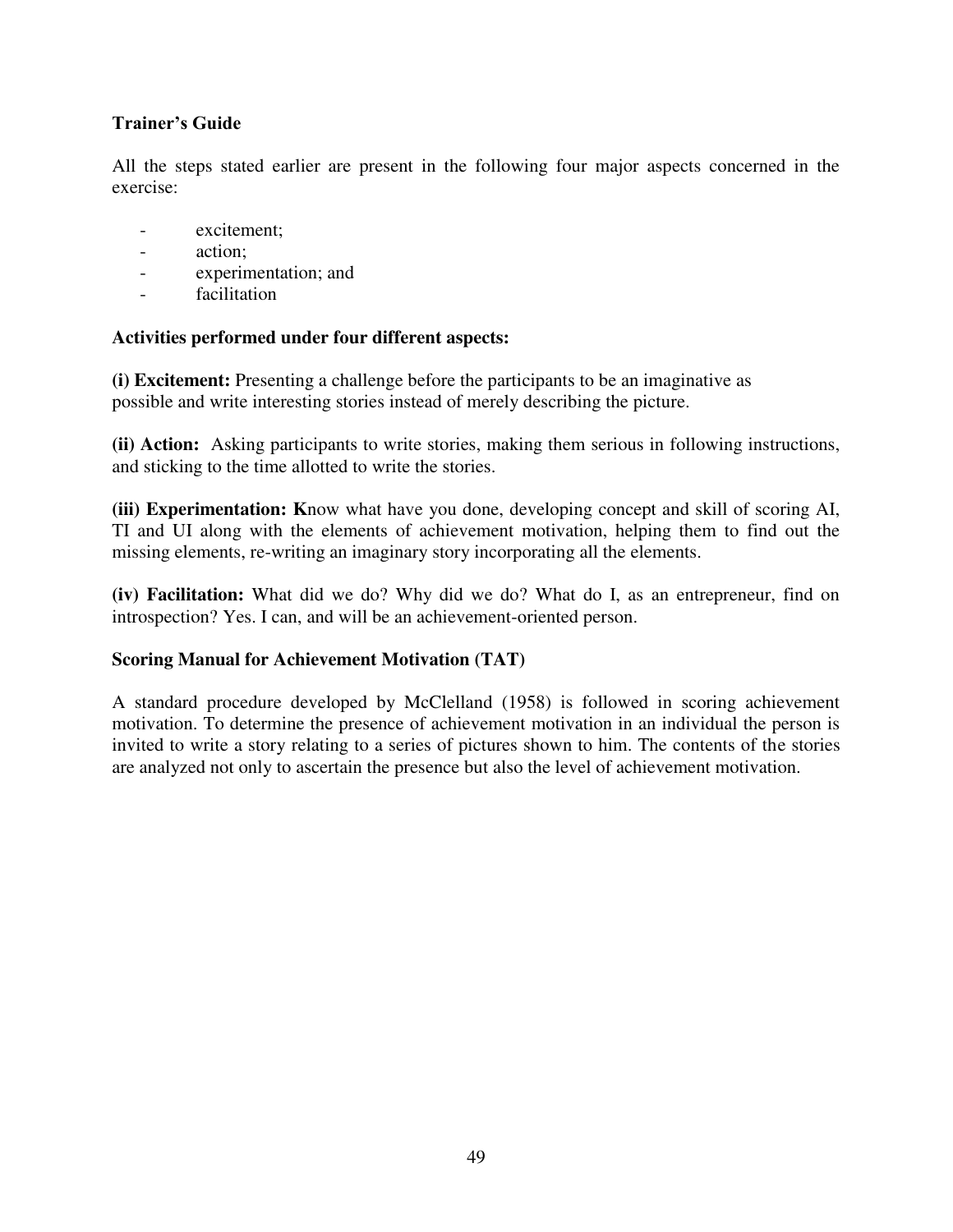**Trainer's Guide**

All the steps stated earlier are present in the following four major aspects concerned in the exercise:

- excitement;
- action;
- experimentation; and
- facilitation

**Activities performed under four different aspects:**

**(i) Excitement:** Presenting a challenge before the participants to be an imaginative as possible and write interesting stories instead of merely describing the picture.

**(ii) Action:** Asking participants to write stories, making them serious in following instructions, and sticking to the time allotted to write the stories.

**(iii) Experimentation: K**now what have you done, developing concept and skill of scoring AI, TI and UI along with the elements of achievement motivation, helping them to find out the missing elements, re-writing an imaginary story incorporating all the elements.

**(iv) Facilitation:** What did we do? Why did we do? What do I, as an entrepreneur, find on introspection? Yes. I can, and will be an achievement-oriented person.

**Scoring Manual for Achievement Motivation (TAT)**

A standard procedure developed by McClelland (1958) is followed in scoring achievement motivation. To determine the presence of achievement motivation in an individual the person is invited to write a story relating to a series of pictures shown to him. The contents of the stories are analyzed not only to ascertain the presence but also the level of achievement motivation.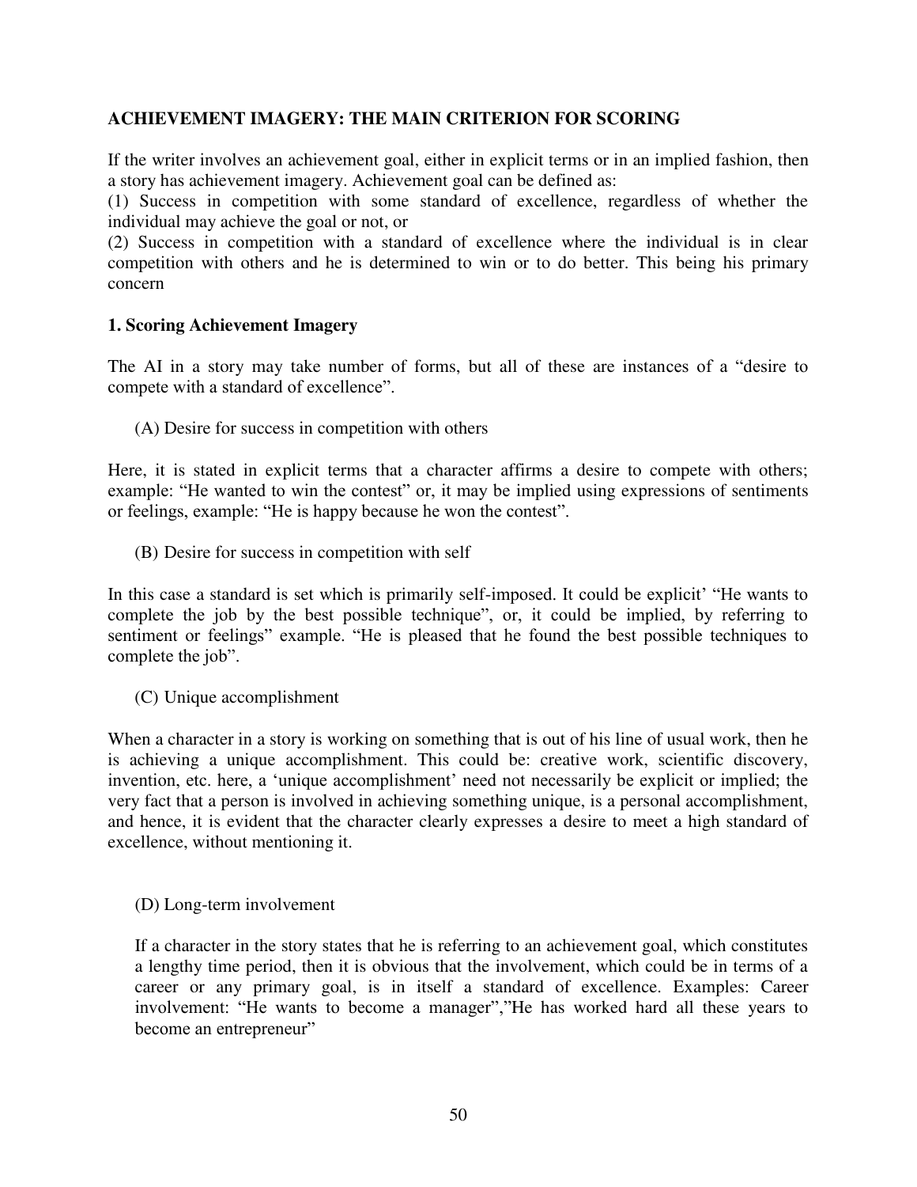**ACHIEVEMENT IMAGERY: THE MAIN CRITERION FOR SCORING**

If the writer involves an achievement goal, either in explicit terms or in an implied fashion, then a story has achievement imagery. Achievement goal can be defined as:
(1) Success in competition with some standard of excellence, regardless of whether the individual may achieve the goal or not, or
(2) Success in competition with a standard of excellence where the individual is in clear competition with others and he is determined to win or to do better. This being his primary concern

**1. Scoring Achievement Imagery**

The AI in a story may take number of forms, but all of these are instances of a "desire to compete with a standard of excellence".

(A) Desire for success in competition with others

Here, it is stated in explicit terms that a character affirms a desire to compete with others; example: "He wanted to win the contest" or, it may be implied using expressions of sentiments or feelings, example: "He is happy because he won the contest".

(B) Desire for success in competition with self

In this case a standard is set which is primarily self-imposed. It could be explicit' "He wants to complete the job by the best possible technique", or, it could be implied, by referring to sentiment or feelings" example. "He is pleased that he found the best possible techniques to complete the job".

(C) Unique accomplishment

When a character in a story is working on something that is out of his line of usual work, then he is achieving a unique accomplishment. This could be: creative work, scientific discovery, invention, etc. here, a 'unique accomplishment' need not necessarily be explicit or implied; the very fact that a person is involved in achieving something unique, is a personal accomplishment, and hence, it is evident that the character clearly expresses a desire to meet a high standard of excellence, without mentioning it.

(D) Long-term involvement

If a character in the story states that he is referring to an achievement goal, which constitutes a lengthy time period, then it is obvious that the involvement, which could be in terms of a career or any primary goal, is in itself a standard of excellence. Examples: Career involvement: "He wants to become a manager","He has worked hard all these years to become an entrepreneur"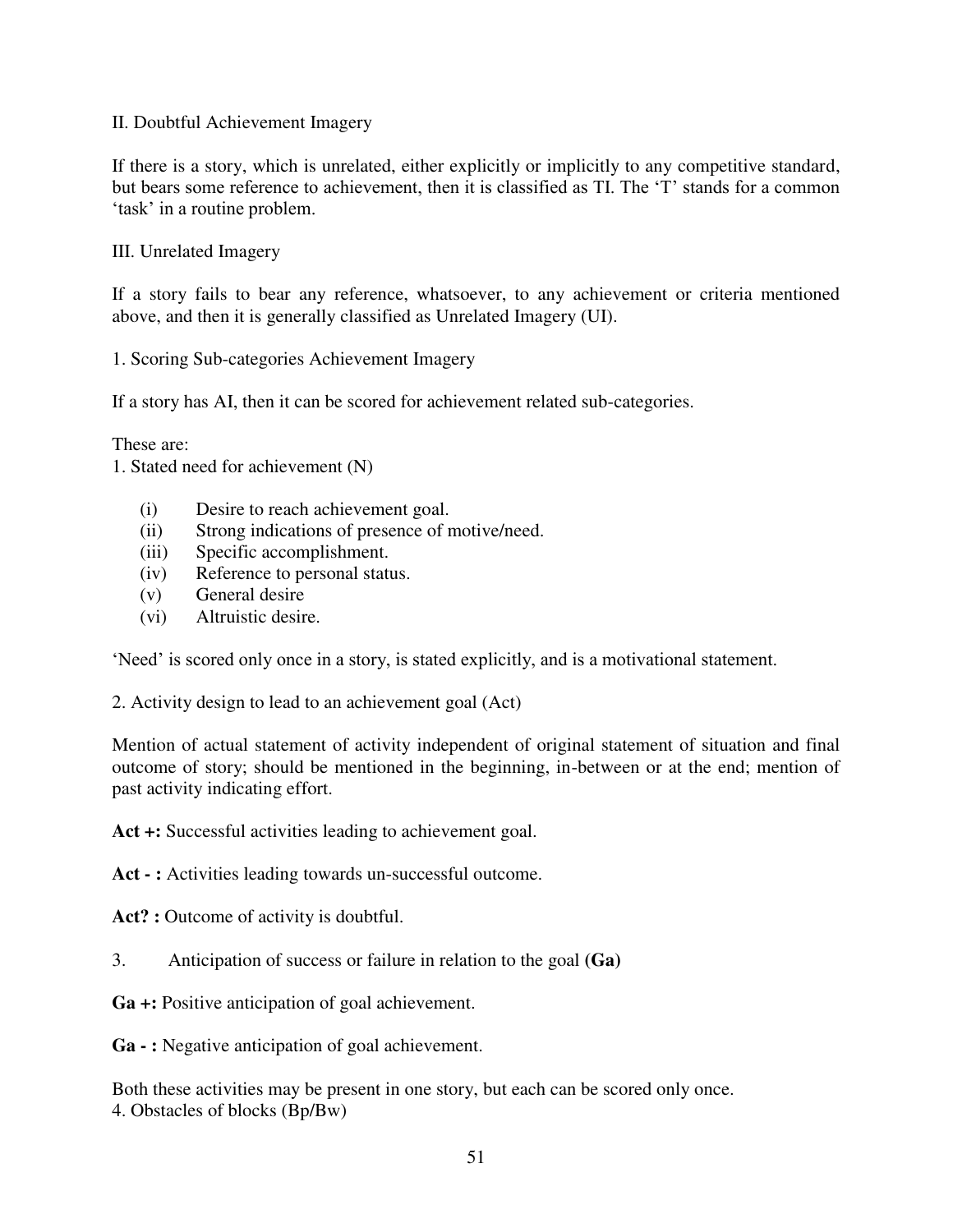II. Doubtful Achievement Imagery

If there is a story, which is unrelated, either explicitly or implicitly to any competitive standard, but bears some reference to achievement, then it is classified as TI. The 'T' stands for a common 'task' in a routine problem.

III. Unrelated Imagery

If a story fails to bear any reference, whatsoever, to any achievement or criteria mentioned above, and then it is generally classified as Unrelated Imagery (UI).

1. Scoring Sub-categories Achievement Imagery

If a story has AI, then it can be scored for achievement related sub-categories.

These are:

1. Stated need for achievement (N)

   (i) Desire to reach achievement goal.
   (ii) Strong indications of presence of motive/need.
   (iii) Specific accomplishment.
   (iv) Reference to personal status.
   (v) General desire
   (vi) Altruistic desire.

'Need' is scored only once in a story, is stated explicitly, and is a motivational statement.

2. Activity design to lead to an achievement goal (Act)

Mention of actual statement of activity independent of original statement of situation and final outcome of story; should be mentioned in the beginning, in-between or at the end; mention of past activity indicating effort.

**Act +:** Successful activities leading to achievement goal.

**Act - :** Activities leading towards un-successful outcome.

**Act? :** Outcome of activity is doubtful.

3. Anticipation of success or failure in relation to the goal **(Ga)**

**Ga +:** Positive anticipation of goal achievement.

**Ga - :** Negative anticipation of goal achievement.

Both these activities may be present in one story, but each can be scored only once.

4. Obstacles of blocks (Bp/Bw)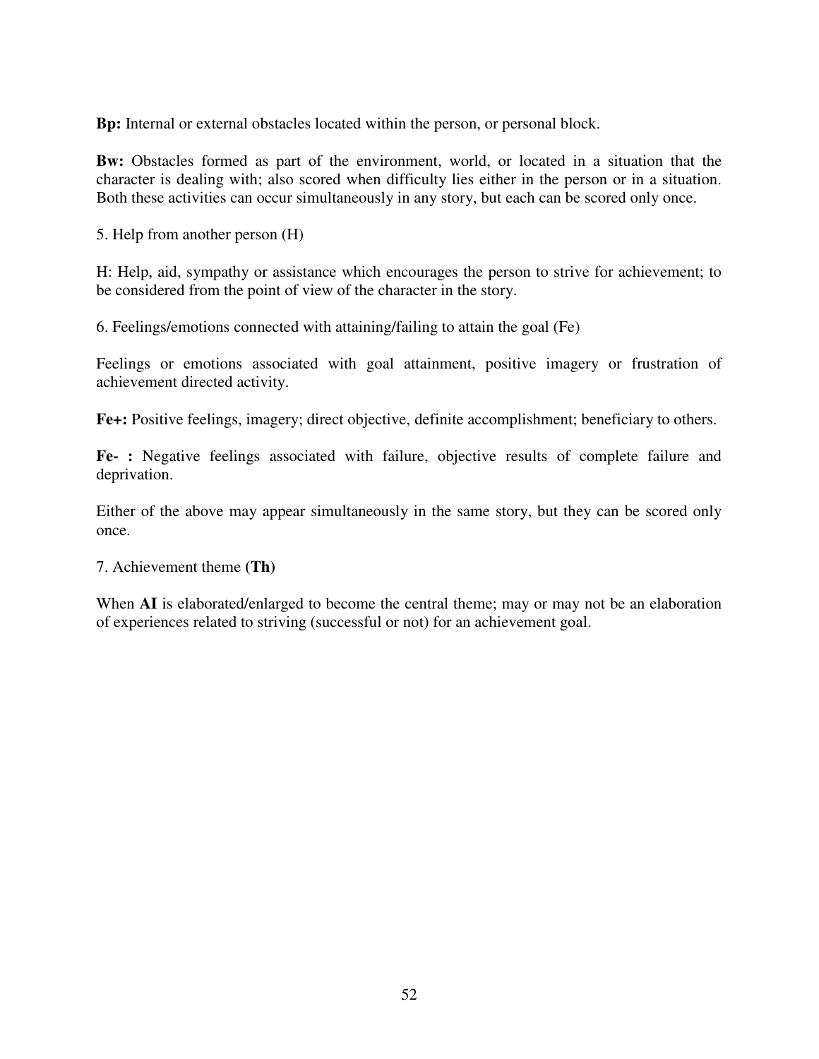**Bp:** Internal or external obstacles located within the person, or personal block.

**Bw:** Obstacles formed as part of the environment, world, or located in a situation that the character is dealing with; also scored when difficulty lies either in the person or in a situation. Both these activities can occur simultaneously in any story, but each can be scored only once.

5. Help from another person (H)

H: Help, aid, sympathy or assistance which encourages the person to strive for achievement; to be considered from the point of view of the character in the story.

6. Feelings/emotions connected with attaining/failing to attain the goal (Fe)

Feelings or emotions associated with goal attainment, positive imagery or frustration of achievement directed activity.

**Fe+:** Positive feelings, imagery; direct objective, definite accomplishment; beneficiary to others.

**Fe- :** Negative feelings associated with failure, objective results of complete failure and deprivation.

Either of the above may appear simultaneously in the same story, but they can be scored only once.

7. Achievement theme **(Th)**

When **AI** is elaborated/enlarged to become the central theme; may or may not be an elaboration of experiences related to striving (successful or not) for an achievement goal.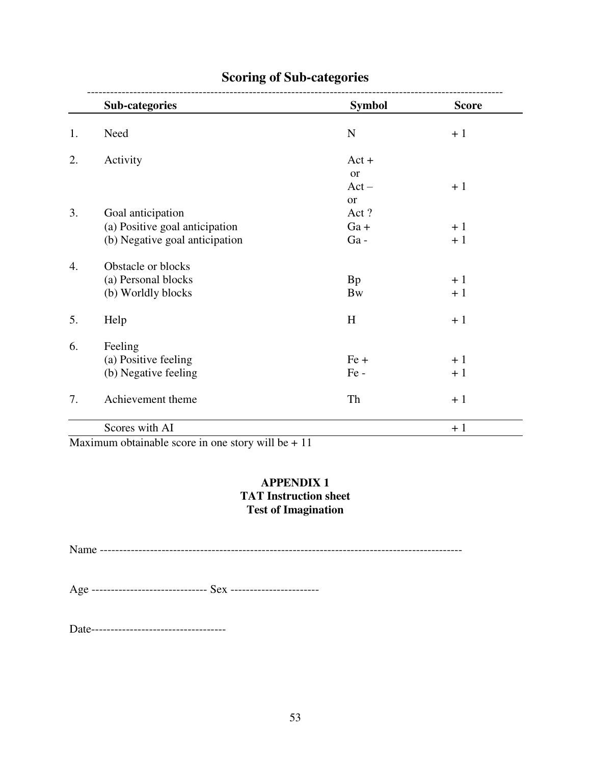## Scoring of Sub-categories

| | Sub-categories | Symbol | Score |
|---|---|---|---|
| 1. | Need | N | + 1 |
| 2. | Activity | Act + or Act – or Act ? | + 1 |
| 3. | Goal anticipation | | |
| | (a) Positive goal anticipation | Ga + | + 1 |
| | (b) Negative goal anticipation | Ga - | + 1 |
| 4. | Obstacle or blocks | | |
| | (a) Personal blocks | Bp | + 1 |
| | (b) Worldly blocks | Bw | + 1 |
| 5. | Help | H | + 1 |
| 6. | Feeling | | |
| | (a) Positive feeling | Fe + | + 1 |
| | (b) Negative feeling | Fe - | + 1 |
| 7. | Achievement theme | Th | + 1 |
| | Scores with AI | | + 1 |

Maximum obtainable score in one story will be + 11

**APPENDIX 1**
**TAT Instruction sheet**
**Test of Imagination**

Name -------------------------------------------------------------------------------------------

Age ------------------------------ Sex -----------------------

Date-----------------------------------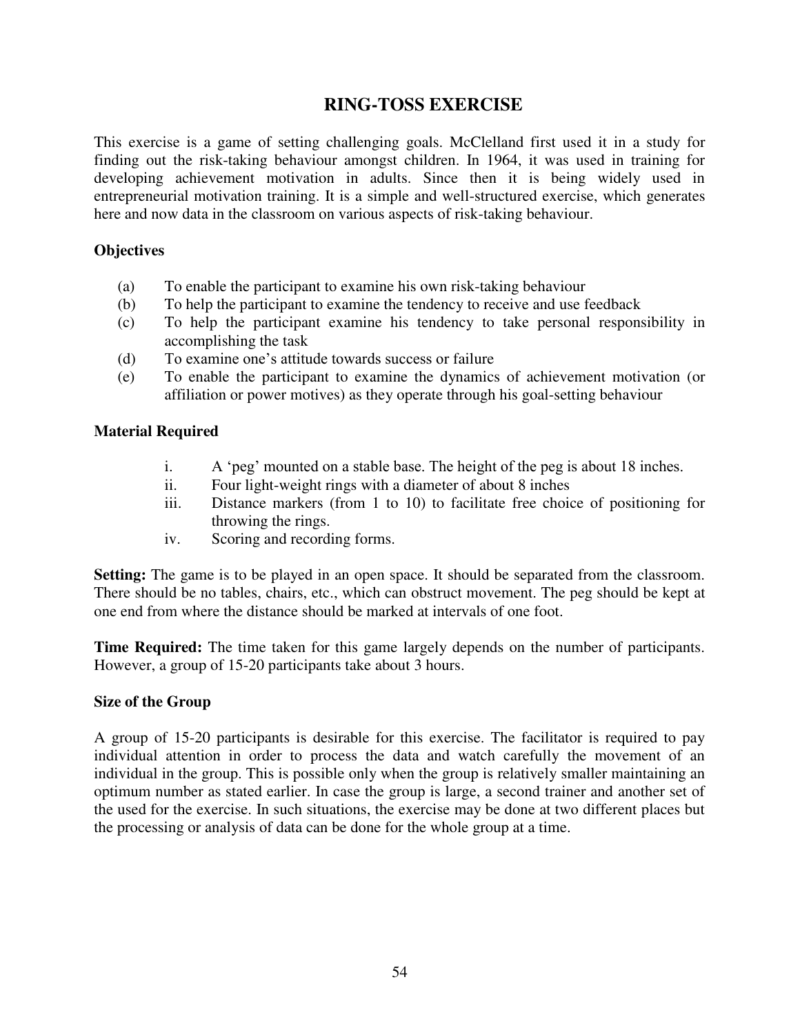# RING-TOSS EXERCISE

This exercise is a game of setting challenging goals. McClelland first used it in a study for finding out the risk-taking behaviour amongst children. In 1964, it was used in training for developing achievement motivation in adults. Since then it is being widely used in entrepreneurial motivation training. It is a simple and well-structured exercise, which generates here and now data in the classroom on various aspects of risk-taking behaviour.

### Objectives

(a) To enable the participant to examine his own risk-taking behaviour
(b) To help the participant to examine the tendency to receive and use feedback
(c) To help the participant examine his tendency to take personal responsibility in accomplishing the task
(d) To examine one's attitude towards success or failure
(e) To enable the participant to examine the dynamics of achievement motivation (or affiliation or power motives) as they operate through his goal-setting behaviour

### Material Required

i. A 'peg' mounted on a stable base. The height of the peg is about 18 inches.
ii. Four light-weight rings with a diameter of about 8 inches
iii. Distance markers (from 1 to 10) to facilitate free choice of positioning for throwing the rings.
iv. Scoring and recording forms.

**Setting:** The game is to be played in an open space. It should be separated from the classroom. There should be no tables, chairs, etc., which can obstruct movement. The peg should be kept at one end from where the distance should be marked at intervals of one foot.

**Time Required:** The time taken for this game largely depends on the number of participants. However, a group of 15-20 participants take about 3 hours.

### Size of the Group

A group of 15-20 participants is desirable for this exercise. The facilitator is required to pay individual attention in order to process the data and watch carefully the movement of an individual in the group. This is possible only when the group is relatively smaller maintaining an optimum number as stated earlier. In case the group is large, a second trainer and another set of the used for the exercise. In such situations, the exercise may be done at two different places but the processing or analysis of data can be done for the whole group at a time.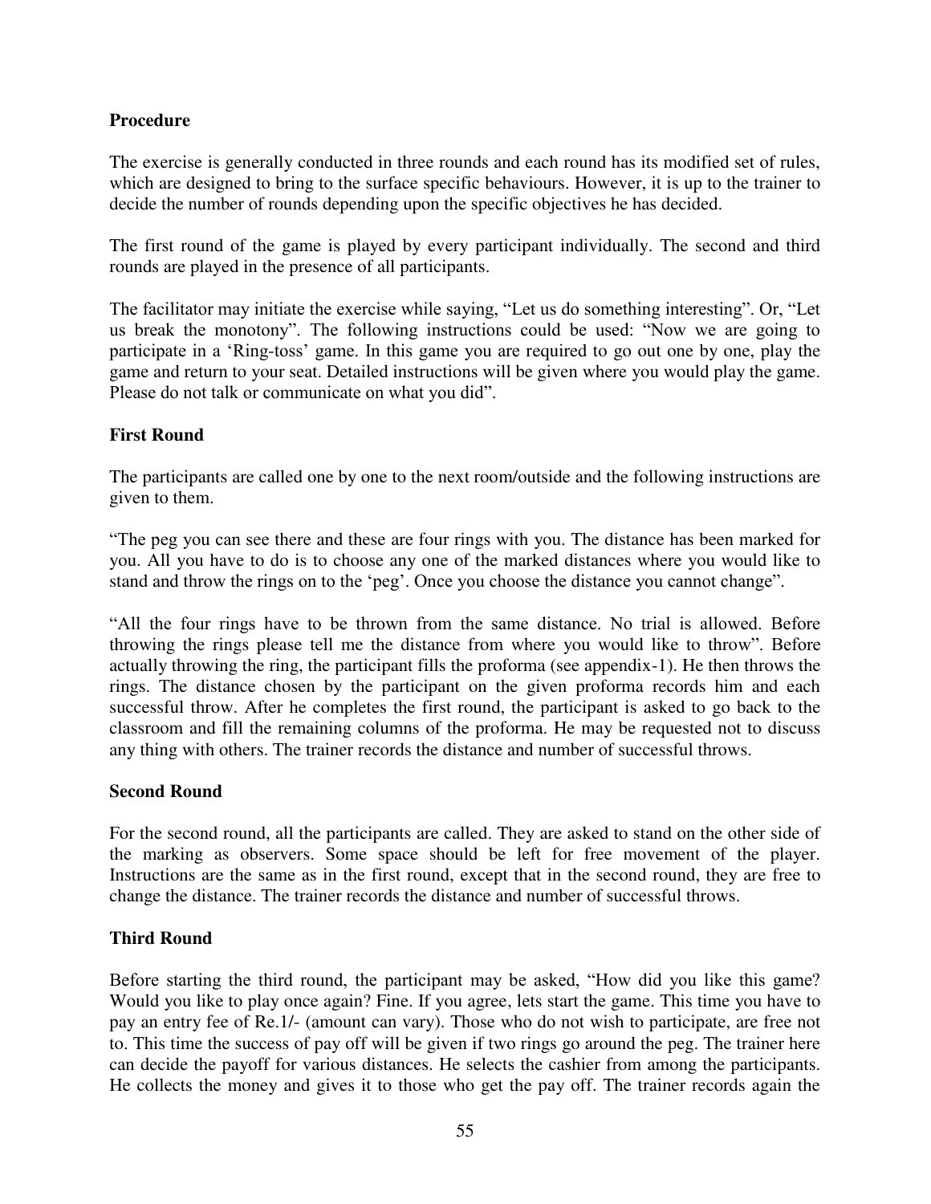**Procedure**

The exercise is generally conducted in three rounds and each round has its modified set of rules, which are designed to bring to the surface specific behaviours. However, it is up to the trainer to decide the number of rounds depending upon the specific objectives he has decided.

The first round of the game is played by every participant individually. The second and third rounds are played in the presence of all participants.

The facilitator may initiate the exercise while saying, "Let us do something interesting". Or, "Let us break the monotony". The following instructions could be used: "Now we are going to participate in a 'Ring-toss' game. In this game you are required to go out one by one, play the game and return to your seat. Detailed instructions will be given where you would play the game. Please do not talk or communicate on what you did".

**First Round**

The participants are called one by one to the next room/outside and the following instructions are given to them.

"The peg you can see there and these are four rings with you. The distance has been marked for you. All you have to do is to choose any one of the marked distances where you would like to stand and throw the rings on to the 'peg'. Once you choose the distance you cannot change".

"All the four rings have to be thrown from the same distance. No trial is allowed. Before throwing the rings please tell me the distance from where you would like to throw". Before actually throwing the ring, the participant fills the proforma (see appendix-1). He then throws the rings. The distance chosen by the participant on the given proforma records him and each successful throw. After he completes the first round, the participant is asked to go back to the classroom and fill the remaining columns of the proforma. He may be requested not to discuss any thing with others. The trainer records the distance and number of successful throws.

**Second Round**

For the second round, all the participants are called. They are asked to stand on the other side of the marking as observers. Some space should be left for free movement of the player. Instructions are the same as in the first round, except that in the second round, they are free to change the distance. The trainer records the distance and number of successful throws.

**Third Round**

Before starting the third round, the participant may be asked, "How did you like this game? Would you like to play once again? Fine. If you agree, lets start the game. This time you have to pay an entry fee of Re.1/- (amount can vary). Those who do not wish to participate, are free not to. This time the success of pay off will be given if two rings go around the peg. The trainer here can decide the payoff for various distances. He selects the cashier from among the participants. He collects the money and gives it to those who get the pay off. The trainer records again the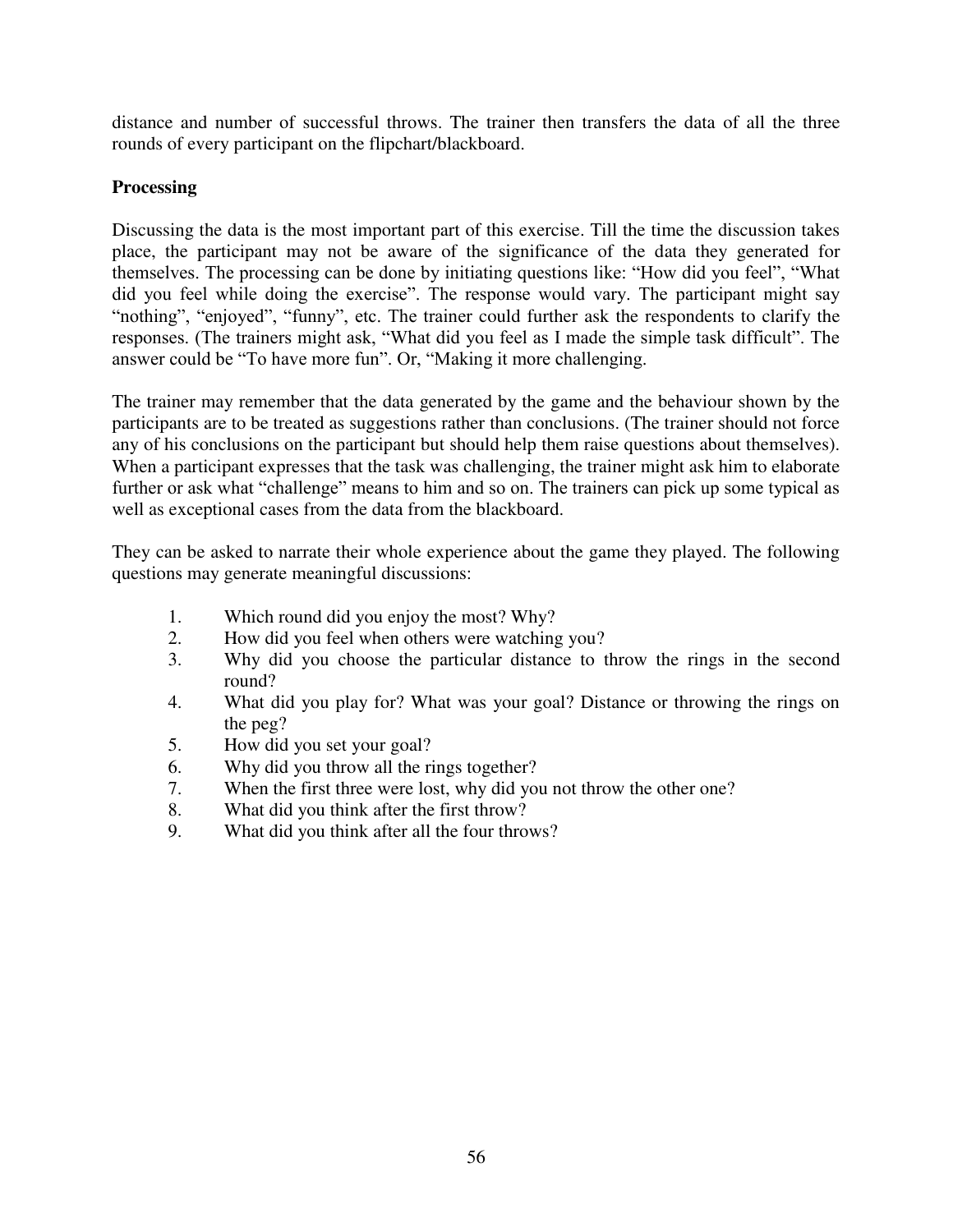distance and number of successful throws. The trainer then transfers the data of all the three rounds of every participant on the flipchart/blackboard.

**Processing**

Discussing the data is the most important part of this exercise. Till the time the discussion takes place, the participant may not be aware of the significance of the data they generated for themselves. The processing can be done by initiating questions like: "How did you feel", "What did you feel while doing the exercise". The response would vary. The participant might say "nothing", "enjoyed", "funny", etc. The trainer could further ask the respondents to clarify the responses. (The trainers might ask, "What did you feel as I made the simple task difficult". The answer could be "To have more fun". Or, "Making it more challenging.

The trainer may remember that the data generated by the game and the behaviour shown by the participants are to be treated as suggestions rather than conclusions. (The trainer should not force any of his conclusions on the participant but should help them raise questions about themselves). When a participant expresses that the task was challenging, the trainer might ask him to elaborate further or ask what "challenge" means to him and so on. The trainers can pick up some typical as well as exceptional cases from the data from the blackboard.

They can be asked to narrate their whole experience about the game they played. The following questions may generate meaningful discussions:

1. Which round did you enjoy the most? Why?
2. How did you feel when others were watching you?
3. Why did you choose the particular distance to throw the rings in the second round?
4. What did you play for? What was your goal? Distance or throwing the rings on the peg?
5. How did you set your goal?
6. Why did you throw all the rings together?
7. When the first three were lost, why did you not throw the other one?
8. What did you think after the first throw?
9. What did you think after all the four throws?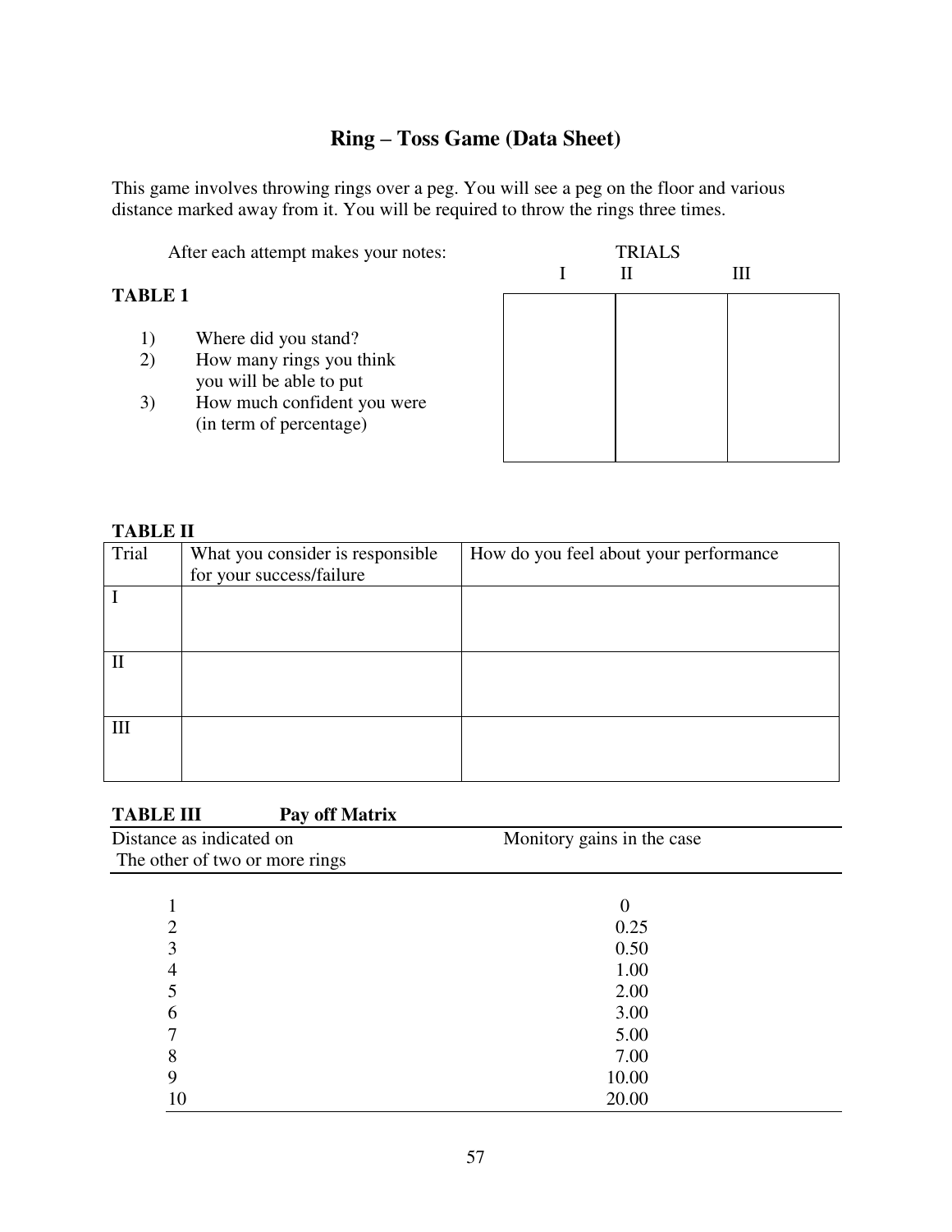## Ring – Toss Game (Data Sheet)

This game involves throwing rings over a peg. You will see a peg on the floor and various distance marked away from it. You will be required to throw the rings three times.

After each attempt makes your notes:

**TABLE 1**

| | TRIALS I | II | III |
|---|---|---|---|
| 1) Where did you stand?<br>2) How many rings you think you will be able to put<br>3) How much confident you were (in term of percentage) | | | |

**TABLE II**

| Trial | What you consider is responsible for your success/failure | How do you feel about your performance |
|---|---|---|
| I | | |
| II | | |
| III | | |

**TABLE III** **Pay off Matrix**

| Distance as indicated on The other of two or more rings | Monitory gains in the case |
|---|---|
| 1 | 0 |
| 2 | 0.25 |
| 3 | 0.50 |
| 4 | 1.00 |
| 5 | 2.00 |
| 6 | 3.00 |
| 7 | 5.00 |
| 8 | 7.00 |
| 9 | 10.00 |
| 10 | 20.00 |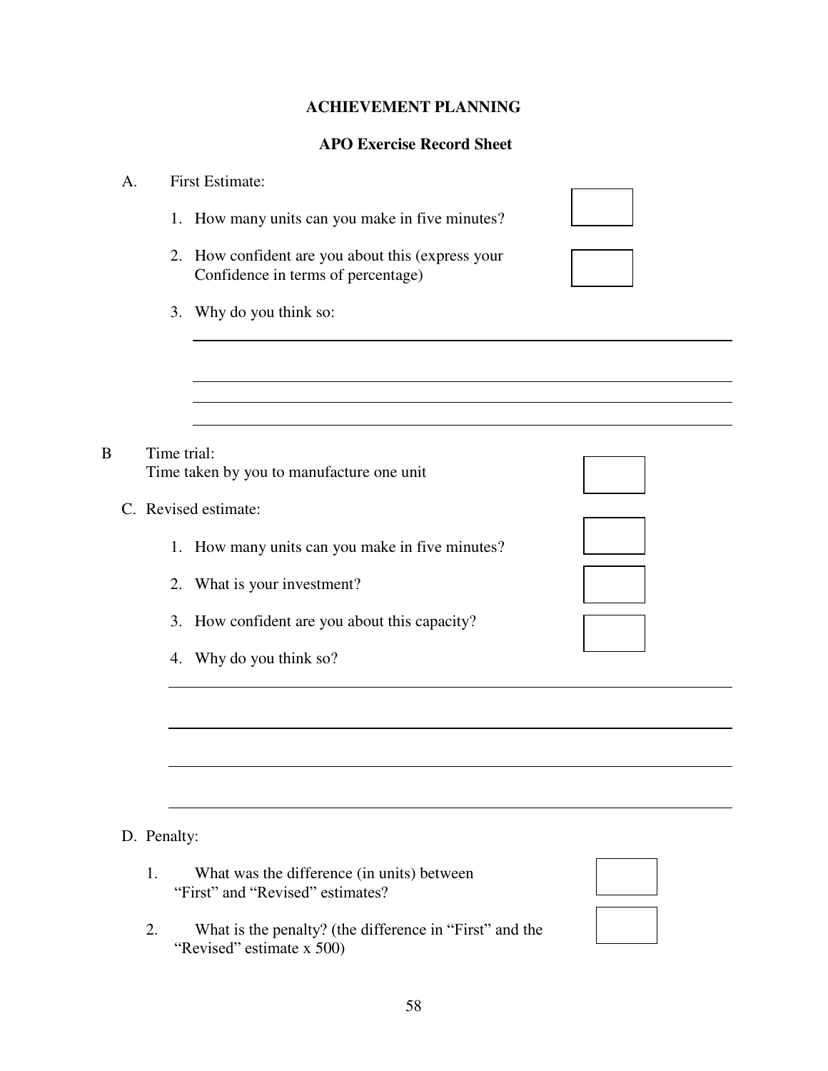## ACHIEVEMENT PLANNING

### APO Exercise Record Sheet

A. First Estimate:

1. How many units can you make in five minutes?
2. How confident are you about this (express your Confidence in terms of percentage)
3. Why do you think so:

B Time trial:
Time taken by you to manufacture one unit

C. Revised estimate:

1. How many units can you make in five minutes?
2. What is your investment?
3. How confident are you about this capacity?
4. Why do you think so?

D. Penalty:

1. What was the difference (in units) between "First" and "Revised" estimates?
2. What is the penalty? (the difference in "First" and the "Revised" estimate x 500)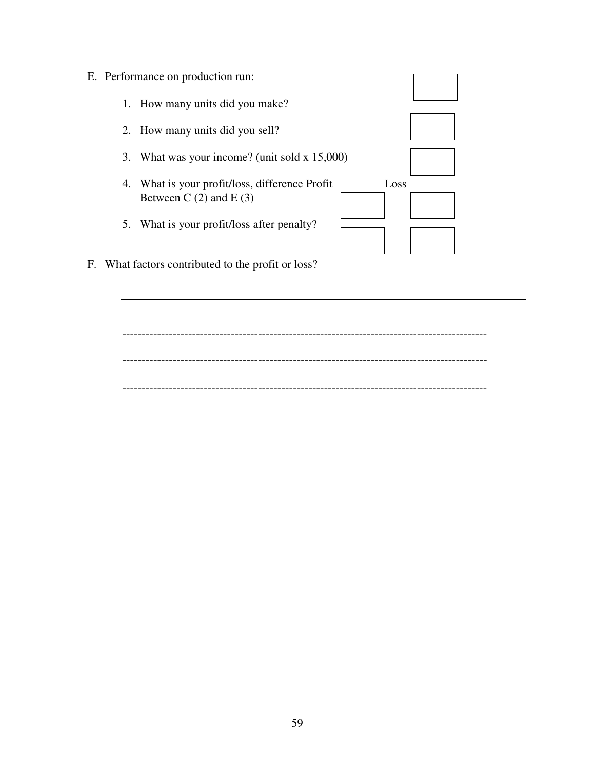E. Performance on production run:

   1. How many units did you make?
   2. How many units did you sell?
   3. What was your income? (unit sold x 15,000)
   4. What is your profit/loss, difference Profit Loss Between C (2) and E (3)
   5. What is your profit/loss after penalty?

F. What factors contributed to the profit or loss?

---

-------------------------------------------------------------------------------------------

-------------------------------------------------------------------------------------------

-------------------------------------------------------------------------------------------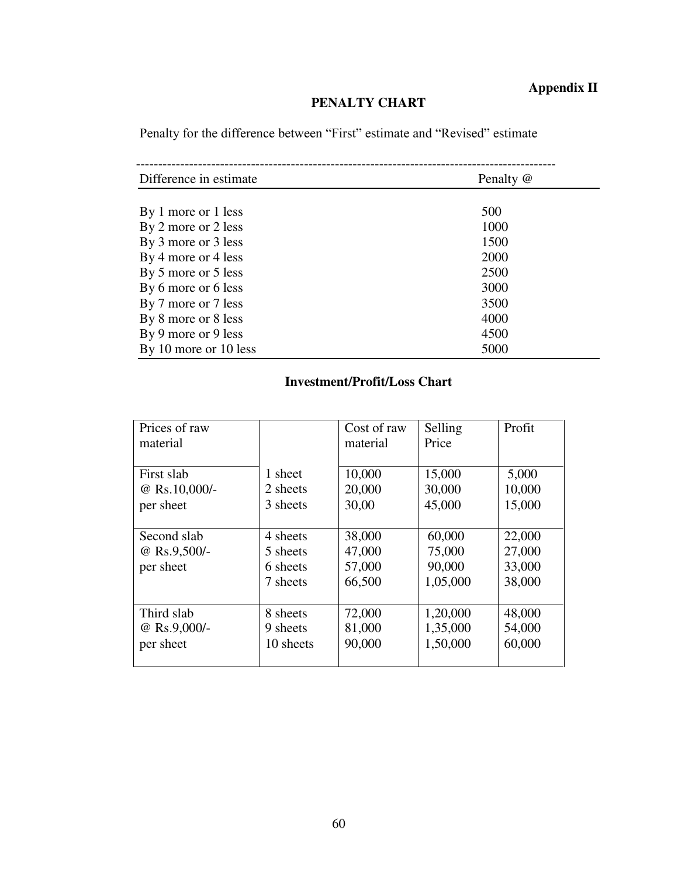**Appendix II**

## PENALTY CHART

Penalty for the difference between "First" estimate and "Revised" estimate

| Difference in estimate | Penalty @ |
|---|---|
| By 1 more or 1 less | 500 |
| By 2 more or 2 less | 1000 |
| By 3 more or 3 less | 1500 |
| By 4 more or 4 less | 2000 |
| By 5 more or 5 less | 2500 |
| By 6 more or 6 less | 3000 |
| By 7 more or 7 less | 3500 |
| By 8 more or 8 less | 4000 |
| By 9 more or 9 less | 4500 |
| By 10 more or 10 less | 5000 |

## Investment/Profit/Loss Chart

| Prices of raw material | | Cost of raw material | Selling Price | Profit |
|---|---|---|---|---|
| First slab @ Rs.10,000/- per sheet | 1 sheet | 10,000 | 15,000 | 5,000 |
| | 2 sheets | 20,000 | 30,000 | 10,000 |
| | 3 sheets | 30,00 | 45,000 | 15,000 |
| Second slab @ Rs.9,500/- per sheet | 4 sheets | 38,000 | 60,000 | 22,000 |
| | 5 sheets | 47,000 | 75,000 | 27,000 |
| | 6 sheets | 57,000 | 90,000 | 33,000 |
| | 7 sheets | 66,500 | 1,05,000 | 38,000 |
| Third slab @ Rs.9,000/- per sheet | 8 sheets | 72,000 | 1,20,000 | 48,000 |
| | 9 sheets | 81,000 | 1,35,000 | 54,000 |
| | 10 sheets | 90,000 | 1,50,000 | 60,000 |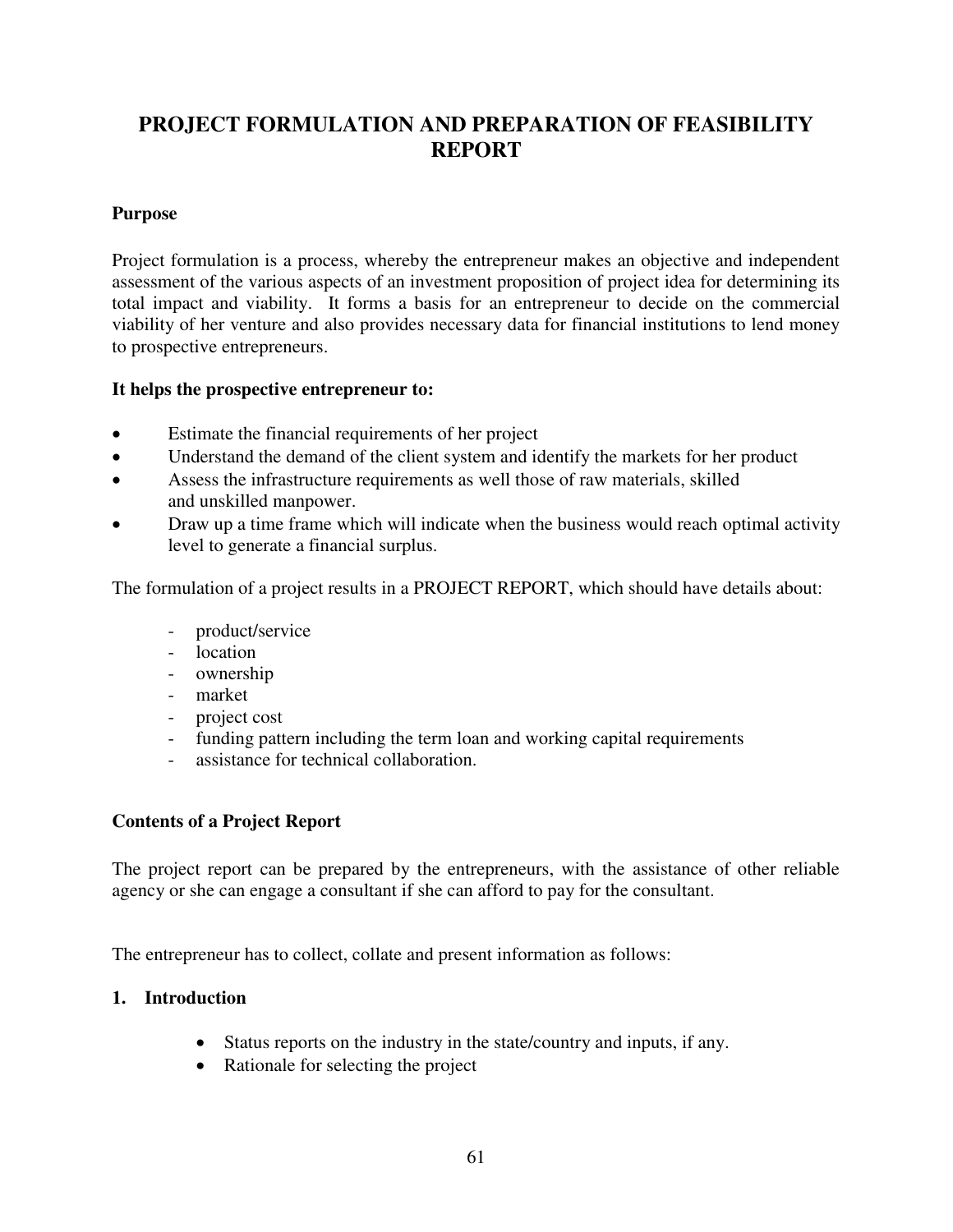# PROJECT FORMULATION AND PREPARATION OF FEASIBILITY REPORT

**Purpose**

Project formulation is a process, whereby the entrepreneur makes an objective and independent assessment of the various aspects of an investment proposition of project idea for determining its total impact and viability. It forms a basis for an entrepreneur to decide on the commercial viability of her venture and also provides necessary data for financial institutions to lend money to prospective entrepreneurs.

**It helps the prospective entrepreneur to:**

- Estimate the financial requirements of her project
- Understand the demand of the client system and identify the markets for her product
- Assess the infrastructure requirements as well those of raw materials, skilled and unskilled manpower.
- Draw up a time frame which will indicate when the business would reach optimal activity level to generate a financial surplus.

The formulation of a project results in a PROJECT REPORT, which should have details about:

- product/service
- location
- ownership
- market
- project cost
- funding pattern including the term loan and working capital requirements
- assistance for technical collaboration.

**Contents of a Project Report**

The project report can be prepared by the entrepreneurs, with the assistance of other reliable agency or she can engage a consultant if she can afford to pay for the consultant.

The entrepreneur has to collect, collate and present information as follows:

**1. Introduction**

- Status reports on the industry in the state/country and inputs, if any.
- Rationale for selecting the project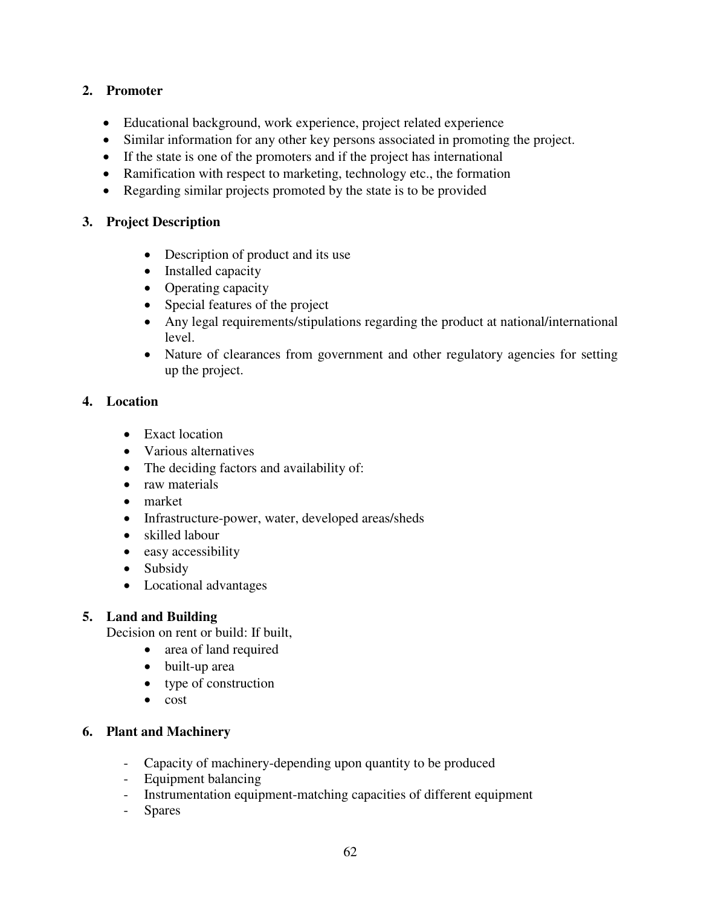## 2. Promoter

- Educational background, work experience, project related experience
- Similar information for any other key persons associated in promoting the project.
- If the state is one of the promoters and if the project has international
- Ramification with respect to marketing, technology etc., the formation
- Regarding similar projects promoted by the state is to be provided

## 3. Project Description

- Description of product and its use
- Installed capacity
- Operating capacity
- Special features of the project
- Any legal requirements/stipulations regarding the product at national/international level.
- Nature of clearances from government and other regulatory agencies for setting up the project.

## 4. Location

- Exact location
- Various alternatives
- The deciding factors and availability of:
- raw materials
- market
- Infrastructure-power, water, developed areas/sheds
- skilled labour
- easy accessibility
- Subsidy
- Locational advantages

## 5. Land and Building

Decision on rent or build: If built,

- area of land required
- built-up area
- type of construction
- cost

## 6. Plant and Machinery

- Capacity of machinery-depending upon quantity to be produced
- Equipment balancing
- Instrumentation equipment-matching capacities of different equipment
- Spares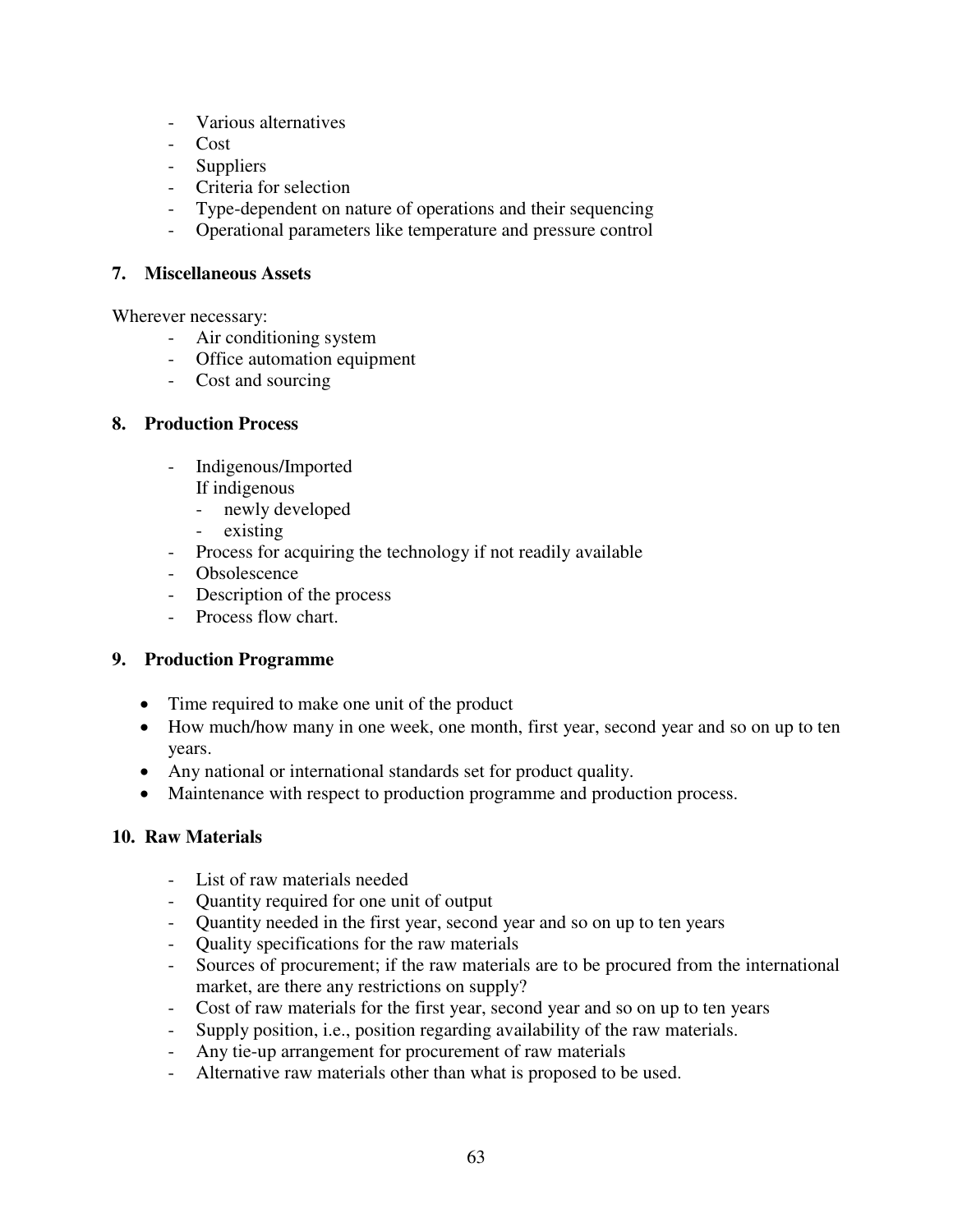- Various alternatives
- Cost
- Suppliers
- Criteria for selection
- Type-dependent on nature of operations and their sequencing
- Operational parameters like temperature and pressure control

### 7. Miscellaneous Assets

Wherever necessary:

- Air conditioning system
- Office automation equipment
- Cost and sourcing

### 8. Production Process

- Indigenous/Imported  
  If indigenous
    - newly developed
    - existing
- Process for acquiring the technology if not readily available
- Obsolescence
- Description of the process
- Process flow chart.

### 9. Production Programme

- Time required to make one unit of the product
- How much/how many in one week, one month, first year, second year and so on up to ten years.
- Any national or international standards set for product quality.
- Maintenance with respect to production programme and production process.

### 10. Raw Materials

- List of raw materials needed
- Quantity required for one unit of output
- Quantity needed in the first year, second year and so on up to ten years
- Quality specifications for the raw materials
- Sources of procurement; if the raw materials are to be procured from the international market, are there any restrictions on supply?
- Cost of raw materials for the first year, second year and so on up to ten years
- Supply position, i.e., position regarding availability of the raw materials.
- Any tie-up arrangement for procurement of raw materials
- Alternative raw materials other than what is proposed to be used.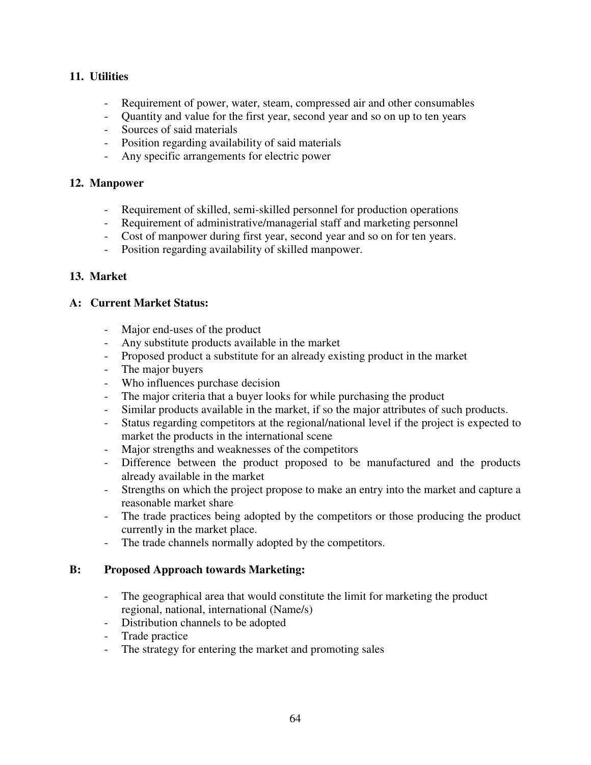## 11. Utilities

- Requirement of power, water, steam, compressed air and other consumables
- Quantity and value for the first year, second year and so on up to ten years
- Sources of said materials
- Position regarding availability of said materials
- Any specific arrangements for electric power

## 12. Manpower

- Requirement of skilled, semi-skilled personnel for production operations
- Requirement of administrative/managerial staff and marketing personnel
- Cost of manpower during first year, second year and so on for ten years.
- Position regarding availability of skilled manpower.

## 13. Market

### A: Current Market Status:

- Major end-uses of the product
- Any substitute products available in the market
- Proposed product a substitute for an already existing product in the market
- The major buyers
- Who influences purchase decision
- The major criteria that a buyer looks for while purchasing the product
- Similar products available in the market, if so the major attributes of such products.
- Status regarding competitors at the regional/national level if the project is expected to market the products in the international scene
- Major strengths and weaknesses of the competitors
- Difference between the product proposed to be manufactured and the products already available in the market
- Strengths on which the project propose to make an entry into the market and capture a reasonable market share
- The trade practices being adopted by the competitors or those producing the product currently in the market place.
- The trade channels normally adopted by the competitors.

### B: Proposed Approach towards Marketing:

- The geographical area that would constitute the limit for marketing the product regional, national, international (Name/s)
- Distribution channels to be adopted
- Trade practice
- The strategy for entering the market and promoting sales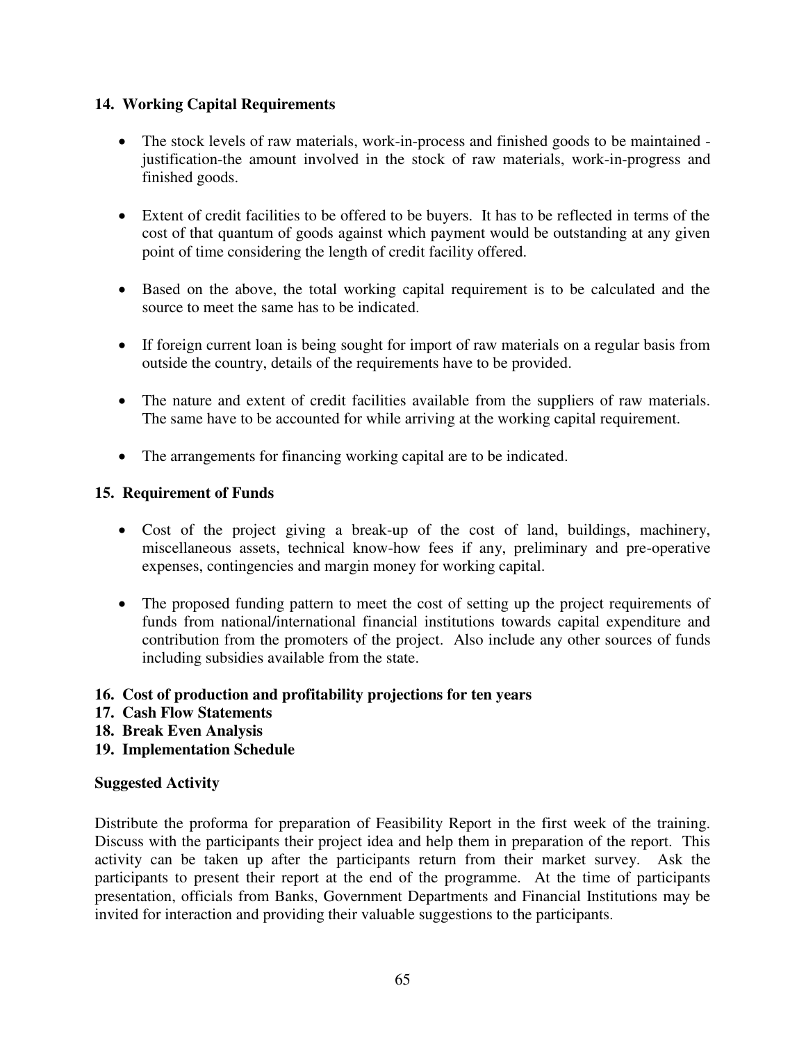### 14. Working Capital Requirements

- The stock levels of raw materials, work-in-process and finished goods to be maintained - justification-the amount involved in the stock of raw materials, work-in-progress and finished goods.

- Extent of credit facilities to be offered to be buyers. It has to be reflected in terms of the cost of that quantum of goods against which payment would be outstanding at any given point of time considering the length of credit facility offered.

- Based on the above, the total working capital requirement is to be calculated and the source to meet the same has to be indicated.

- If foreign current loan is being sought for import of raw materials on a regular basis from outside the country, details of the requirements have to be provided.

- The nature and extent of credit facilities available from the suppliers of raw materials. The same have to be accounted for while arriving at the working capital requirement.

- The arrangements for financing working capital are to be indicated.

### 15. Requirement of Funds

- Cost of the project giving a break-up of the cost of land, buildings, machinery, miscellaneous assets, technical know-how fees if any, preliminary and pre-operative expenses, contingencies and margin money for working capital.

- The proposed funding pattern to meet the cost of setting up the project requirements of funds from national/international financial institutions towards capital expenditure and contribution from the promoters of the project. Also include any other sources of funds including subsidies available from the state.

### 16. Cost of production and profitability projections for ten years
### 17. Cash Flow Statements
### 18. Break Even Analysis
### 19. Implementation Schedule

**Suggested Activity**

Distribute the proforma for preparation of Feasibility Report in the first week of the training. Discuss with the participants their project idea and help them in preparation of the report. This activity can be taken up after the participants return from their market survey. Ask the participants to present their report at the end of the programme. At the time of participants presentation, officials from Banks, Government Departments and Financial Institutions may be invited for interaction and providing their valuable suggestions to the participants.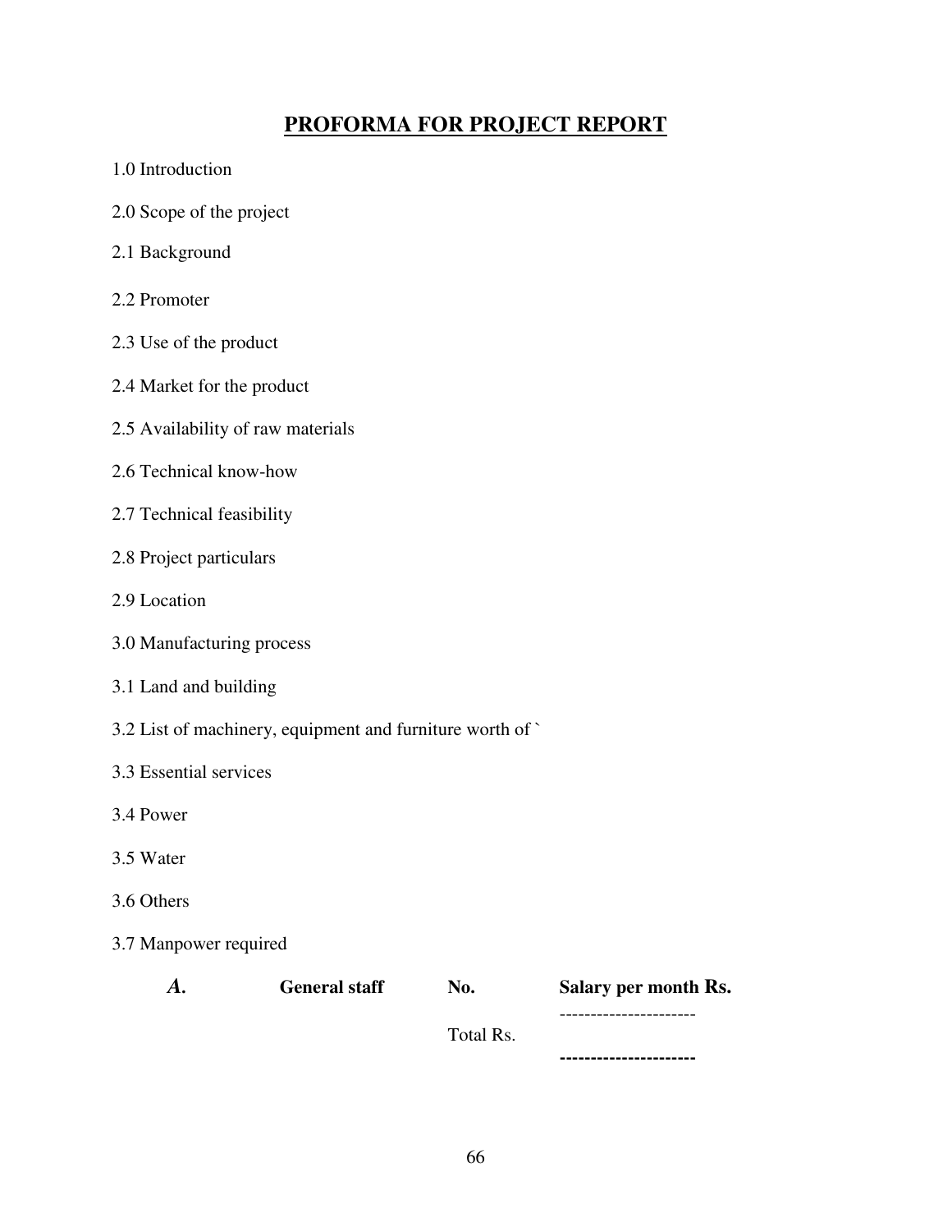# PROFORMA FOR PROJECT REPORT

1.0 Introduction

2.0 Scope of the project

2.1 Background

2.2 Promoter

2.3 Use of the product

2.4 Market for the product

2.5 Availability of raw materials

2.6 Technical know-how

2.7 Technical feasibility

2.8 Project particulars

2.9 Location

3.0 Manufacturing process

3.1 Land and building

3.2 List of machinery, equipment and furniture worth of `

3.3 Essential services

3.4 Power

3.5 Water

3.6 Others

3.7 Manpower required

| *A.* | **General staff** | **No.** | **Salary per month Rs.** |
|---|---|---|---|
| | | | ---------------------- |
| | | Total Rs. | **---------------------** |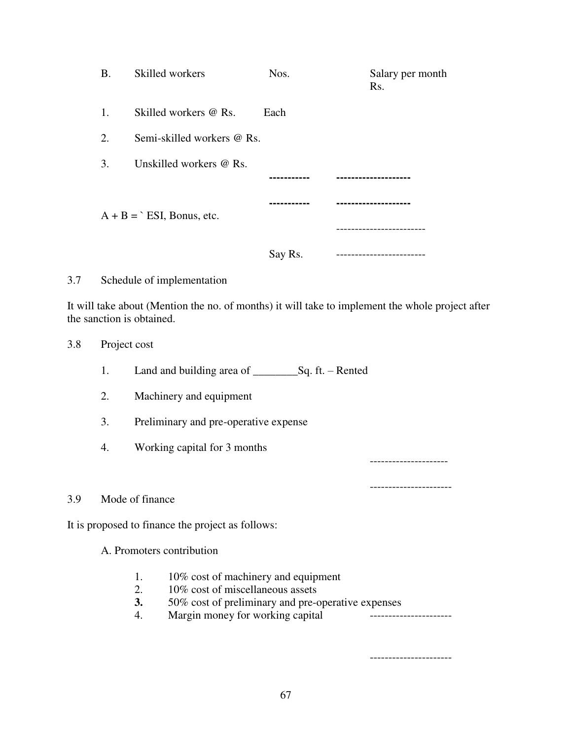| B. | Skilled workers | Nos. | Salary per month Rs. |
|---|---|---|---|
| 1. | Skilled workers @ Rs. | Each | |
| 2. | Semi-skilled workers @ Rs. | | |
| 3. | Unskilled workers @ Rs. | | |
| | | ----------- | -------------------- |
| | | ----------- | -------------------- |
| | A + B = ` ESI, Bonus, etc. | | ------------------------ |
| | | Say Rs. | ------------------------ |

3.7 Schedule of implementation

It will take about (Mention the no. of months) it will take to implement the whole project after the sanction is obtained.

3.8 Project cost

1. Land and building area of ________Sq. ft. – Rented
2. Machinery and equipment
3. Preliminary and pre-operative expense
4. Working capital for 3 months

---------------------

----------------------

3.9 Mode of finance

It is proposed to finance the project as follows:

A. Promoters contribution

1. 10% cost of machinery and equipment
2. 10% cost of miscellaneous assets
3. 50% cost of preliminary and pre-operative expenses
4. Margin money for working capital ----------------------

----------------------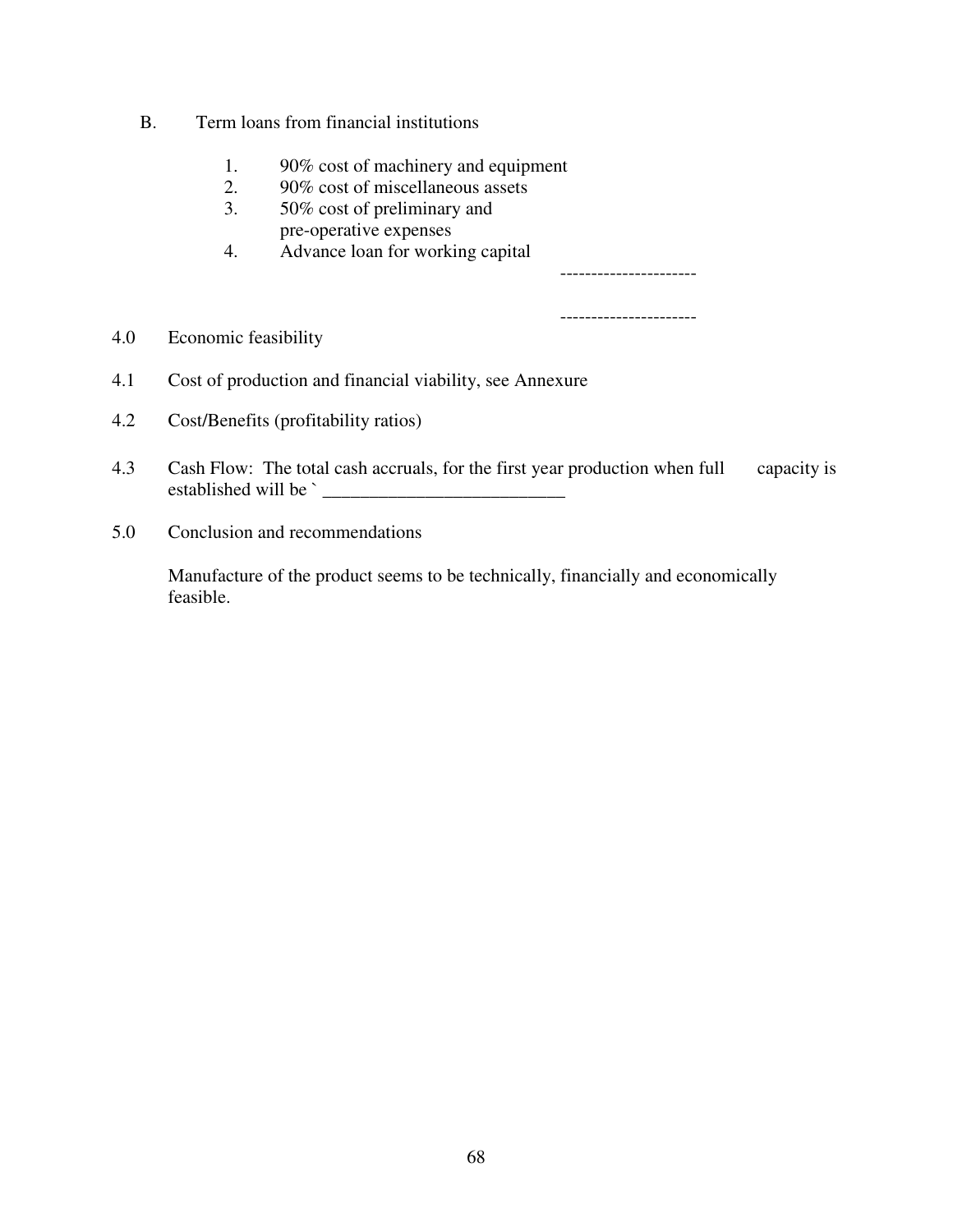B. Term loans from financial institutions

1. 90% cost of machinery and equipment
2. 90% cost of miscellaneous assets
3. 50% cost of preliminary and pre-operative expenses
4. Advance loan for working capital

----------------------

----------------------

4.0 Economic feasibility

4.1 Cost of production and financial viability, see Annexure

4.2 Cost/Benefits (profitability ratios)

4.3 Cash Flow: The total cash accruals, for the first year production when full capacity is established will be ` __________________________

5.0 Conclusion and recommendations

Manufacture of the product seems to be technically, financially and economically feasible.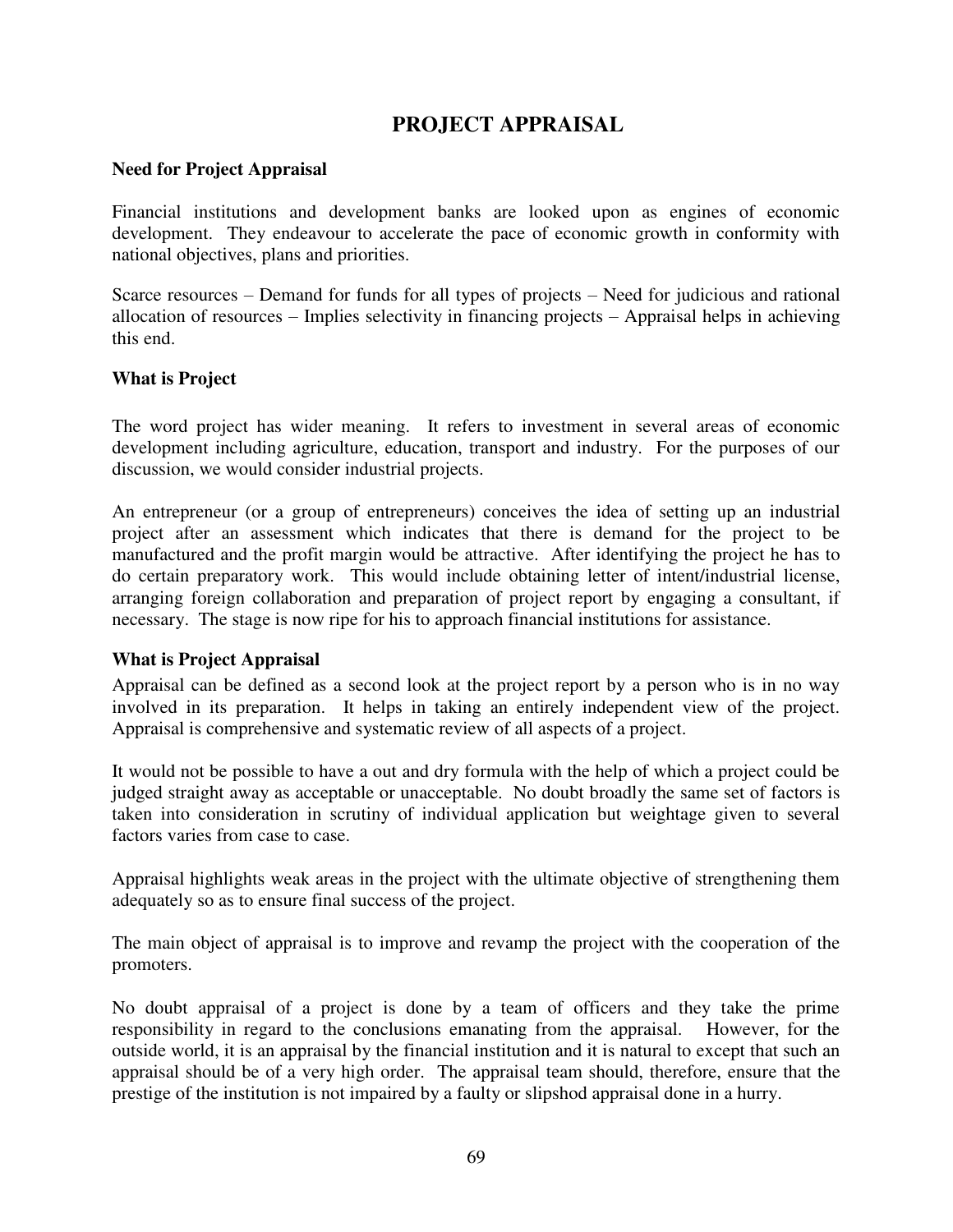# PROJECT APPRAISAL

**Need for Project Appraisal**

Financial institutions and development banks are looked upon as engines of economic development. They endeavour to accelerate the pace of economic growth in conformity with national objectives, plans and priorities.

Scarce resources – Demand for funds for all types of projects – Need for judicious and rational allocation of resources – Implies selectivity in financing projects – Appraisal helps in achieving this end.

**What is Project**

The word project has wider meaning. It refers to investment in several areas of economic development including agriculture, education, transport and industry. For the purposes of our discussion, we would consider industrial projects.

An entrepreneur (or a group of entrepreneurs) conceives the idea of setting up an industrial project after an assessment which indicates that there is demand for the project to be manufactured and the profit margin would be attractive. After identifying the project he has to do certain preparatory work. This would include obtaining letter of intent/industrial license, arranging foreign collaboration and preparation of project report by engaging a consultant, if necessary. The stage is now ripe for his to approach financial institutions for assistance.

**What is Project Appraisal**

Appraisal can be defined as a second look at the project report by a person who is in no way involved in its preparation. It helps in taking an entirely independent view of the project. Appraisal is comprehensive and systematic review of all aspects of a project.

It would not be possible to have a out and dry formula with the help of which a project could be judged straight away as acceptable or unacceptable. No doubt broadly the same set of factors is taken into consideration in scrutiny of individual application but weightage given to several factors varies from case to case.

Appraisal highlights weak areas in the project with the ultimate objective of strengthening them adequately so as to ensure final success of the project.

The main object of appraisal is to improve and revamp the project with the cooperation of the promoters.

No doubt appraisal of a project is done by a team of officers and they take the prime responsibility in regard to the conclusions emanating from the appraisal. However, for the outside world, it is an appraisal by the financial institution and it is natural to except that such an appraisal should be of a very high order. The appraisal team should, therefore, ensure that the prestige of the institution is not impaired by a faulty or slipshod appraisal done in a hurry.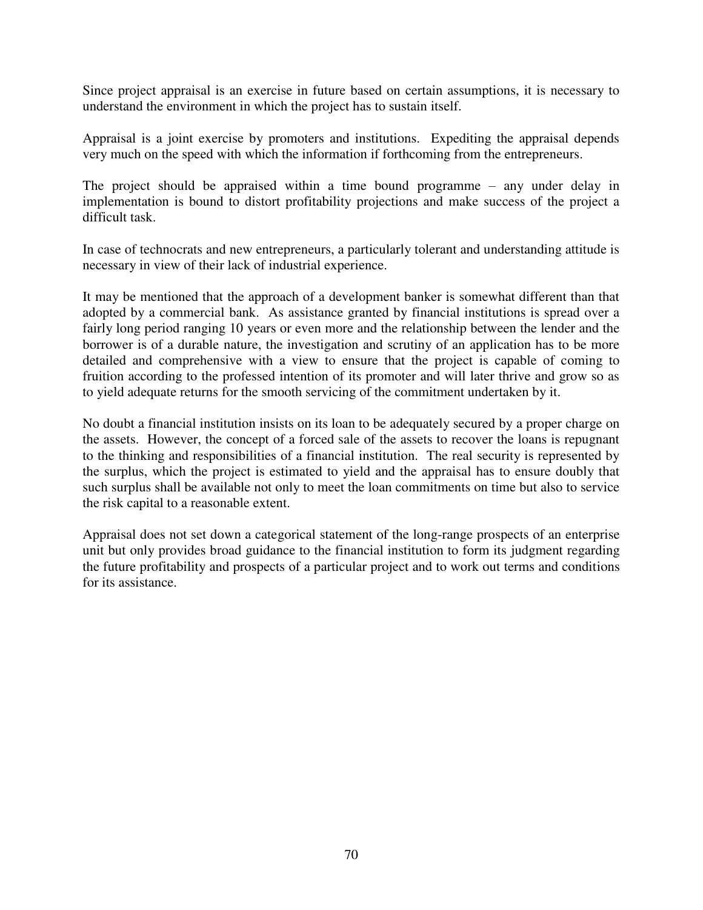Since project appraisal is an exercise in future based on certain assumptions, it is necessary to understand the environment in which the project has to sustain itself.

Appraisal is a joint exercise by promoters and institutions. Expediting the appraisal depends very much on the speed with which the information if forthcoming from the entrepreneurs.

The project should be appraised within a time bound programme – any under delay in implementation is bound to distort profitability projections and make success of the project a difficult task.

In case of technocrats and new entrepreneurs, a particularly tolerant and understanding attitude is necessary in view of their lack of industrial experience.

It may be mentioned that the approach of a development banker is somewhat different than that adopted by a commercial bank. As assistance granted by financial institutions is spread over a fairly long period ranging 10 years or even more and the relationship between the lender and the borrower is of a durable nature, the investigation and scrutiny of an application has to be more detailed and comprehensive with a view to ensure that the project is capable of coming to fruition according to the professed intention of its promoter and will later thrive and grow so as to yield adequate returns for the smooth servicing of the commitment undertaken by it.

No doubt a financial institution insists on its loan to be adequately secured by a proper charge on the assets. However, the concept of a forced sale of the assets to recover the loans is repugnant to the thinking and responsibilities of a financial institution. The real security is represented by the surplus, which the project is estimated to yield and the appraisal has to ensure doubly that such surplus shall be available not only to meet the loan commitments on time but also to service the risk capital to a reasonable extent.

Appraisal does not set down a categorical statement of the long-range prospects of an enterprise unit but only provides broad guidance to the financial institution to form its judgment regarding the future profitability and prospects of a particular project and to work out terms and conditions for its assistance.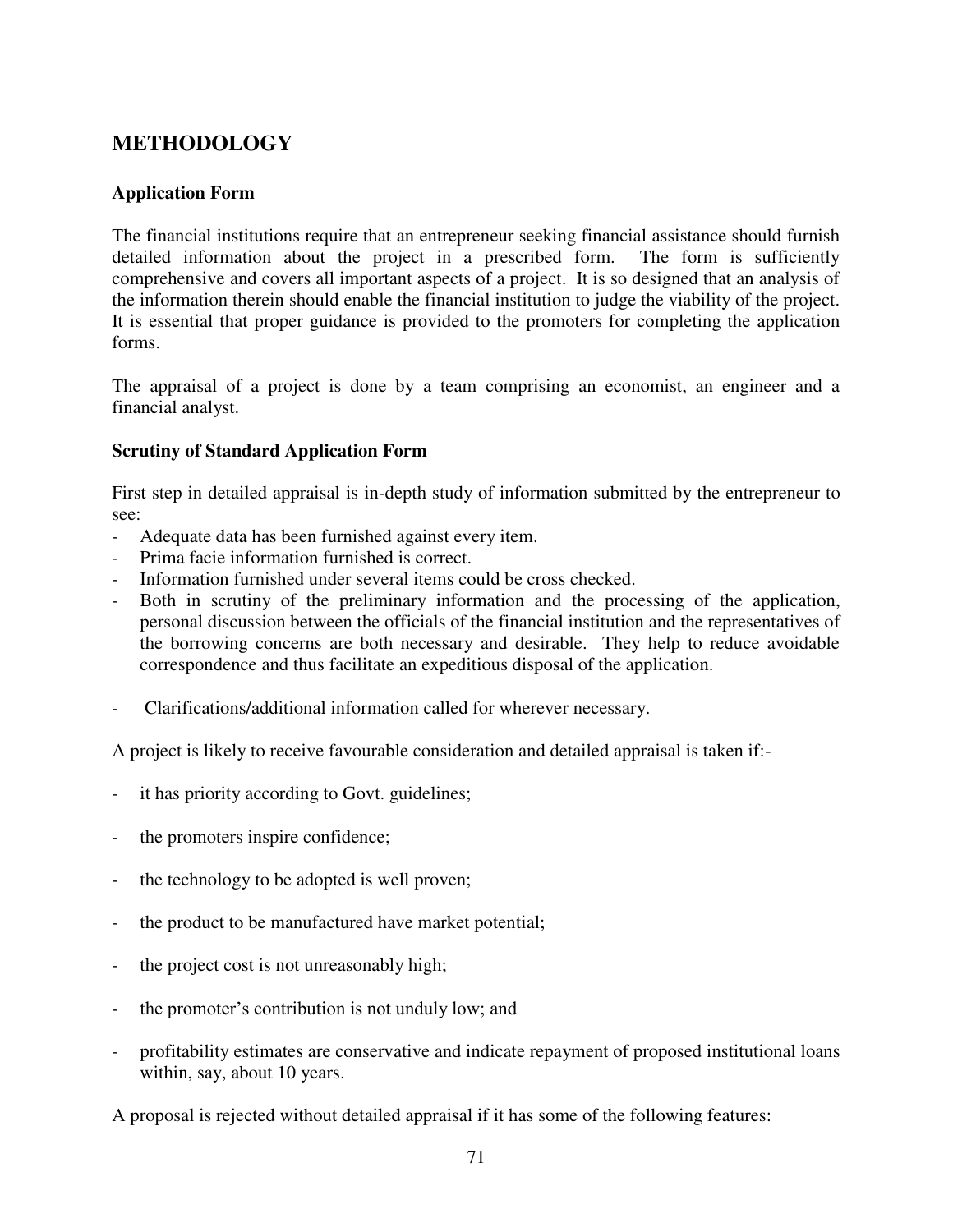# METHODOLOGY

### Application Form

The financial institutions require that an entrepreneur seeking financial assistance should furnish detailed information about the project in a prescribed form. The form is sufficiently comprehensive and covers all important aspects of a project. It is so designed that an analysis of the information therein should enable the financial institution to judge the viability of the project. It is essential that proper guidance is provided to the promoters for completing the application forms.

The appraisal of a project is done by a team comprising an economist, an engineer and a financial analyst.

### Scrutiny of Standard Application Form

First step in detailed appraisal is in-depth study of information submitted by the entrepreneur to see:

- Adequate data has been furnished against every item.
- Prima facie information furnished is correct.
- Information furnished under several items could be cross checked.
- Both in scrutiny of the preliminary information and the processing of the application, personal discussion between the officials of the financial institution and the representatives of the borrowing concerns are both necessary and desirable. They help to reduce avoidable correspondence and thus facilitate an expeditious disposal of the application.
- Clarifications/additional information called for wherever necessary.

A project is likely to receive favourable consideration and detailed appraisal is taken if:-

- it has priority according to Govt. guidelines;
- the promoters inspire confidence;
- the technology to be adopted is well proven;
- the product to be manufactured have market potential;
- the project cost is not unreasonably high;
- the promoter's contribution is not unduly low; and
- profitability estimates are conservative and indicate repayment of proposed institutional loans within, say, about 10 years.

A proposal is rejected without detailed appraisal if it has some of the following features: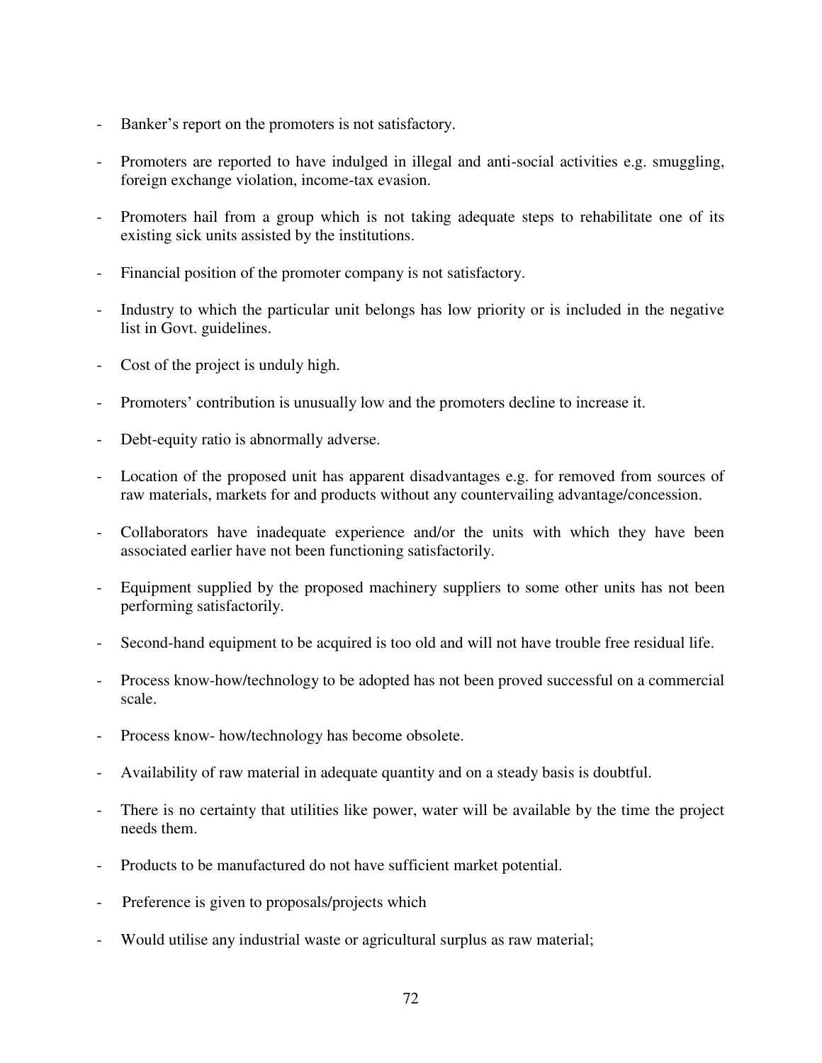- Banker's report on the promoters is not satisfactory.
- Promoters are reported to have indulged in illegal and anti-social activities e.g. smuggling, foreign exchange violation, income-tax evasion.
- Promoters hail from a group which is not taking adequate steps to rehabilitate one of its existing sick units assisted by the institutions.
- Financial position of the promoter company is not satisfactory.
- Industry to which the particular unit belongs has low priority or is included in the negative list in Govt. guidelines.
- Cost of the project is unduly high.
- Promoters' contribution is unusually low and the promoters decline to increase it.
- Debt-equity ratio is abnormally adverse.
- Location of the proposed unit has apparent disadvantages e.g. for removed from sources of raw materials, markets for and products without any countervailing advantage/concession.
- Collaborators have inadequate experience and/or the units with which they have been associated earlier have not been functioning satisfactorily.
- Equipment supplied by the proposed machinery suppliers to some other units has not been performing satisfactorily.
- Second-hand equipment to be acquired is too old and will not have trouble free residual life.
- Process know-how/technology to be adopted has not been proved successful on a commercial scale.
- Process know- how/technology has become obsolete.
- Availability of raw material in adequate quantity and on a steady basis is doubtful.
- There is no certainty that utilities like power, water will be available by the time the project needs them.
- Products to be manufactured do not have sufficient market potential.
- Preference is given to proposals/projects which
- Would utilise any industrial waste or agricultural surplus as raw material;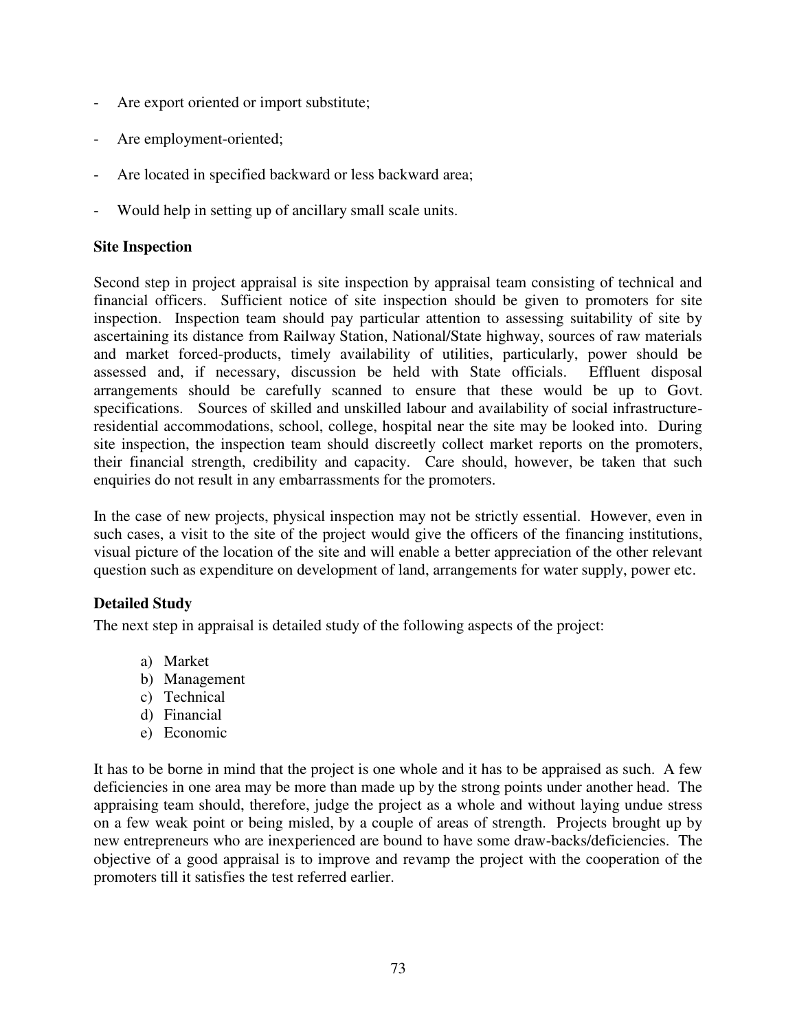- Are export oriented or import substitute;
- Are employment-oriented;
- Are located in specified backward or less backward area;
- Would help in setting up of ancillary small scale units.

**Site Inspection**

Second step in project appraisal is site inspection by appraisal team consisting of technical and financial officers. Sufficient notice of site inspection should be given to promoters for site inspection. Inspection team should pay particular attention to assessing suitability of site by ascertaining its distance from Railway Station, National/State highway, sources of raw materials and market forced-products, timely availability of utilities, particularly, power should be assessed and, if necessary, discussion be held with State officials. Effluent disposal arrangements should be carefully scanned to ensure that these would be up to Govt. specifications. Sources of skilled and unskilled labour and availability of social infrastructure-residential accommodations, school, college, hospital near the site may be looked into. During site inspection, the inspection team should discreetly collect market reports on the promoters, their financial strength, credibility and capacity. Care should, however, be taken that such enquiries do not result in any embarrassments for the promoters.

In the case of new projects, physical inspection may not be strictly essential. However, even in such cases, a visit to the site of the project would give the officers of the financing institutions, visual picture of the location of the site and will enable a better appreciation of the other relevant question such as expenditure on development of land, arrangements for water supply, power etc.

**Detailed Study**

The next step in appraisal is detailed study of the following aspects of the project:

a) Market
b) Management
c) Technical
d) Financial
e) Economic

It has to be borne in mind that the project is one whole and it has to be appraised as such. A few deficiencies in one area may be more than made up by the strong points under another head. The appraising team should, therefore, judge the project as a whole and without laying undue stress on a few weak point or being misled, by a couple of areas of strength. Projects brought up by new entrepreneurs who are inexperienced are bound to have some draw-backs/deficiencies. The objective of a good appraisal is to improve and revamp the project with the cooperation of the promoters till it satisfies the test referred earlier.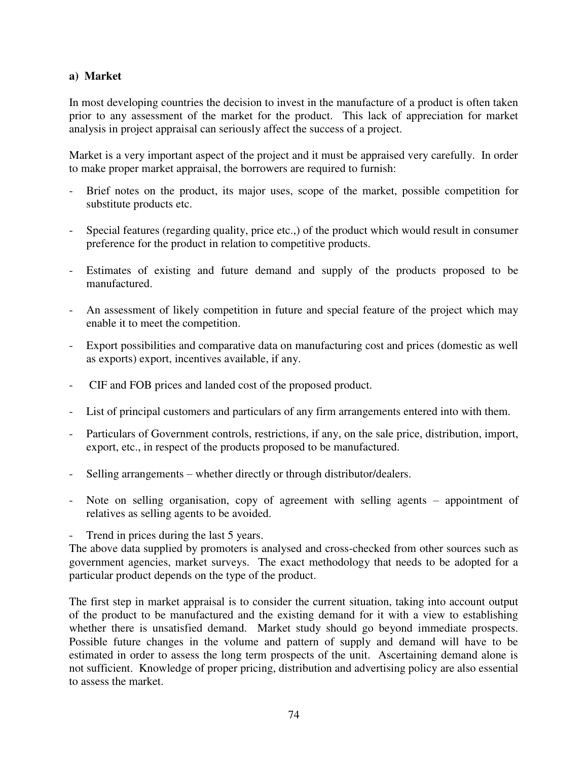**a) Market**

In most developing countries the decision to invest in the manufacture of a product is often taken prior to any assessment of the market for the product. This lack of appreciation for market analysis in project appraisal can seriously affect the success of a project.

Market is a very important aspect of the project and it must be appraised very carefully. In order to make proper market appraisal, the borrowers are required to furnish:

- Brief notes on the product, its major uses, scope of the market, possible competition for substitute products etc.
- Special features (regarding quality, price etc.,) of the product which would result in consumer preference for the product in relation to competitive products.
- Estimates of existing and future demand and supply of the products proposed to be manufactured.
- An assessment of likely competition in future and special feature of the project which may enable it to meet the competition.
- Export possibilities and comparative data on manufacturing cost and prices (domestic as well as exports) export, incentives available, if any.
- CIF and FOB prices and landed cost of the proposed product.
- List of principal customers and particulars of any firm arrangements entered into with them.
- Particulars of Government controls, restrictions, if any, on the sale price, distribution, import, export, etc., in respect of the products proposed to be manufactured.
- Selling arrangements – whether directly or through distributor/dealers.
- Note on selling organisation, copy of agreement with selling agents – appointment of relatives as selling agents to be avoided.
- Trend in prices during the last 5 years.

The above data supplied by promoters is analysed and cross-checked from other sources such as government agencies, market surveys. The exact methodology that needs to be adopted for a particular product depends on the type of the product.

The first step in market appraisal is to consider the current situation, taking into account output of the product to be manufactured and the existing demand for it with a view to establishing whether there is unsatisfied demand. Market study should go beyond immediate prospects. Possible future changes in the volume and pattern of supply and demand will have to be estimated in order to assess the long term prospects of the unit. Ascertaining demand alone is not sufficient. Knowledge of proper pricing, distribution and advertising policy are also essential to assess the market.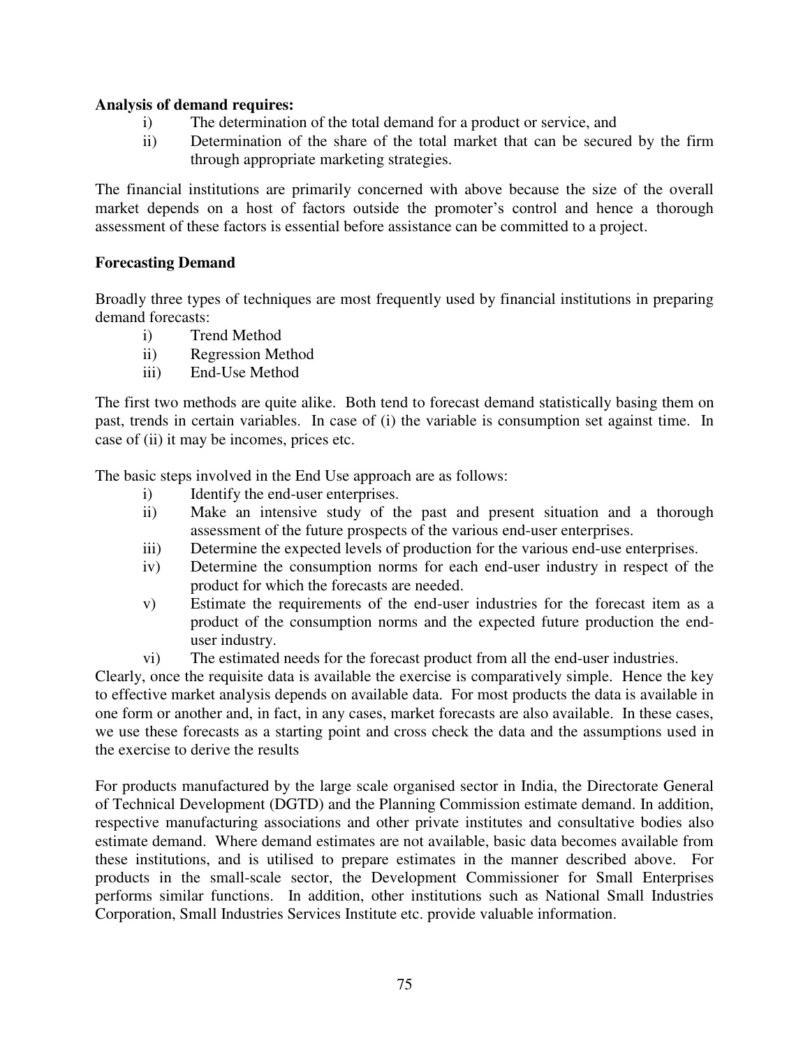**Analysis of demand requires:**

i) The determination of the total demand for a product or service, and

ii) Determination of the share of the total market that can be secured by the firm through appropriate marketing strategies.

The financial institutions are primarily concerned with above because the size of the overall market depends on a host of factors outside the promoter's control and hence a thorough assessment of these factors is essential before assistance can be committed to a project.

**Forecasting Demand**

Broadly three types of techniques are most frequently used by financial institutions in preparing demand forecasts:

i) Trend Method

ii) Regression Method

iii) End-Use Method

The first two methods are quite alike. Both tend to forecast demand statistically basing them on past, trends in certain variables. In case of (i) the variable is consumption set against time. In case of (ii) it may be incomes, prices etc.

The basic steps involved in the End Use approach are as follows:

i) Identify the end-user enterprises.

ii) Make an intensive study of the past and present situation and a thorough assessment of the future prospects of the various end-user enterprises.

iii) Determine the expected levels of production for the various end-use enterprises.

iv) Determine the consumption norms for each end-user industry in respect of the product for which the forecasts are needed.

v) Estimate the requirements of the end-user industries for the forecast item as a product of the consumption norms and the expected future production the end-user industry.

vi) The estimated needs for the forecast product from all the end-user industries.

Clearly, once the requisite data is available the exercise is comparatively simple. Hence the key to effective market analysis depends on available data. For most products the data is available in one form or another and, in fact, in any cases, market forecasts are also available. In these cases, we use these forecasts as a starting point and cross check the data and the assumptions used in the exercise to derive the results

For products manufactured by the large scale organised sector in India, the Directorate General of Technical Development (DGTD) and the Planning Commission estimate demand. In addition, respective manufacturing associations and other private institutes and consultative bodies also estimate demand. Where demand estimates are not available, basic data becomes available from these institutions, and is utilised to prepare estimates in the manner described above. For products in the small-scale sector, the Development Commissioner for Small Enterprises performs similar functions. In addition, other institutions such as National Small Industries Corporation, Small Industries Services Institute etc. provide valuable information.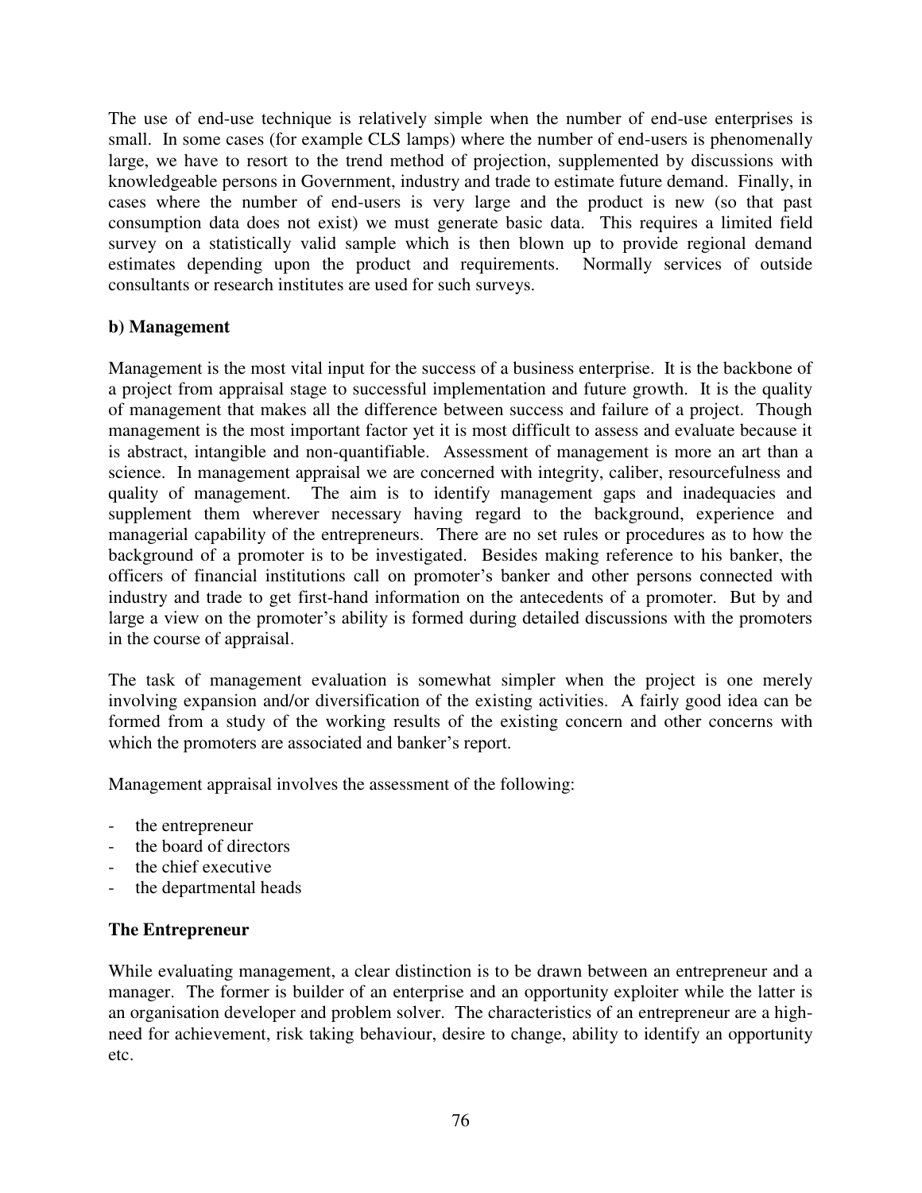The use of end-use technique is relatively simple when the number of end-use enterprises is small. In some cases (for example CLS lamps) where the number of end-users is phenomenally large, we have to resort to the trend method of projection, supplemented by discussions with knowledgeable persons in Government, industry and trade to estimate future demand. Finally, in cases where the number of end-users is very large and the product is new (so that past consumption data does not exist) we must generate basic data. This requires a limited field survey on a statistically valid sample which is then blown up to provide regional demand estimates depending upon the product and requirements. Normally services of outside consultants or research institutes are used for such surveys.

**b) Management**

Management is the most vital input for the success of a business enterprise. It is the backbone of a project from appraisal stage to successful implementation and future growth. It is the quality of management that makes all the difference between success and failure of a project. Though management is the most important factor yet it is most difficult to assess and evaluate because it is abstract, intangible and non-quantifiable. Assessment of management is more an art than a science. In management appraisal we are concerned with integrity, caliber, resourcefulness and quality of management. The aim is to identify management gaps and inadequacies and supplement them wherever necessary having regard to the background, experience and managerial capability of the entrepreneurs. There are no set rules or procedures as to how the background of a promoter is to be investigated. Besides making reference to his banker, the officers of financial institutions call on promoter's banker and other persons connected with industry and trade to get first-hand information on the antecedents of a promoter. But by and large a view on the promoter's ability is formed during detailed discussions with the promoters in the course of appraisal.

The task of management evaluation is somewhat simpler when the project is one merely involving expansion and/or diversification of the existing activities. A fairly good idea can be formed from a study of the working results of the existing concern and other concerns with which the promoters are associated and banker's report.

Management appraisal involves the assessment of the following:

- the entrepreneur
- the board of directors
- the chief executive
- the departmental heads

**The Entrepreneur**

While evaluating management, a clear distinction is to be drawn between an entrepreneur and a manager. The former is builder of an enterprise and an opportunity exploiter while the latter is an organisation developer and problem solver. The characteristics of an entrepreneur are a high-need for achievement, risk taking behaviour, desire to change, ability to identify an opportunity etc.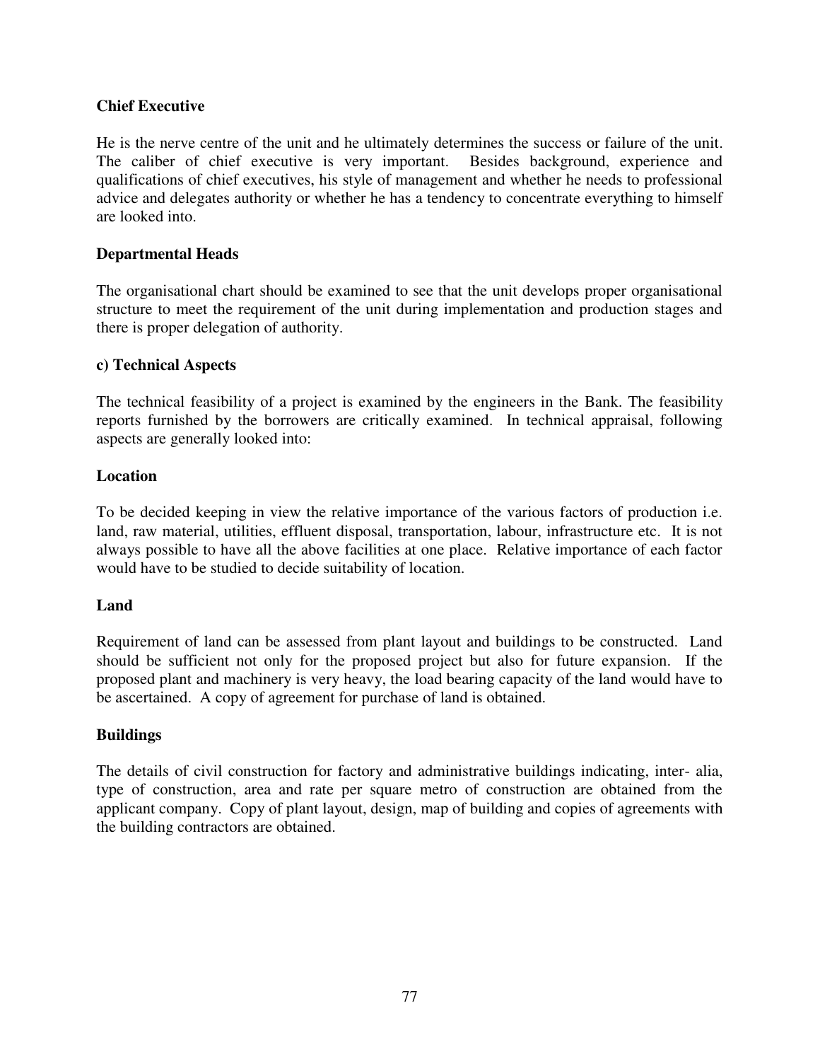**Chief Executive**

He is the nerve centre of the unit and he ultimately determines the success or failure of the unit. The caliber of chief executive is very important. Besides background, experience and qualifications of chief executives, his style of management and whether he needs to professional advice and delegates authority or whether he has a tendency to concentrate everything to himself are looked into.

**Departmental Heads**

The organisational chart should be examined to see that the unit develops proper organisational structure to meet the requirement of the unit during implementation and production stages and there is proper delegation of authority.

**c) Technical Aspects**

The technical feasibility of a project is examined by the engineers in the Bank. The feasibility reports furnished by the borrowers are critically examined. In technical appraisal, following aspects are generally looked into:

**Location**

To be decided keeping in view the relative importance of the various factors of production i.e. land, raw material, utilities, effluent disposal, transportation, labour, infrastructure etc. It is not always possible to have all the above facilities at one place. Relative importance of each factor would have to be studied to decide suitability of location.

**Land**

Requirement of land can be assessed from plant layout and buildings to be constructed. Land should be sufficient not only for the proposed project but also for future expansion. If the proposed plant and machinery is very heavy, the load bearing capacity of the land would have to be ascertained. A copy of agreement for purchase of land is obtained.

**Buildings**

The details of civil construction for factory and administrative buildings indicating, inter- alia, type of construction, area and rate per square metro of construction are obtained from the applicant company. Copy of plant layout, design, map of building and copies of agreements with the building contractors are obtained.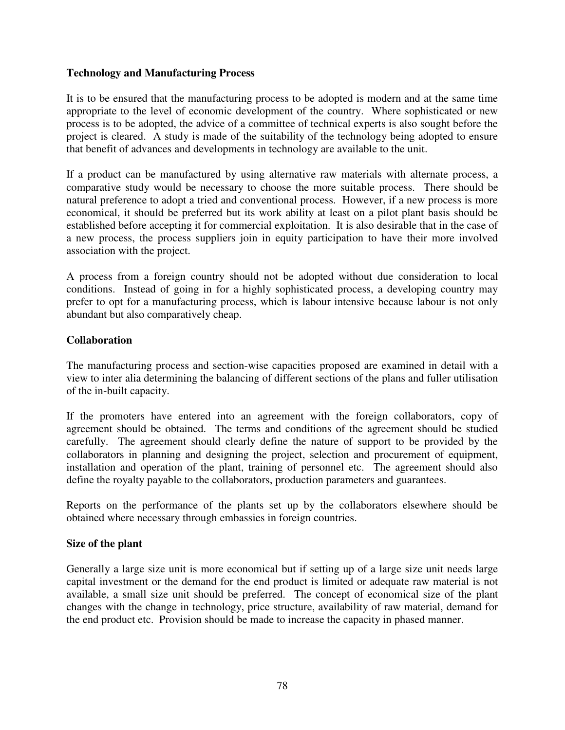**Technology and Manufacturing Process**

It is to be ensured that the manufacturing process to be adopted is modern and at the same time appropriate to the level of economic development of the country. Where sophisticated or new process is to be adopted, the advice of a committee of technical experts is also sought before the project is cleared. A study is made of the suitability of the technology being adopted to ensure that benefit of advances and developments in technology are available to the unit.

If a product can be manufactured by using alternative raw materials with alternate process, a comparative study would be necessary to choose the more suitable process. There should be natural preference to adopt a tried and conventional process. However, if a new process is more economical, it should be preferred but its work ability at least on a pilot plant basis should be established before accepting it for commercial exploitation. It is also desirable that in the case of a new process, the process suppliers join in equity participation to have their more involved association with the project.

A process from a foreign country should not be adopted without due consideration to local conditions. Instead of going in for a highly sophisticated process, a developing country may prefer to opt for a manufacturing process, which is labour intensive because labour is not only abundant but also comparatively cheap.

**Collaboration**

The manufacturing process and section-wise capacities proposed are examined in detail with a view to inter alia determining the balancing of different sections of the plans and fuller utilisation of the in-built capacity.

If the promoters have entered into an agreement with the foreign collaborators, copy of agreement should be obtained. The terms and conditions of the agreement should be studied carefully. The agreement should clearly define the nature of support to be provided by the collaborators in planning and designing the project, selection and procurement of equipment, installation and operation of the plant, training of personnel etc. The agreement should also define the royalty payable to the collaborators, production parameters and guarantees.

Reports on the performance of the plants set up by the collaborators elsewhere should be obtained where necessary through embassies in foreign countries.

**Size of the plant**

Generally a large size unit is more economical but if setting up of a large size unit needs large capital investment or the demand for the end product is limited or adequate raw material is not available, a small size unit should be preferred. The concept of economical size of the plant changes with the change in technology, price structure, availability of raw material, demand for the end product etc. Provision should be made to increase the capacity in phased manner.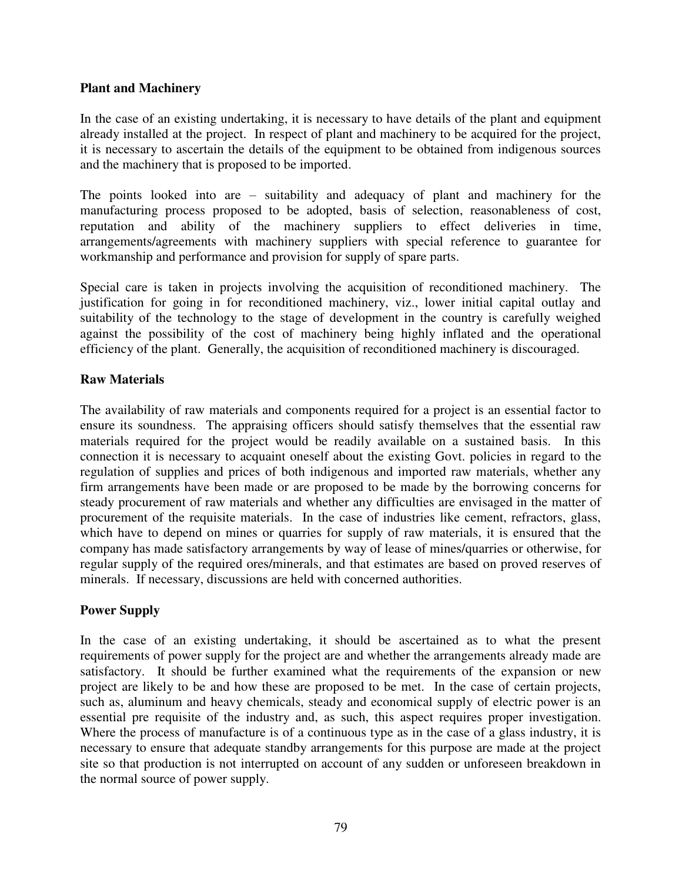**Plant and Machinery**

In the case of an existing undertaking, it is necessary to have details of the plant and equipment already installed at the project. In respect of plant and machinery to be acquired for the project, it is necessary to ascertain the details of the equipment to be obtained from indigenous sources and the machinery that is proposed to be imported.

The points looked into are – suitability and adequacy of plant and machinery for the manufacturing process proposed to be adopted, basis of selection, reasonableness of cost, reputation and ability of the machinery suppliers to effect deliveries in time, arrangements/agreements with machinery suppliers with special reference to guarantee for workmanship and performance and provision for supply of spare parts.

Special care is taken in projects involving the acquisition of reconditioned machinery. The justification for going in for reconditioned machinery, viz., lower initial capital outlay and suitability of the technology to the stage of development in the country is carefully weighed against the possibility of the cost of machinery being highly inflated and the operational efficiency of the plant. Generally, the acquisition of reconditioned machinery is discouraged.

**Raw Materials**

The availability of raw materials and components required for a project is an essential factor to ensure its soundness. The appraising officers should satisfy themselves that the essential raw materials required for the project would be readily available on a sustained basis. In this connection it is necessary to acquaint oneself about the existing Govt. policies in regard to the regulation of supplies and prices of both indigenous and imported raw materials, whether any firm arrangements have been made or are proposed to be made by the borrowing concerns for steady procurement of raw materials and whether any difficulties are envisaged in the matter of procurement of the requisite materials. In the case of industries like cement, refractors, glass, which have to depend on mines or quarries for supply of raw materials, it is ensured that the company has made satisfactory arrangements by way of lease of mines/quarries or otherwise, for regular supply of the required ores/minerals, and that estimates are based on proved reserves of minerals. If necessary, discussions are held with concerned authorities.

**Power Supply**

In the case of an existing undertaking, it should be ascertained as to what the present requirements of power supply for the project are and whether the arrangements already made are satisfactory. It should be further examined what the requirements of the expansion or new project are likely to be and how these are proposed to be met. In the case of certain projects, such as, aluminum and heavy chemicals, steady and economical supply of electric power is an essential pre requisite of the industry and, as such, this aspect requires proper investigation. Where the process of manufacture is of a continuous type as in the case of a glass industry, it is necessary to ensure that adequate standby arrangements for this purpose are made at the project site so that production is not interrupted on account of any sudden or unforeseen breakdown in the normal source of power supply.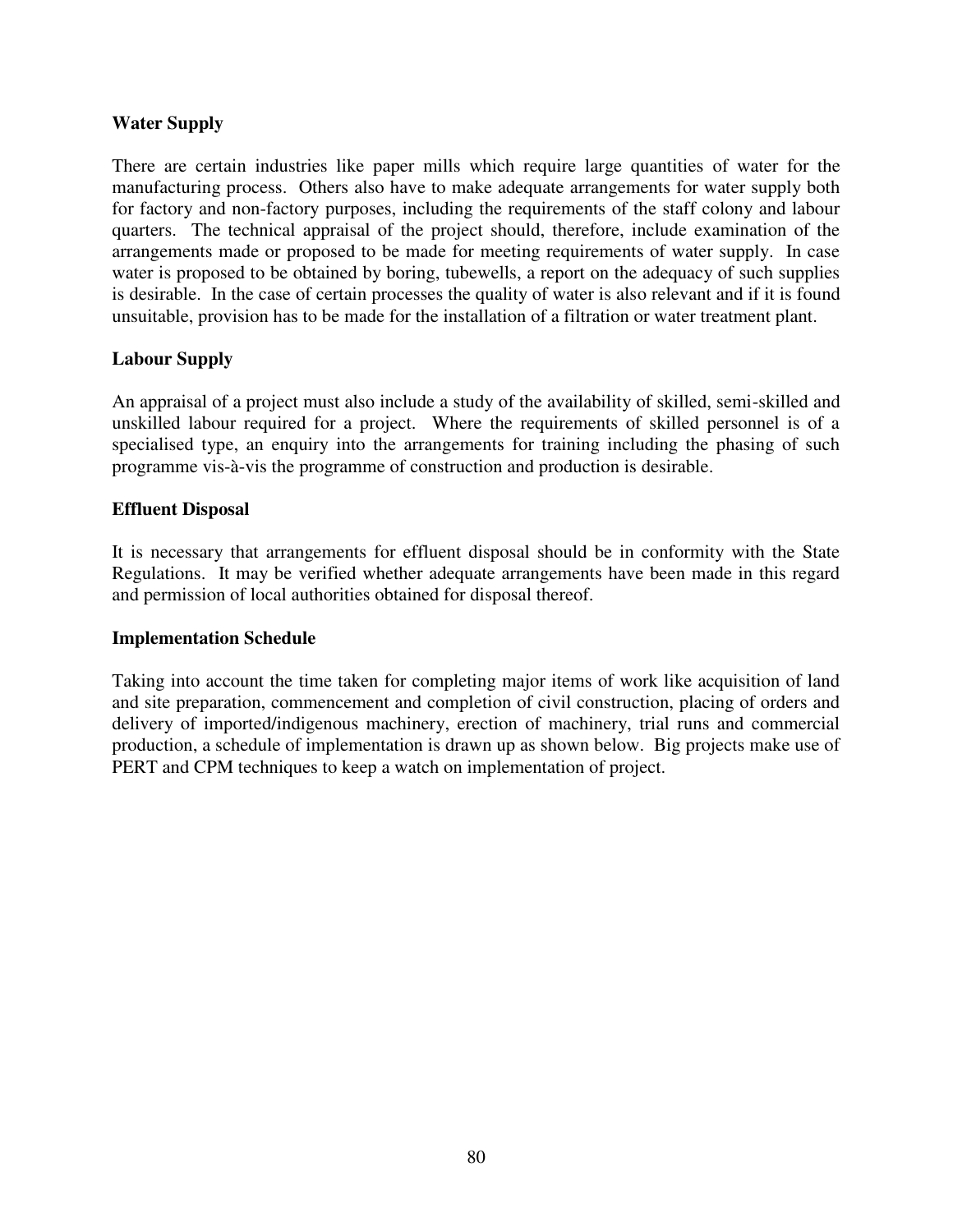**Water Supply**

There are certain industries like paper mills which require large quantities of water for the manufacturing process. Others also have to make adequate arrangements for water supply both for factory and non-factory purposes, including the requirements of the staff colony and labour quarters. The technical appraisal of the project should, therefore, include examination of the arrangements made or proposed to be made for meeting requirements of water supply. In case water is proposed to be obtained by boring, tubewells, a report on the adequacy of such supplies is desirable. In the case of certain processes the quality of water is also relevant and if it is found unsuitable, provision has to be made for the installation of a filtration or water treatment plant.

**Labour Supply**

An appraisal of a project must also include a study of the availability of skilled, semi-skilled and unskilled labour required for a project. Where the requirements of skilled personnel is of a specialised type, an enquiry into the arrangements for training including the phasing of such programme vis-à-vis the programme of construction and production is desirable.

**Effluent Disposal**

It is necessary that arrangements for effluent disposal should be in conformity with the State Regulations. It may be verified whether adequate arrangements have been made in this regard and permission of local authorities obtained for disposal thereof.

**Implementation Schedule**

Taking into account the time taken for completing major items of work like acquisition of land and site preparation, commencement and completion of civil construction, placing of orders and delivery of imported/indigenous machinery, erection of machinery, trial runs and commercial production, a schedule of implementation is drawn up as shown below. Big projects make use of PERT and CPM techniques to keep a watch on implementation of project.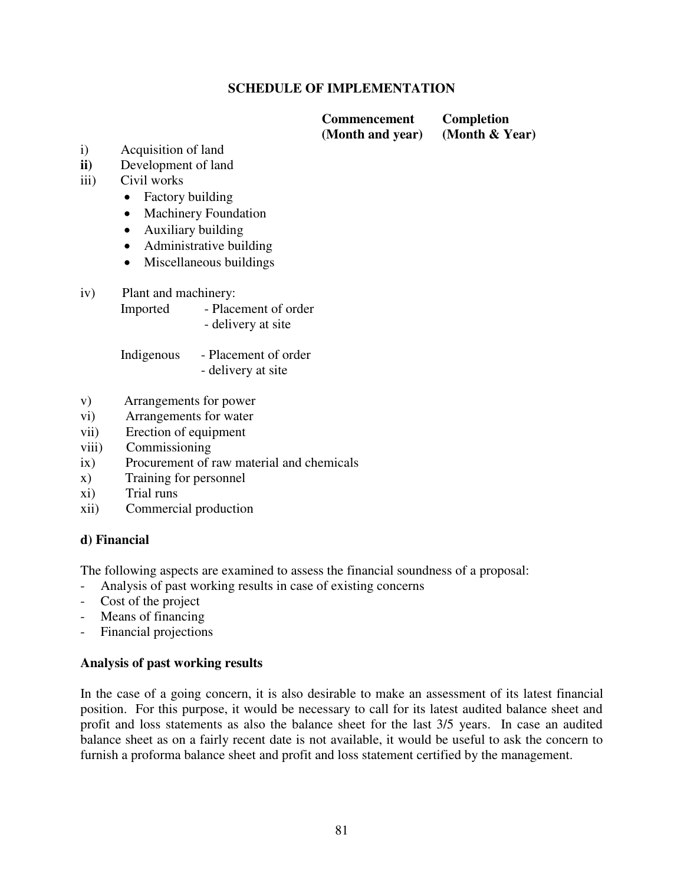## SCHEDULE OF IMPLEMENTATION

| | Commencement (Month and year) | Completion (Month & Year) |
|---|---|---|
| i) Acquisition of land | | |
| ii) Development of land | | |
| iii) Civil works | | |
| • Factory building | | |
| • Machinery Foundation | | |
| • Auxiliary building | | |
| • Administrative building | | |
| • Miscellaneous buildings | | |
| iv) Plant and machinery: | | |
| Imported - Placement of order | | |
| - delivery at site | | |
| Indigenous - Placement of order | | |
| - delivery at site | | |
| v) Arrangements for power | | |
| vi) Arrangements for water | | |
| vii) Erection of equipment | | |
| viii) Commissioning | | |
| ix) Procurement of raw material and chemicals | | |
| x) Training for personnel | | |
| xi) Trial runs | | |
| xii) Commercial production | | |

### d) Financial

The following aspects are examined to assess the financial soundness of a proposal:

- Analysis of past working results in case of existing concerns
- Cost of the project
- Means of financing
- Financial projections

**Analysis of past working results**

In the case of a going concern, it is also desirable to make an assessment of its latest financial position. For this purpose, it would be necessary to call for its latest audited balance sheet and profit and loss statements as also the balance sheet for the last 3/5 years. In case an audited balance sheet as on a fairly recent date is not available, it would be useful to ask the concern to furnish a proforma balance sheet and profit and loss statement certified by the management.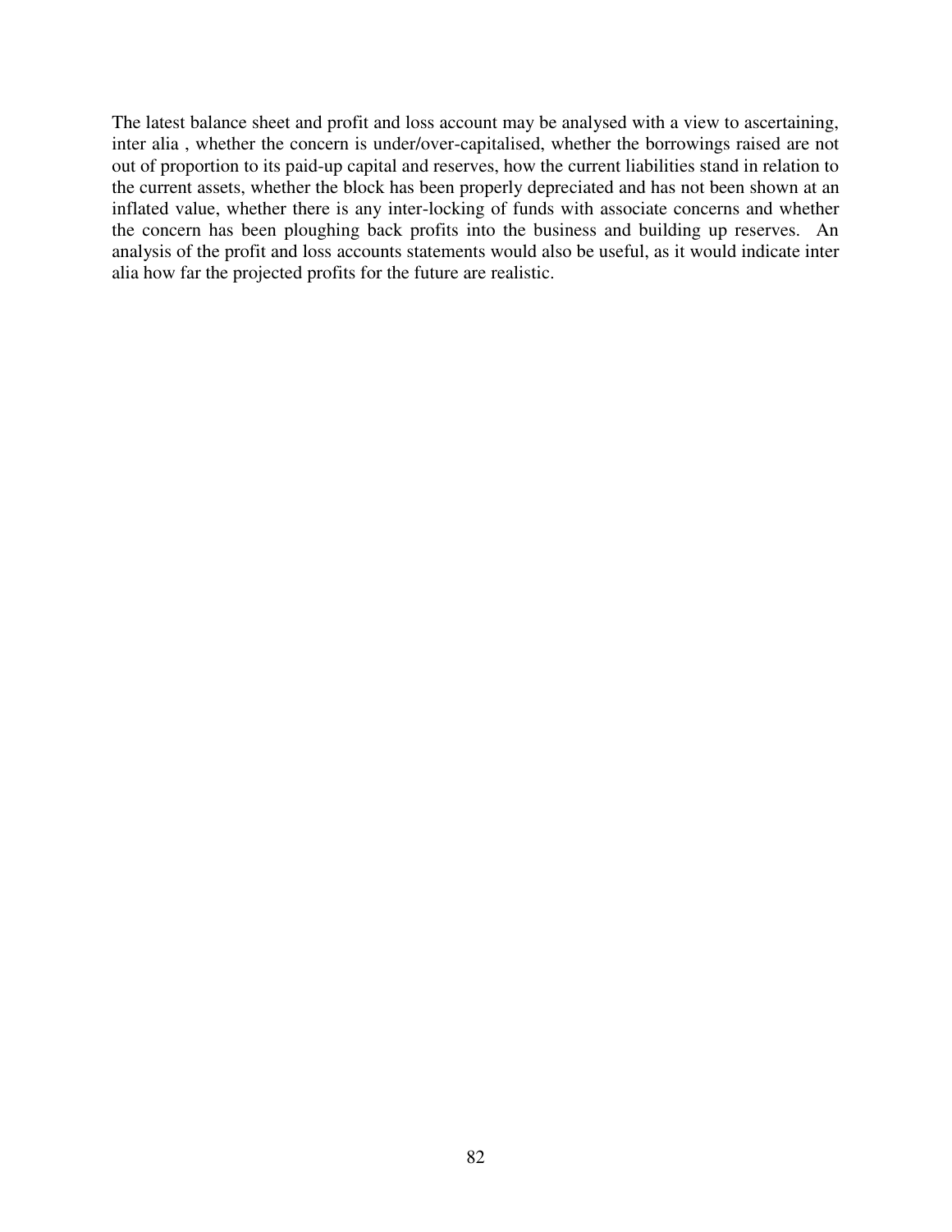The latest balance sheet and profit and loss account may be analysed with a view to ascertaining, inter alia , whether the concern is under/over-capitalised, whether the borrowings raised are not out of proportion to its paid-up capital and reserves, how the current liabilities stand in relation to the current assets, whether the block has been properly depreciated and has not been shown at an inflated value, whether there is any inter-locking of funds with associate concerns and whether the concern has been ploughing back profits into the business and building up reserves. An analysis of the profit and loss accounts statements would also be useful, as it would indicate inter alia how far the projected profits for the future are realistic.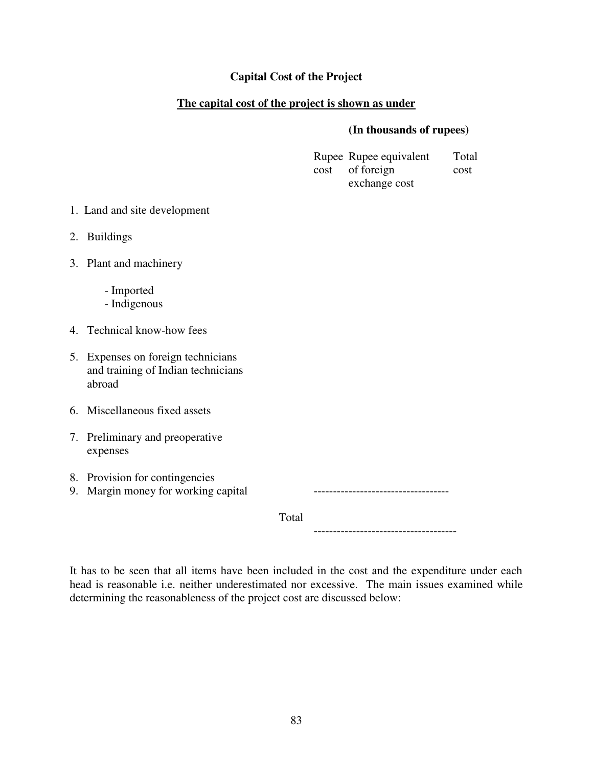**Capital Cost of the Project**

**<u>The capital cost of the project is shown as under</u>**

**(In thousands of rupees)**

| | Rupee cost | Rupee equivalent of foreign exchange cost | Total cost |
|---|---|---|---|
| 1. Land and site development | | | |
| 2. Buildings | | | |
| 3. Plant and machinery | | | |
| - Imported | | | |
| - Indigenous | | | |
| 4. Technical know-how fees | | | |
| 5. Expenses on foreign technicians and training of Indian technicians abroad | | | |
| 6. Miscellaneous fixed assets | | | |
| 7. Preliminary and preoperative expenses | | | |
| 8. Provision for contingencies | | | |
| 9. Margin money for working capital | | | |
| Total | | | |

It has to be seen that all items have been included in the cost and the expenditure under each head is reasonable i.e. neither underestimated nor excessive. The main issues examined while determining the reasonableness of the project cost are discussed below: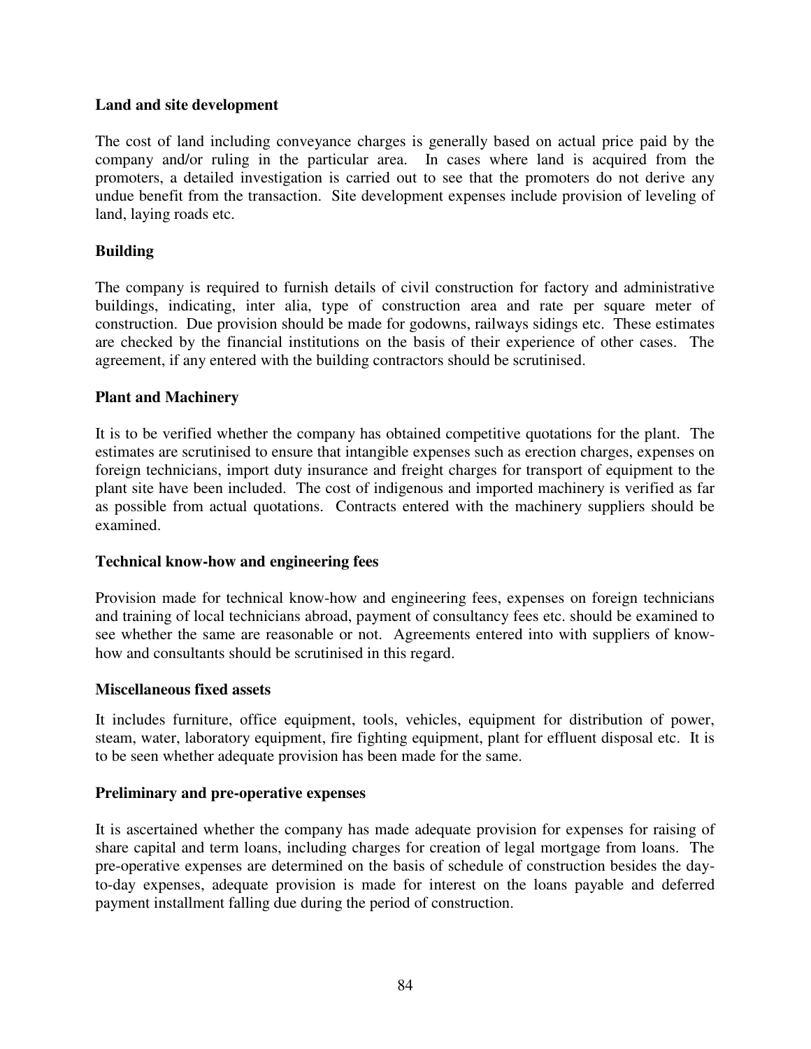**Land and site development**

The cost of land including conveyance charges is generally based on actual price paid by the company and/or ruling in the particular area. In cases where land is acquired from the promoters, a detailed investigation is carried out to see that the promoters do not derive any undue benefit from the transaction. Site development expenses include provision of leveling of land, laying roads etc.

**Building**

The company is required to furnish details of civil construction for factory and administrative buildings, indicating, inter alia, type of construction area and rate per square meter of construction. Due provision should be made for godowns, railways sidings etc. These estimates are checked by the financial institutions on the basis of their experience of other cases. The agreement, if any entered with the building contractors should be scrutinised.

**Plant and Machinery**

It is to be verified whether the company has obtained competitive quotations for the plant. The estimates are scrutinised to ensure that intangible expenses such as erection charges, expenses on foreign technicians, import duty insurance and freight charges for transport of equipment to the plant site have been included. The cost of indigenous and imported machinery is verified as far as possible from actual quotations. Contracts entered with the machinery suppliers should be examined.

**Technical know-how and engineering fees**

Provision made for technical know-how and engineering fees, expenses on foreign technicians and training of local technicians abroad, payment of consultancy fees etc. should be examined to see whether the same are reasonable or not. Agreements entered into with suppliers of know-how and consultants should be scrutinised in this regard.

**Miscellaneous fixed assets**

It includes furniture, office equipment, tools, vehicles, equipment for distribution of power, steam, water, laboratory equipment, fire fighting equipment, plant for effluent disposal etc. It is to be seen whether adequate provision has been made for the same.

**Preliminary and pre-operative expenses**

It is ascertained whether the company has made adequate provision for expenses for raising of share capital and term loans, including charges for creation of legal mortgage from loans. The pre-operative expenses are determined on the basis of schedule of construction besides the day-to-day expenses, adequate provision is made for interest on the loans payable and deferred payment installment falling due during the period of construction.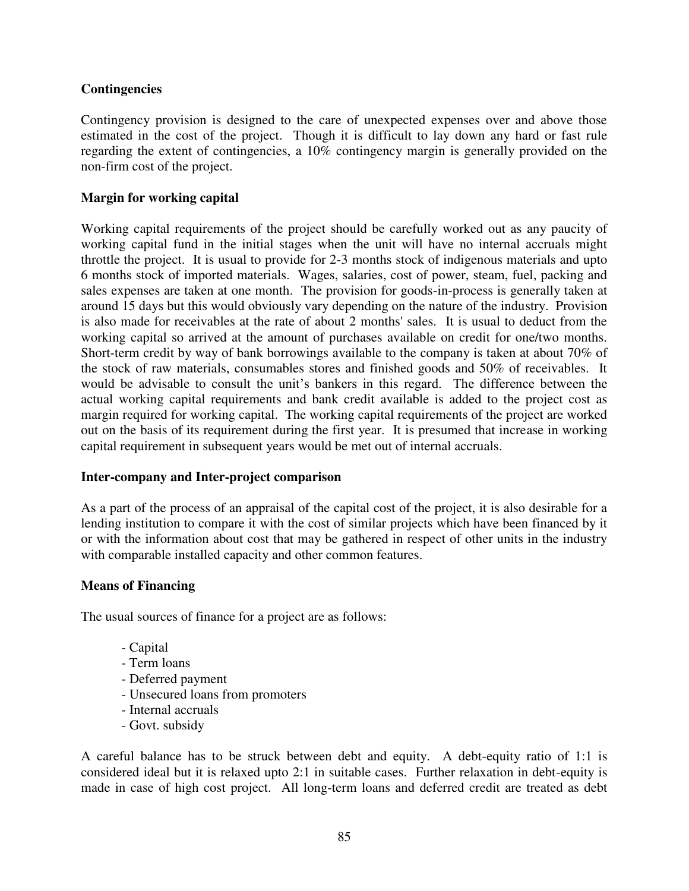**Contingencies**

Contingency provision is designed to the care of unexpected expenses over and above those estimated in the cost of the project. Though it is difficult to lay down any hard or fast rule regarding the extent of contingencies, a 10% contingency margin is generally provided on the non-firm cost of the project.

**Margin for working capital**

Working capital requirements of the project should be carefully worked out as any paucity of working capital fund in the initial stages when the unit will have no internal accruals might throttle the project. It is usual to provide for 2-3 months stock of indigenous materials and upto 6 months stock of imported materials. Wages, salaries, cost of power, steam, fuel, packing and sales expenses are taken at one month. The provision for goods-in-process is generally taken at around 15 days but this would obviously vary depending on the nature of the industry. Provision is also made for receivables at the rate of about 2 months' sales. It is usual to deduct from the working capital so arrived at the amount of purchases available on credit for one/two months. Short-term credit by way of bank borrowings available to the company is taken at about 70% of the stock of raw materials, consumables stores and finished goods and 50% of receivables. It would be advisable to consult the unit's bankers in this regard. The difference between the actual working capital requirements and bank credit available is added to the project cost as margin required for working capital. The working capital requirements of the project are worked out on the basis of its requirement during the first year. It is presumed that increase in working capital requirement in subsequent years would be met out of internal accruals.

**Inter-company and Inter-project comparison**

As a part of the process of an appraisal of the capital cost of the project, it is also desirable for a lending institution to compare it with the cost of similar projects which have been financed by it or with the information about cost that may be gathered in respect of other units in the industry with comparable installed capacity and other common features.

**Means of Financing**

The usual sources of finance for a project are as follows:

- Capital
- Term loans
- Deferred payment
- Unsecured loans from promoters
- Internal accruals
- Govt. subsidy

A careful balance has to be struck between debt and equity. A debt-equity ratio of 1:1 is considered ideal but it is relaxed upto 2:1 in suitable cases. Further relaxation in debt-equity is made in case of high cost project. All long-term loans and deferred credit are treated as debt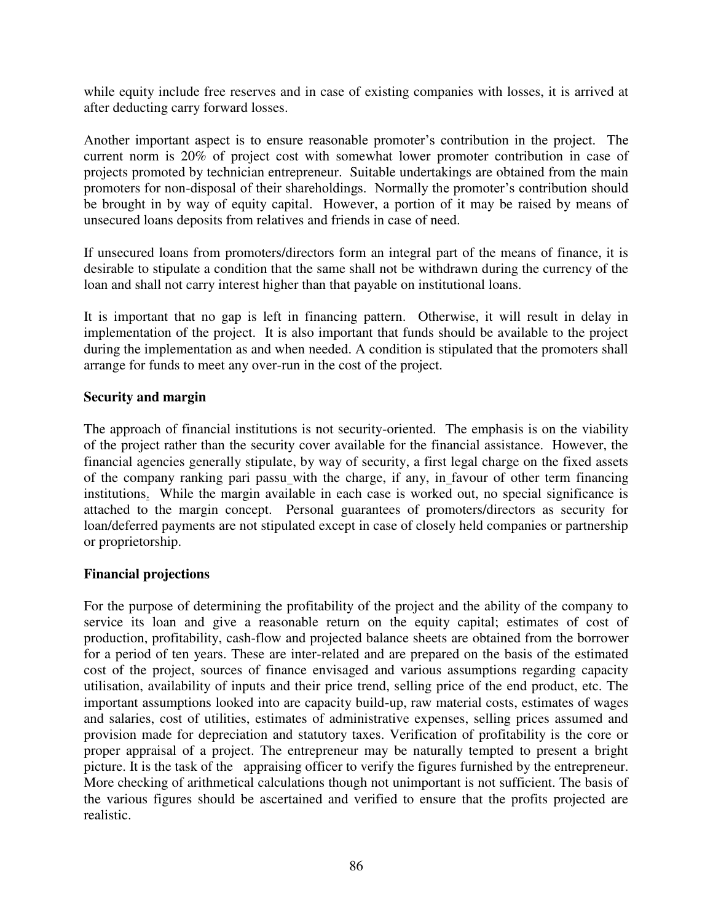while equity include free reserves and in case of existing companies with losses, it is arrived at after deducting carry forward losses.

Another important aspect is to ensure reasonable promoter's contribution in the project. The current norm is 20% of project cost with somewhat lower promoter contribution in case of projects promoted by technician entrepreneur. Suitable undertakings are obtained from the main promoters for non-disposal of their shareholdings. Normally the promoter's contribution should be brought in by way of equity capital. However, a portion of it may be raised by means of unsecured loans deposits from relatives and friends in case of need.

If unsecured loans from promoters/directors form an integral part of the means of finance, it is desirable to stipulate a condition that the same shall not be withdrawn during the currency of the loan and shall not carry interest higher than that payable on institutional loans.

It is important that no gap is left in financing pattern. Otherwise, it will result in delay in implementation of the project. It is also important that funds should be available to the project during the implementation as and when needed. A condition is stipulated that the promoters shall arrange for funds to meet any over-run in the cost of the project.

**Security and margin**

The approach of financial institutions is not security-oriented. The emphasis is on the viability of the project rather than the security cover available for the financial assistance. However, the financial agencies generally stipulate, by way of security, a first legal charge on the fixed assets of the company ranking pari passu with the charge, if any, in favour of other term financing institutions. While the margin available in each case is worked out, no special significance is attached to the margin concept. Personal guarantees of promoters/directors as security for loan/deferred payments are not stipulated except in case of closely held companies or partnership or proprietorship.

**Financial projections**

For the purpose of determining the profitability of the project and the ability of the company to service its loan and give a reasonable return on the equity capital; estimates of cost of production, profitability, cash-flow and projected balance sheets are obtained from the borrower for a period of ten years. These are inter-related and are prepared on the basis of the estimated cost of the project, sources of finance envisaged and various assumptions regarding capacity utilisation, availability of inputs and their price trend, selling price of the end product, etc. The important assumptions looked into are capacity build-up, raw material costs, estimates of wages and salaries, cost of utilities, estimates of administrative expenses, selling prices assumed and provision made for depreciation and statutory taxes. Verification of profitability is the core or proper appraisal of a project. The entrepreneur may be naturally tempted to present a bright picture. It is the task of the appraising officer to verify the figures furnished by the entrepreneur. More checking of arithmetical calculations though not unimportant is not sufficient. The basis of the various figures should be ascertained and verified to ensure that the profits projected are realistic.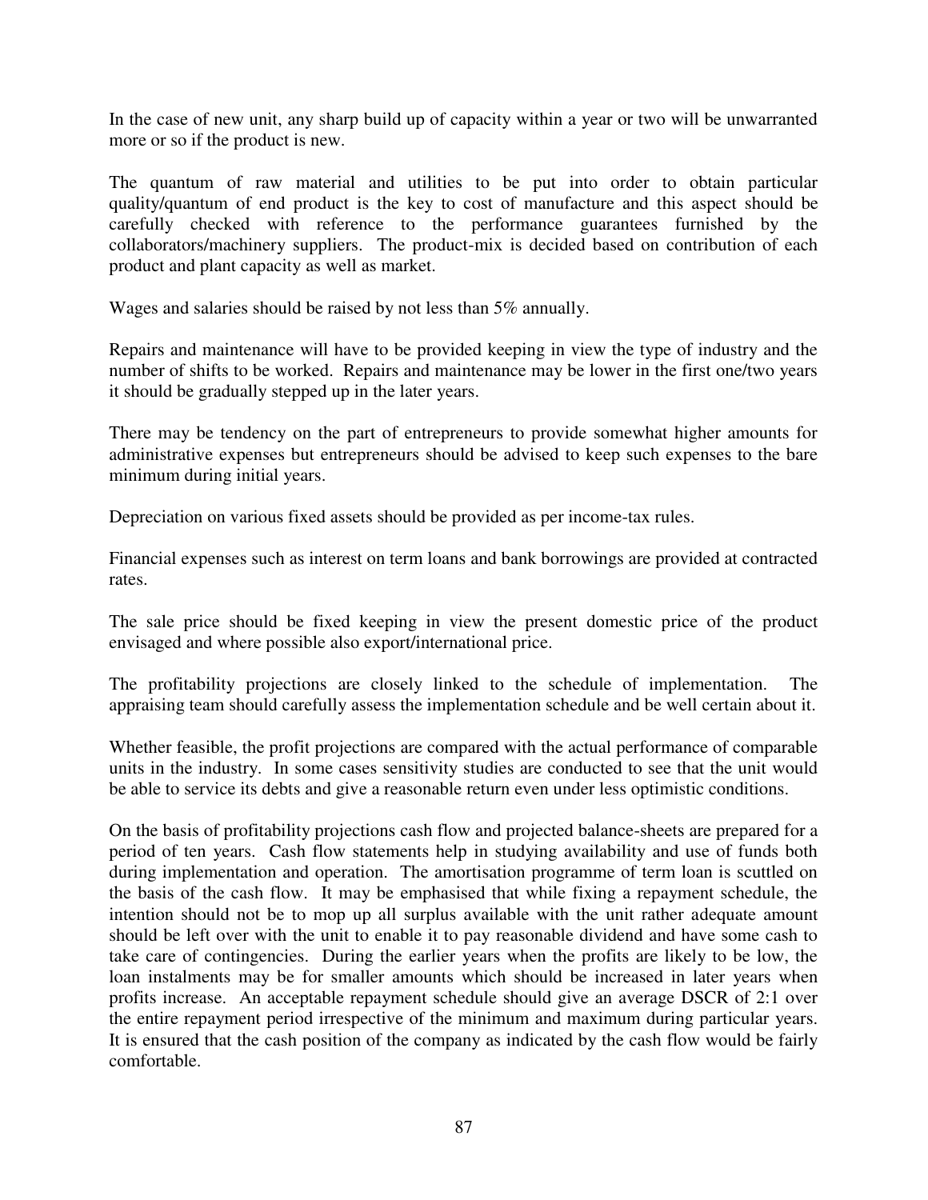In the case of new unit, any sharp build up of capacity within a year or two will be unwarranted more or so if the product is new.

The quantum of raw material and utilities to be put into order to obtain particular quality/quantum of end product is the key to cost of manufacture and this aspect should be carefully checked with reference to the performance guarantees furnished by the collaborators/machinery suppliers. The product-mix is decided based on contribution of each product and plant capacity as well as market.

Wages and salaries should be raised by not less than 5% annually.

Repairs and maintenance will have to be provided keeping in view the type of industry and the number of shifts to be worked. Repairs and maintenance may be lower in the first one/two years it should be gradually stepped up in the later years.

There may be tendency on the part of entrepreneurs to provide somewhat higher amounts for administrative expenses but entrepreneurs should be advised to keep such expenses to the bare minimum during initial years.

Depreciation on various fixed assets should be provided as per income-tax rules.

Financial expenses such as interest on term loans and bank borrowings are provided at contracted rates.

The sale price should be fixed keeping in view the present domestic price of the product envisaged and where possible also export/international price.

The profitability projections are closely linked to the schedule of implementation. The appraising team should carefully assess the implementation schedule and be well certain about it.

Whether feasible, the profit projections are compared with the actual performance of comparable units in the industry. In some cases sensitivity studies are conducted to see that the unit would be able to service its debts and give a reasonable return even under less optimistic conditions.

On the basis of profitability projections cash flow and projected balance-sheets are prepared for a period of ten years. Cash flow statements help in studying availability and use of funds both during implementation and operation. The amortisation programme of term loan is scuttled on the basis of the cash flow. It may be emphasised that while fixing a repayment schedule, the intention should not be to mop up all surplus available with the unit rather adequate amount should be left over with the unit to enable it to pay reasonable dividend and have some cash to take care of contingencies. During the earlier years when the profits are likely to be low, the loan instalments may be for smaller amounts which should be increased in later years when profits increase. An acceptable repayment schedule should give an average DSCR of 2:1 over the entire repayment period irrespective of the minimum and maximum during particular years. It is ensured that the cash position of the company as indicated by the cash flow would be fairly comfortable.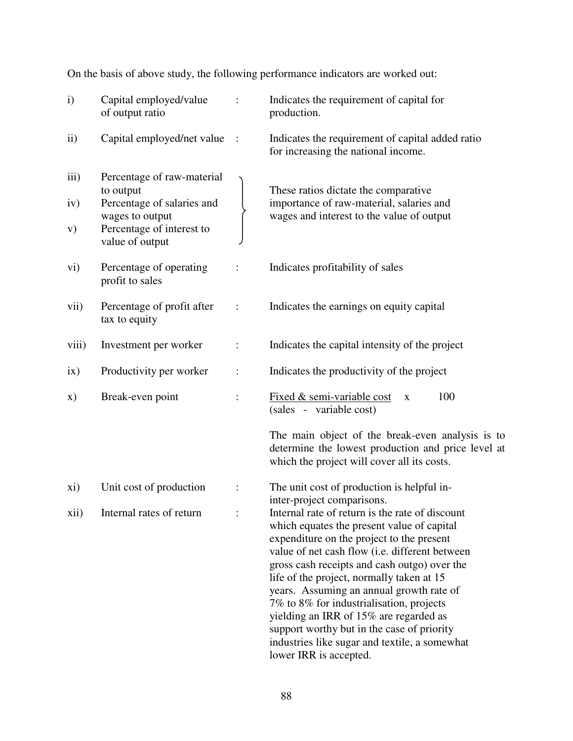On the basis of above study, the following performance indicators are worked out:

| | | | |
|---|---|---|---|
| i) | Capital employed/value of output ratio | : | Indicates the requirement of capital for production. |
| ii) | Capital employed/net value | : | Indicates the requirement of capital added ratio for increasing the national income. |
| iii) | Percentage of raw-material to output | | These ratios dictate the comparative importance of raw-material, salaries and wages and interest to the value of output |
| iv) | Percentage of salaries and wages to output | | |
| v) | Percentage of interest to value of output | | |
| vi) | Percentage of operating profit to sales | : | Indicates profitability of sales |
| vii) | Percentage of profit after tax to equity | : | Indicates the earnings on equity capital |
| viii) | Investment per worker | : | Indicates the capital intensity of the project |
| ix) | Productivity per worker | : | Indicates the productivity of the project |
| x) | Break-even point | : | $\frac{\text{Fixed \& semi-variable cost}}{\text{(sales - variable cost)}} \times 100$ <br><br> The main object of the break-even analysis is to determine the lowest production and price level at which the project will cover all its costs. |
| xi) | Unit cost of production | : | The unit cost of production is helpful in-inter-project comparisons. |
| xii) | Internal rates of return | : | Internal rate of return is the rate of discount which equates the present value of capital expenditure on the project to the present value of net cash flow (i.e. different between gross cash receipts and cash outgo) over the life of the project, normally taken at 15 years. Assuming an annual growth rate of 7% to 8% for industrialisation, projects yielding an IRR of 15% are regarded as support worthy but in the case of priority industries like sugar and textile, a somewhat lower IRR is accepted. |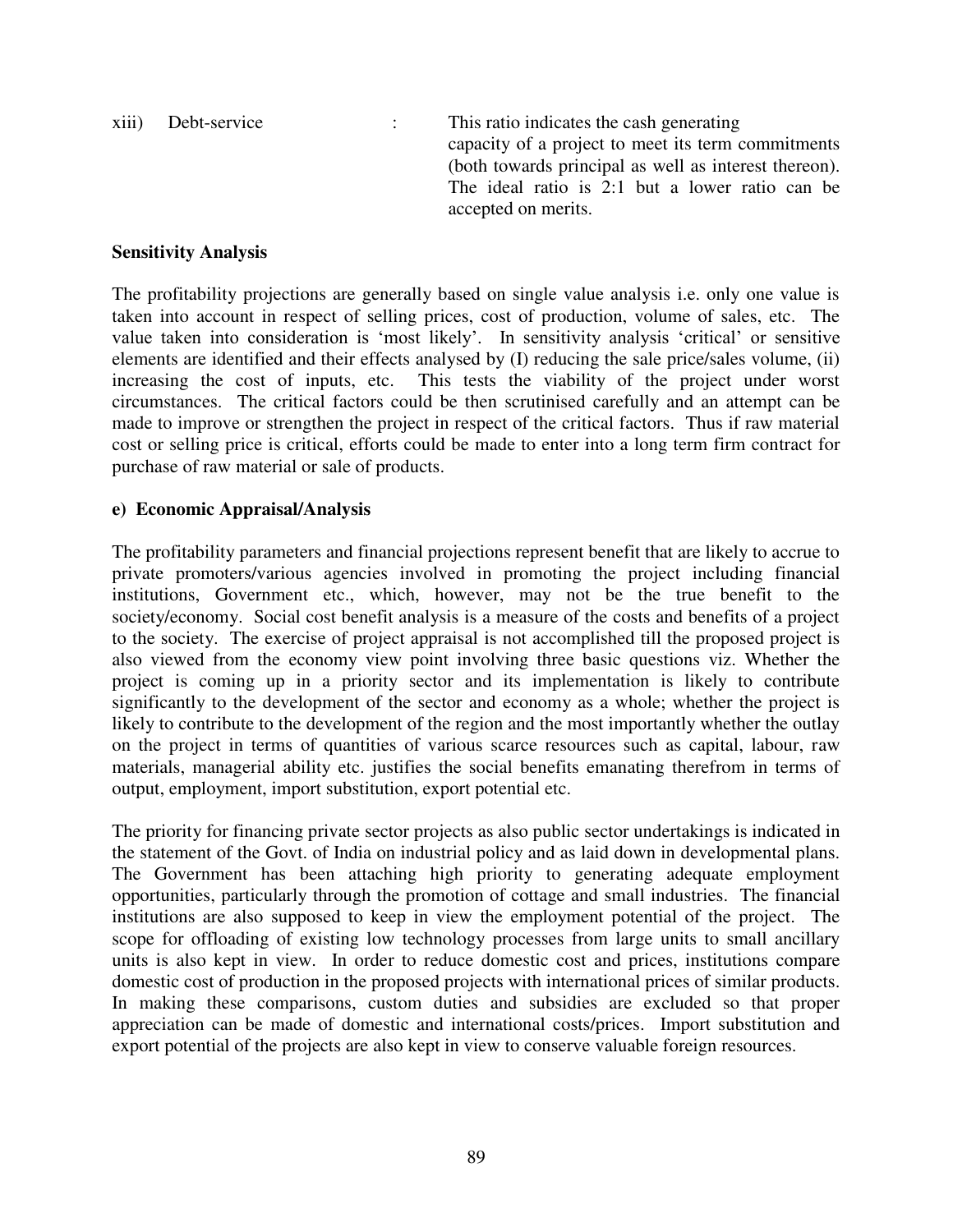xiii) Debt-service : This ratio indicates the cash generating capacity of a project to meet its term commitments (both towards principal as well as interest thereon). The ideal ratio is 2:1 but a lower ratio can be accepted on merits.

**Sensitivity Analysis**

The profitability projections are generally based on single value analysis i.e. only one value is taken into account in respect of selling prices, cost of production, volume of sales, etc. The value taken into consideration is 'most likely'. In sensitivity analysis 'critical' or sensitive elements are identified and their effects analysed by (I) reducing the sale price/sales volume, (ii) increasing the cost of inputs, etc. This tests the viability of the project under worst circumstances. The critical factors could be then scrutinised carefully and an attempt can be made to improve or strengthen the project in respect of the critical factors. Thus if raw material cost or selling price is critical, efforts could be made to enter into a long term firm contract for purchase of raw material or sale of products.

**e) Economic Appraisal/Analysis**

The profitability parameters and financial projections represent benefit that are likely to accrue to private promoters/various agencies involved in promoting the project including financial institutions, Government etc., which, however, may not be the true benefit to the society/economy. Social cost benefit analysis is a measure of the costs and benefits of a project to the society. The exercise of project appraisal is not accomplished till the proposed project is also viewed from the economy view point involving three basic questions viz. Whether the project is coming up in a priority sector and its implementation is likely to contribute significantly to the development of the sector and economy as a whole; whether the project is likely to contribute to the development of the region and the most importantly whether the outlay on the project in terms of quantities of various scarce resources such as capital, labour, raw materials, managerial ability etc. justifies the social benefits emanating therefrom in terms of output, employment, import substitution, export potential etc.

The priority for financing private sector projects as also public sector undertakings is indicated in the statement of the Govt. of India on industrial policy and as laid down in developmental plans. The Government has been attaching high priority to generating adequate employment opportunities, particularly through the promotion of cottage and small industries. The financial institutions are also supposed to keep in view the employment potential of the project. The scope for offloading of existing low technology processes from large units to small ancillary units is also kept in view. In order to reduce domestic cost and prices, institutions compare domestic cost of production in the proposed projects with international prices of similar products. In making these comparisons, custom duties and subsidies are excluded so that proper appreciation can be made of domestic and international costs/prices. Import substitution and export potential of the projects are also kept in view to conserve valuable foreign resources.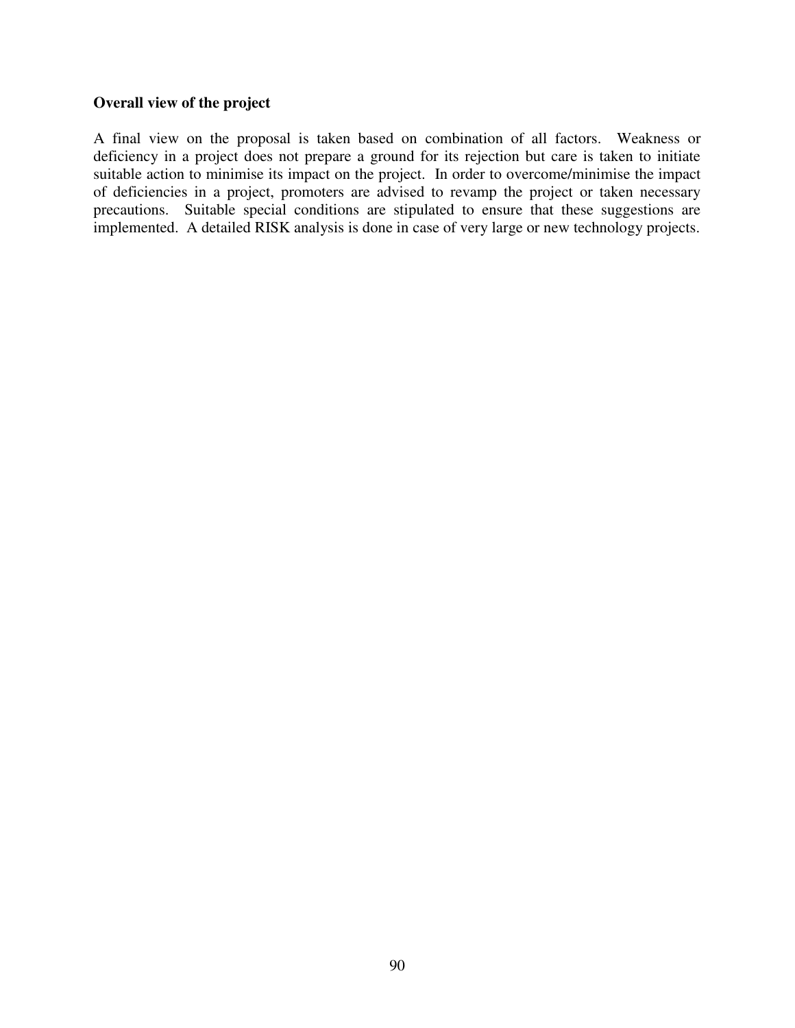**Overall view of the project**

A final view on the proposal is taken based on combination of all factors. Weakness or deficiency in a project does not prepare a ground for its rejection but care is taken to initiate suitable action to minimise its impact on the project. In order to overcome/minimise the impact of deficiencies in a project, promoters are advised to revamp the project or taken necessary precautions. Suitable special conditions are stipulated to ensure that these suggestions are implemented. A detailed RISK analysis is done in case of very large or new technology projects.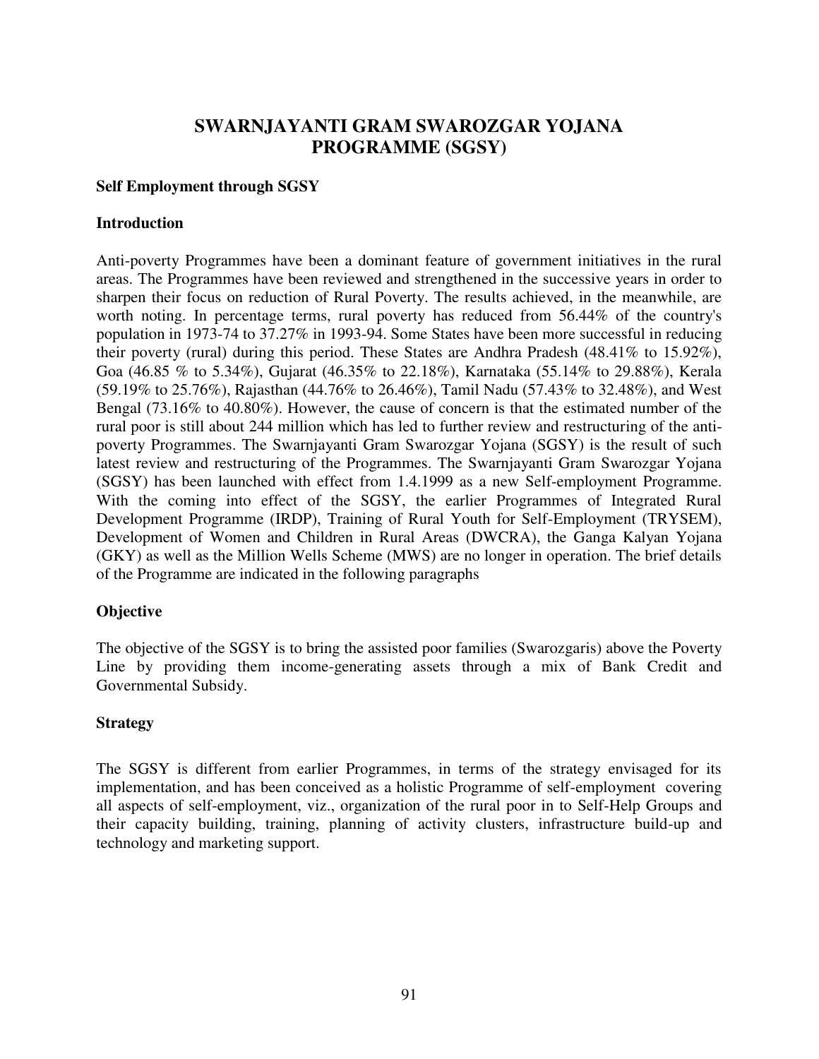# SWARNJAYANTI GRAM SWAROZGAR YOJANA PROGRAMME (SGSY)

**Self Employment through SGSY**

**Introduction**

Anti-poverty Programmes have been a dominant feature of government initiatives in the rural areas. The Programmes have been reviewed and strengthened in the successive years in order to sharpen their focus on reduction of Rural Poverty. The results achieved, in the meanwhile, are worth noting. In percentage terms, rural poverty has reduced from 56.44% of the country's population in 1973-74 to 37.27% in 1993-94. Some States have been more successful in reducing their poverty (rural) during this period. These States are Andhra Pradesh (48.41% to 15.92%), Goa (46.85 % to 5.34%), Gujarat (46.35% to 22.18%), Karnataka (55.14% to 29.88%), Kerala (59.19% to 25.76%), Rajasthan (44.76% to 26.46%), Tamil Nadu (57.43% to 32.48%), and West Bengal (73.16% to 40.80%). However, the cause of concern is that the estimated number of the rural poor is still about 244 million which has led to further review and restructuring of the anti-poverty Programmes. The Swarnjayanti Gram Swarozgar Yojana (SGSY) is the result of such latest review and restructuring of the Programmes. The Swarnjayanti Gram Swarozgar Yojana (SGSY) has been launched with effect from 1.4.1999 as a new Self-employment Programme. With the coming into effect of the SGSY, the earlier Programmes of Integrated Rural Development Programme (IRDP), Training of Rural Youth for Self-Employment (TRYSEM), Development of Women and Children in Rural Areas (DWCRA), the Ganga Kalyan Yojana (GKY) as well as the Million Wells Scheme (MWS) are no longer in operation. The brief details of the Programme are indicated in the following paragraphs

**Objective**

The objective of the SGSY is to bring the assisted poor families (Swarozgaris) above the Poverty Line by providing them income-generating assets through a mix of Bank Credit and Governmental Subsidy.

**Strategy**

The SGSY is different from earlier Programmes, in terms of the strategy envisaged for its implementation, and has been conceived as a holistic Programme of self-employment covering all aspects of self-employment, viz., organization of the rural poor in to Self-Help Groups and their capacity building, training, planning of activity clusters, infrastructure build-up and technology and marketing support.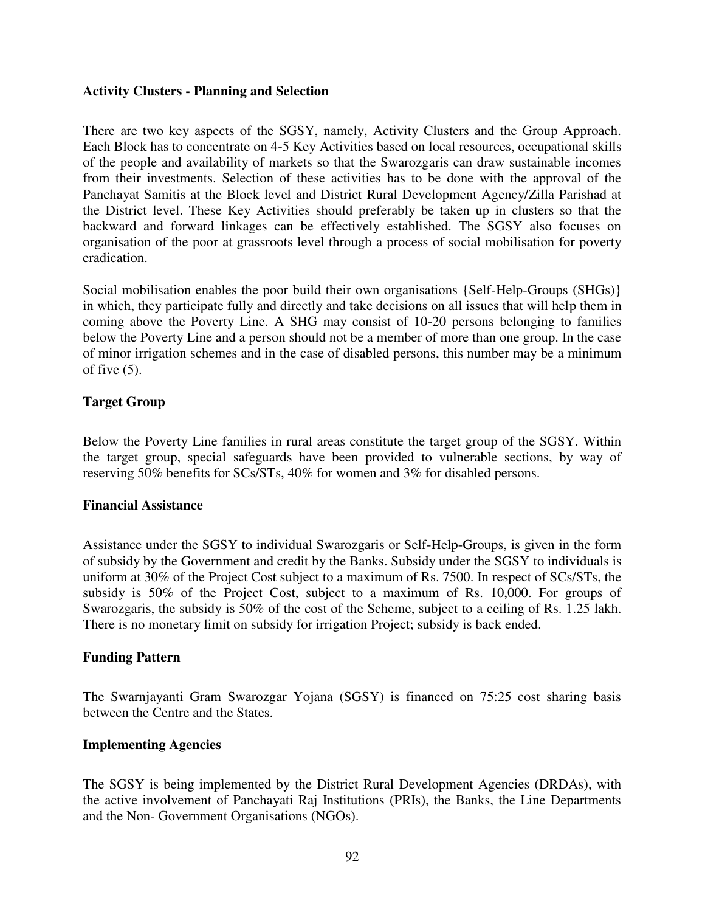**Activity Clusters - Planning and Selection**

There are two key aspects of the SGSY, namely, Activity Clusters and the Group Approach. Each Block has to concentrate on 4-5 Key Activities based on local resources, occupational skills of the people and availability of markets so that the Swarozgaris can draw sustainable incomes from their investments. Selection of these activities has to be done with the approval of the Panchayat Samitis at the Block level and District Rural Development Agency/Zilla Parishad at the District level. These Key Activities should preferably be taken up in clusters so that the backward and forward linkages can be effectively established. The SGSY also focuses on organisation of the poor at grassroots level through a process of social mobilisation for poverty eradication.

Social mobilisation enables the poor build their own organisations {Self-Help-Groups (SHGs)} in which, they participate fully and directly and take decisions on all issues that will help them in coming above the Poverty Line. A SHG may consist of 10-20 persons belonging to families below the Poverty Line and a person should not be a member of more than one group. In the case of minor irrigation schemes and in the case of disabled persons, this number may be a minimum of five (5).

**Target Group**

Below the Poverty Line families in rural areas constitute the target group of the SGSY. Within the target group, special safeguards have been provided to vulnerable sections, by way of reserving 50% benefits for SCs/STs, 40% for women and 3% for disabled persons.

**Financial Assistance**

Assistance under the SGSY to individual Swarozgaris or Self-Help-Groups, is given in the form of subsidy by the Government and credit by the Banks. Subsidy under the SGSY to individuals is uniform at 30% of the Project Cost subject to a maximum of Rs. 7500. In respect of SCs/STs, the subsidy is 50% of the Project Cost, subject to a maximum of Rs. 10,000. For groups of Swarozgaris, the subsidy is 50% of the cost of the Scheme, subject to a ceiling of Rs. 1.25 lakh. There is no monetary limit on subsidy for irrigation Project; subsidy is back ended.

**Funding Pattern**

The Swarnjayanti Gram Swarozgar Yojana (SGSY) is financed on 75:25 cost sharing basis between the Centre and the States.

**Implementing Agencies**

The SGSY is being implemented by the District Rural Development Agencies (DRDAs), with the active involvement of Panchayati Raj Institutions (PRIs), the Banks, the Line Departments and the Non- Government Organisations (NGOs).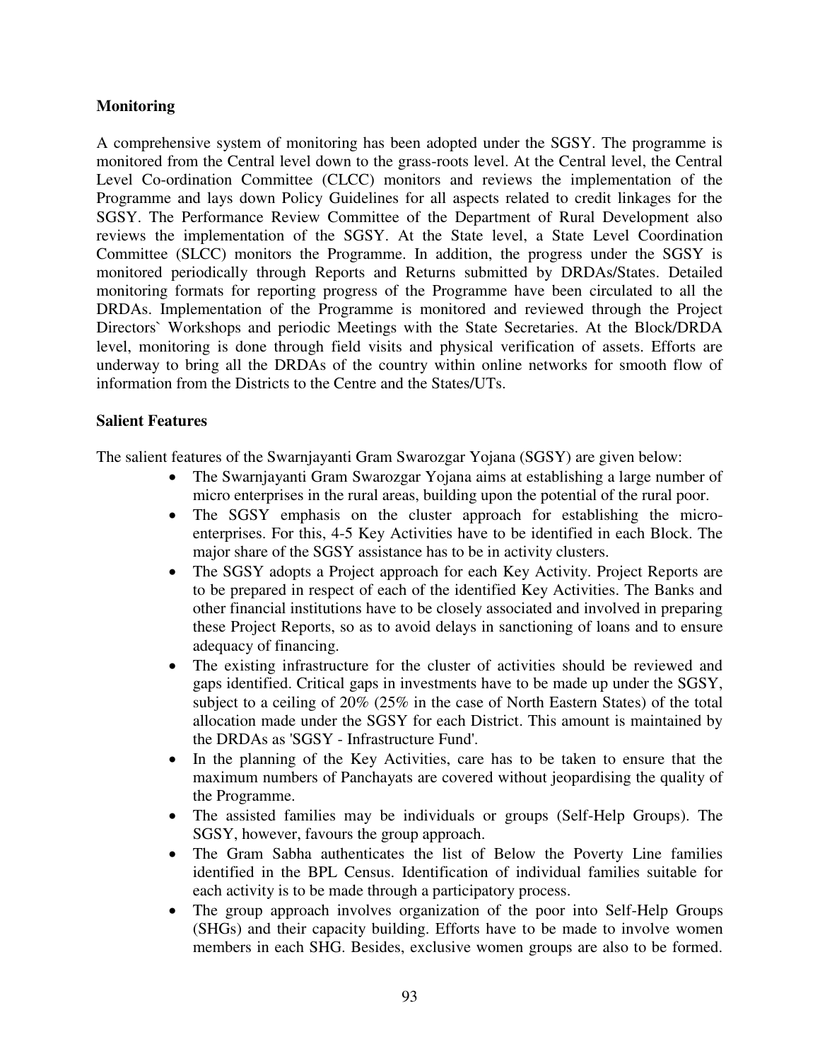**Monitoring**

A comprehensive system of monitoring has been adopted under the SGSY. The programme is monitored from the Central level down to the grass-roots level. At the Central level, the Central Level Co-ordination Committee (CLCC) monitors and reviews the implementation of the Programme and lays down Policy Guidelines for all aspects related to credit linkages for the SGSY. The Performance Review Committee of the Department of Rural Development also reviews the implementation of the SGSY. At the State level, a State Level Coordination Committee (SLCC) monitors the Programme. In addition, the progress under the SGSY is monitored periodically through Reports and Returns submitted by DRDAs/States. Detailed monitoring formats for reporting progress of the Programme have been circulated to all the DRDAs. Implementation of the Programme is monitored and reviewed through the Project Directors` Workshops and periodic Meetings with the State Secretaries. At the Block/DRDA level, monitoring is done through field visits and physical verification of assets. Efforts are underway to bring all the DRDAs of the country within online networks for smooth flow of information from the Districts to the Centre and the States/UTs.

**Salient Features**

The salient features of the Swarnjayanti Gram Swarozgar Yojana (SGSY) are given below:

- The Swarnjayanti Gram Swarozgar Yojana aims at establishing a large number of micro enterprises in the rural areas, building upon the potential of the rural poor.
- The SGSY emphasis on the cluster approach for establishing the micro-enterprises. For this, 4-5 Key Activities have to be identified in each Block. The major share of the SGSY assistance has to be in activity clusters.
- The SGSY adopts a Project approach for each Key Activity. Project Reports are to be prepared in respect of each of the identified Key Activities. The Banks and other financial institutions have to be closely associated and involved in preparing these Project Reports, so as to avoid delays in sanctioning of loans and to ensure adequacy of financing.
- The existing infrastructure for the cluster of activities should be reviewed and gaps identified. Critical gaps in investments have to be made up under the SGSY, subject to a ceiling of 20% (25% in the case of North Eastern States) of the total allocation made under the SGSY for each District. This amount is maintained by the DRDAs as 'SGSY - Infrastructure Fund'.
- In the planning of the Key Activities, care has to be taken to ensure that the maximum numbers of Panchayats are covered without jeopardising the quality of the Programme.
- The assisted families may be individuals or groups (Self-Help Groups). The SGSY, however, favours the group approach.
- The Gram Sabha authenticates the list of Below the Poverty Line families identified in the BPL Census. Identification of individual families suitable for each activity is to be made through a participatory process.
- The group approach involves organization of the poor into Self-Help Groups (SHGs) and their capacity building. Efforts have to be made to involve women members in each SHG. Besides, exclusive women groups are also to be formed.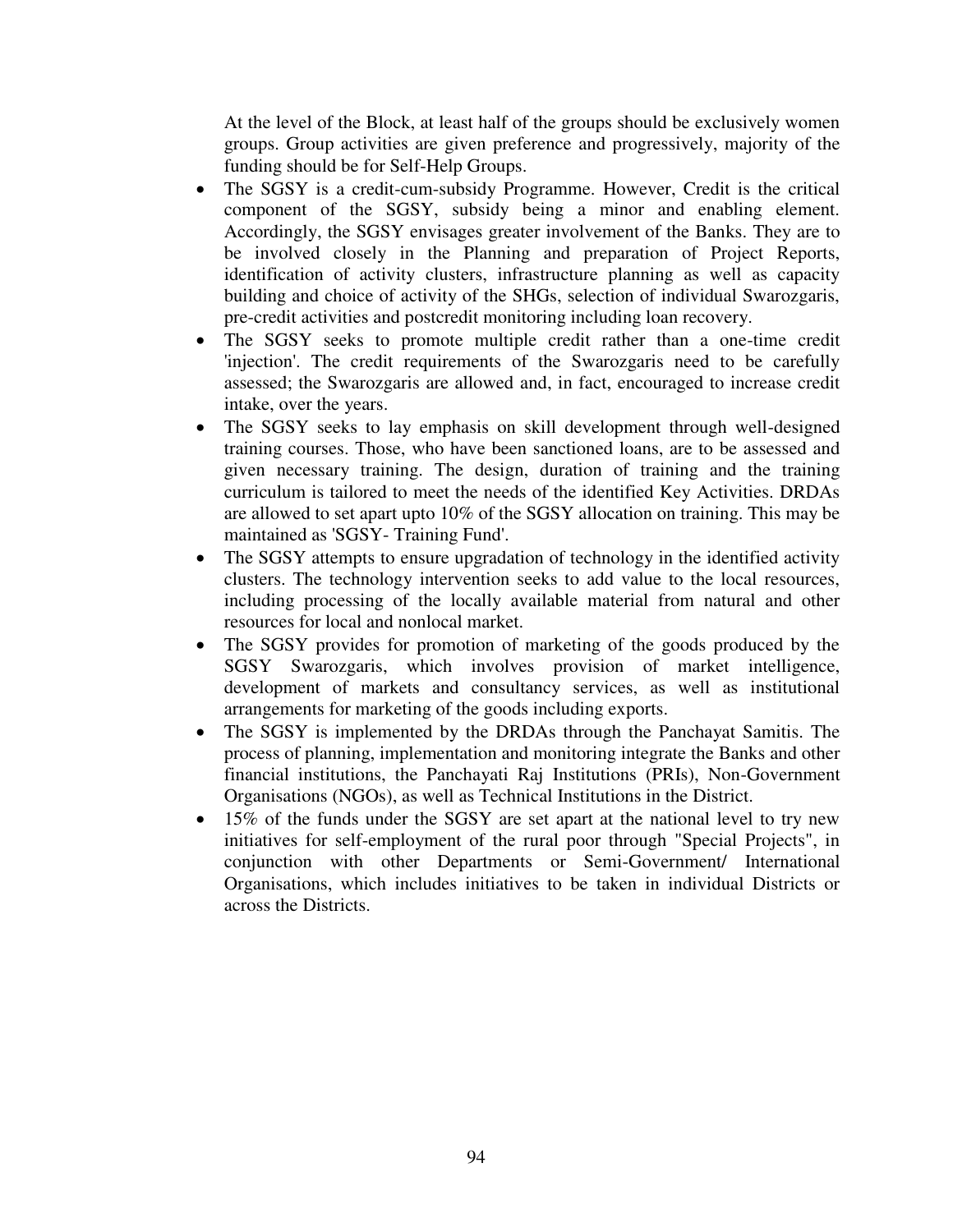At the level of the Block, at least half of the groups should be exclusively women groups. Group activities are given preference and progressively, majority of the funding should be for Self-Help Groups.

- The SGSY is a credit-cum-subsidy Programme. However, Credit is the critical component of the SGSY, subsidy being a minor and enabling element. Accordingly, the SGSY envisages greater involvement of the Banks. They are to be involved closely in the Planning and preparation of Project Reports, identification of activity clusters, infrastructure planning as well as capacity building and choice of activity of the SHGs, selection of individual Swarozgaris, pre-credit activities and postcredit monitoring including loan recovery.
- The SGSY seeks to promote multiple credit rather than a one-time credit 'injection'. The credit requirements of the Swarozgaris need to be carefully assessed; the Swarozgaris are allowed and, in fact, encouraged to increase credit intake, over the years.
- The SGSY seeks to lay emphasis on skill development through well-designed training courses. Those, who have been sanctioned loans, are to be assessed and given necessary training. The design, duration of training and the training curriculum is tailored to meet the needs of the identified Key Activities. DRDAs are allowed to set apart upto 10% of the SGSY allocation on training. This may be maintained as 'SGSY- Training Fund'.
- The SGSY attempts to ensure upgradation of technology in the identified activity clusters. The technology intervention seeks to add value to the local resources, including processing of the locally available material from natural and other resources for local and nonlocal market.
- The SGSY provides for promotion of marketing of the goods produced by the SGSY Swarozgaris, which involves provision of market intelligence, development of markets and consultancy services, as well as institutional arrangements for marketing of the goods including exports.
- The SGSY is implemented by the DRDAs through the Panchayat Samitis. The process of planning, implementation and monitoring integrate the Banks and other financial institutions, the Panchayati Raj Institutions (PRIs), Non-Government Organisations (NGOs), as well as Technical Institutions in the District.
- 15% of the funds under the SGSY are set apart at the national level to try new initiatives for self-employment of the rural poor through "Special Projects", in conjunction with other Departments or Semi-Government/ International Organisations, which includes initiatives to be taken in individual Districts or across the Districts.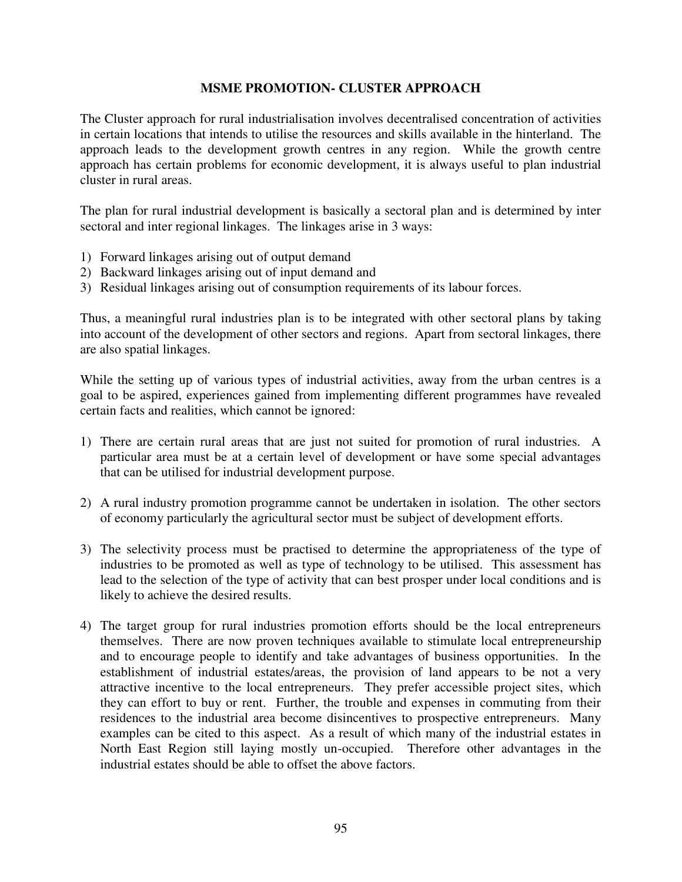## MSME PROMOTION- CLUSTER APPROACH

The Cluster approach for rural industrialisation involves decentralised concentration of activities in certain locations that intends to utilise the resources and skills available in the hinterland. The approach leads to the development growth centres in any region. While the growth centre approach has certain problems for economic development, it is always useful to plan industrial cluster in rural areas.

The plan for rural industrial development is basically a sectoral plan and is determined by inter sectoral and inter regional linkages. The linkages arise in 3 ways:

1) Forward linkages arising out of output demand
2) Backward linkages arising out of input demand and
3) Residual linkages arising out of consumption requirements of its labour forces.

Thus, a meaningful rural industries plan is to be integrated with other sectoral plans by taking into account of the development of other sectors and regions. Apart from sectoral linkages, there are also spatial linkages.

While the setting up of various types of industrial activities, away from the urban centres is a goal to be aspired, experiences gained from implementing different programmes have revealed certain facts and realities, which cannot be ignored:

1) There are certain rural areas that are just not suited for promotion of rural industries. A particular area must be at a certain level of development or have some special advantages that can be utilised for industrial development purpose.

2) A rural industry promotion programme cannot be undertaken in isolation. The other sectors of economy particularly the agricultural sector must be subject of development efforts.

3) The selectivity process must be practised to determine the appropriateness of the type of industries to be promoted as well as type of technology to be utilised. This assessment has lead to the selection of the type of activity that can best prosper under local conditions and is likely to achieve the desired results.

4) The target group for rural industries promotion efforts should be the local entrepreneurs themselves. There are now proven techniques available to stimulate local entrepreneurship and to encourage people to identify and take advantages of business opportunities. In the establishment of industrial estates/areas, the provision of land appears to be not a very attractive incentive to the local entrepreneurs. They prefer accessible project sites, which they can effort to buy or rent. Further, the trouble and expenses in commuting from their residences to the industrial area become disincentives to prospective entrepreneurs. Many examples can be cited to this aspect. As a result of which many of the industrial estates in North East Region still laying mostly un-occupied. Therefore other advantages in the industrial estates should be able to offset the above factors.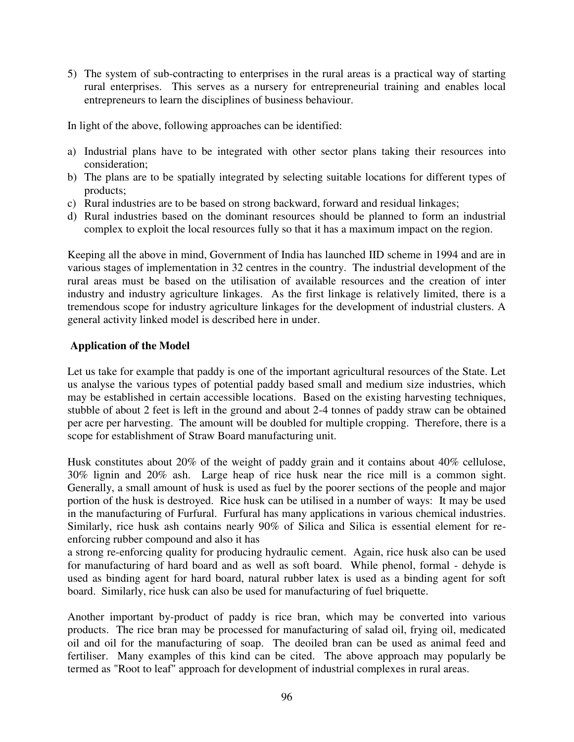5) The system of sub-contracting to enterprises in the rural areas is a practical way of starting rural enterprises. This serves as a nursery for entrepreneurial training and enables local entrepreneurs to learn the disciplines of business behaviour.

In light of the above, following approaches can be identified:

a) Industrial plans have to be integrated with other sector plans taking their resources into consideration;
b) The plans are to be spatially integrated by selecting suitable locations for different types of products;
c) Rural industries are to be based on strong backward, forward and residual linkages;
d) Rural industries based on the dominant resources should be planned to form an industrial complex to exploit the local resources fully so that it has a maximum impact on the region.

Keeping all the above in mind, Government of India has launched IID scheme in 1994 and are in various stages of implementation in 32 centres in the country. The industrial development of the rural areas must be based on the utilisation of available resources and the creation of inter industry and industry agriculture linkages. As the first linkage is relatively limited, there is a tremendous scope for industry agriculture linkages for the development of industrial clusters. A general activity linked model is described here in under.

**Application of the Model**

Let us take for example that paddy is one of the important agricultural resources of the State. Let us analyse the various types of potential paddy based small and medium size industries, which may be established in certain accessible locations. Based on the existing harvesting techniques, stubble of about 2 feet is left in the ground and about 2-4 tonnes of paddy straw can be obtained per acre per harvesting. The amount will be doubled for multiple cropping. Therefore, there is a scope for establishment of Straw Board manufacturing unit.

Husk constitutes about 20% of the weight of paddy grain and it contains about 40% cellulose, 30% lignin and 20% ash. Large heap of rice husk near the rice mill is a common sight. Generally, a small amount of husk is used as fuel by the poorer sections of the people and major portion of the husk is destroyed. Rice husk can be utilised in a number of ways: It may be used in the manufacturing of Furfural. Furfural has many applications in various chemical industries. Similarly, rice husk ash contains nearly 90% of Silica and Silica is essential element for re-enforcing rubber compound and also it has a strong re-enforcing quality for producing hydraulic cement. Again, rice husk also can be used for manufacturing of hard board and as well as soft board. While phenol, formal - dehyde is used as binding agent for hard board, natural rubber latex is used as a binding agent for soft board. Similarly, rice husk can also be used for manufacturing of fuel briquette.

Another important by-product of paddy is rice bran, which may be converted into various products. The rice bran may be processed for manufacturing of salad oil, frying oil, medicated oil and oil for the manufacturing of soap. The deoiled bran can be used as animal feed and fertiliser. Many examples of this kind can be cited. The above approach may popularly be termed as "Root to leaf" approach for development of industrial complexes in rural areas.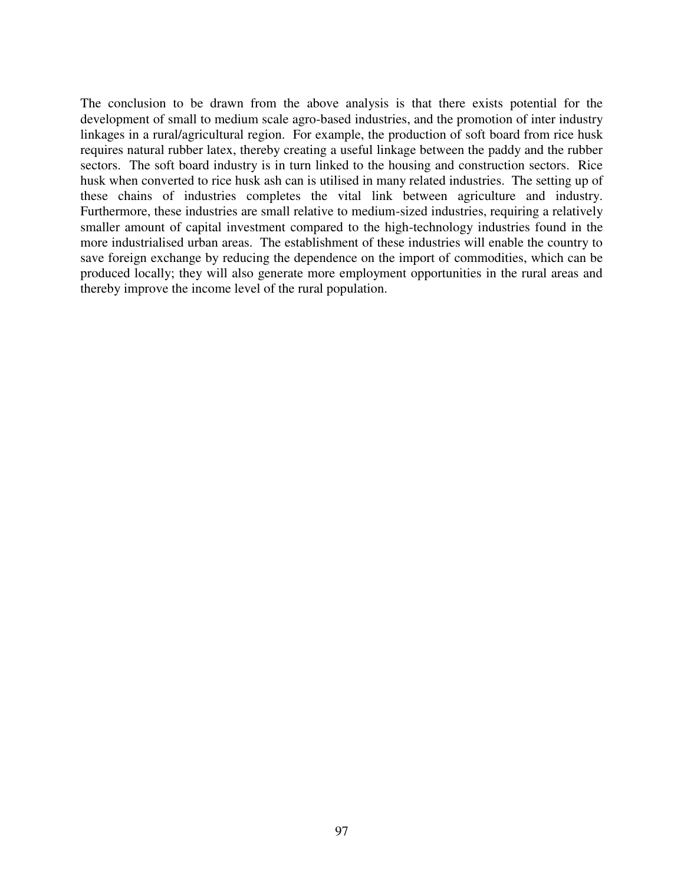The conclusion to be drawn from the above analysis is that there exists potential for the development of small to medium scale agro-based industries, and the promotion of inter industry linkages in a rural/agricultural region. For example, the production of soft board from rice husk requires natural rubber latex, thereby creating a useful linkage between the paddy and the rubber sectors. The soft board industry is in turn linked to the housing and construction sectors. Rice husk when converted to rice husk ash can is utilised in many related industries. The setting up of these chains of industries completes the vital link between agriculture and industry. Furthermore, these industries are small relative to medium-sized industries, requiring a relatively smaller amount of capital investment compared to the high-technology industries found in the more industrialised urban areas. The establishment of these industries will enable the country to save foreign exchange by reducing the dependence on the import of commodities, which can be produced locally; they will also generate more employment opportunities in the rural areas and thereby improve the income level of the rural population.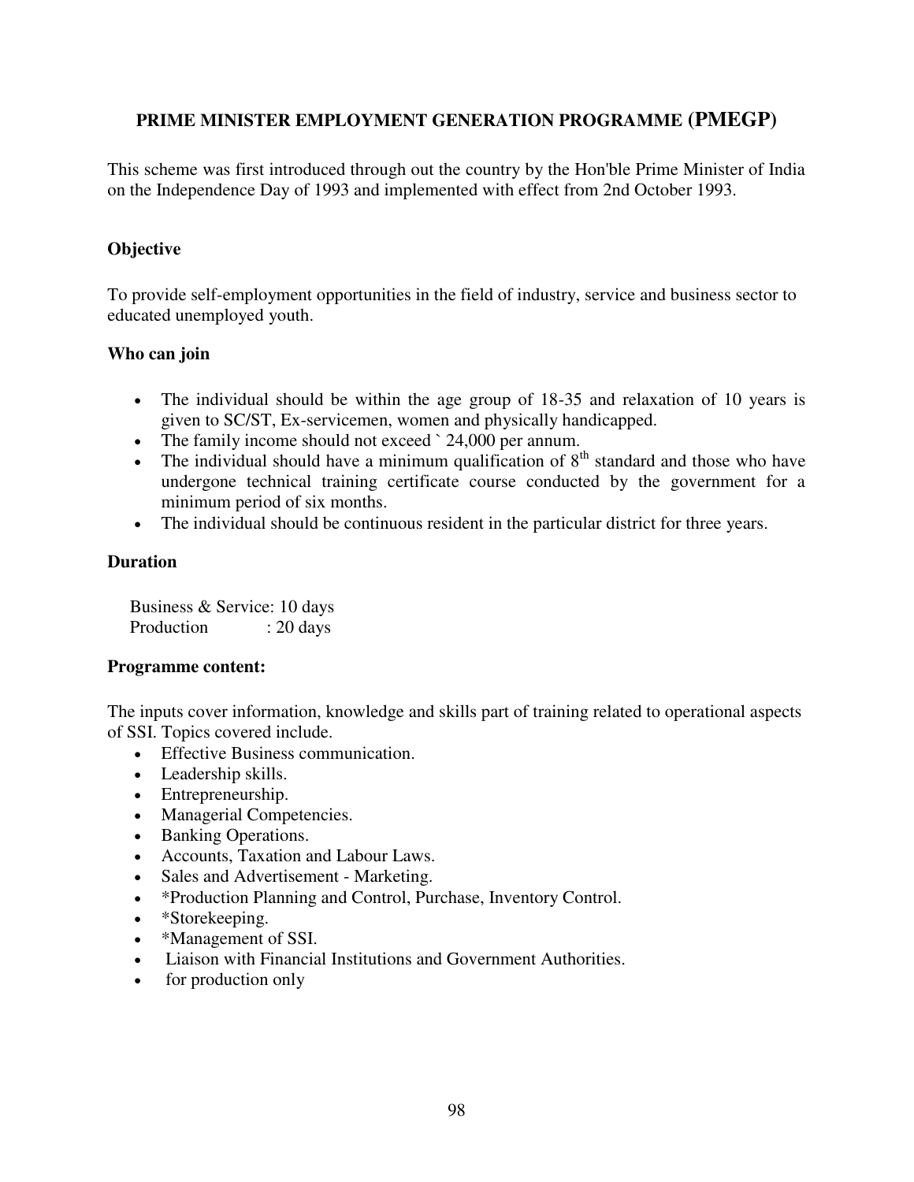## PRIME MINISTER EMPLOYMENT GENERATION PROGRAMME (PMEGP)

This scheme was first introduced through out the country by the Hon'ble Prime Minister of India on the Independence Day of 1993 and implemented with effect from 2nd October 1993.

### Objective

To provide self-employment opportunities in the field of industry, service and business sector to educated unemployed youth.

### Who can join

- The individual should be within the age group of 18-35 and relaxation of 10 years is given to SC/ST, Ex-servicemen, women and physically handicapped.
- The family income should not exceed ` 24,000 per annum.
- The individual should have a minimum qualification of 8th standard and those who have undergone technical training certificate course conducted by the government for a minimum period of six months.
- The individual should be continuous resident in the particular district for three years.

### Duration

Business & Service: 10 days
Production : 20 days

### Programme content:

The inputs cover information, knowledge and skills part of training related to operational aspects of SSI. Topics covered include.

- Effective Business communication.
- Leadership skills.
- Entrepreneurship.
- Managerial Competencies.
- Banking Operations.
- Accounts, Taxation and Labour Laws.
- Sales and Advertisement - Marketing.
- *Production Planning and Control, Purchase, Inventory Control.
- *Storekeeping.
- *Management of SSI.
- Liaison with Financial Institutions and Government Authorities.
- for production only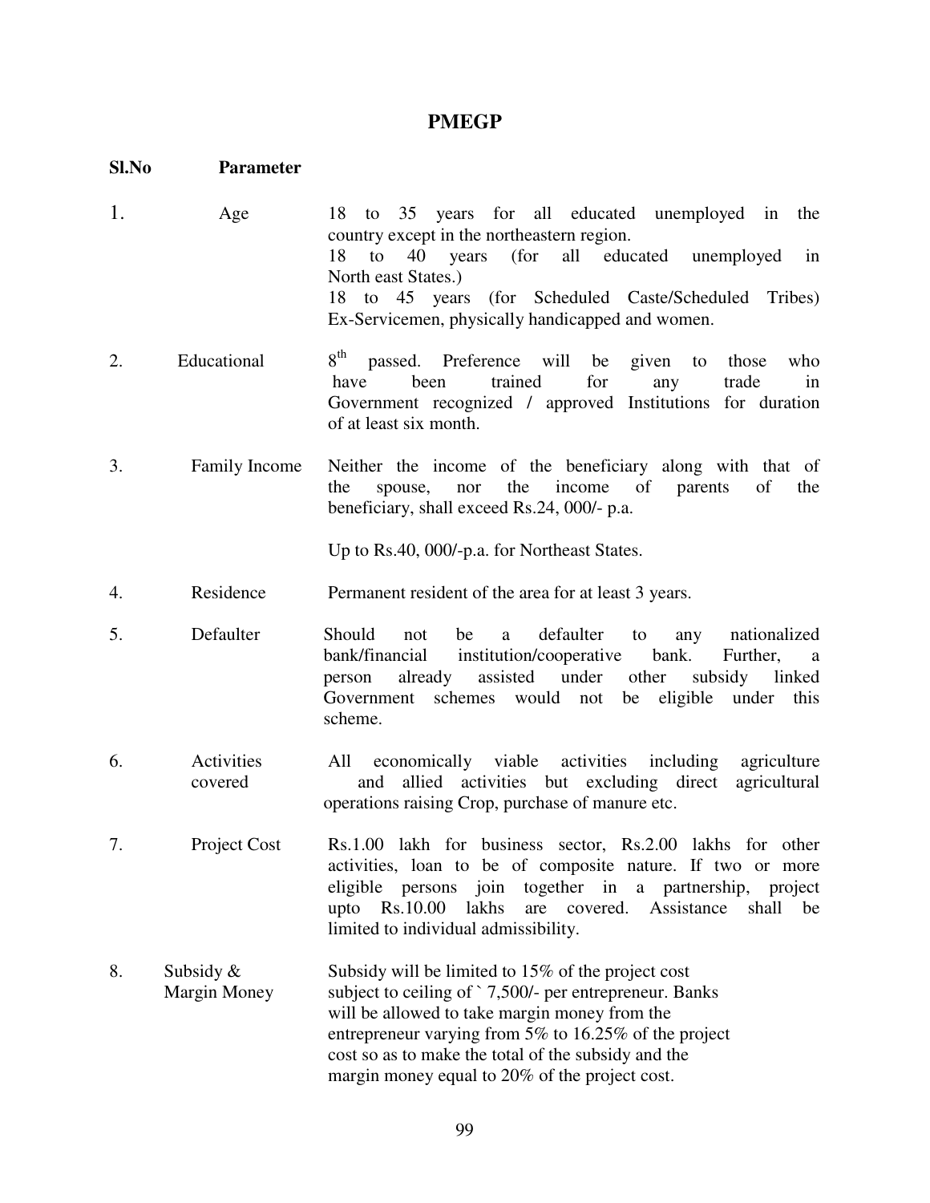# PMEGP

| Sl.No | Parameter | |
|---|---|---|
| 1. | Age | 18 to 35 years for all educated unemployed in the country except in the northeastern region.<br>18 to 40 years (for all educated unemployed in North east States.)<br>18 to 45 years (for Scheduled Caste/Scheduled Tribes) Ex-Servicemen, physically handicapped and women. |
| 2. | Educational | 8th passed. Preference will be given to those who have been trained for any trade in Government recognized / approved Institutions for duration of at least six month. |
| 3. | Family Income | Neither the income of the beneficiary along with that of the spouse, nor the income of parents of the beneficiary, shall exceed Rs.24, 000/- p.a.<br><br>Up to Rs.40, 000/-p.a. for Northeast States. |
| 4. | Residence | Permanent resident of the area for at least 3 years. |
| 5. | Defaulter | Should not be a defaulter to any nationalized bank/financial institution/cooperative bank. Further, a person already assisted under other subsidy linked Government schemes would not be eligible under this scheme. |
| 6. | Activities covered | All economically viable activities including agriculture and allied activities but excluding direct agricultural operations raising Crop, purchase of manure etc. |
| 7. | Project Cost | Rs.1.00 lakh for business sector, Rs.2.00 lakhs for other activities, loan to be of composite nature. If two or more eligible persons join together in a partnership, project upto Rs.10.00 lakhs are covered. Assistance shall be limited to individual admissibility. |
| 8. | Subsidy & Margin Money | Subsidy will be limited to 15% of the project cost subject to ceiling of ` 7,500/- per entrepreneur. Banks will be allowed to take margin money from the entrepreneur varying from 5% to 16.25% of the project cost so as to make the total of the subsidy and the margin money equal to 20% of the project cost. |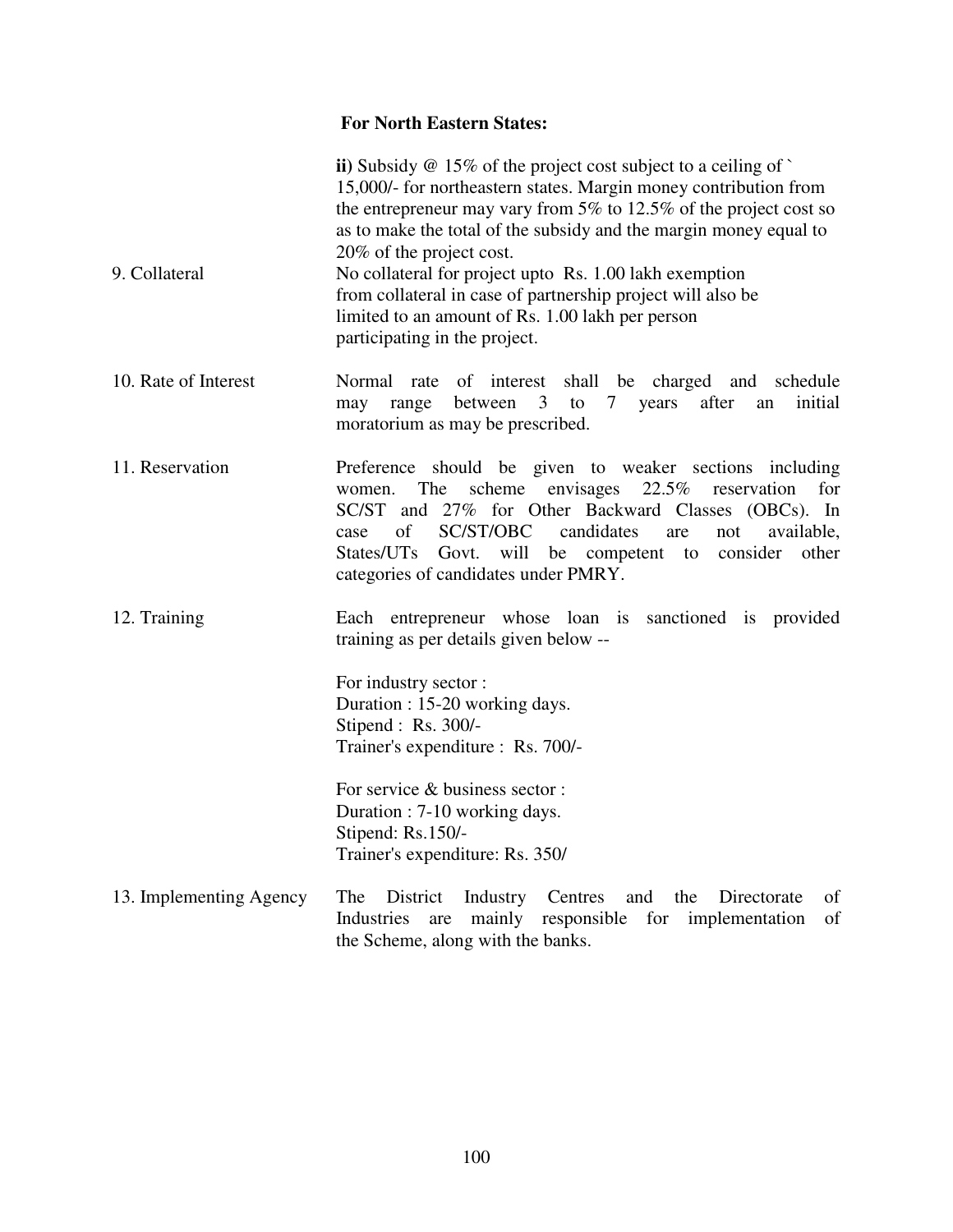**For North Eastern States:**

| | |
|---|---|
| | **ii)** Subsidy @ 15% of the project cost subject to a ceiling of ` 15,000/- for northeastern states. Margin money contribution from the entrepreneur may vary from 5% to 12.5% of the project cost so as to make the total of the subsidy and the margin money equal to 20% of the project cost. |
| 9. Collateral | No collateral for project upto Rs. 1.00 lakh exemption from collateral in case of partnership project will also be limited to an amount of Rs. 1.00 lakh per person participating in the project. |
| 10. Rate of Interest | Normal rate of interest shall be charged and schedule may range between 3 to 7 years after an initial moratorium as may be prescribed. |
| 11. Reservation | Preference should be given to weaker sections including women. The scheme envisages 22.5% reservation for SC/ST and 27% for Other Backward Classes (OBCs). In case of SC/ST/OBC candidates are not available, States/UTs Govt. will be competent to consider other categories of candidates under PMRY. |
| 12. Training | Each entrepreneur whose loan is sanctioned is provided training as per details given below --<br><br>For industry sector :<br>Duration : 15-20 working days.<br>Stipend : Rs. 300/-<br>Trainer's expenditure : Rs. 700/-<br><br>For service & business sector :<br>Duration : 7-10 working days.<br>Stipend: Rs.150/-<br>Trainer's expenditure: Rs. 350/ |
| 13. Implementing Agency | The District Industry Centres and the Directorate of Industries are mainly responsible for implementation of the Scheme, along with the banks. |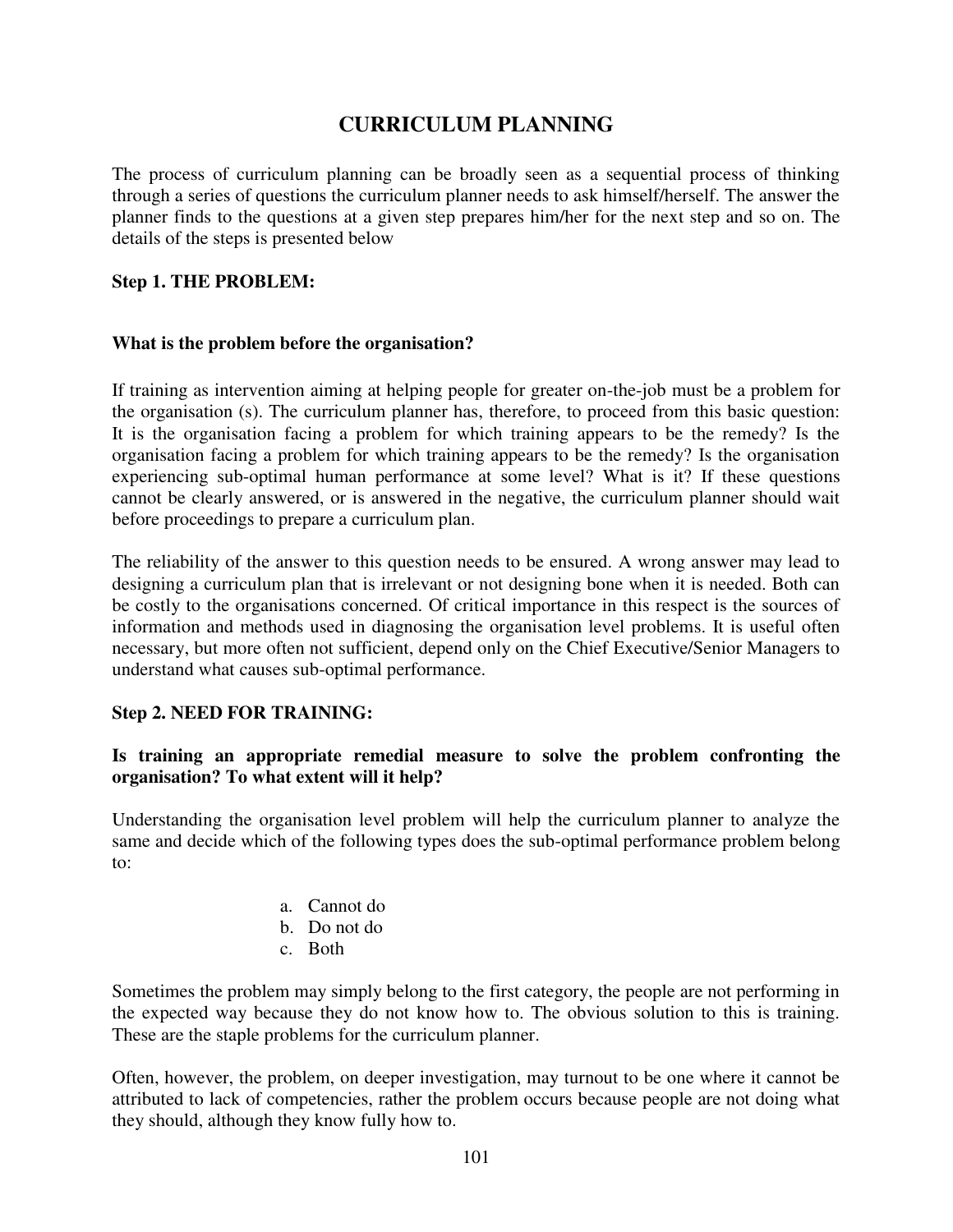# CURRICULUM PLANNING

The process of curriculum planning can be broadly seen as a sequential process of thinking through a series of questions the curriculum planner needs to ask himself/herself. The answer the planner finds to the questions at a given step prepares him/her for the next step and so on. The details of the steps is presented below

**Step 1. THE PROBLEM:**

**What is the problem before the organisation?**

If training as intervention aiming at helping people for greater on-the-job must be a problem for the organisation (s). The curriculum planner has, therefore, to proceed from this basic question: It is the organisation facing a problem for which training appears to be the remedy? Is the organisation facing a problem for which training appears to be the remedy? Is the organisation experiencing sub-optimal human performance at some level? What is it? If these questions cannot be clearly answered, or is answered in the negative, the curriculum planner should wait before proceedings to prepare a curriculum plan.

The reliability of the answer to this question needs to be ensured. A wrong answer may lead to designing a curriculum plan that is irrelevant or not designing bone when it is needed. Both can be costly to the organisations concerned. Of critical importance in this respect is the sources of information and methods used in diagnosing the organisation level problems. It is useful often necessary, but more often not sufficient, depend only on the Chief Executive/Senior Managers to understand what causes sub-optimal performance.

**Step 2. NEED FOR TRAINING:**

**Is training an appropriate remedial measure to solve the problem confronting the organisation? To what extent will it help?**

Understanding the organisation level problem will help the curriculum planner to analyze the same and decide which of the following types does the sub-optimal performance problem belong to:

a. Cannot do
b. Do not do
c. Both

Sometimes the problem may simply belong to the first category, the people are not performing in the expected way because they do not know how to. The obvious solution to this is training. These are the staple problems for the curriculum planner.

Often, however, the problem, on deeper investigation, may turnout to be one where it cannot be attributed to lack of competencies, rather the problem occurs because people are not doing what they should, although they know fully how to.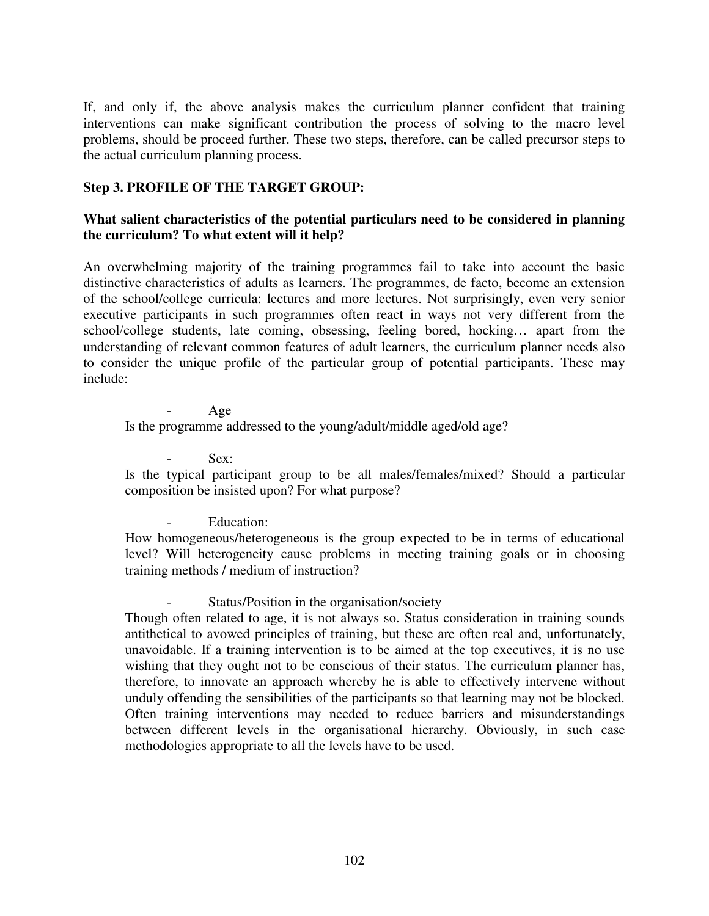If, and only if, the above analysis makes the curriculum planner confident that training interventions can make significant contribution the process of solving to the macro level problems, should be proceed further. These two steps, therefore, can be called precursor steps to the actual curriculum planning process.

**Step 3. PROFILE OF THE TARGET GROUP:**

**What salient characteristics of the potential particulars need to be considered in planning the curriculum? To what extent will it help?**

An overwhelming majority of the training programmes fail to take into account the basic distinctive characteristics of adults as learners. The programmes, de facto, become an extension of the school/college curricula: lectures and more lectures. Not surprisingly, even very senior executive participants in such programmes often react in ways not very different from the school/college students, late coming, obsessing, feeling bored, hocking… apart from the understanding of relevant common features of adult learners, the curriculum planner needs also to consider the unique profile of the particular group of potential participants. These may include:

- Age

Is the programme addressed to the young/adult/middle aged/old age?

- Sex:

Is the typical participant group to be all males/females/mixed? Should a particular composition be insisted upon? For what purpose?

- Education:

How homogeneous/heterogeneous is the group expected to be in terms of educational level? Will heterogeneity cause problems in meeting training goals or in choosing training methods / medium of instruction?

- Status/Position in the organisation/society

Though often related to age, it is not always so. Status consideration in training sounds antithetical to avowed principles of training, but these are often real and, unfortunately, unavoidable. If a training intervention is to be aimed at the top executives, it is no use wishing that they ought not to be conscious of their status. The curriculum planner has, therefore, to innovate an approach whereby he is able to effectively intervene without unduly offending the sensibilities of the participants so that learning may not be blocked. Often training interventions may needed to reduce barriers and misunderstandings between different levels in the organisational hierarchy. Obviously, in such case methodologies appropriate to all the levels have to be used.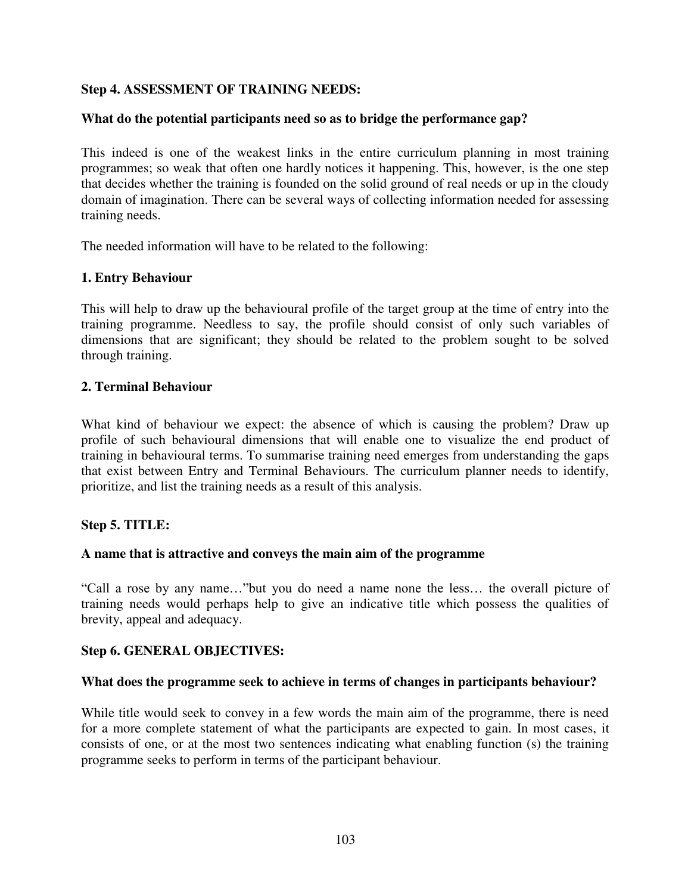**Step 4. ASSESSMENT OF TRAINING NEEDS:**

**What do the potential participants need so as to bridge the performance gap?**

This indeed is one of the weakest links in the entire curriculum planning in most training programmes; so weak that often one hardly notices it happening. This, however, is the one step that decides whether the training is founded on the solid ground of real needs or up in the cloudy domain of imagination. There can be several ways of collecting information needed for assessing training needs.

The needed information will have to be related to the following:

**1. Entry Behaviour**

This will help to draw up the behavioural profile of the target group at the time of entry into the training programme. Needless to say, the profile should consist of only such variables of dimensions that are significant; they should be related to the problem sought to be solved through training.

**2. Terminal Behaviour**

What kind of behaviour we expect: the absence of which is causing the problem? Draw up profile of such behavioural dimensions that will enable one to visualize the end product of training in behavioural terms. To summarise training need emerges from understanding the gaps that exist between Entry and Terminal Behaviours. The curriculum planner needs to identify, prioritize, and list the training needs as a result of this analysis.

**Step 5. TITLE:**

**A name that is attractive and conveys the main aim of the programme**

"Call a rose by any name…"but you do need a name none the less… the overall picture of training needs would perhaps help to give an indicative title which possess the qualities of brevity, appeal and adequacy.

**Step 6. GENERAL OBJECTIVES:**

**What does the programme seek to achieve in terms of changes in participants behaviour?**

While title would seek to convey in a few words the main aim of the programme, there is need for a more complete statement of what the participants are expected to gain. In most cases, it consists of one, or at the most two sentences indicating what enabling function (s) the training programme seeks to perform in terms of the participant behaviour.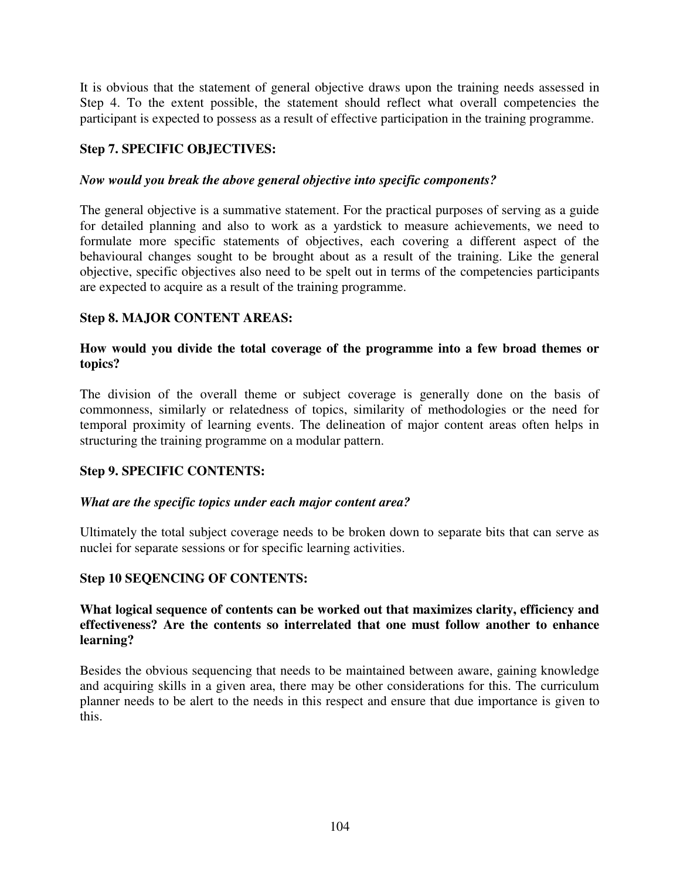It is obvious that the statement of general objective draws upon the training needs assessed in Step 4. To the extent possible, the statement should reflect what overall competencies the participant is expected to possess as a result of effective participation in the training programme.

### Step 7. SPECIFIC OBJECTIVES:

***Now would you break the above general objective into specific components?***

The general objective is a summative statement. For the practical purposes of serving as a guide for detailed planning and also to work as a yardstick to measure achievements, we need to formulate more specific statements of objectives, each covering a different aspect of the behavioural changes sought to be brought about as a result of the training. Like the general objective, specific objectives also need to be spelt out in terms of the competencies participants are expected to acquire as a result of the training programme.

### Step 8. MAJOR CONTENT AREAS:

**How would you divide the total coverage of the programme into a few broad themes or topics?**

The division of the overall theme or subject coverage is generally done on the basis of commonness, similarly or relatedness of topics, similarity of methodologies or the need for temporal proximity of learning events. The delineation of major content areas often helps in structuring the training programme on a modular pattern.

### Step 9. SPECIFIC CONTENTS:

***What are the specific topics under each major content area?***

Ultimately the total subject coverage needs to be broken down to separate bits that can serve as nuclei for separate sessions or for specific learning activities.

### Step 10 SEQENCING OF CONTENTS:

**What logical sequence of contents can be worked out that maximizes clarity, efficiency and effectiveness? Are the contents so interrelated that one must follow another to enhance learning?**

Besides the obvious sequencing that needs to be maintained between aware, gaining knowledge and acquiring skills in a given area, there may be other considerations for this. The curriculum planner needs to be alert to the needs in this respect and ensure that due importance is given to this.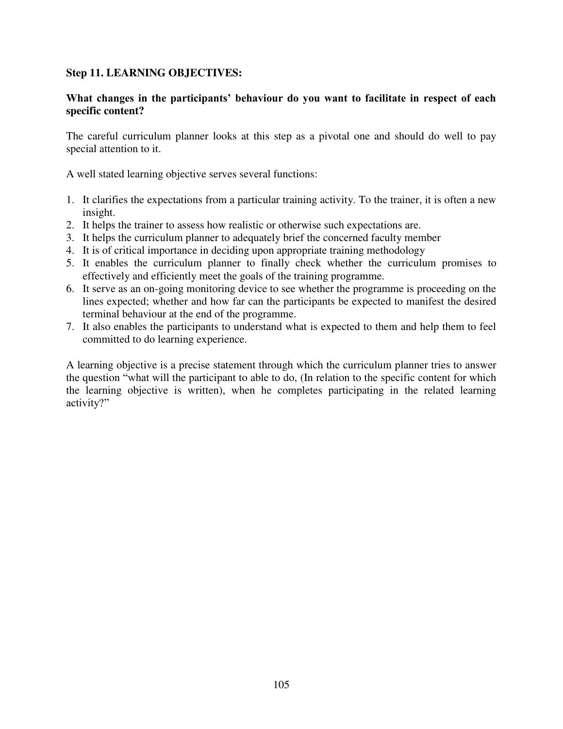**Step 11. LEARNING OBJECTIVES:**

**What changes in the participants' behaviour do you want to facilitate in respect of each specific content?**

The careful curriculum planner looks at this step as a pivotal one and should do well to pay special attention to it.

A well stated learning objective serves several functions:

1. It clarifies the expectations from a particular training activity. To the trainer, it is often a new insight.
2. It helps the trainer to assess how realistic or otherwise such expectations are.
3. It helps the curriculum planner to adequately brief the concerned faculty member
4. It is of critical importance in deciding upon appropriate training methodology
5. It enables the curriculum planner to finally check whether the curriculum promises to effectively and efficiently meet the goals of the training programme.
6. It serve as an on-going monitoring device to see whether the programme is proceeding on the lines expected; whether and how far can the participants be expected to manifest the desired terminal behaviour at the end of the programme.
7. It also enables the participants to understand what is expected to them and help them to feel committed to do learning experience.

A learning objective is a precise statement through which the curriculum planner tries to answer the question "what will the participant to able to do, (In relation to the specific content for which the learning objective is written), when he completes participating in the related learning activity?"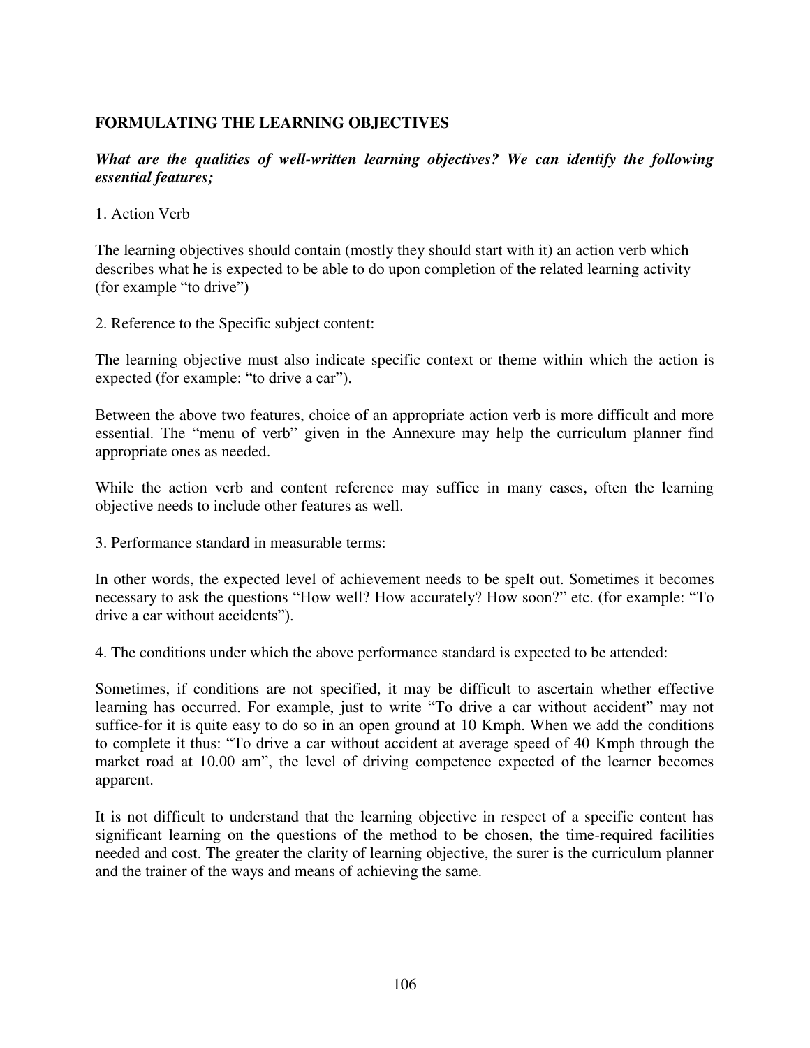**FORMULATING THE LEARNING OBJECTIVES**

***What are the qualities of well-written learning objectives? We can identify the following essential features;***

1. Action Verb

The learning objectives should contain (mostly they should start with it) an action verb which describes what he is expected to be able to do upon completion of the related learning activity (for example "to drive")

2. Reference to the Specific subject content:

The learning objective must also indicate specific context or theme within which the action is expected (for example: "to drive a car").

Between the above two features, choice of an appropriate action verb is more difficult and more essential. The "menu of verb" given in the Annexure may help the curriculum planner find appropriate ones as needed.

While the action verb and content reference may suffice in many cases, often the learning objective needs to include other features as well.

3. Performance standard in measurable terms:

In other words, the expected level of achievement needs to be spelt out. Sometimes it becomes necessary to ask the questions "How well? How accurately? How soon?" etc. (for example: "To drive a car without accidents").

4. The conditions under which the above performance standard is expected to be attended:

Sometimes, if conditions are not specified, it may be difficult to ascertain whether effective learning has occurred. For example, just to write "To drive a car without accident" may not suffice-for it is quite easy to do so in an open ground at 10 Kmph. When we add the conditions to complete it thus: "To drive a car without accident at average speed of 40 Kmph through the market road at 10.00 am", the level of driving competence expected of the learner becomes apparent.

It is not difficult to understand that the learning objective in respect of a specific content has significant learning on the questions of the method to be chosen, the time-required facilities needed and cost. The greater the clarity of learning objective, the surer is the curriculum planner and the trainer of the ways and means of achieving the same.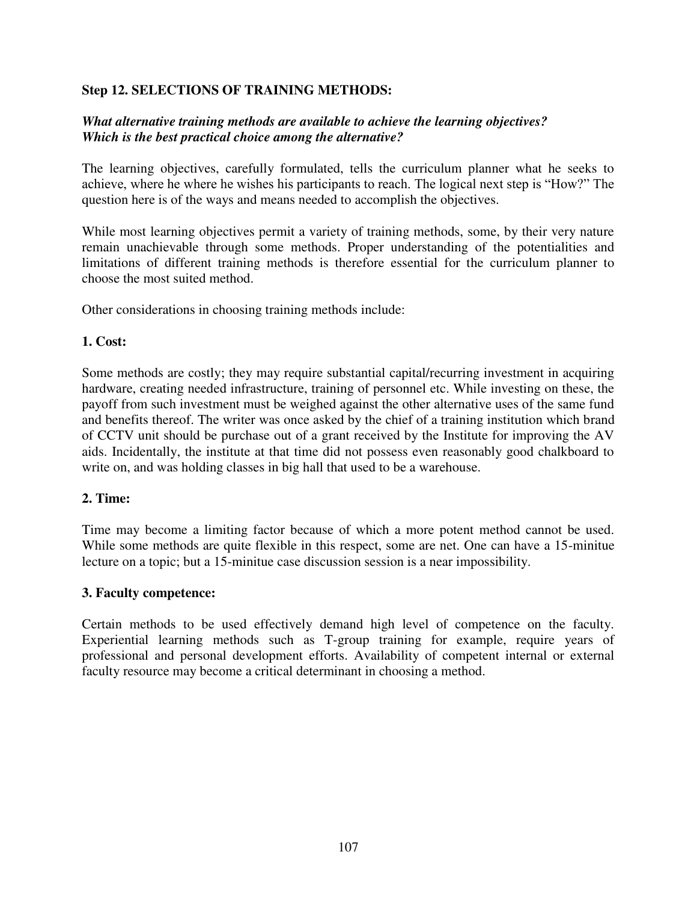**Step 12. SELECTIONS OF TRAINING METHODS:**

***What alternative training methods are available to achieve the learning objectives? Which is the best practical choice among the alternative?***

The learning objectives, carefully formulated, tells the curriculum planner what he seeks to achieve, where he where he wishes his participants to reach. The logical next step is "How?" The question here is of the ways and means needed to accomplish the objectives.

While most learning objectives permit a variety of training methods, some, by their very nature remain unachievable through some methods. Proper understanding of the potentialities and limitations of different training methods is therefore essential for the curriculum planner to choose the most suited method.

Other considerations in choosing training methods include:

**1. Cost:**

Some methods are costly; they may require substantial capital/recurring investment in acquiring hardware, creating needed infrastructure, training of personnel etc. While investing on these, the payoff from such investment must be weighed against the other alternative uses of the same fund and benefits thereof. The writer was once asked by the chief of a training institution which brand of CCTV unit should be purchase out of a grant received by the Institute for improving the AV aids. Incidentally, the institute at that time did not possess even reasonably good chalkboard to write on, and was holding classes in big hall that used to be a warehouse.

**2. Time:**

Time may become a limiting factor because of which a more potent method cannot be used. While some methods are quite flexible in this respect, some are net. One can have a 15-minitue lecture on a topic; but a 15-minitue case discussion session is a near impossibility.

**3. Faculty competence:**

Certain methods to be used effectively demand high level of competence on the faculty. Experiential learning methods such as T-group training for example, require years of professional and personal development efforts. Availability of competent internal or external faculty resource may become a critical determinant in choosing a method.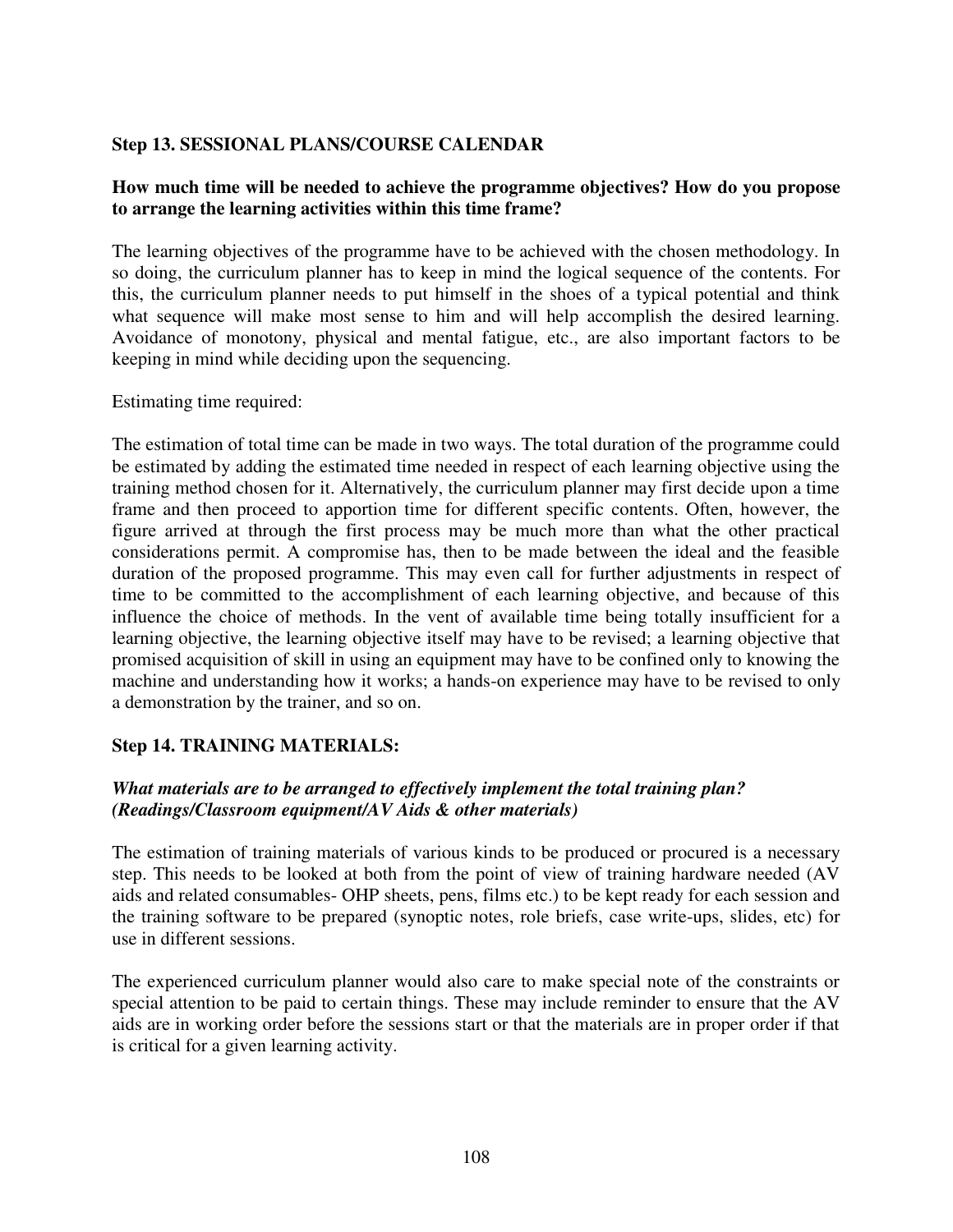**Step 13. SESSIONAL PLANS/COURSE CALENDAR**

**How much time will be needed to achieve the programme objectives? How do you propose to arrange the learning activities within this time frame?**

The learning objectives of the programme have to be achieved with the chosen methodology. In so doing, the curriculum planner has to keep in mind the logical sequence of the contents. For this, the curriculum planner needs to put himself in the shoes of a typical potential and think what sequence will make most sense to him and will help accomplish the desired learning. Avoidance of monotony, physical and mental fatigue, etc., are also important factors to be keeping in mind while deciding upon the sequencing.

Estimating time required:

The estimation of total time can be made in two ways. The total duration of the programme could be estimated by adding the estimated time needed in respect of each learning objective using the training method chosen for it. Alternatively, the curriculum planner may first decide upon a time frame and then proceed to apportion time for different specific contents. Often, however, the figure arrived at through the first process may be much more than what the other practical considerations permit. A compromise has, then to be made between the ideal and the feasible duration of the proposed programme. This may even call for further adjustments in respect of time to be committed to the accomplishment of each learning objective, and because of this influence the choice of methods. In the vent of available time being totally insufficient for a learning objective, the learning objective itself may have to be revised; a learning objective that promised acquisition of skill in using an equipment may have to be confined only to knowing the machine and understanding how it works; a hands-on experience may have to be revised to only a demonstration by the trainer, and so on.

**Step 14. TRAINING MATERIALS:**

***What materials are to be arranged to effectively implement the total training plan? (Readings/Classroom equipment/AV Aids & other materials)***

The estimation of training materials of various kinds to be produced or procured is a necessary step. This needs to be looked at both from the point of view of training hardware needed (AV aids and related consumables- OHP sheets, pens, films etc.) to be kept ready for each session and the training software to be prepared (synoptic notes, role briefs, case write-ups, slides, etc) for use in different sessions.

The experienced curriculum planner would also care to make special note of the constraints or special attention to be paid to certain things. These may include reminder to ensure that the AV aids are in working order before the sessions start or that the materials are in proper order if that is critical for a given learning activity.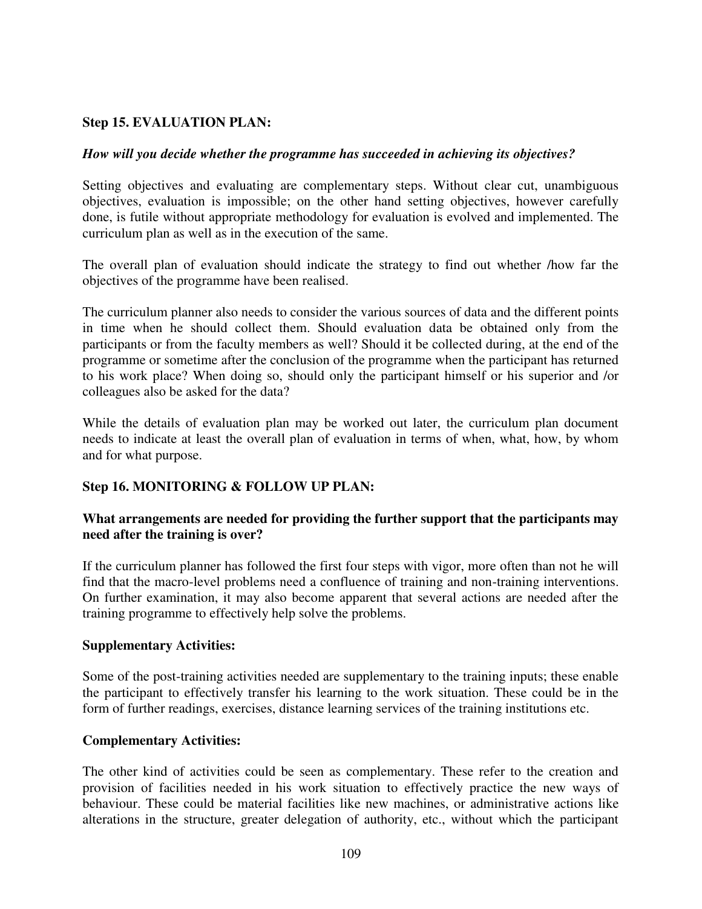**Step 15. EVALUATION PLAN:**

***How will you decide whether the programme has succeeded in achieving its objectives?***

Setting objectives and evaluating are complementary steps. Without clear cut, unambiguous objectives, evaluation is impossible; on the other hand setting objectives, however carefully done, is futile without appropriate methodology for evaluation is evolved and implemented. The curriculum plan as well as in the execution of the same.

The overall plan of evaluation should indicate the strategy to find out whether /how far the objectives of the programme have been realised.

The curriculum planner also needs to consider the various sources of data and the different points in time when he should collect them. Should evaluation data be obtained only from the participants or from the faculty members as well? Should it be collected during, at the end of the programme or sometime after the conclusion of the programme when the participant has returned to his work place? When doing so, should only the participant himself or his superior and /or colleagues also be asked for the data?

While the details of evaluation plan may be worked out later, the curriculum plan document needs to indicate at least the overall plan of evaluation in terms of when, what, how, by whom and for what purpose.

**Step 16. MONITORING & FOLLOW UP PLAN:**

**What arrangements are needed for providing the further support that the participants may need after the training is over?**

If the curriculum planner has followed the first four steps with vigor, more often than not he will find that the macro-level problems need a confluence of training and non-training interventions. On further examination, it may also become apparent that several actions are needed after the training programme to effectively help solve the problems.

**Supplementary Activities:**

Some of the post-training activities needed are supplementary to the training inputs; these enable the participant to effectively transfer his learning to the work situation. These could be in the form of further readings, exercises, distance learning services of the training institutions etc.

**Complementary Activities:**

The other kind of activities could be seen as complementary. These refer to the creation and provision of facilities needed in his work situation to effectively practice the new ways of behaviour. These could be material facilities like new machines, or administrative actions like alterations in the structure, greater delegation of authority, etc., without which the participant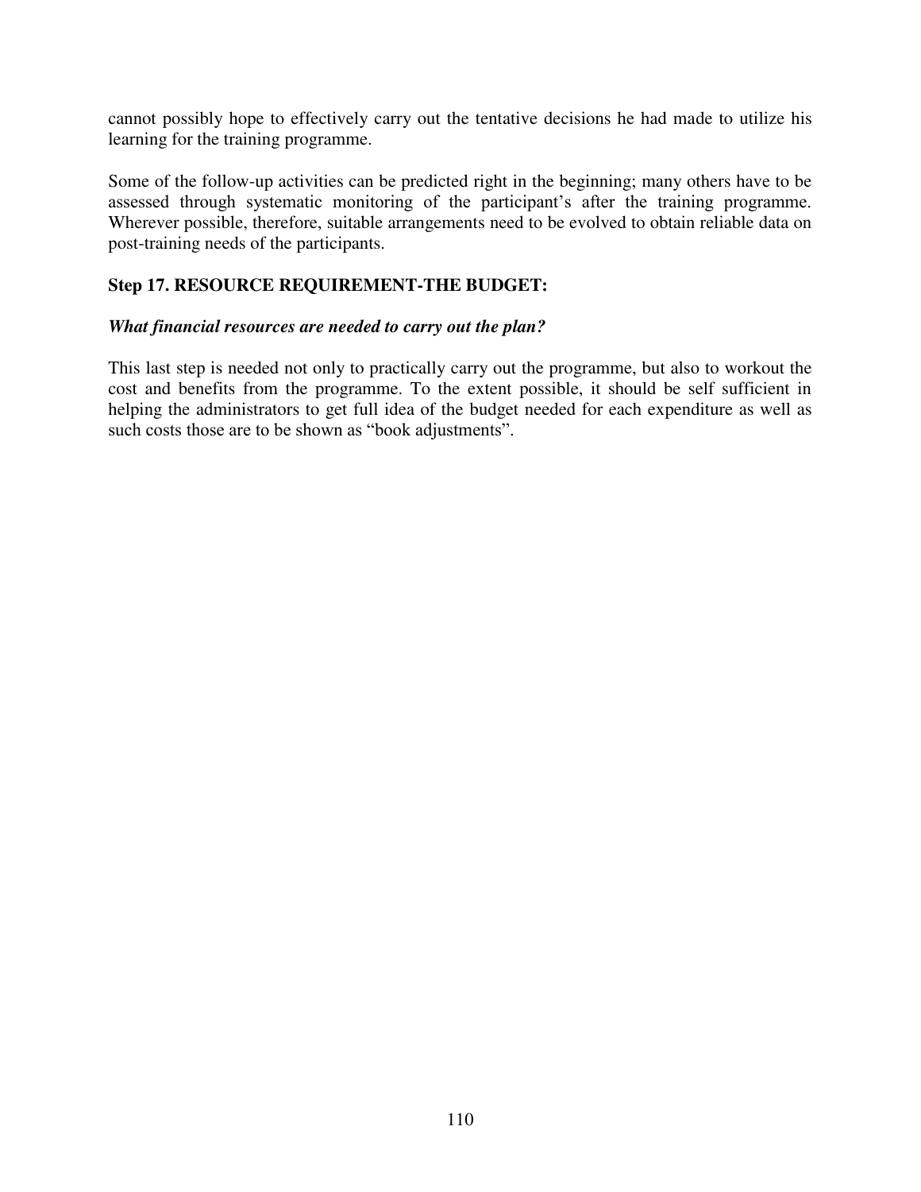cannot possibly hope to effectively carry out the tentative decisions he had made to utilize his learning for the training programme.

Some of the follow-up activities can be predicted right in the beginning; many others have to be assessed through systematic monitoring of the participant's after the training programme. Wherever possible, therefore, suitable arrangements need to be evolved to obtain reliable data on post-training needs of the participants.

**Step 17. RESOURCE REQUIREMENT-THE BUDGET:**

***What financial resources are needed to carry out the plan?***

This last step is needed not only to practically carry out the programme, but also to workout the cost and benefits from the programme. To the extent possible, it should be self sufficient in helping the administrators to get full idea of the budget needed for each expenditure as well as such costs those are to be shown as "book adjustments".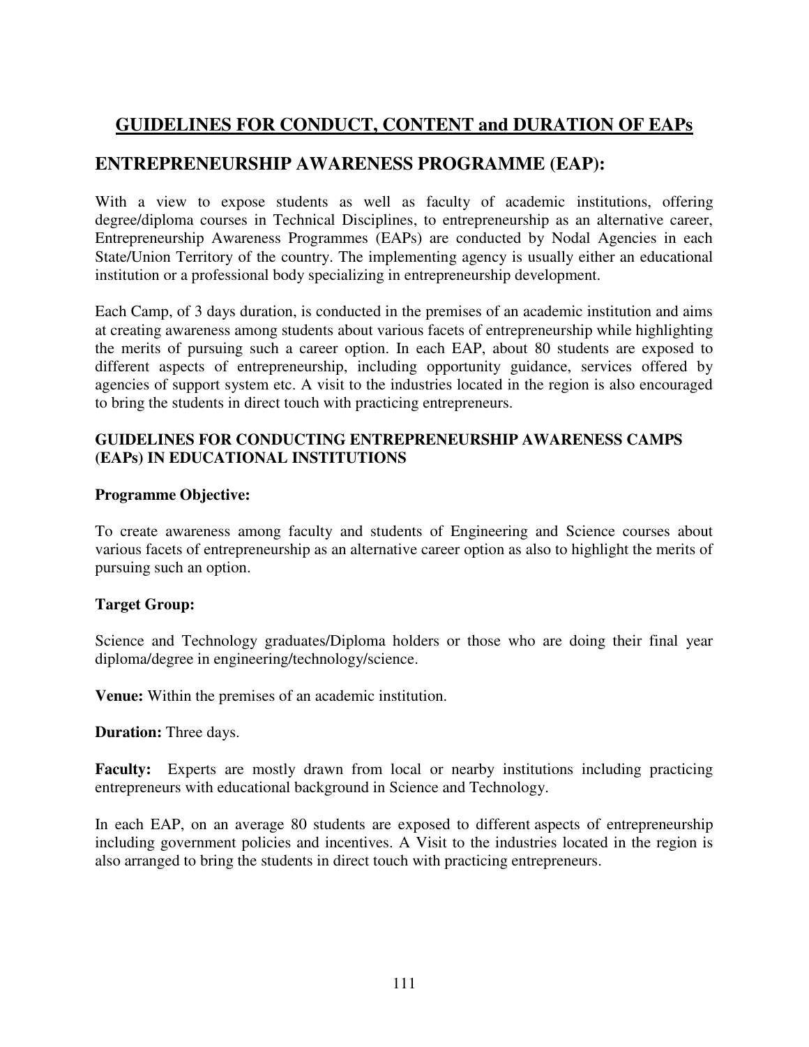# GUIDELINES FOR CONDUCT, CONTENT and DURATION OF EAPs

## ENTREPRENEURSHIP AWARENESS PROGRAMME (EAP):

With a view to expose students as well as faculty of academic institutions, offering degree/diploma courses in Technical Disciplines, to entrepreneurship as an alternative career, Entrepreneurship Awareness Programmes (EAPs) are conducted by Nodal Agencies in each State/Union Territory of the country. The implementing agency is usually either an educational institution or a professional body specializing in entrepreneurship development.

Each Camp, of 3 days duration, is conducted in the premises of an academic institution and aims at creating awareness among students about various facets of entrepreneurship while highlighting the merits of pursuing such a career option. In each EAP, about 80 students are exposed to different aspects of entrepreneurship, including opportunity guidance, services offered by agencies of support system etc. A visit to the industries located in the region is also encouraged to bring the students in direct touch with practicing entrepreneurs.

### GUIDELINES FOR CONDUCTING ENTREPRENEURSHIP AWARENESS CAMPS (EAPs) IN EDUCATIONAL INSTITUTIONS

**Programme Objective:**

To create awareness among faculty and students of Engineering and Science courses about various facets of entrepreneurship as an alternative career option as also to highlight the merits of pursuing such an option.

**Target Group:**

Science and Technology graduates/Diploma holders or those who are doing their final year diploma/degree in engineering/technology/science.

**Venue:** Within the premises of an academic institution.

**Duration:** Three days.

**Faculty:** Experts are mostly drawn from local or nearby institutions including practicing entrepreneurs with educational background in Science and Technology.

In each EAP, on an average 80 students are exposed to different aspects of entrepreneurship including government policies and incentives. A Visit to the industries located in the region is also arranged to bring the students in direct touch with practicing entrepreneurs.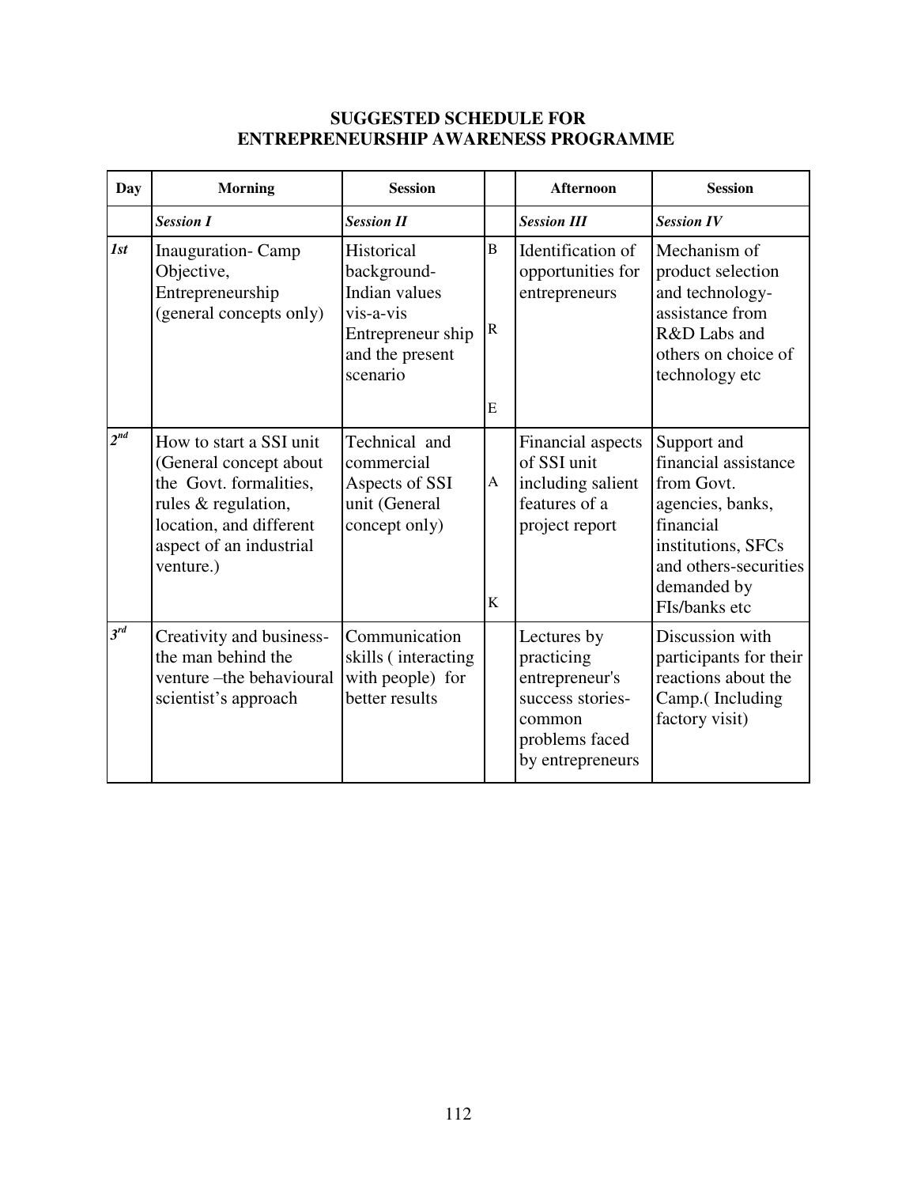## SUGGESTED SCHEDULE FOR ENTREPRENEURSHIP AWARENESS PROGRAMME

| Day | Morning | Session | | Afternoon | Session |
|---|---|---|---|---|---|
| | ***Session I*** | ***Session II*** | | ***Session III*** | ***Session IV*** |
| ***1st*** | Inauguration- Camp Objective, Entrepreneurship (general concepts only) | Historical background- Indian values vis-a-vis Entrepreneur ship and the present scenario | B R E | Identification of opportunities for entrepreneurs | Mechanism of product selection and technology- assistance from R&D Labs and others on choice of technology etc |
| ***2nd*** | How to start a SSI unit (General concept about the Govt. formalities, rules & regulation, location, and different aspect of an industrial venture.) | Technical and commercial Aspects of SSI unit (General concept only) | A K | Financial aspects of SSI unit including salient features of a project report | Support and financial assistance from Govt. agencies, banks, financial institutions, SFCs and others-securities demanded by FIs/banks etc |
| ***3rd*** | Creativity and business- the man behind the venture –the behavioural scientist's approach | Communication skills ( interacting with people) for better results | | Lectures by practicing entrepreneur's success stories- common problems faced by entrepreneurs | Discussion with participants for their reactions about the Camp.( Including factory visit) |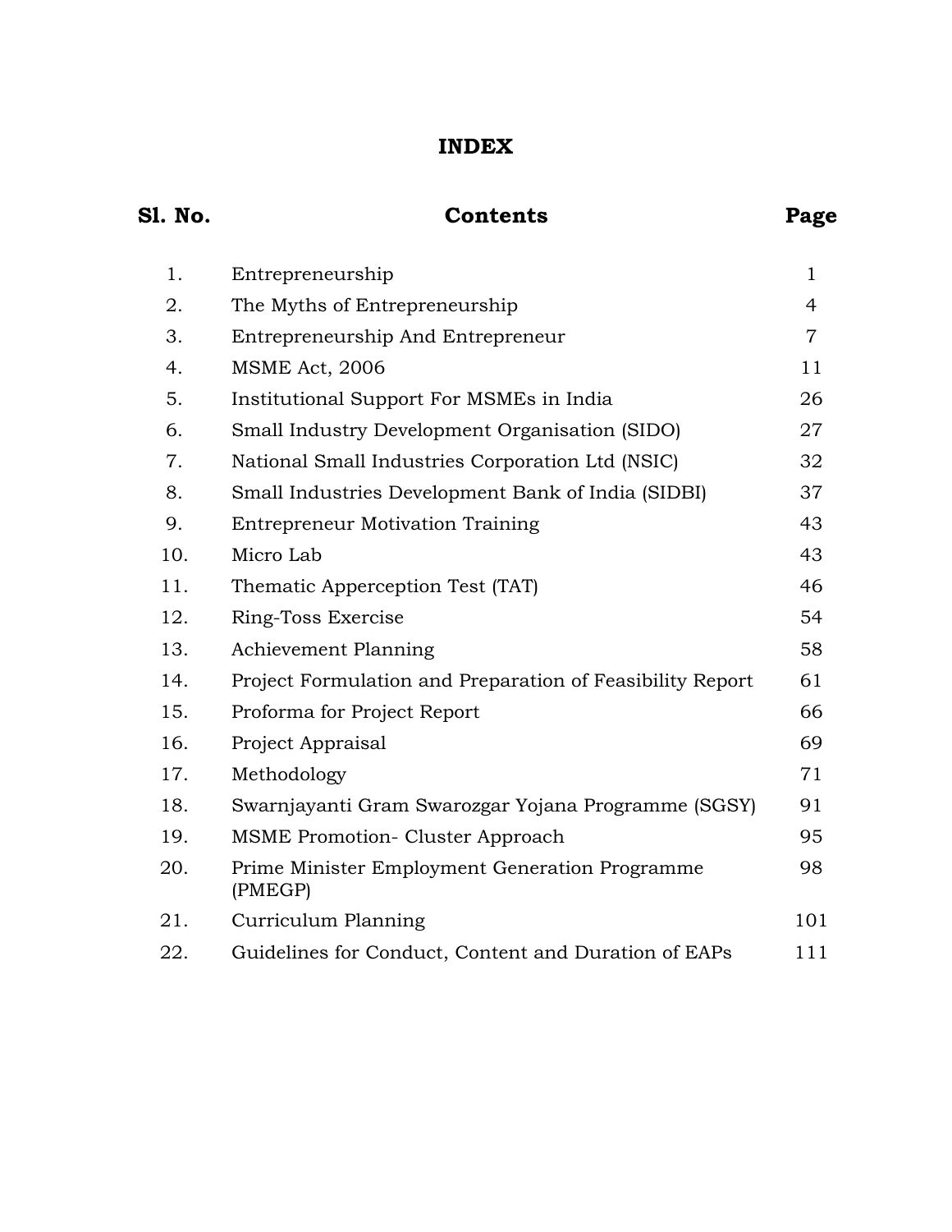# INDEX

| Sl. No. | Contents | Page |
|---|---|---|
| 1. | Entrepreneurship | 1 |
| 2. | The Myths of Entrepreneurship | 4 |
| 3. | Entrepreneurship And Entrepreneur | 7 |
| 4. | MSME Act, 2006 | 11 |
| 5. | Institutional Support For MSMEs in India | 26 |
| 6. | Small Industry Development Organisation (SIDO) | 27 |
| 7. | National Small Industries Corporation Ltd (NSIC) | 32 |
| 8. | Small Industries Development Bank of India (SIDBI) | 37 |
| 9. | Entrepreneur Motivation Training | 43 |
| 10. | Micro Lab | 43 |
| 11. | Thematic Apperception Test (TAT) | 46 |
| 12. | Ring-Toss Exercise | 54 |
| 13. | Achievement Planning | 58 |
| 14. | Project Formulation and Preparation of Feasibility Report | 61 |
| 15. | Proforma for Project Report | 66 |
| 16. | Project Appraisal | 69 |
| 17. | Methodology | 71 |
| 18. | Swarnjayanti Gram Swarozgar Yojana Programme (SGSY) | 91 |
| 19. | MSME Promotion- Cluster Approach | 95 |
| 20. | Prime Minister Employment Generation Programme (PMEGP) | 98 |
| 21. | Curriculum Planning | 101 |
| 22. | Guidelines for Conduct, Content and Duration of EAPs | 111 |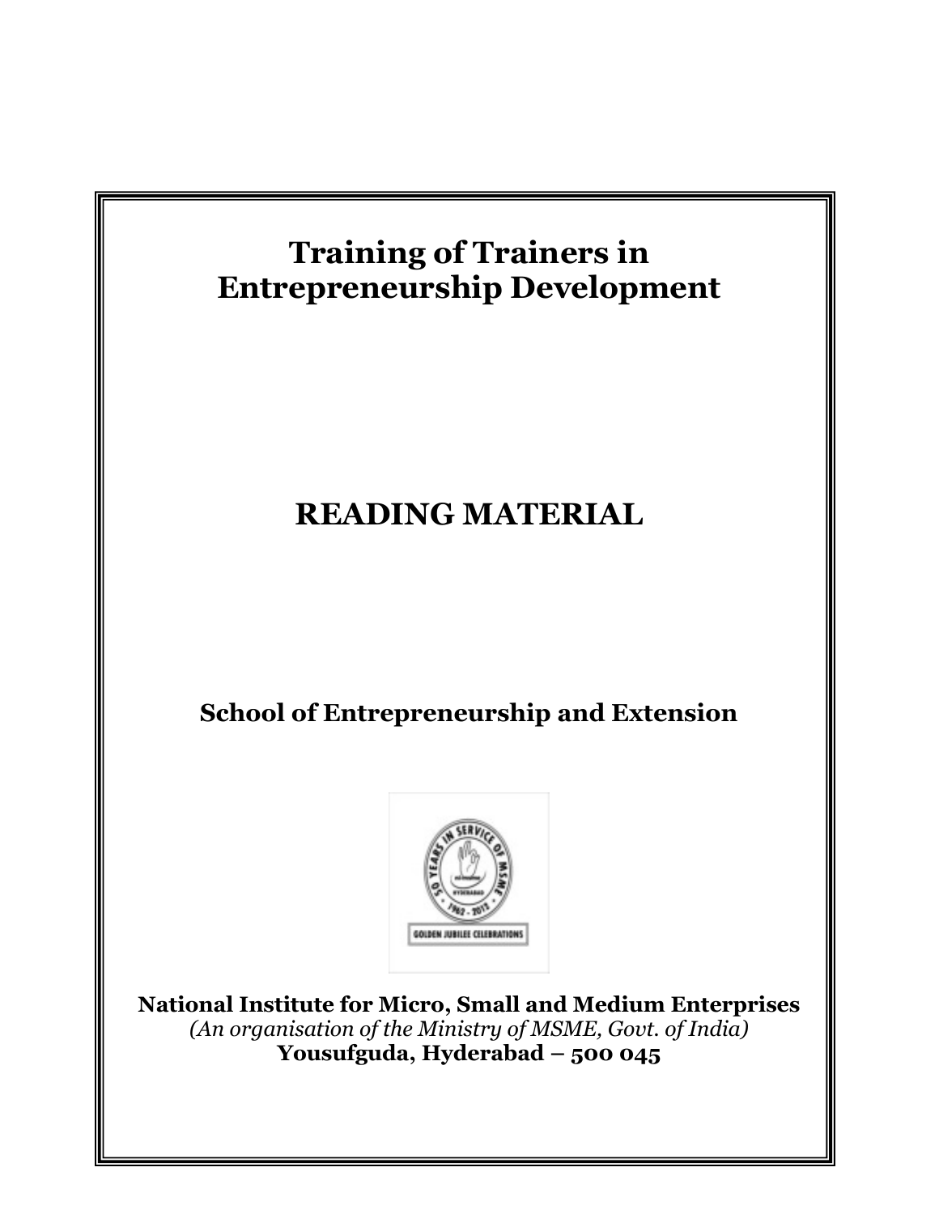# Training of Trainers in Entrepreneurship Development

# READING MATERIAL

## School of Entrepreneurship and Extension

**National Institute for Micro, Small and Medium Enterprises**
*(An organisation of the Ministry of MSME, Govt. of India)*
**Yousufguda, Hyderabad – 500 045**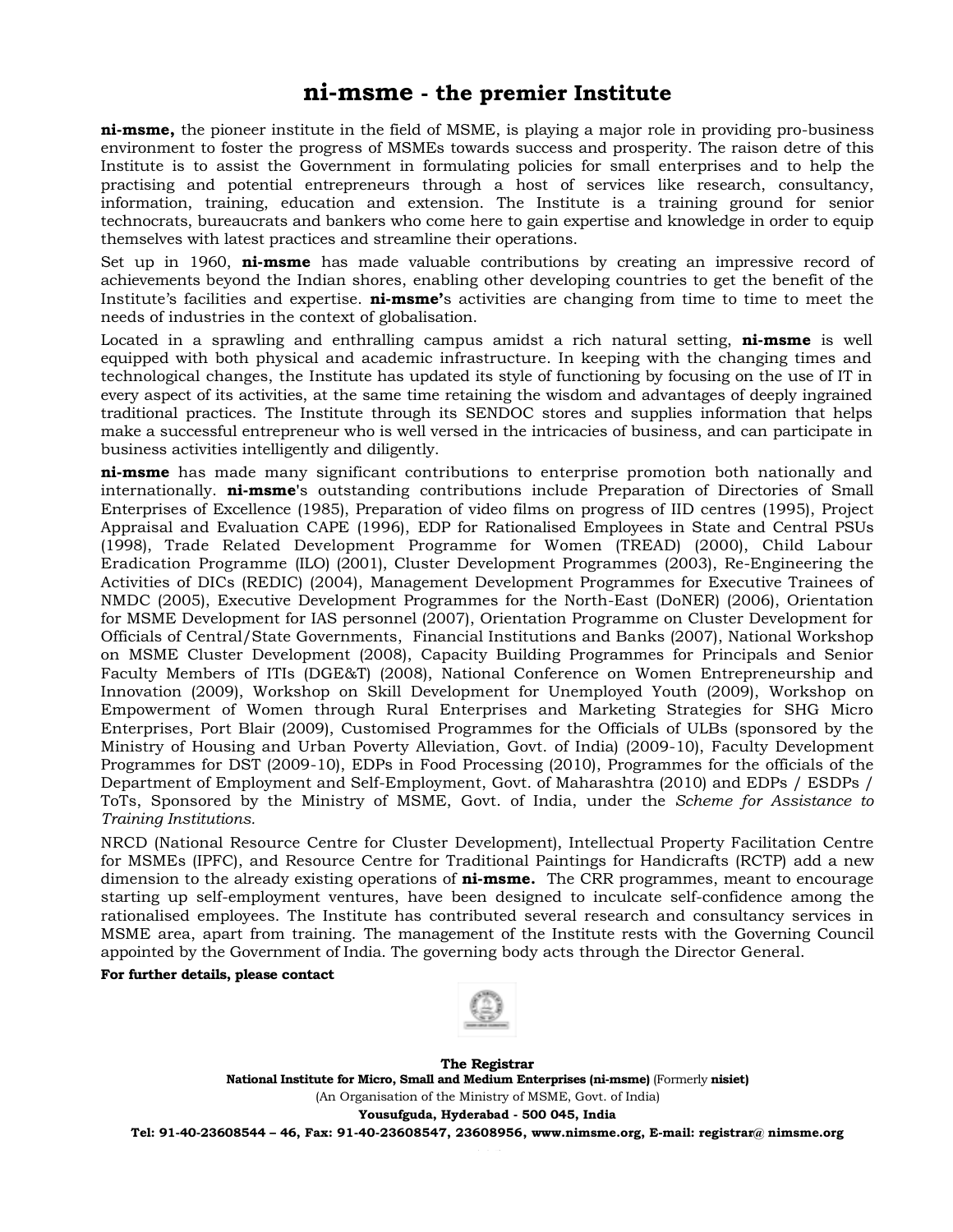# **ni-msme** - the premier Institute

**ni-msme,** the pioneer institute in the field of MSME, is playing a major role in providing pro-business environment to foster the progress of MSMEs towards success and prosperity. The raison detre of this Institute is to assist the Government in formulating policies for small enterprises and to help the practising and potential entrepreneurs through a host of services like research, consultancy, information, training, education and extension. The Institute is a training ground for senior technocrats, bureaucrats and bankers who come here to gain expertise and knowledge in order to equip themselves with latest practices and streamline their operations.

Set up in 1960, **ni-msme** has made valuable contributions by creating an impressive record of achievements beyond the Indian shores, enabling other developing countries to get the benefit of the Institute's facilities and expertise. **ni-msme'**s activities are changing from time to time to meet the needs of industries in the context of globalisation.

Located in a sprawling and enthralling campus amidst a rich natural setting, **ni-msme** is well equipped with both physical and academic infrastructure. In keeping with the changing times and technological changes, the Institute has updated its style of functioning by focusing on the use of IT in every aspect of its activities, at the same time retaining the wisdom and advantages of deeply ingrained traditional practices. The Institute through its SENDOC stores and supplies information that helps make a successful entrepreneur who is well versed in the intricacies of business, and can participate in business activities intelligently and diligently.

**ni-msme** has made many significant contributions to enterprise promotion both nationally and internationally. **ni-msme**'s outstanding contributions include Preparation of Directories of Small Enterprises of Excellence (1985), Preparation of video films on progress of IID centres (1995), Project Appraisal and Evaluation CAPE (1996), EDP for Rationalised Employees in State and Central PSUs (1998), Trade Related Development Programme for Women (TREAD) (2000), Child Labour Eradication Programme (ILO) (2001), Cluster Development Programmes (2003), Re-Engineering the Activities of DICs (REDIC) (2004), Management Development Programmes for Executive Trainees of NMDC (2005), Executive Development Programmes for the North-East (DoNER) (2006), Orientation for MSME Development for IAS personnel (2007), Orientation Programme on Cluster Development for Officials of Central/State Governments, Financial Institutions and Banks (2007), National Workshop on MSME Cluster Development (2008), Capacity Building Programmes for Principals and Senior Faculty Members of ITIs (DGE&T) (2008), National Conference on Women Entrepreneurship and Innovation (2009), Workshop on Skill Development for Unemployed Youth (2009), Workshop on Empowerment of Women through Rural Enterprises and Marketing Strategies for SHG Micro Enterprises, Port Blair (2009), Customised Programmes for the Officials of ULBs (sponsored by the Ministry of Housing and Urban Poverty Alleviation, Govt. of India) (2009-10), Faculty Development Programmes for DST (2009-10), EDPs in Food Processing (2010), Programmes for the officials of the Department of Employment and Self-Employment, Govt. of Maharashtra (2010) and EDPs / ESDPs / ToTs, Sponsored by the Ministry of MSME, Govt. of India, under the *Scheme for Assistance to Training Institutions.*

NRCD (National Resource Centre for Cluster Development), Intellectual Property Facilitation Centre for MSMEs (IPFC), and Resource Centre for Traditional Paintings for Handicrafts (RCTP) add a new dimension to the already existing operations of **ni-msme.** The CRR programmes, meant to encourage starting up self-employment ventures, have been designed to inculcate self-confidence among the rationalised employees. The Institute has contributed several research and consultancy services in MSME area, apart from training. The management of the Institute rests with the Governing Council appointed by the Government of India. The governing body acts through the Director General.

**For further details, please contact**

**The Registrar**
**National Institute for Micro, Small and Medium Enterprises (ni-msme)** (Formerly **nisiet)**
(An Organisation of the Ministry of MSME, Govt. of India)
**Yousufguda, Hyderabad - 500 045, India**
**Tel: 91-40-23608544 – 46, Fax: 91-40-23608547, 23608956, www.nimsme.org, E-mail: registrar@ nimsme.org**